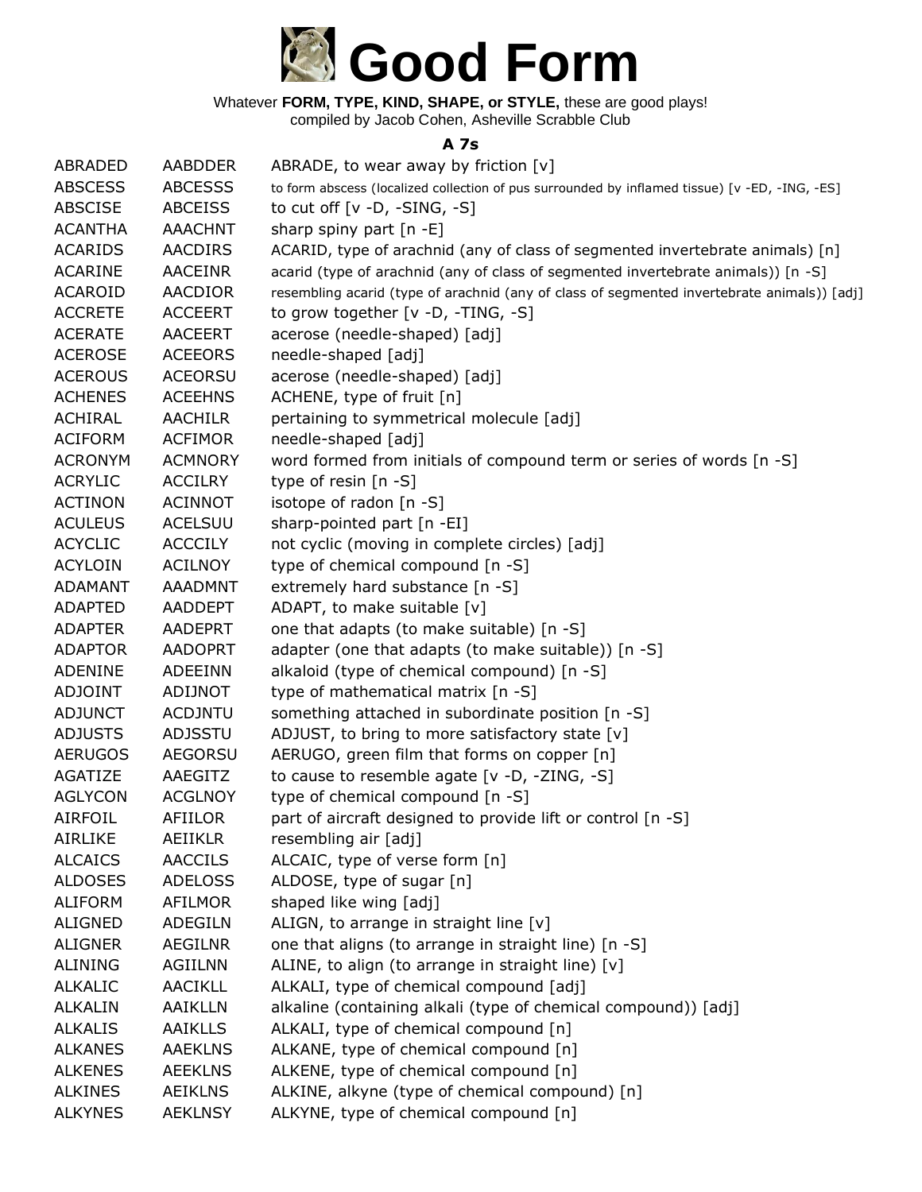# Good Form

Whatever **FORM, TYPE, KIND, SHAPE, or STYLE,** these are good plays!
compiled by Jacob Cohen, Asheville Scrabble Club

### A 7s

| | | |
|---|---|---|
| ABRADED | AABDDER | ABRADE, to wear away by friction [v] |
| ABSCESS | ABCESSS | to form abscess (localized collection of pus surrounded by inflamed tissue) [v -ED, -ING, -ES] |
| ABSCISE | ABCEISS | to cut off [v -D, -SING, -S] |
| ACANTHA | AAACHNT | sharp spiny part [n -E] |
| ACARIDS | AACDIRS | ACARID, type of arachnid (any of class of segmented invertebrate animals) [n] |
| ACARINE | AACEINR | acarid (type of arachnid (any of class of segmented invertebrate animals)) [n -S] |
| ACAROID | AACDIOR | resembling acarid (type of arachnid (any of class of segmented invertebrate animals)) [adj] |
| ACCRETE | ACCEERT | to grow together [v -D, -TING, -S] |
| ACERATE | AACEERT | acerose (needle-shaped) [adj] |
| ACEROSE | ACEEORS | needle-shaped [adj] |
| ACEROUS | ACEORSU | acerose (needle-shaped) [adj] |
| ACHENES | ACEEHNS | ACHENE, type of fruit [n] |
| ACHIRAL | AACHILR | pertaining to symmetrical molecule [adj] |
| ACIFORM | ACFIMOR | needle-shaped [adj] |
| ACRONYM | ACMNORY | word formed from initials of compound term or series of words [n -S] |
| ACRYLIC | ACCILRY | type of resin [n -S] |
| ACTINON | ACINNOT | isotope of radon [n -S] |
| ACULEUS | ACELSUU | sharp-pointed part [n -EI] |
| ACYCLIC | ACCCILY | not cyclic (moving in complete circles) [adj] |
| ACYLOIN | ACILNOY | type of chemical compound [n -S] |
| ADAMANT | AAADMNT | extremely hard substance [n -S] |
| ADAPTED | AADDEPT | ADAPT, to make suitable [v] |
| ADAPTER | AADEPRT | one that adapts (to make suitable) [n -S] |
| ADAPTOR | AADOPRT | adapter (one that adapts (to make suitable)) [n -S] |
| ADENINE | ADEEINN | alkaloid (type of chemical compound) [n -S] |
| ADJOINT | ADIJNOT | type of mathematical matrix [n -S] |
| ADJUNCT | ACDJNTU | something attached in subordinate position [n -S] |
| ADJUSTS | ADJSSTU | ADJUST, to bring to more satisfactory state [v] |
| AERUGOS | AEGORSU | AERUGO, green film that forms on copper [n] |
| AGATIZE | AAEGITZ | to cause to resemble agate [v -D, -ZING, -S] |
| AGLYCON | ACGLNOY | type of chemical compound [n -S] |
| AIRFOIL | AFIILOR | part of aircraft designed to provide lift or control [n -S] |
| AIRLIKE | AEIIKLR | resembling air [adj] |
| ALCAICS | AACCILS | ALCAIC, type of verse form [n] |
| ALDOSES | ADELOSS | ALDOSE, type of sugar [n] |
| ALIFORM | AFILMOR | shaped like wing [adj] |
| ALIGNED | ADEGILN | ALIGN, to arrange in straight line [v] |
| ALIGNER | AEGILNR | one that aligns (to arrange in straight line) [n -S] |
| ALINING | AGIILNN | ALINE, to align (to arrange in straight line) [v] |
| ALKALIC | AACIKLL | ALKALI, type of chemical compound [adj] |
| ALKALIN | AAIKLLN | alkaline (containing alkali (type of chemical compound)) [adj] |
| ALKALIS | AAIKLLS | ALKALI, type of chemical compound [n] |
| ALKANES | AAEKLNS | ALKANE, type of chemical compound [n] |
| ALKENES | AEEKLNS | ALKENE, type of chemical compound [n] |
| ALKINES | AEIKLNS | ALKINE, alkyne (type of chemical compound) [n] |
| ALKYNES | AEKLNSY | ALKYNE, type of chemical compound [n] |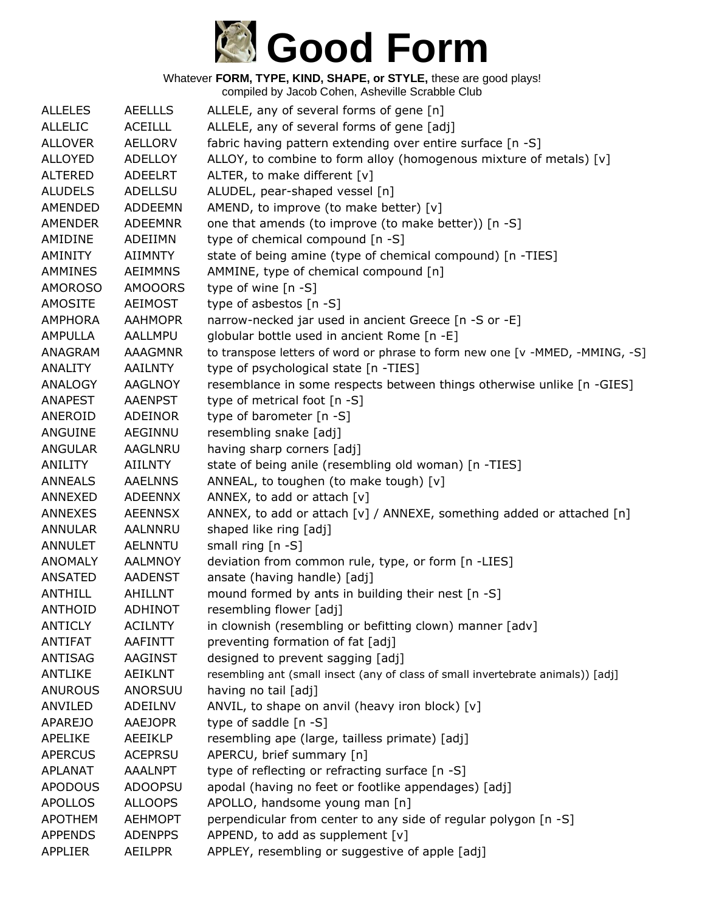# Good Form

Whatever **FORM, TYPE, KIND, SHAPE, or STYLE,** these are good plays!
compiled by Jacob Cohen, Asheville Scrabble Club

| | | |
|---|---|---|
| ALLELES | AEELLLS | ALLELE, any of several forms of gene [n] |
| ALLELIC | ACEILLL | ALLELE, any of several forms of gene [adj] |
| ALLOVER | AELLORV | fabric having pattern extending over entire surface [n -S] |
| ALLOYED | ADELLOY | ALLOY, to combine to form alloy (homogenous mixture of metals) [v] |
| ALTERED | ADEELRT | ALTER, to make different [v] |
| ALUDELS | ADELLSU | ALUDEL, pear-shaped vessel [n] |
| AMENDED | ADDEEMN | AMEND, to improve (to make better) [v] |
| AMENDER | ADEEMNR | one that amends (to improve (to make better)) [n -S] |
| AMIDINE | ADEIIMN | type of chemical compound [n -S] |
| AMINITY | AIIMNTY | state of being amine (type of chemical compound) [n -TIES] |
| AMMINES | AEIMMNS | AMMINE, type of chemical compound [n] |
| AMOROSO | AMOOORS | type of wine [n -S] |
| AMOSITE | AEIMOST | type of asbestos [n -S] |
| AMPHORA | AAHMOPR | narrow-necked jar used in ancient Greece [n -S or -E] |
| AMPULLA | AALLMPU | globular bottle used in ancient Rome [n -E] |
| ANAGRAM | AAAGMNR | to transpose letters of word or phrase to form new one [v -MMED, -MMING, -S] |
| ANALITY | AAILNTY | type of psychological state [n -TIES] |
| ANALOGY | AAGLNOY | resemblance in some respects between things otherwise unlike [n -GIES] |
| ANAPEST | AAENPST | type of metrical foot [n -S] |
| ANEROID | ADEINOR | type of barometer [n -S] |
| ANGUINE | AEGINNU | resembling snake [adj] |
| ANGULAR | AAGLNRU | having sharp corners [adj] |
| ANILITY | AIILNTY | state of being anile (resembling old woman) [n -TIES] |
| ANNEALS | AAELNNS | ANNEAL, to toughen (to make tough) [v] |
| ANNEXED | ADEENNX | ANNEX, to add or attach [v] |
| ANNEXES | AEENNSX | ANNEX, to add or attach [v] / ANNEXE, something added or attached [n] |
| ANNULAR | AALNNRU | shaped like ring [adj] |
| ANNULET | AELNNTU | small ring [n -S] |
| ANOMALY | AALMNOY | deviation from common rule, type, or form [n -LIES] |
| ANSATED | AADENST | ansate (having handle) [adj] |
| ANTHILL | AHILLNT | mound formed by ants in building their nest [n -S] |
| ANTHOID | ADHINOT | resembling flower [adj] |
| ANTICLY | ACILNTY | in clownish (resembling or befitting clown) manner [adv] |
| ANTIFAT | AAFINTT | preventing formation of fat [adj] |
| ANTISAG | AAGINST | designed to prevent sagging [adj] |
| ANTLIKE | AEIKLNT | resembling ant (small insect (any of class of small invertebrate animals)) [adj] |
| ANUROUS | ANORSUU | having no tail [adj] |
| ANVILED | ADEILNV | ANVIL, to shape on anvil (heavy iron block) [v] |
| APAREJO | AAEJOPR | type of saddle [n -S] |
| APELIKE | AEEIKLP | resembling ape (large, tailless primate) [adj] |
| APERCUS | ACEPRSU | APERCU, brief summary [n] |
| APLANAT | AAALNPT | type of reflecting or refracting surface [n -S] |
| APODOUS | ADOOPSU | apodal (having no feet or footlike appendages) [adj] |
| APOLLOS | ALLOOPS | APOLLO, handsome young man [n] |
| APOTHEM | AEHMOPT | perpendicular from center to any side of regular polygon [n -S] |
| APPENDS | ADENPPS | APPEND, to add as supplement [v] |
| APPLIER | AEILPPR | APPLEY, resembling or suggestive of apple [adj] |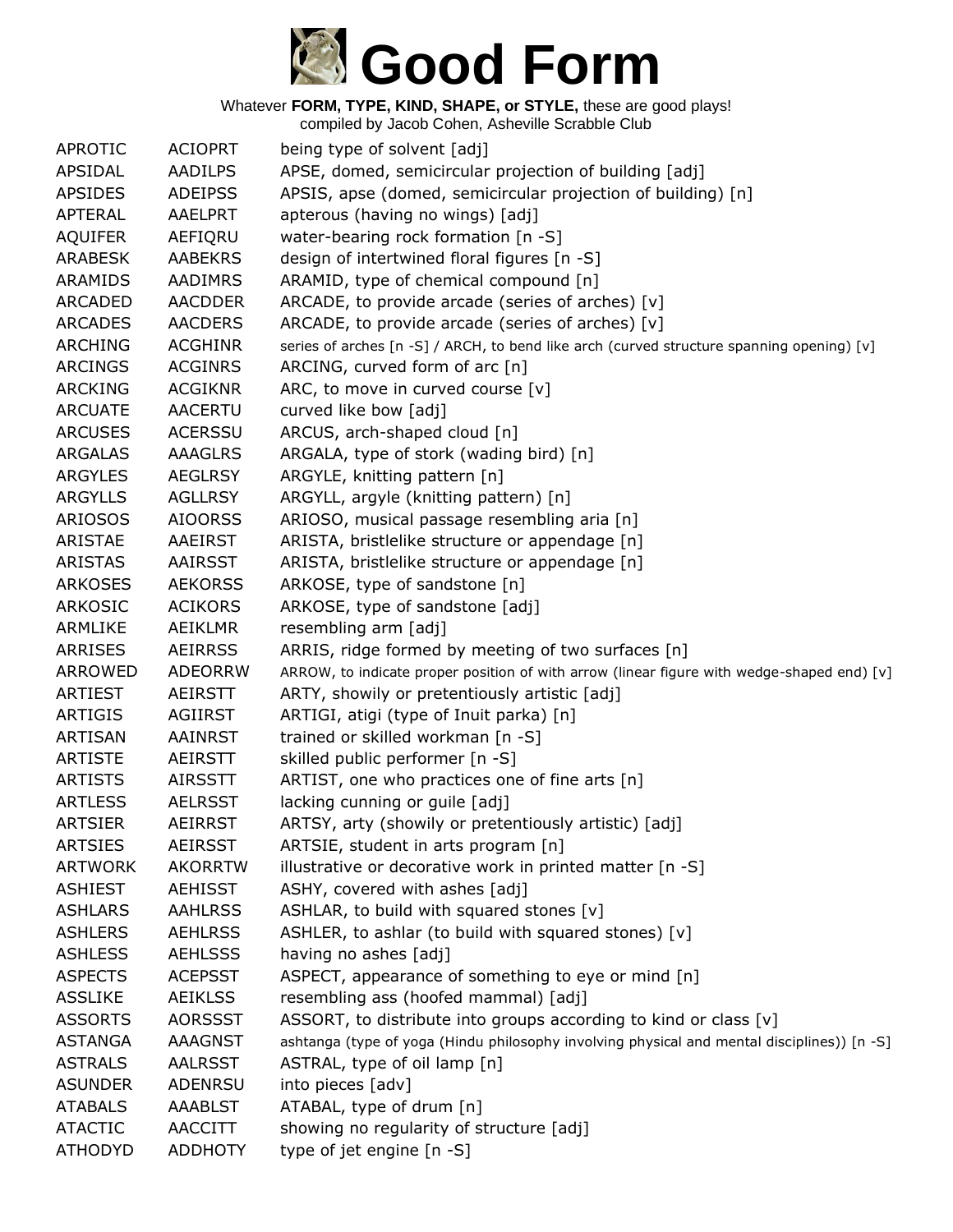# Good Form

Whatever **FORM, TYPE, KIND, SHAPE, or STYLE,** these are good plays!
compiled by Jacob Cohen, Asheville Scrabble Club

| | | |
|---|---|---|
| APROTIC | ACIOPRT | being type of solvent [adj] |
| APSIDAL | AADILPS | APSE, domed, semicircular projection of building [adj] |
| APSIDES | ADEIPSS | APSIS, apse (domed, semicircular projection of building) [n] |
| APTERAL | AAELPRT | apterous (having no wings) [adj] |
| AQUIFER | AEFIQRU | water-bearing rock formation [n -S] |
| ARABESK | AABEKRS | design of intertwined floral figures [n -S] |
| ARAMIDS | AADIMRS | ARAMID, type of chemical compound [n] |
| ARCADED | AACDDER | ARCADE, to provide arcade (series of arches) [v] |
| ARCADES | AACDERS | ARCADE, to provide arcade (series of arches) [v] |
| ARCHING | ACGHINR | series of arches [n -S] / ARCH, to bend like arch (curved structure spanning opening) [v] |
| ARCINGS | ACGINRS | ARCING, curved form of arc [n] |
| ARCKING | ACGIKNR | ARC, to move in curved course [v] |
| ARCUATE | AACERTU | curved like bow [adj] |
| ARCUSES | ACERSSU | ARCUS, arch-shaped cloud [n] |
| ARGALAS | AAAGLRS | ARGALA, type of stork (wading bird) [n] |
| ARGYLES | AEGLRSY | ARGYLE, knitting pattern [n] |
| ARGYLLS | AGLLRSY | ARGYLL, argyle (knitting pattern) [n] |
| ARIOSOS | AIOORSS | ARIOSO, musical passage resembling aria [n] |
| ARISTAE | AAEIRST | ARISTA, bristlelike structure or appendage [n] |
| ARISTAS | AAIRSST | ARISTA, bristlelike structure or appendage [n] |
| ARKOSES | AEKORSS | ARKOSE, type of sandstone [n] |
| ARKOSIC | ACIKORS | ARKOSE, type of sandstone [adj] |
| ARMLIKE | AEIKLMR | resembling arm [adj] |
| ARRISES | AEIRRSS | ARRIS, ridge formed by meeting of two surfaces [n] |
| ARROWED | ADEORRW | ARROW, to indicate proper position of with arrow (linear figure with wedge-shaped end) [v] |
| ARTIEST | AEIRSTT | ARTY, showily or pretentiously artistic [adj] |
| ARTIGIS | AGIIRST | ARTIGI, atigi (type of Inuit parka) [n] |
| ARTISAN | AAINRST | trained or skilled workman [n -S] |
| ARTISTE | AEIRSTT | skilled public performer [n -S] |
| ARTISTS | AIRSSTT | ARTIST, one who practices one of fine arts [n] |
| ARTLESS | AELRSST | lacking cunning or guile [adj] |
| ARTSIER | AEIRRST | ARTSY, arty (showily or pretentiously artistic) [adj] |
| ARTSIES | AEIRSST | ARTSIE, student in arts program [n] |
| ARTWORK | AKORRTW | illustrative or decorative work in printed matter [n -S] |
| ASHIEST | AEHISST | ASHY, covered with ashes [adj] |
| ASHLARS | AAHLRSS | ASHLAR, to build with squared stones [v] |
| ASHLERS | AEHLRSS | ASHLER, to ashlar (to build with squared stones) [v] |
| ASHLESS | AEHLSSS | having no ashes [adj] |
| ASPECTS | ACEPSST | ASPECT, appearance of something to eye or mind [n] |
| ASSLIKE | AEIKLSS | resembling ass (hoofed mammal) [adj] |
| ASSORTS | AORSSST | ASSORT, to distribute into groups according to kind or class [v] |
| ASTANGA | AAAGNST | ashtanga (type of yoga (Hindu philosophy involving physical and mental disciplines)) [n -S] |
| ASTRALS | AALRSST | ASTRAL, type of oil lamp [n] |
| ASUNDER | ADENRSU | into pieces [adv] |
| ATABALS | AAABLST | ATABAL, type of drum [n] |
| ATACTIC | AACCITT | showing no regularity of structure [adj] |
| ATHODYD | ADDHOTY | type of jet engine [n -S] |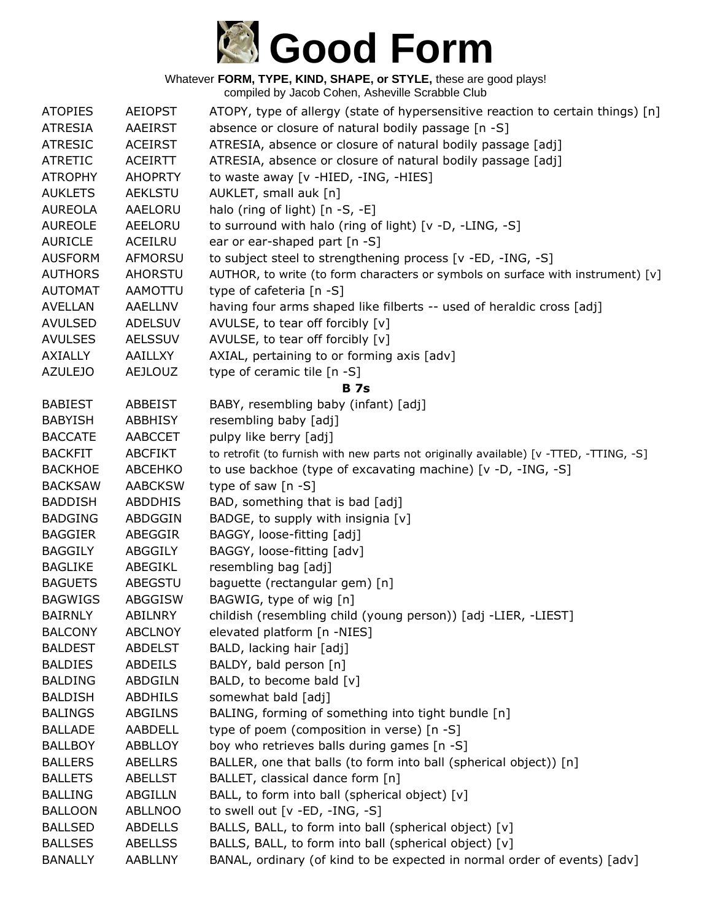# Good Form

Whatever **FORM, TYPE, KIND, SHAPE, or STYLE,** these are good plays!
compiled by Jacob Cohen, Asheville Scrabble Club

| | | |
|---|---|---|
| ATOPIES | AEIOPST | ATOPY, type of allergy (state of hypersensitive reaction to certain things) [n] |
| ATRESIA | AAEIRST | absence or closure of natural bodily passage [n -S] |
| ATRESIC | ACEIRST | ATRESIA, absence or closure of natural bodily passage [adj] |
| ATRETIC | ACEIRTT | ATRESIA, absence or closure of natural bodily passage [adj] |
| ATROPHY | AHOPRTY | to waste away [v -HIED, -ING, -HIES] |
| AUKLETS | AEKLSTU | AUKLET, small auk [n] |
| AUREOLA | AAELORU | halo (ring of light) [n -S, -E] |
| AUREOLE | AEELORU | to surround with halo (ring of light) [v -D, -LING, -S] |
| AURICLE | ACEILRU | ear or ear-shaped part [n -S] |
| AUSFORM | AFMORSU | to subject steel to strengthening process [v -ED, -ING, -S] |
| AUTHORS | AHORSTU | AUTHOR, to write (to form characters or symbols on surface with instrument) [v] |
| AUTOMAT | AAMOTTU | type of cafeteria [n -S] |
| AVELLAN | AAELLNV | having four arms shaped like filberts -- used of heraldic cross [adj] |
| AVULSED | ADELSUV | AVULSE, to tear off forcibly [v] |
| AVULSES | AELSSUV | AVULSE, to tear off forcibly [v] |
| AXIALLY | AAILLXY | AXIAL, pertaining to or forming axis [adv] |
| AZULEJO | AEJLOUZ | type of ceramic tile [n -S] |

**B 7s**

| | | |
|---|---|---|
| BABIEST | ABBEIST | BABY, resembling baby (infant) [adj] |
| BABYISH | ABBHISY | resembling baby [adj] |
| BACCATE | AABCCET | pulpy like berry [adj] |
| BACKFIT | ABCFIKT | to retrofit (to furnish with new parts not originally available) [v -TTED, -TTING, -S] |
| BACKHOE | ABCEHKO | to use backhoe (type of excavating machine) [v -D, -ING, -S] |
| BACKSAW | AABCKSW | type of saw [n -S] |
| BADDISH | ABDDHIS | BAD, something that is bad [adj] |
| BADGING | ABDGGIN | BADGE, to supply with insignia [v] |
| BAGGIER | ABEGGIR | BAGGY, loose-fitting [adj] |
| BAGGILY | ABGGILY | BAGGY, loose-fitting [adv] |
| BAGLIKE | ABEGIKL | resembling bag [adj] |
| BAGUETS | ABEGSTU | baguette (rectangular gem) [n] |
| BAGWIGS | ABGGISW | BAGWIG, type of wig [n] |
| BAIRNLY | ABILNRY | childish (resembling child (young person)) [adj -LIER, -LIEST] |
| BALCONY | ABCLNOY | elevated platform [n -NIES] |
| BALDEST | ABDELST | BALD, lacking hair [adj] |
| BALDIES | ABDEILS | BALDY, bald person [n] |
| BALDING | ABDGILN | BALD, to become bald [v] |
| BALDISH | ABDHILS | somewhat bald [adj] |
| BALINGS | ABGILNS | BALING, forming of something into tight bundle [n] |
| BALLADE | AABDELL | type of poem (composition in verse) [n -S] |
| BALLBOY | ABBLLOY | boy who retrieves balls during games [n -S] |
| BALLERS | ABELLRS | BALLER, one that balls (to form into ball (spherical object)) [n] |
| BALLETS | ABELLST | BALLET, classical dance form [n] |
| BALLING | ABGILLN | BALL, to form into ball (spherical object) [v] |
| BALLOON | ABLLNOO | to swell out [v -ED, -ING, -S] |
| BALLSED | ABDELLS | BALLS, BALL, to form into ball (spherical object) [v] |
| BALLSES | ABELLSS | BALLS, BALL, to form into ball (spherical object) [v] |
| BANALLY | AABLLNY | BANAL, ordinary (of kind to be expected in normal order of events) [adv] |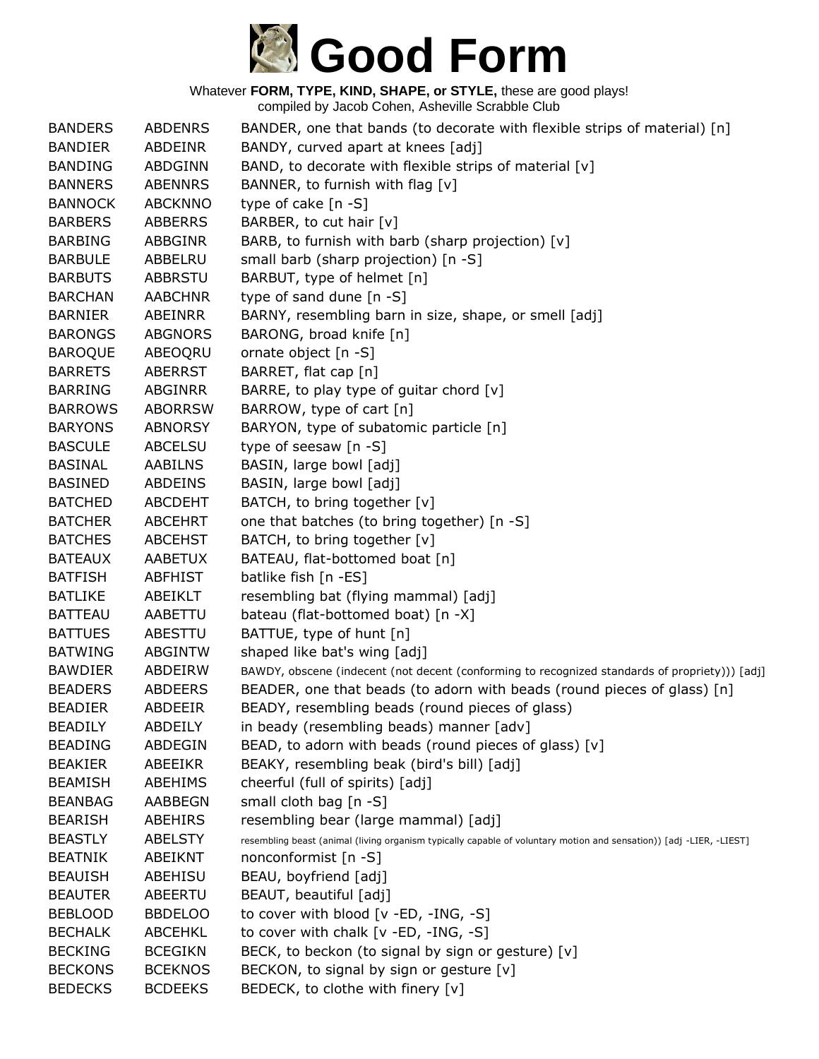# Good Form

Whatever **FORM, TYPE, KIND, SHAPE, or STYLE,** these are good plays!
compiled by Jacob Cohen, Asheville Scrabble Club

| | | |
|---|---|---|
| BANDERS | ABDENRS | BANDER, one that bands (to decorate with flexible strips of material) [n] |
| BANDIER | ABDEINR | BANDY, curved apart at knees [adj] |
| BANDING | ABDGINN | BAND, to decorate with flexible strips of material [v] |
| BANNERS | ABENNRS | BANNER, to furnish with flag [v] |
| BANNOCK | ABCKNNO | type of cake [n -S] |
| BARBERS | ABBERRS | BARBER, to cut hair [v] |
| BARBING | ABBGINR | BARB, to furnish with barb (sharp projection) [v] |
| BARBULE | ABBELRU | small barb (sharp projection) [n -S] |
| BARBUTS | ABBRSTU | BARBUT, type of helmet [n] |
| BARCHAN | AABCHNR | type of sand dune [n -S] |
| BARNIER | ABEINRR | BARNY, resembling barn in size, shape, or smell [adj] |
| BARONGS | ABGNORS | BARONG, broad knife [n] |
| BAROQUE | ABEOQRU | ornate object [n -S] |
| BARRETS | ABERRST | BARRET, flat cap [n] |
| BARRING | ABGINRR | BARRE, to play type of guitar chord [v] |
| BARROWS | ABORRSW | BARROW, type of cart [n] |
| BARYONS | ABNORSY | BARYON, type of subatomic particle [n] |
| BASCULE | ABCELSU | type of seesaw [n -S] |
| BASINAL | AABILNS | BASIN, large bowl [adj] |
| BASINED | ABDEINS | BASIN, large bowl [adj] |
| BATCHED | ABCDEHT | BATCH, to bring together [v] |
| BATCHER | ABCEHRT | one that batches (to bring together) [n -S] |
| BATCHES | ABCEHST | BATCH, to bring together [v] |
| BATEAUX | AABETUX | BATEAU, flat-bottomed boat [n] |
| BATFISH | ABFHIST | batlike fish [n -ES] |
| BATLIKE | ABEIKLT | resembling bat (flying mammal) [adj] |
| BATTEAU | AABETTU | bateau (flat-bottomed boat) [n -X] |
| BATTUES | ABESTTU | BATTUE, type of hunt [n] |
| BATWING | ABGINTW | shaped like bat's wing [adj] |
| BAWDIER | ABDEIRW | BAWDY, obscene (indecent (not decent (conforming to recognized standards of propriety))) [adj] |
| BEADERS | ABDEERS | BEADER, one that beads (to adorn with beads (round pieces of glass) [n] |
| BEADIER | ABDEEIR | BEADY, resembling beads (round pieces of glass) |
| BEADILY | ABDEILY | in beady (resembling beads) manner [adv] |
| BEADING | ABDEGIN | BEAD, to adorn with beads (round pieces of glass) [v] |
| BEAKIER | ABEEIKR | BEAKY, resembling beak (bird's bill) [adj] |
| BEAMISH | ABEHIMS | cheerful (full of spirits) [adj] |
| BEANBAG | AABBEGN | small cloth bag [n -S] |
| BEARISH | ABEHIRS | resembling bear (large mammal) [adj] |
| BEASTLY | ABELSTY | resembling beast (animal (living organism typically capable of voluntary motion and sensation)) [adj -LIER, -LIEST] |
| BEATNIK | ABEIKNT | nonconformist [n -S] |
| BEAUISH | ABEHISU | BEAU, boyfriend [adj] |
| BEAUTER | ABEERTU | BEAUT, beautiful [adj] |
| BEBLOOD | BBDELOO | to cover with blood [v -ED, -ING, -S] |
| BECHALK | ABCEHKL | to cover with chalk [v -ED, -ING, -S] |
| BECKING | BCEGIKN | BECK, to beckon (to signal by sign or gesture) [v] |
| BECKONS | BCEKNOS | BECKON, to signal by sign or gesture [v] |
| BEDECKS | BCDEEKS | BEDECK, to clothe with finery [v] |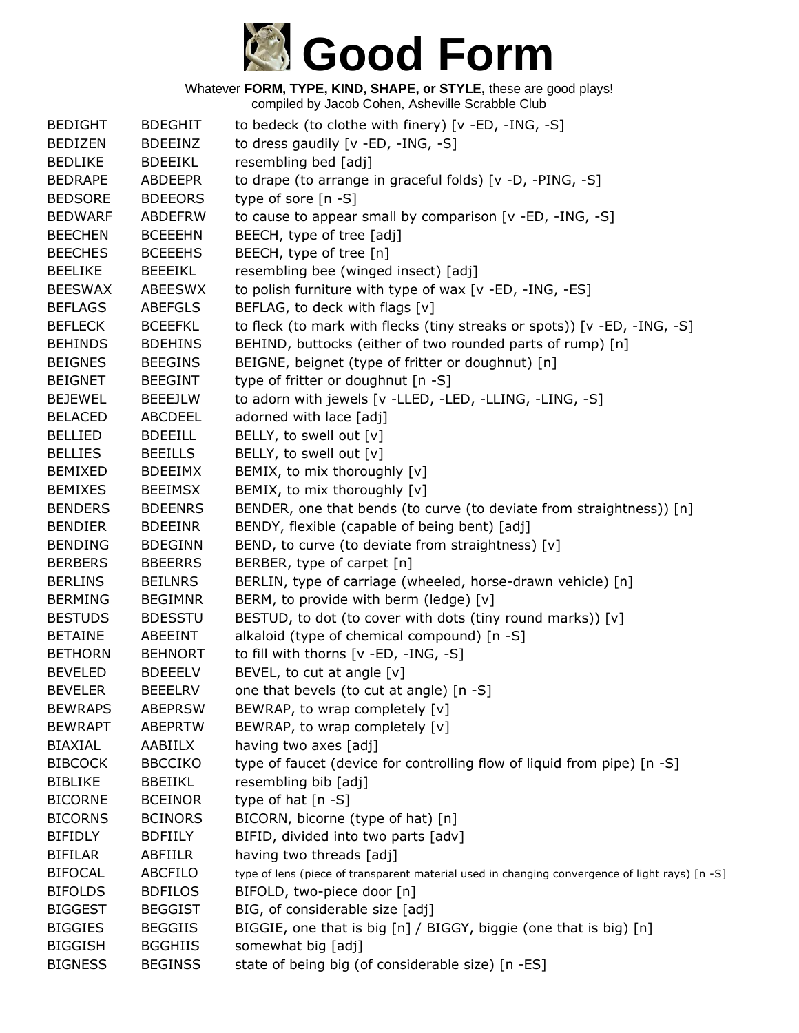# Good Form

Whatever **FORM, TYPE, KIND, SHAPE, or STYLE,** these are good plays!
compiled by Jacob Cohen, Asheville Scrabble Club

| | | |
|---|---|---|
| BEDIGHT | BDEGHIT | to bedeck (to clothe with finery) [v -ED, -ING, -S] |
| BEDIZEN | BDEEINZ | to dress gaudily [v -ED, -ING, -S] |
| BEDLIKE | BDEEIKL | resembling bed [adj] |
| BEDRAPE | ABDEEPR | to drape (to arrange in graceful folds) [v -D, -PING, -S] |
| BEDSORE | BDEEORS | type of sore [n -S] |
| BEDWARF | ABDEFRW | to cause to appear small by comparison [v -ED, -ING, -S] |
| BEECHEN | BCEEEHN | BEECH, type of tree [adj] |
| BEECHES | BCEEEHS | BEECH, type of tree [n] |
| BEELIKE | BEEEIKL | resembling bee (winged insect) [adj] |
| BEESWAX | ABEESWX | to polish furniture with type of wax [v -ED, -ING, -ES] |
| BEFLAGS | ABEFGLS | BEFLAG, to deck with flags [v] |
| BEFLECK | BCEEFKL | to fleck (to mark with flecks (tiny streaks or spots)) [v -ED, -ING, -S] |
| BEHINDS | BDEHINS | BEHIND, buttocks (either of two rounded parts of rump) [n] |
| BEIGNES | BEEGINS | BEIGNE, beignet (type of fritter or doughnut) [n] |
| BEIGNET | BEEGINT | type of fritter or doughnut [n -S] |
| BEJEWEL | BEEEJLW | to adorn with jewels [v -LLED, -LED, -LLING, -LING, -S] |
| BELACED | ABCDEEL | adorned with lace [adj] |
| BELLIED | BDEEILL | BELLY, to swell out [v] |
| BELLIES | BEEILLS | BELLY, to swell out [v] |
| BEMIXED | BDEEIMX | BEMIX, to mix thoroughly [v] |
| BEMIXES | BEEIMSX | BEMIX, to mix thoroughly [v] |
| BENDERS | BDEENRS | BENDER, one that bends (to curve (to deviate from straightness)) [n] |
| BENDIER | BDEEINR | BENDY, flexible (capable of being bent) [adj] |
| BENDING | BDEGINN | BEND, to curve (to deviate from straightness) [v] |
| BERBERS | BBEERRS | BERBER, type of carpet [n] |
| BERLINS | BEILNRS | BERLIN, type of carriage (wheeled, horse-drawn vehicle) [n] |
| BERMING | BEGIMNR | BERM, to provide with berm (ledge) [v] |
| BESTUDS | BDESSTU | BESTUD, to dot (to cover with dots (tiny round marks)) [v] |
| BETAINE | ABEEINT | alkaloid (type of chemical compound) [n -S] |
| BETHORN | BEHNORT | to fill with thorns [v -ED, -ING, -S] |
| BEVELED | BDEEELV | BEVEL, to cut at angle [v] |
| BEVELER | BEEELRV | one that bevels (to cut at angle) [n -S] |
| BEWRAPS | ABEPRSW | BEWRAP, to wrap completely [v] |
| BEWRAPT | ABEPRTW | BEWRAP, to wrap completely [v] |
| BIAXIAL | AABIILX | having two axes [adj] |
| BIBCOCK | BBCCIKO | type of faucet (device for controlling flow of liquid from pipe) [n -S] |
| BIBLIKE | BBEIIKL | resembling bib [adj] |
| BICORNE | BCEINOR | type of hat [n -S] |
| BICORNS | BCINORS | BICORN, bicorne (type of hat) [n] |
| BIFIDLY | BDFIILY | BIFID, divided into two parts [adv] |
| BIFILAR | ABFIILR | having two threads [adj] |
| BIFOCAL | ABCFILO | type of lens (piece of transparent material used in changing convergence of light rays) [n -S] |
| BIFOLDS | BDFILOS | BIFOLD, two-piece door [n] |
| BIGGEST | BEGGIST | BIG, of considerable size [adj] |
| BIGGIES | BEGGIIS | BIGGIE, one that is big [n] / BIGGY, biggie (one that is big) [n] |
| BIGGISH | BGGHIIS | somewhat big [adj] |
| BIGNESS | BEGINSS | state of being big (of considerable size) [n -ES] |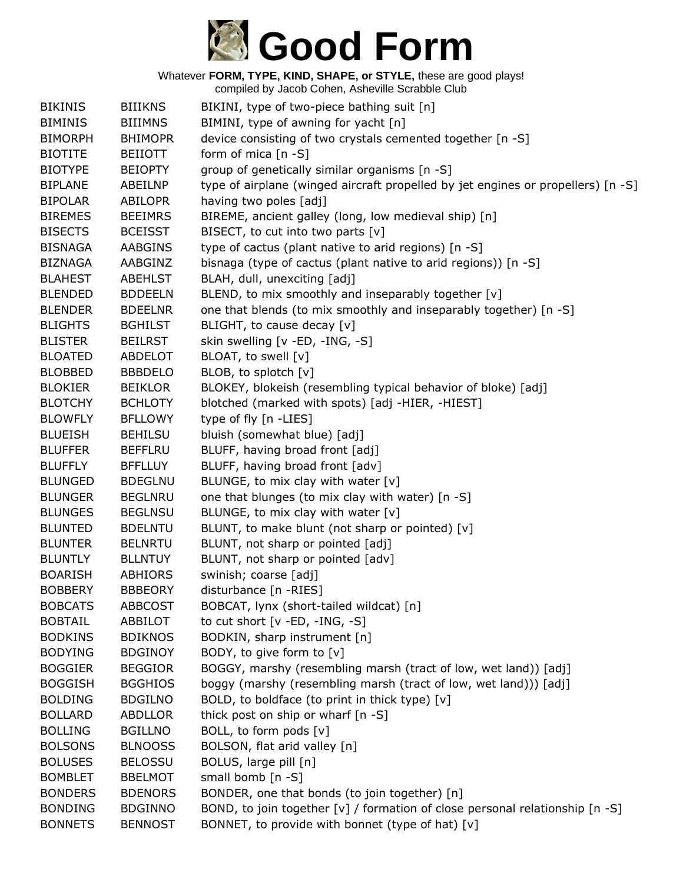# Good Form

Whatever **FORM, TYPE, KIND, SHAPE, or STYLE,** these are good plays!
compiled by Jacob Cohen, Asheville Scrabble Club

| | | |
|---|---|---|
| BIKINIS | BIIIKNS | BIKINI, type of two-piece bathing suit [n] |
| BIMINIS | BIIIMNS | BIMINI, type of awning for yacht [n] |
| BIMORPH | BHIMOPR | device consisting of two crystals cemented together [n -S] |
| BIOTITE | BEIIOTT | form of mica [n -S] |
| BIOTYPE | BEIOPTY | group of genetically similar organisms [n -S] |
| BIPLANE | ABEILNP | type of airplane (winged aircraft propelled by jet engines or propellers) [n -S] |
| BIPOLAR | ABILOPR | having two poles [adj] |
| BIREMES | BEEIMRS | BIREME, ancient galley (long, low medieval ship) [n] |
| BISECTS | BCEISST | BISECT, to cut into two parts [v] |
| BISNAGA | AABGINS | type of cactus (plant native to arid regions) [n -S] |
| BIZNAGA | AABGINZ | bisnaga (type of cactus (plant native to arid regions)) [n -S] |
| BLAHEST | ABEHLST | BLAH, dull, unexciting [adj] |
| BLENDED | BDDEELN | BLEND, to mix smoothly and inseparably together [v] |
| BLENDER | BDEELNR | one that blends (to mix smoothly and inseparably together) [n -S] |
| BLIGHTS | BGHILST | BLIGHT, to cause decay [v] |
| BLISTER | BEILRST | skin swelling [v -ED, -ING, -S] |
| BLOATED | ABDELOT | BLOAT, to swell [v] |
| BLOBBED | BBBDELO | BLOB, to splotch [v] |
| BLOKIER | BEIKLOR | BLOKEY, blokeish (resembling typical behavior of bloke) [adj] |
| BLOTCHY | BCHLOTY | blotched (marked with spots) [adj -HIER, -HIEST] |
| BLOWFLY | BFLLOWY | type of fly [n -LIES] |
| BLUEISH | BEHILSU | bluish (somewhat blue) [adj] |
| BLUFFER | BEFFLRU | BLUFF, having broad front [adj] |
| BLUFFLY | BFFLLUY | BLUFF, having broad front [adv] |
| BLUNGED | BDEGLNU | BLUNGE, to mix clay with water [v] |
| BLUNGER | BEGLNRU | one that blunges (to mix clay with water) [n -S] |
| BLUNGES | BEGLNSU | BLUNGE, to mix clay with water [v] |
| BLUNTED | BDELNTU | BLUNT, to make blunt (not sharp or pointed) [v] |
| BLUNTER | BELNRTU | BLUNT, not sharp or pointed [adj] |
| BLUNTLY | BLLNTUY | BLUNT, not sharp or pointed [adv] |
| BOARISH | ABHIORS | swinish; coarse [adj] |
| BOBBERY | BBBEORY | disturbance [n -RIES] |
| BOBCATS | ABBCOST | BOBCAT, lynx (short-tailed wildcat) [n] |
| BOBTAIL | ABBILOT | to cut short [v -ED, -ING, -S] |
| BODKINS | BDIKNOS | BODKIN, sharp instrument [n] |
| BODYING | BDGINOY | BODY, to give form to [v] |
| BOGGIER | BEGGIOR | BOGGY, marshy (resembling marsh (tract of low, wet land)) [adj] |
| BOGGISH | BGGHIOS | boggy (marshy (resembling marsh (tract of low, wet land))) [adj] |
| BOLDING | BDGILNO | BOLD, to boldface (to print in thick type) [v] |
| BOLLARD | ABDLLOR | thick post on ship or wharf [n -S] |
| BOLLING | BGILLNO | BOLL, to form pods [v] |
| BOLSONS | BLNOOSS | BOLSON, flat arid valley [n] |
| BOLUSES | BELOSSU | BOLUS, large pill [n] |
| BOMBLET | BBELMOT | small bomb [n -S] |
| BONDERS | BDENORS | BONDER, one that bonds (to join together) [n] |
| BONDING | BDGINNO | BOND, to join together [v] / formation of close personal relationship [n -S] |
| BONNETS | BENNOST | BONNET, to provide with bonnet (type of hat) [v] |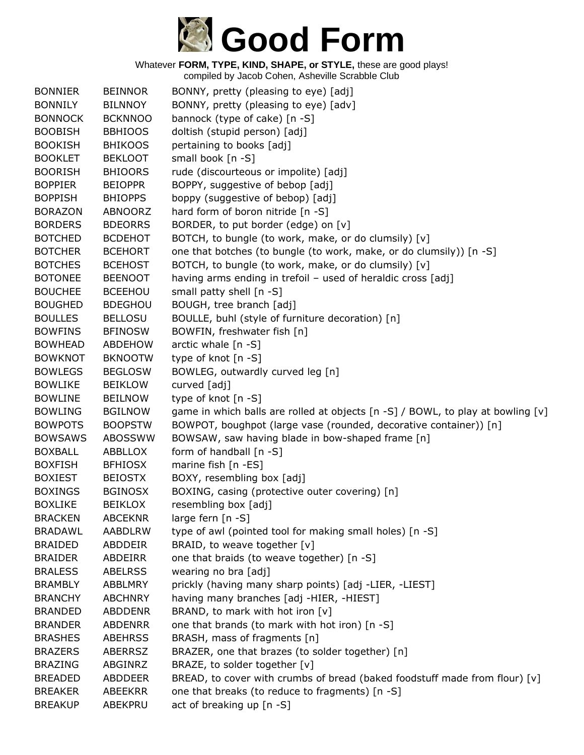# Good Form

Whatever **FORM, TYPE, KIND, SHAPE, or STYLE,** these are good plays!
compiled by Jacob Cohen, Asheville Scrabble Club

| | | |
|---|---|---|
| BONNIER | BEINNOR | BONNY, pretty (pleasing to eye) [adj] |
| BONNILY | BILNNOY | BONNY, pretty (pleasing to eye) [adv] |
| BONNOCK | BCKNNOO | bannock (type of cake) [n -S] |
| BOOBISH | BBHIOOS | doltish (stupid person) [adj] |
| BOOKISH | BHIKOOS | pertaining to books [adj] |
| BOOKLET | BEKLOOT | small book [n -S] |
| BOORISH | BHIOORS | rude (discourteous or impolite) [adj] |
| BOPPIER | BEIOPPR | BOPPY, suggestive of bebop [adj] |
| BOPPISH | BHIOPPS | boppy (suggestive of bebop) [adj] |
| BORAZON | ABNOORZ | hard form of boron nitride [n -S] |
| BORDERS | BDEORRS | BORDER, to put border (edge) on [v] |
| BOTCHED | BCDEHOT | BOTCH, to bungle (to work, make, or do clumsily) [v] |
| BOTCHER | BCEHORT | one that botches (to bungle (to work, make, or do clumsily)) [n -S] |
| BOTCHES | BCEHOST | BOTCH, to bungle (to work, make, or do clumsily) [v] |
| BOTONEE | BEENOOT | having arms ending in trefoil – used of heraldic cross [adj] |
| BOUCHEE | BCEEHOU | small patty shell [n -S] |
| BOUGHED | BDEGHOU | BOUGH, tree branch [adj] |
| BOULLES | BELLOSU | BOULLE, buhl (style of furniture decoration) [n] |
| BOWFINS | BFINOSW | BOWFIN, freshwater fish [n] |
| BOWHEAD | ABDEHOW | arctic whale [n -S] |
| BOWKNOT | BKNOOTW | type of knot [n -S] |
| BOWLEGS | BEGLOSW | BOWLEG, outwardly curved leg [n] |
| BOWLIKE | BEIKLOW | curved [adj] |
| BOWLINE | BEILNOW | type of knot [n -S] |
| BOWLING | BGILNOW | game in which balls are rolled at objects [n -S] / BOWL, to play at bowling [v] |
| BOWPOTS | BOOPSTW | BOWPOT, boughpot (large vase (rounded, decorative container)) [n] |
| BOWSAWS | ABOSSWW | BOWSAW, saw having blade in bow-shaped frame [n] |
| BOXBALL | ABBLLOX | form of handball [n -S] |
| BOXFISH | BFHIOSX | marine fish [n -ES] |
| BOXIEST | BEIOSTX | BOXY, resembling box [adj] |
| BOXINGS | BGINOSX | BOXING, casing (protective outer covering) [n] |
| BOXLIKE | BEIKLOX | resembling box [adj] |
| BRACKEN | ABCEKNR | large fern [n -S] |
| BRADAWL | AABDLRW | type of awl (pointed tool for making small holes) [n -S] |
| BRAIDED | ABDDEIR | BRAID, to weave together [v] |
| BRAIDER | ABDEIRR | one that braids (to weave together) [n -S] |
| BRALESS | ABELRSS | wearing no bra [adj] |
| BRAMBLY | ABBLMRY | prickly (having many sharp points) [adj -LIER, -LIEST] |
| BRANCHY | ABCHNRY | having many branches [adj -HIER, -HIEST] |
| BRANDED | ABDDENR | BRAND, to mark with hot iron [v] |
| BRANDER | ABDENRR | one that brands (to mark with hot iron) [n -S] |
| BRASHES | ABEHRSS | BRASH, mass of fragments [n] |
| BRAZERS | ABERRSZ | BRAZER, one that brazes (to solder together) [n] |
| BRAZING | ABGINRZ | BRAZE, to solder together [v] |
| BREADED | ABDDEER | BREAD, to cover with crumbs of bread (baked foodstuff made from flour) [v] |
| BREAKER | ABEEKRR | one that breaks (to reduce to fragments) [n -S] |
| BREAKUP | ABEKPRU | act of breaking up [n -S] |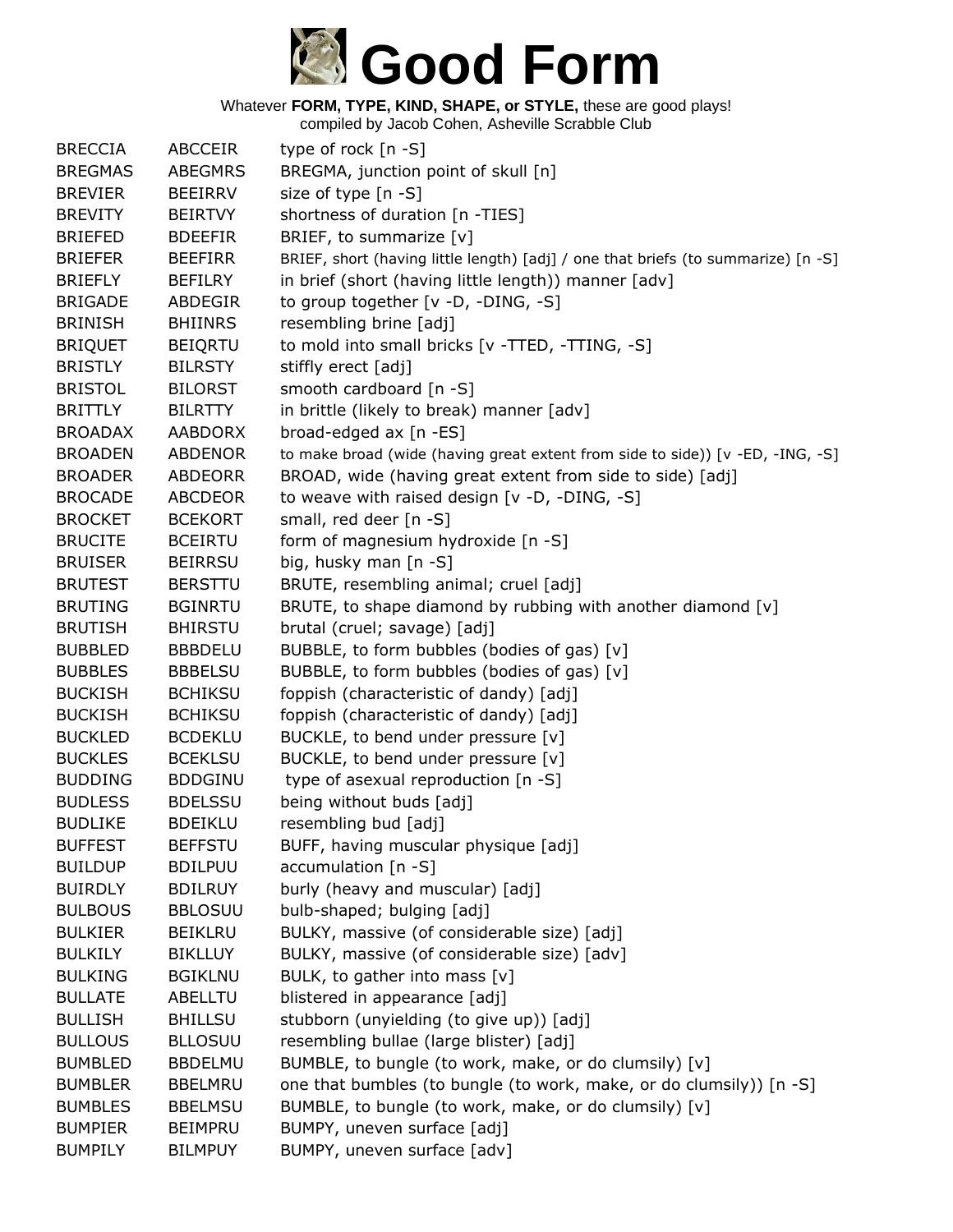# Good Form

Whatever **FORM, TYPE, KIND, SHAPE, or STYLE,** these are good plays!
compiled by Jacob Cohen, Asheville Scrabble Club

| | | |
|---|---|---|
| BRECCIA | ABCCEIR | type of rock [n -S] |
| BREGMAS | ABEGMRS | BREGMA, junction point of skull [n] |
| BREVIER | BEEIRRV | size of type [n -S] |
| BREVITY | BEIRTVY | shortness of duration [n -TIES] |
| BRIEFED | BDEEFIR | BRIEF, to summarize [v] |
| BRIEFER | BEEFIRR | BRIEF, short (having little length) [adj] / one that briefs (to summarize) [n -S] |
| BRIEFLY | BEFILRY | in brief (short (having little length)) manner [adv] |
| BRIGADE | ABDEGIR | to group together [v -D, -DING, -S] |
| BRINISH | BHIINRS | resembling brine [adj] |
| BRIQUET | BEIQRTU | to mold into small bricks [v -TTED, -TTING, -S] |
| BRISTLY | BILRSTY | stiffly erect [adj] |
| BRISTOL | BILORST | smooth cardboard [n -S] |
| BRITTLY | BILRTTY | in brittle (likely to break) manner [adv] |
| BROADAX | AABDORX | broad-edged ax [n -ES] |
| BROADEN | ABDENOR | to make broad (wide (having great extent from side to side)) [v -ED, -ING, -S] |
| BROADER | ABDEORR | BROAD, wide (having great extent from side to side) [adj] |
| BROCADE | ABCDEOR | to weave with raised design [v -D, -DING, -S] |
| BROCKET | BCEKORT | small, red deer [n -S] |
| BRUCITE | BCEIRTU | form of magnesium hydroxide [n -S] |
| BRUISER | BEIRRSU | big, husky man [n -S] |
| BRUTEST | BERSTTU | BRUTE, resembling animal; cruel [adj] |
| BRUTING | BGINRTU | BRUTE, to shape diamond by rubbing with another diamond [v] |
| BRUTISH | BHIRSTU | brutal (cruel; savage) [adj] |
| BUBBLED | BBBDELU | BUBBLE, to form bubbles (bodies of gas) [v] |
| BUBBLES | BBBELSU | BUBBLE, to form bubbles (bodies of gas) [v] |
| BUCKISH | BCHIKSU | foppish (characteristic of dandy) [adj] |
| BUCKISH | BCHIKSU | foppish (characteristic of dandy) [adj] |
| BUCKLED | BCDEKLU | BUCKLE, to bend under pressure [v] |
| BUCKLES | BCEKLSU | BUCKLE, to bend under pressure [v] |
| BUDDING | BDDGINU | type of asexual reproduction [n -S] |
| BUDLESS | BDELSSU | being without buds [adj] |
| BUDLIKE | BDEIKLU | resembling bud [adj] |
| BUFFEST | BEFFSTU | BUFF, having muscular physique [adj] |
| BUILDUP | BDILPUU | accumulation [n -S] |
| BUIRDLY | BDILRUY | burly (heavy and muscular) [adj] |
| BULBOUS | BBLOSUU | bulb-shaped; bulging [adj] |
| BULKIER | BEIKLRU | BULKY, massive (of considerable size) [adj] |
| BULKILY | BIKLLUY | BULKY, massive (of considerable size) [adv] |
| BULKING | BGIKLNU | BULK, to gather into mass [v] |
| BULLATE | ABELLTU | blistered in appearance [adj] |
| BULLISH | BHILLSU | stubborn (unyielding (to give up)) [adj] |
| BULLOUS | BLLOSUU | resembling bullae (large blister) [adj] |
| BUMBLED | BBDELMU | BUMBLE, to bungle (to work, make, or do clumsily) [v] |
| BUMBLER | BBELMRU | one that bumbles (to bungle (to work, make, or do clumsily)) [n -S] |
| BUMBLES | BBELMSU | BUMBLE, to bungle (to work, make, or do clumsily) [v] |
| BUMPIER | BEIMPRU | BUMPY, uneven surface [adj] |
| BUMPILY | BILMPUY | BUMPY, uneven surface [adv] |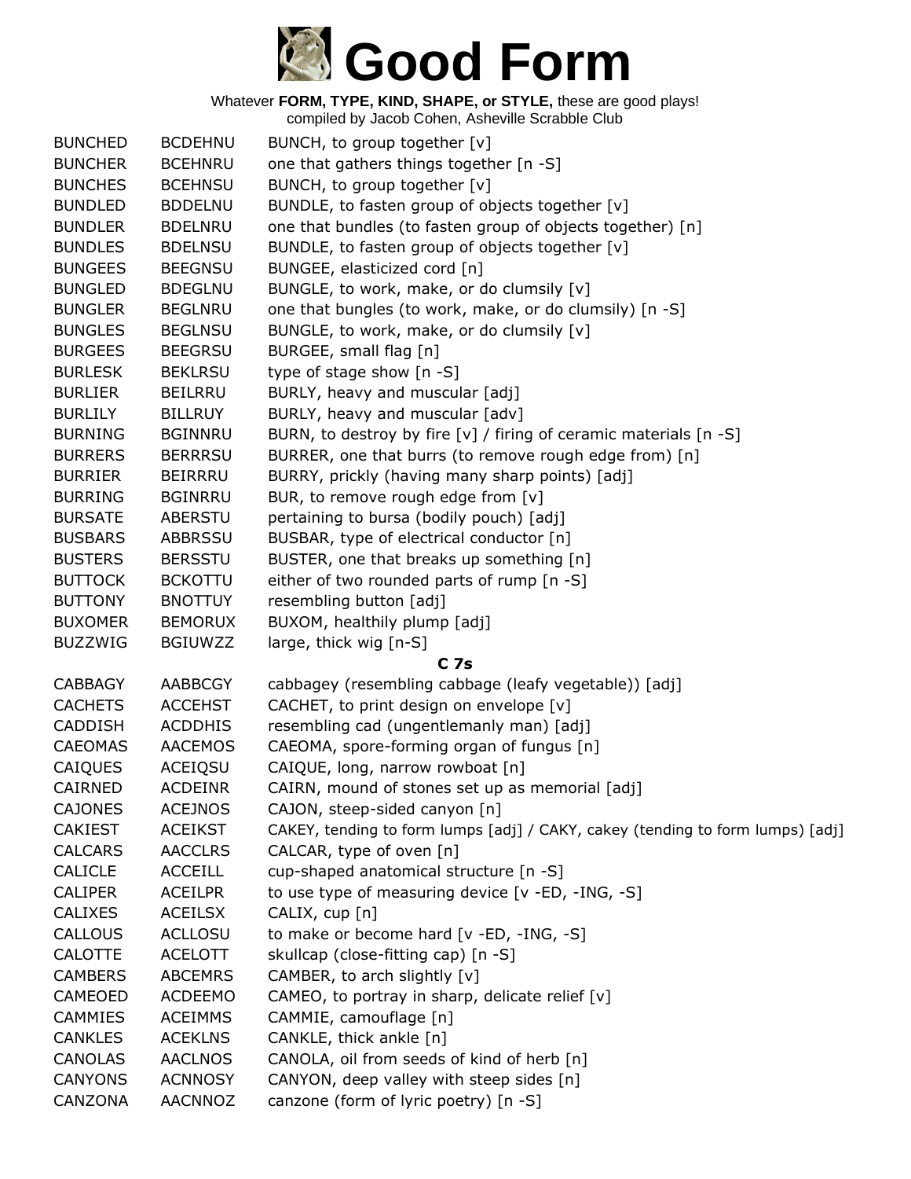# Good Form

Whatever **FORM, TYPE, KIND, SHAPE, or STYLE,** these are good plays!
compiled by Jacob Cohen, Asheville Scrabble Club

| | | |
|---|---|---|
| BUNCHED | BCDEHNU | BUNCH, to group together [v] |
| BUNCHER | BCEHNRU | one that gathers things together [n -S] |
| BUNCHES | BCEHNSU | BUNCH, to group together [v] |
| BUNDLED | BDDELNU | BUNDLE, to fasten group of objects together [v] |
| BUNDLER | BDELNRU | one that bundles (to fasten group of objects together) [n] |
| BUNDLES | BDELNSU | BUNDLE, to fasten group of objects together [v] |
| BUNGEES | BEEGNSU | BUNGEE, elasticized cord [n] |
| BUNGLED | BDEGLNU | BUNGLE, to work, make, or do clumsily [v] |
| BUNGLER | BEGLNRU | one that bungles (to work, make, or do clumsily) [n -S] |
| BUNGLES | BEGLNSU | BUNGLE, to work, make, or do clumsily [v] |
| BURGEES | BEEGRSU | BURGEE, small flag [n] |
| BURLESK | BEKLRSU | type of stage show [n -S] |
| BURLIER | BEILRRU | BURLY, heavy and muscular [adj] |
| BURLILY | BILLRUY | BURLY, heavy and muscular [adv] |
| BURNING | BGINNRU | BURN, to destroy by fire [v] / firing of ceramic materials [n -S] |
| BURRERS | BERRRSU | BURRER, one that burrs (to remove rough edge from) [n] |
| BURRIER | BEIRRRU | BURRY, prickly (having many sharp points) [adj] |
| BURRING | BGINRRU | BUR, to remove rough edge from [v] |
| BURSATE | ABERSTU | pertaining to bursa (bodily pouch) [adj] |
| BUSBARS | ABBRSSU | BUSBAR, type of electrical conductor [n] |
| BUSTERS | BERSSTU | BUSTER, one that breaks up something [n] |
| BUTTOCK | BCKOTTU | either of two rounded parts of rump [n -S] |
| BUTTONY | BNOTTUY | resembling button [adj] |
| BUXOMER | BEMORUX | BUXOM, healthily plump [adj] |
| BUZZWIG | BGIUWZZ | large, thick wig [n-S] |

**C 7s**

| | | |
|---|---|---|
| CABBAGY | AABBCGY | cabbagey (resembling cabbage (leafy vegetable)) [adj] |
| CACHETS | ACCEHST | CACHET, to print design on envelope [v] |
| CADDISH | ACDDHIS | resembling cad (ungentlemanly man) [adj] |
| CAEOMAS | AACEMOS | CAEOMA, spore-forming organ of fungus [n] |
| CAIQUES | ACEIQSU | CAIQUE, long, narrow rowboat [n] |
| CAIRNED | ACDEINR | CAIRN, mound of stones set up as memorial [adj] |
| CAJONES | ACEJNOS | CAJON, steep-sided canyon [n] |
| CAKIEST | ACEIKST | CAKEY, tending to form lumps [adj] / CAKY, cakey (tending to form lumps) [adj] |
| CALCARS | AACCLRS | CALCAR, type of oven [n] |
| CALICLE | ACCEILL | cup-shaped anatomical structure [n -S] |
| CALIPER | ACEILPR | to use type of measuring device [v -ED, -ING, -S] |
| CALIXES | ACEILSX | CALIX, cup [n] |
| CALLOUS | ACLLOSU | to make or become hard [v -ED, -ING, -S] |
| CALOTTE | ACELOTT | skullcap (close-fitting cap) [n -S] |
| CAMBERS | ABCEMRS | CAMBER, to arch slightly [v] |
| CAMEOED | ACDEEMO | CAMEO, to portray in sharp, delicate relief [v] |
| CAMMIES | ACEIMMS | CAMMIE, camouflage [n] |
| CANKLES | ACEKLNS | CANKLE, thick ankle [n] |
| CANOLAS | AACLNOS | CANOLA, oil from seeds of kind of herb [n] |
| CANYONS | ACNNOSY | CANYON, deep valley with steep sides [n] |
| CANZONA | AACNNOZ | canzone (form of lyric poetry) [n -S] |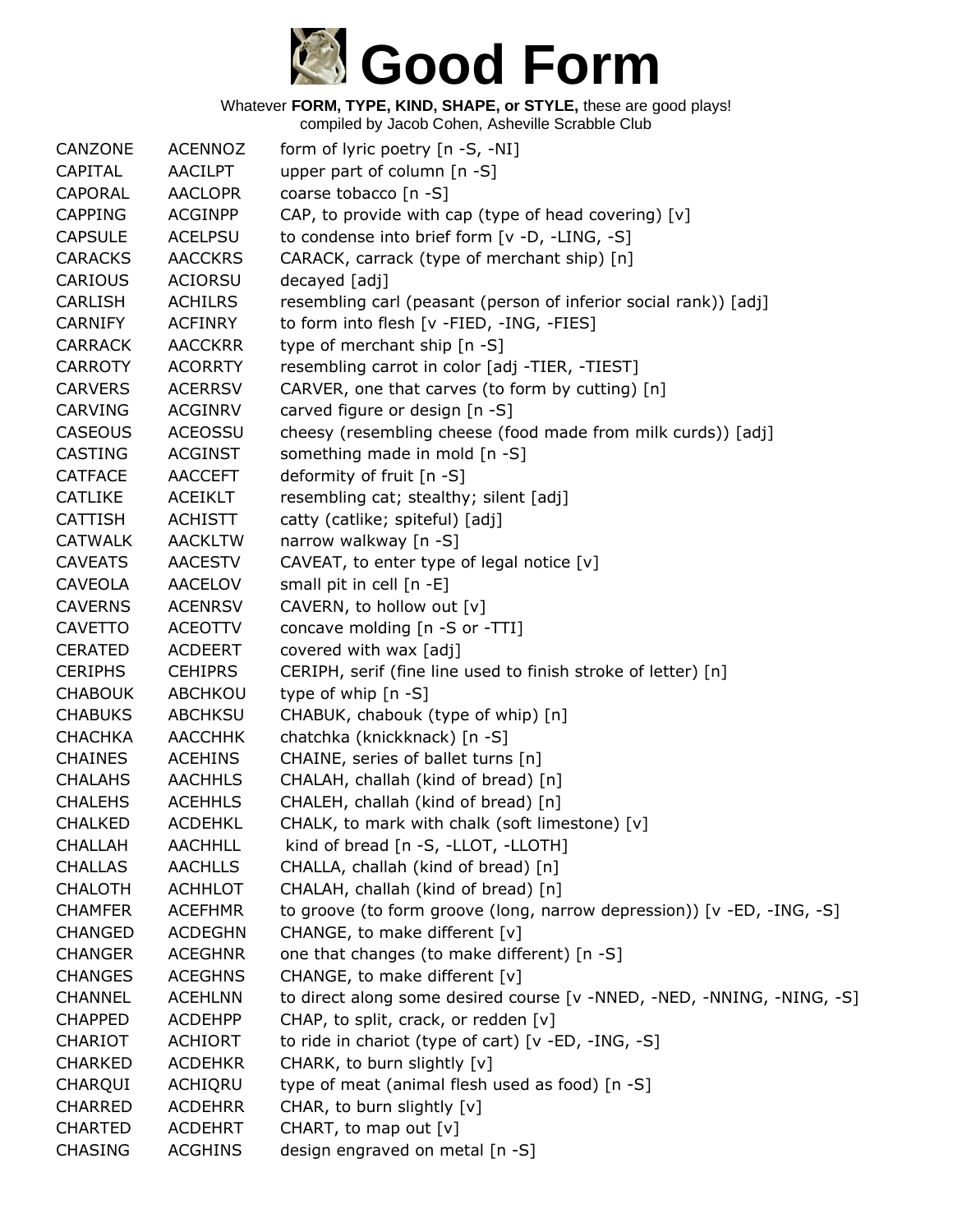# Good Form

Whatever **FORM, TYPE, KIND, SHAPE, or STYLE,** these are good plays!
compiled by Jacob Cohen, Asheville Scrabble Club

| | | |
|---|---|---|
| CANZONE | ACENNOZ | form of lyric poetry [n -S, -NI] |
| CAPITAL | AACILPT | upper part of column [n -S] |
| CAPORAL | AACLOPR | coarse tobacco [n -S] |
| CAPPING | ACGINPP | CAP, to provide with cap (type of head covering) [v] |
| CAPSULE | ACELPSU | to condense into brief form [v -D, -LING, -S] |
| CARACKS | AACCKRS | CARACK, carrack (type of merchant ship) [n] |
| CARIOUS | ACIORSU | decayed [adj] |
| CARLISH | ACHILRS | resembling carl (peasant (person of inferior social rank)) [adj] |
| CARNIFY | ACFINRY | to form into flesh [v -FIED, -ING, -FIES] |
| CARRACK | AACCKRR | type of merchant ship [n -S] |
| CARROTY | ACORRTY | resembling carrot in color [adj -TIER, -TIEST] |
| CARVERS | ACERRSV | CARVER, one that carves (to form by cutting) [n] |
| CARVING | ACGINRV | carved figure or design [n -S] |
| CASEOUS | ACEOSSU | cheesy (resembling cheese (food made from milk curds)) [adj] |
| CASTING | ACGINST | something made in mold [n -S] |
| CATFACE | AACCEFT | deformity of fruit [n -S] |
| CATLIKE | ACEIKLT | resembling cat; stealthy; silent [adj] |
| CATTISH | ACHISTT | catty (catlike; spiteful) [adj] |
| CATWALK | AACKLTW | narrow walkway [n -S] |
| CAVEATS | AACESTV | CAVEAT, to enter type of legal notice [v] |
| CAVEOLA | AACELOV | small pit in cell [n -E] |
| CAVERNS | ACENRSV | CAVERN, to hollow out [v] |
| CAVETTO | ACEOTTV | concave molding [n -S or -TTI] |
| CERATED | ACDEERT | covered with wax [adj] |
| CERIPHS | CEHIPRS | CERIPH, serif (fine line used to finish stroke of letter) [n] |
| CHABOUK | ABCHKOU | type of whip [n -S] |
| CHABUKS | ABCHKSU | CHABUK, chabouk (type of whip) [n] |
| CHACHKA | AACCHHK | chatchka (knickknack) [n -S] |
| CHAINES | ACEHINS | CHAINE, series of ballet turns [n] |
| CHALAHS | AACHHLS | CHALAH, challah (kind of bread) [n] |
| CHALEHS | ACEHHLS | CHALEH, challah (kind of bread) [n] |
| CHALKED | ACDEHKL | CHALK, to mark with chalk (soft limestone) [v] |
| CHALLAH | AACHHLL | kind of bread [n -S, -LLOT, -LLOTH] |
| CHALLAS | AACHLLS | CHALLA, challah (kind of bread) [n] |
| CHALOTH | ACHHLOT | CHALAH, challah (kind of bread) [n] |
| CHAMFER | ACEFHMR | to groove (to form groove (long, narrow depression)) [v -ED, -ING, -S] |
| CHANGED | ACDEGHN | CHANGE, to make different [v] |
| CHANGER | ACEGHNR | one that changes (to make different) [n -S] |
| CHANGES | ACEGHNS | CHANGE, to make different [v] |
| CHANNEL | ACEHLNN | to direct along some desired course [v -NNED, -NED, -NNING, -NING, -S] |
| CHAPPED | ACDEHPP | CHAP, to split, crack, or redden [v] |
| CHARIOT | ACHIORT | to ride in chariot (type of cart) [v -ED, -ING, -S] |
| CHARKED | ACDEHKR | CHARK, to burn slightly [v] |
| CHARQUI | ACHIQRU | type of meat (animal flesh used as food) [n -S] |
| CHARRED | ACDEHRR | CHAR, to burn slightly [v] |
| CHARTED | ACDEHRT | CHART, to map out [v] |
| CHASING | ACGHINS | design engraved on metal [n -S] |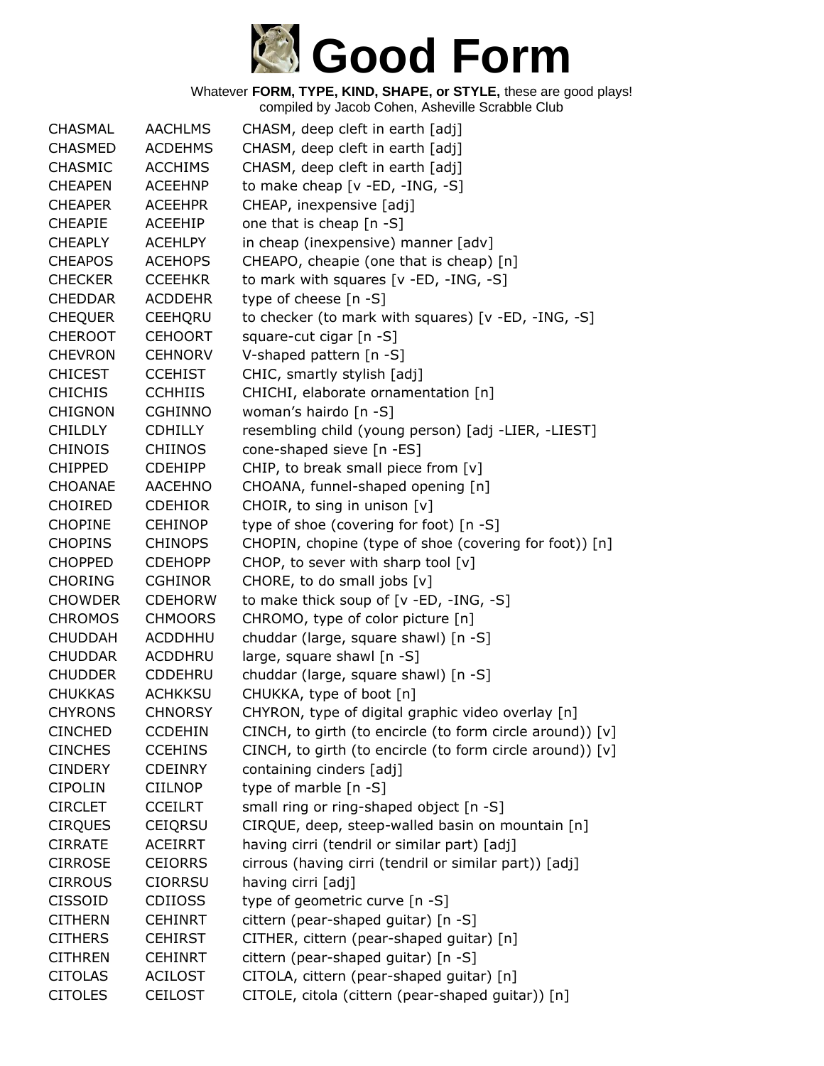# Good Form

Whatever **FORM, TYPE, KIND, SHAPE, or STYLE,** these are good plays!
compiled by Jacob Cohen, Asheville Scrabble Club

| | | |
|---|---|---|
| CHASMAL | AACHLMS | CHASM, deep cleft in earth [adj] |
| CHASMED | ACDEHMS | CHASM, deep cleft in earth [adj] |
| CHASMIC | ACCHIMS | CHASM, deep cleft in earth [adj] |
| CHEAPEN | ACEEHNP | to make cheap [v -ED, -ING, -S] |
| CHEAPER | ACEEHPR | CHEAP, inexpensive [adj] |
| CHEAPIE | ACEEHIP | one that is cheap [n -S] |
| CHEAPLY | ACEHLPY | in cheap (inexpensive) manner [adv] |
| CHEAPOS | ACEHOPS | CHEAPO, cheapie (one that is cheap) [n] |
| CHECKER | CCEEHKR | to mark with squares [v -ED, -ING, -S] |
| CHEDDAR | ACDDEHR | type of cheese [n -S] |
| CHEQUER | CEEHQRU | to checker (to mark with squares) [v -ED, -ING, -S] |
| CHEROOT | CEHOORT | square-cut cigar [n -S] |
| CHEVRON | CEHNORV | V-shaped pattern [n -S] |
| CHICEST | CCEHIST | CHIC, smartly stylish [adj] |
| CHICHIS | CCHHIIS | CHICHI, elaborate ornamentation [n] |
| CHIGNON | CGHINNO | woman's hairdo [n -S] |
| CHILDLY | CDHILLY | resembling child (young person) [adj -LIER, -LIEST] |
| CHINOIS | CHIINOS | cone-shaped sieve [n -ES] |
| CHIPPED | CDEHIPP | CHIP, to break small piece from [v] |
| CHOANAE | AACEHNO | CHOANA, funnel-shaped opening [n] |
| CHOIRED | CDEHIOR | CHOIR, to sing in unison [v] |
| CHOPINE | CEHINOP | type of shoe (covering for foot) [n -S] |
| CHOPINS | CHINOPS | CHOPIN, chopine (type of shoe (covering for foot)) [n] |
| CHOPPED | CDEHOPP | CHOP, to sever with sharp tool [v] |
| CHORING | CGHINOR | CHORE, to do small jobs [v] |
| CHOWDER | CDEHORW | to make thick soup of [v -ED, -ING, -S] |
| CHROMOS | CHMOORS | CHROMO, type of color picture [n] |
| CHUDDAH | ACDDHHU | chuddar (large, square shawl) [n -S] |
| CHUDDAR | ACDDHRU | large, square shawl [n -S] |
| CHUDDER | CDDEHRU | chuddar (large, square shawl) [n -S] |
| CHUKKAS | ACHKKSU | CHUKKA, type of boot [n] |
| CHYRONS | CHNORSY | CHYRON, type of digital graphic video overlay [n] |
| CINCHED | CCDEHIN | CINCH, to girth (to encircle (to form circle around)) [v] |
| CINCHES | CCEHINS | CINCH, to girth (to encircle (to form circle around)) [v] |
| CINDERY | CDEINRY | containing cinders [adj] |
| CIPOLIN | CIILNOP | type of marble [n -S] |
| CIRCLET | CCEILRT | small ring or ring-shaped object [n -S] |
| CIRQUES | CEIQRSU | CIRQUE, deep, steep-walled basin on mountain [n] |
| CIRRATE | ACEIRRT | having cirri (tendril or similar part) [adj] |
| CIRROSE | CEIORRS | cirrous (having cirri (tendril or similar part)) [adj] |
| CIRROUS | CIORRSU | having cirri [adj] |
| CISSOID | CDIIOSS | type of geometric curve [n -S] |
| CITHERN | CEHINRT | cittern (pear-shaped guitar) [n -S] |
| CITHERS | CEHIRST | CITHER, cittern (pear-shaped guitar) [n] |
| CITHREN | CEHINRT | cittern (pear-shaped guitar) [n -S] |
| CITOLAS | ACILOST | CITOLA, cittern (pear-shaped guitar) [n] |
| CITOLES | CEILOST | CITOLE, citola (cittern (pear-shaped guitar)) [n] |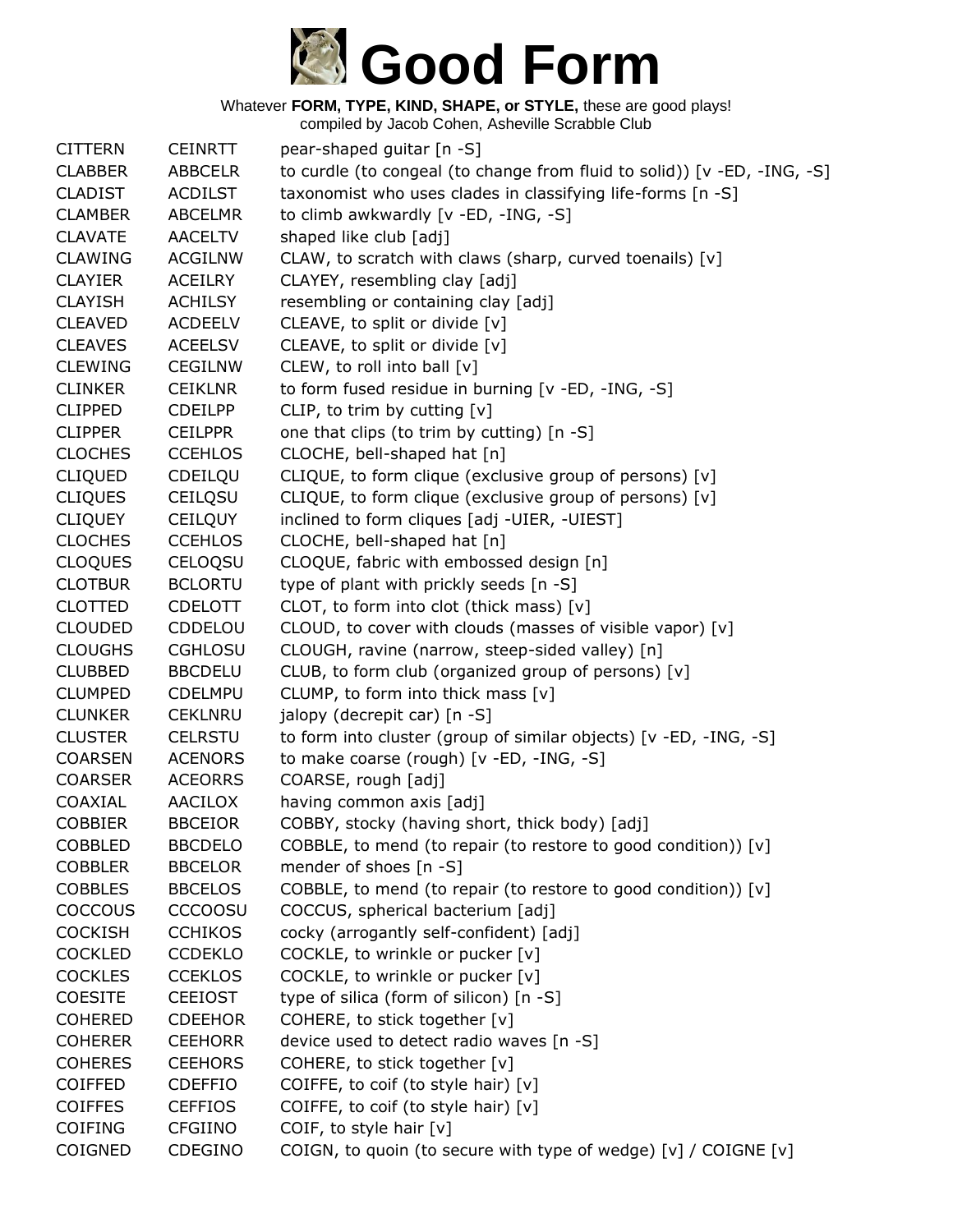# Good Form

Whatever **FORM, TYPE, KIND, SHAPE, or STYLE,** these are good plays!
compiled by Jacob Cohen, Asheville Scrabble Club

| | | |
|---|---|---|
| CITTERN | CEINRTT | pear-shaped guitar [n -S] |
| CLABBER | ABBCELR | to curdle (to congeal (to change from fluid to solid)) [v -ED, -ING, -S] |
| CLADIST | ACDILST | taxonomist who uses clades in classifying life-forms [n -S] |
| CLAMBER | ABCELMR | to climb awkwardly [v -ED, -ING, -S] |
| CLAVATE | AACELTV | shaped like club [adj] |
| CLAWING | ACGILNW | CLAW, to scratch with claws (sharp, curved toenails) [v] |
| CLAYIER | ACEILRY | CLAYEY, resembling clay [adj] |
| CLAYISH | ACHILSY | resembling or containing clay [adj] |
| CLEAVED | ACDEELV | CLEAVE, to split or divide [v] |
| CLEAVES | ACEELSV | CLEAVE, to split or divide [v] |
| CLEWING | CEGILNW | CLEW, to roll into ball [v] |
| CLINKER | CEIKLNR | to form fused residue in burning [v -ED, -ING, -S] |
| CLIPPED | CDEILPP | CLIP, to trim by cutting [v] |
| CLIPPER | CEILPPR | one that clips (to trim by cutting) [n -S] |
| CLOCHES | CCEHLOS | CLOCHE, bell-shaped hat [n] |
| CLIQUED | CDEILQU | CLIQUE, to form clique (exclusive group of persons) [v] |
| CLIQUES | CEILQSU | CLIQUE, to form clique (exclusive group of persons) [v] |
| CLIQUEY | CEILQUY | inclined to form cliques [adj -UIER, -UIEST] |
| CLOCHES | CCEHLOS | CLOCHE, bell-shaped hat [n] |
| CLOQUES | CELOQSU | CLOQUE, fabric with embossed design [n] |
| CLOTBUR | BCLORTU | type of plant with prickly seeds [n -S] |
| CLOTTED | CDELOTT | CLOT, to form into clot (thick mass) [v] |
| CLOUDED | CDDELOU | CLOUD, to cover with clouds (masses of visible vapor) [v] |
| CLOUGHS | CGHLOSU | CLOUGH, ravine (narrow, steep-sided valley) [n] |
| CLUBBED | BBCDELU | CLUB, to form club (organized group of persons) [v] |
| CLUMPED | CDELMPU | CLUMP, to form into thick mass [v] |
| CLUNKER | CEKLNRU | jalopy (decrepit car) [n -S] |
| CLUSTER | CELRSTU | to form into cluster (group of similar objects) [v -ED, -ING, -S] |
| COARSEN | ACENORS | to make coarse (rough) [v -ED, -ING, -S] |
| COARSER | ACEORRS | COARSE, rough [adj] |
| COAXIAL | AACILOX | having common axis [adj] |
| COBBIER | BBCEIOR | COBBY, stocky (having short, thick body) [adj] |
| COBBLED | BBCDELO | COBBLE, to mend (to repair (to restore to good condition)) [v] |
| COBBLER | BBCELOR | mender of shoes [n -S] |
| COBBLES | BBCELOS | COBBLE, to mend (to repair (to restore to good condition)) [v] |
| COCCOUS | CCCOOSU | COCCUS, spherical bacterium [adj] |
| COCKISH | CCHIKOS | cocky (arrogantly self-confident) [adj] |
| COCKLED | CCDEKLO | COCKLE, to wrinkle or pucker [v] |
| COCKLES | CCEKLOS | COCKLE, to wrinkle or pucker [v] |
| COESITE | CEEIOST | type of silica (form of silicon) [n -S] |
| COHERED | CDEEHOR | COHERE, to stick together [v] |
| COHERER | CEEHORR | device used to detect radio waves [n -S] |
| COHERES | CEEHORS | COHERE, to stick together [v] |
| COIFFED | CDEFFIO | COIFFE, to coif (to style hair) [v] |
| COIFFES | CEFFIOS | COIFFE, to coif (to style hair) [v] |
| COIFING | CFGIINO | COIF, to style hair [v] |
| COIGNED | CDEGINO | COIGN, to quoin (to secure with type of wedge) [v] / COIGNE [v] |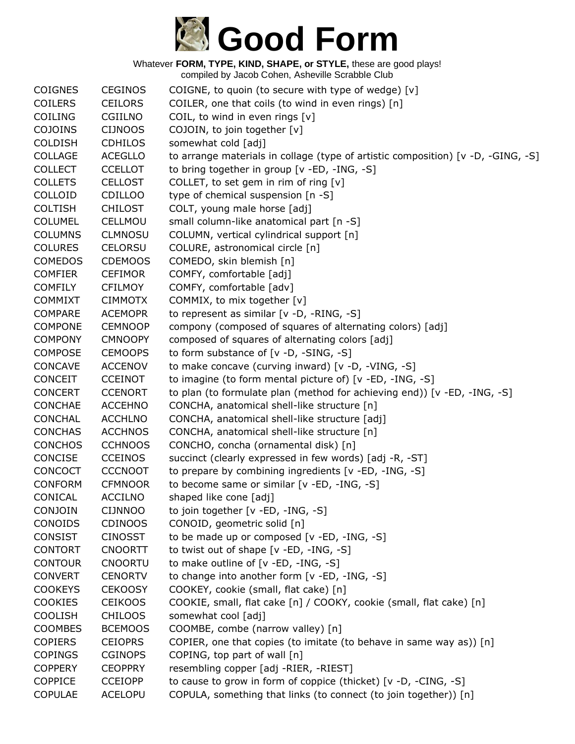# Good Form

Whatever **FORM, TYPE, KIND, SHAPE, or STYLE,** these are good plays!
compiled by Jacob Cohen, Asheville Scrabble Club

| | | |
|---|---|---|
| COIGNES | CEGINOS | COIGNE, to quoin (to secure with type of wedge) [v] |
| COILERS | CEILORS | COILER, one that coils (to wind in even rings) [n] |
| COILING | CGIILNO | COIL, to wind in even rings [v] |
| COJOINS | CIJNOOS | COJOIN, to join together [v] |
| COLDISH | CDHILOS | somewhat cold [adj] |
| COLLAGE | ACEGLLO | to arrange materials in collage (type of artistic composition) [v -D, -GING, -S] |
| COLLECT | CCELLOT | to bring together in group [v -ED, -ING, -S] |
| COLLETS | CELLOST | COLLET, to set gem in rim of ring [v] |
| COLLOID | CDILLOO | type of chemical suspension [n -S] |
| COLTISH | CHILOST | COLT, young male horse [adj] |
| COLUMEL | CELLMOU | small column-like anatomical part [n -S] |
| COLUMNS | CLMNOSU | COLUMN, vertical cylindrical support [n] |
| COLURES | CELORSU | COLURE, astronomical circle [n] |
| COMEDOS | CDEMOOS | COMEDO, skin blemish [n] |
| COMFIER | CEFIMOR | COMFY, comfortable [adj] |
| COMFILY | CFILMOY | COMFY, comfortable [adv] |
| COMMIXT | CIMMOTX | COMMIX, to mix together [v] |
| COMPARE | ACEMOPR | to represent as similar [v -D, -RING, -S] |
| COMPONE | CEMNOOP | compony (composed of squares of alternating colors) [adj] |
| COMPONY | CMNOOPY | composed of squares of alternating colors [adj] |
| COMPOSE | CEMOOPS | to form substance of [v -D, -SING, -S] |
| CONCAVE | ACCENOV | to make concave (curving inward) [v -D, -VING, -S] |
| CONCEIT | CCEINOT | to imagine (to form mental picture of) [v -ED, -ING, -S] |
| CONCERT | CCENORT | to plan (to formulate plan (method for achieving end)) [v -ED, -ING, -S] |
| CONCHAE | ACCEHNO | CONCHA, anatomical shell-like structure [n] |
| CONCHAL | ACCHLNO | CONCHA, anatomical shell-like structure [adj] |
| CONCHAS | ACCHNOS | CONCHA, anatomical shell-like structure [n] |
| CONCHOS | CCHNOOS | CONCHO, concha (ornamental disk) [n] |
| CONCISE | CCEINOS | succinct (clearly expressed in few words) [adj -R, -ST] |
| CONCOCT | CCCNOOT | to prepare by combining ingredients [v -ED, -ING, -S] |
| CONFORM | CFMNOOR | to become same or similar [v -ED, -ING, -S] |
| CONICAL | ACCILNO | shaped like cone [adj] |
| CONJOIN | CIJNNOO | to join together [v -ED, -ING, -S] |
| CONOIDS | CDINOOS | CONOID, geometric solid [n] |
| CONSIST | CINOSST | to be made up or composed [v -ED, -ING, -S] |
| CONTORT | CNOORTT | to twist out of shape [v -ED, -ING, -S] |
| CONTOUR | CNOORTU | to make outline of [v -ED, -ING, -S] |
| CONVERT | CENORTV | to change into another form [v -ED, -ING, -S] |
| COOKEYS | CEKOOSY | COOKEY, cookie (small, flat cake) [n] |
| COOKIES | CEIKOOS | COOKIE, small, flat cake [n] / COOKY, cookie (small, flat cake) [n] |
| COOLISH | CHILOOS | somewhat cool [adj] |
| COOMBES | BCEMOOS | COOMBE, combe (narrow valley) [n] |
| COPIERS | CEIOPRS | COPIER, one that copies (to imitate (to behave in same way as)) [n] |
| COPINGS | CGINOPS | COPING, top part of wall [n] |
| COPPERY | CEOPPRY | resembling copper [adj -RIER, -RIEST] |
| COPPICE | CCEIOPP | to cause to grow in form of coppice (thicket) [v -D, -CING, -S] |
| COPULAE | ACELOPU | COPULA, something that links (to connect (to join together)) [n] |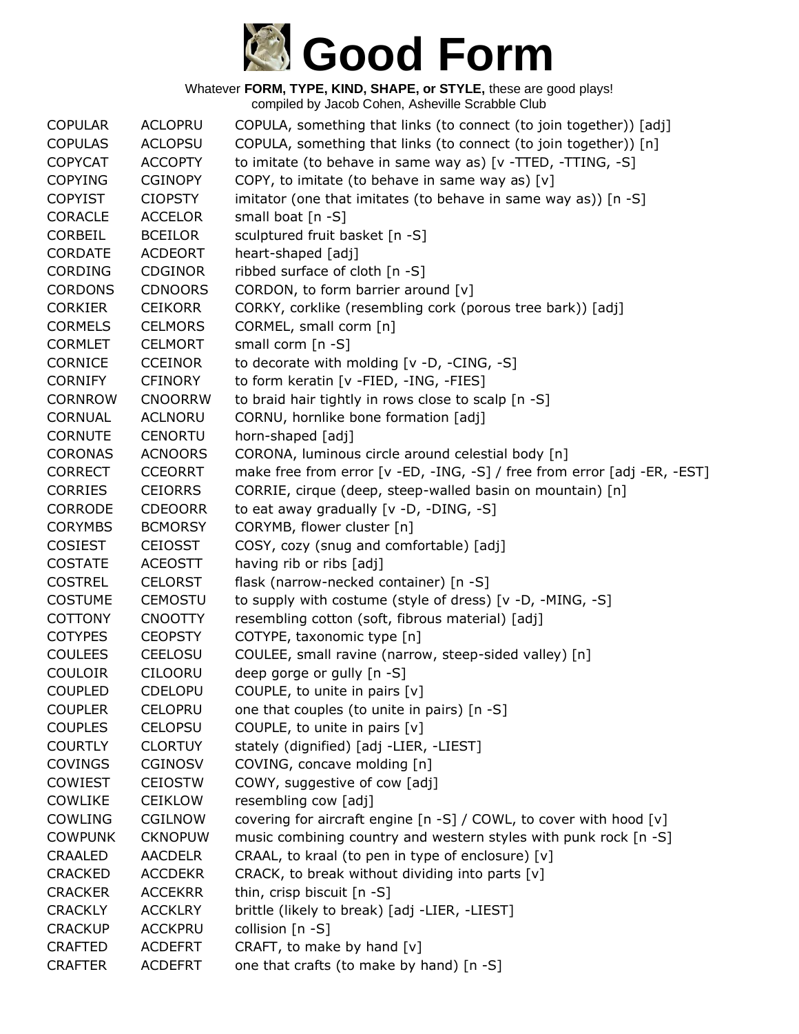# Good Form

Whatever **FORM, TYPE, KIND, SHAPE, or STYLE,** these are good plays!
compiled by Jacob Cohen, Asheville Scrabble Club

| | | |
|---|---|---|
| COPULAR | ACLOPRU | COPULA, something that links (to connect (to join together)) [adj] |
| COPULAS | ACLOPSU | COPULA, something that links (to connect (to join together)) [n] |
| COPYCAT | ACCOPTY | to imitate (to behave in same way as) [v -TTED, -TTING, -S] |
| COPYING | CGINOPY | COPY, to imitate (to behave in same way as) [v] |
| COPYIST | CIOPSTY | imitator (one that imitates (to behave in same way as)) [n -S] |
| CORACLE | ACCELOR | small boat [n -S] |
| CORBEIL | BCEILOR | sculptured fruit basket [n -S] |
| CORDATE | ACDEORT | heart-shaped [adj] |
| CORDING | CDGINOR | ribbed surface of cloth [n -S] |
| CORDONS | CDNOORS | CORDON, to form barrier around [v] |
| CORKIER | CEIKORR | CORKY, corklike (resembling cork (porous tree bark)) [adj] |
| CORMELS | CELMORS | CORMEL, small corm [n] |
| CORMLET | CELMORT | small corm [n -S] |
| CORNICE | CCEINOR | to decorate with molding [v -D, -CING, -S] |
| CORNIFY | CFINORY | to form keratin [v -FIED, -ING, -FIES] |
| CORNROW | CNOORRW | to braid hair tightly in rows close to scalp [n -S] |
| CORNUAL | ACLNORU | CORNU, hornlike bone formation [adj] |
| CORNUTE | CENORTU | horn-shaped [adj] |
| CORONAS | ACNOORS | CORONA, luminous circle around celestial body [n] |
| CORRECT | CCEORRT | make free from error [v -ED, -ING, -S] / free from error [adj -ER, -EST] |
| CORRIES | CEIORRS | CORRIE, cirque (deep, steep-walled basin on mountain) [n] |
| CORRODE | CDEOORR | to eat away gradually [v -D, -DING, -S] |
| CORYMBS | BCMORSY | CORYMB, flower cluster [n] |
| COSIEST | CEIOSST | COSY, cozy (snug and comfortable) [adj] |
| COSTATE | ACEOSTT | having rib or ribs [adj] |
| COSTREL | CELORST | flask (narrow-necked container) [n -S] |
| COSTUME | CEMOSTU | to supply with costume (style of dress) [v -D, -MING, -S] |
| COTTONY | CNOOTTY | resembling cotton (soft, fibrous material) [adj] |
| COTYPES | CEOPSTY | COTYPE, taxonomic type [n] |
| COULEES | CEELOSU | COULEE, small ravine (narrow, steep-sided valley) [n] |
| COULOIR | CILOORU | deep gorge or gully [n -S] |
| COUPLED | CDELOPU | COUPLE, to unite in pairs [v] |
| COUPLER | CELOPRU | one that couples (to unite in pairs) [n -S] |
| COUPLES | CELOPSU | COUPLE, to unite in pairs [v] |
| COURTLY | CLORTUY | stately (dignified) [adj -LIER, -LIEST] |
| COVINGS | CGINOSV | COVING, concave molding [n] |
| COWIEST | CEIOSTW | COWY, suggestive of cow [adj] |
| COWLIKE | CEIKLOW | resembling cow [adj] |
| COWLING | CGILNOW | covering for aircraft engine [n -S] / COWL, to cover with hood [v] |
| COWPUNK | CKNOPUW | music combining country and western styles with punk rock [n -S] |
| CRAALED | AACDELR | CRAAL, to kraal (to pen in type of enclosure) [v] |
| CRACKED | ACCDEKR | CRACK, to break without dividing into parts [v] |
| CRACKER | ACCEKRR | thin, crisp biscuit [n -S] |
| CRACKLY | ACCKLRY | brittle (likely to break) [adj -LIER, -LIEST] |
| CRACKUP | ACCKPRU | collision [n -S] |
| CRAFTED | ACDEFRT | CRAFT, to make by hand [v] |
| CRAFTER | ACDEFRT | one that crafts (to make by hand) [n -S] |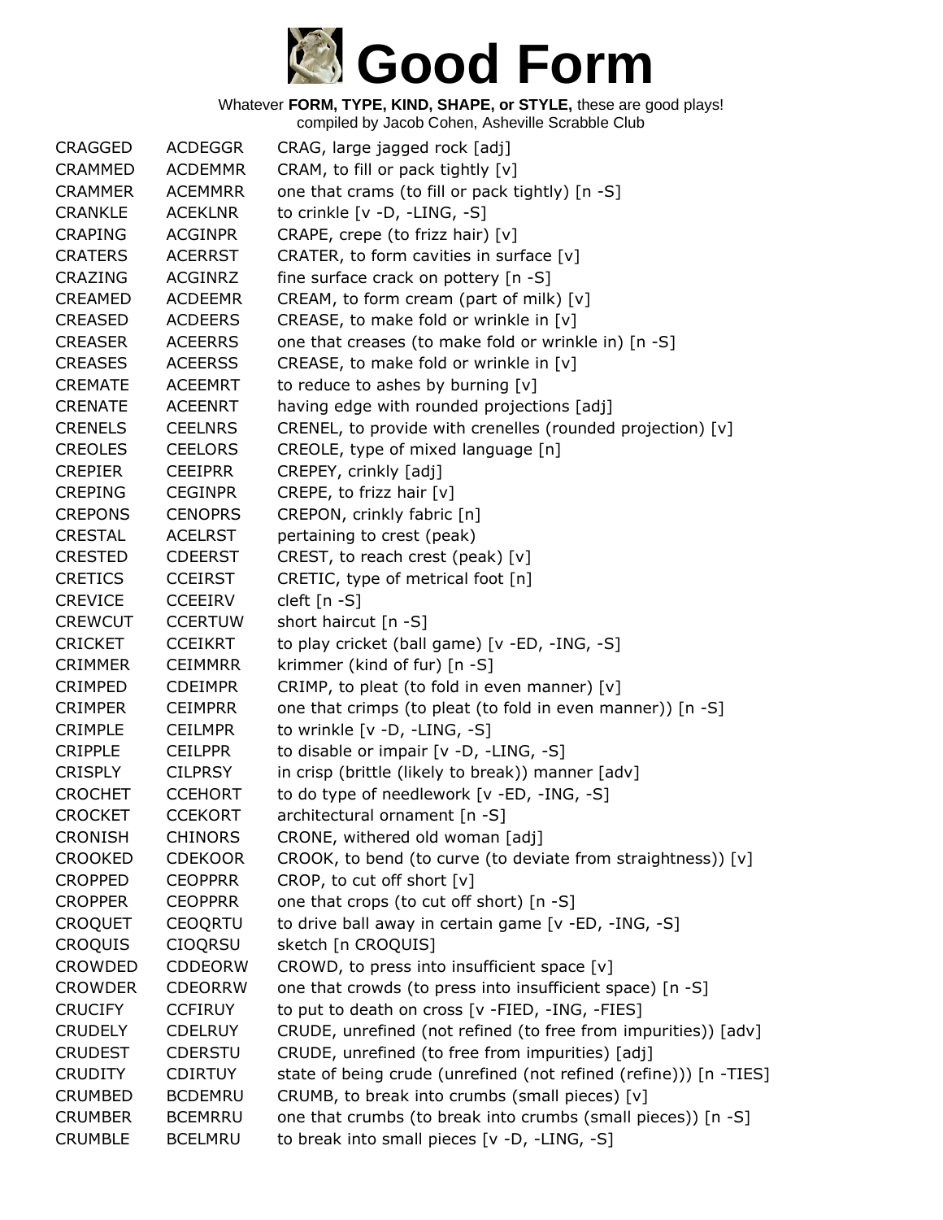# Good Form

Whatever **FORM, TYPE, KIND, SHAPE, or STYLE,** these are good plays!
compiled by Jacob Cohen, Asheville Scrabble Club

| | | |
|---|---|---|
| CRAGGED | ACDEGGR | CRAG, large jagged rock [adj] |
| CRAMMED | ACDEMMR | CRAM, to fill or pack tightly [v] |
| CRAMMER | ACEMMRR | one that crams (to fill or pack tightly) [n -S] |
| CRANKLE | ACEKLNR | to crinkle [v -D, -LING, -S] |
| CRAPING | ACGINPR | CRAPE, crepe (to frizz hair) [v] |
| CRATERS | ACERRST | CRATER, to form cavities in surface [v] |
| CRAZING | ACGINRZ | fine surface crack on pottery [n -S] |
| CREAMED | ACDEEMR | CREAM, to form cream (part of milk) [v] |
| CREASED | ACDEERS | CREASE, to make fold or wrinkle in [v] |
| CREASER | ACEERRS | one that creases (to make fold or wrinkle in) [n -S] |
| CREASES | ACEERSS | CREASE, to make fold or wrinkle in [v] |
| CREMATE | ACEEMRT | to reduce to ashes by burning [v] |
| CRENATE | ACEENRT | having edge with rounded projections [adj] |
| CRENELS | CEELNRS | CRENEL, to provide with crenelles (rounded projection) [v] |
| CREOLES | CEELORS | CREOLE, type of mixed language [n] |
| CREPIER | CEEIPRR | CREPEY, crinkly [adj] |
| CREPING | CEGINPR | CREPE, to frizz hair [v] |
| CREPONS | CENOPRS | CREPON, crinkly fabric [n] |
| CRESTAL | ACELRST | pertaining to crest (peak) |
| CRESTED | CDEERST | CREST, to reach crest (peak) [v] |
| CRETICS | CCEIRST | CRETIC, type of metrical foot [n] |
| CREVICE | CCEEIRV | cleft [n -S] |
| CREWCUT | CCERTUW | short haircut [n -S] |
| CRICKET | CCEIKRT | to play cricket (ball game) [v -ED, -ING, -S] |
| CRIMMER | CEIMMRR | krimmer (kind of fur) [n -S] |
| CRIMPED | CDEIMPR | CRIMP, to pleat (to fold in even manner) [v] |
| CRIMPER | CEIMPRR | one that crimps (to pleat (to fold in even manner)) [n -S] |
| CRIMPLE | CEILMPR | to wrinkle [v -D, -LING, -S] |
| CRIPPLE | CEILPPR | to disable or impair [v -D, -LING, -S] |
| CRISPLY | CILPRSY | in crisp (brittle (likely to break)) manner [adv] |
| CROCHET | CCEHORT | to do type of needlework [v -ED, -ING, -S] |
| CROCKET | CCEKORT | architectural ornament [n -S] |
| CRONISH | CHINORS | CRONE, withered old woman [adj] |
| CROOKED | CDEKOOR | CROOK, to bend (to curve (to deviate from straightness)) [v] |
| CROPPED | CEOPPRR | CROP, to cut off short [v] |
| CROPPER | CEOPPRR | one that crops (to cut off short) [n -S] |
| CROQUET | CEOQRTU | to drive ball away in certain game [v -ED, -ING, -S] |
| CROQUIS | CIOQRSU | sketch [n CROQUIS] |
| CROWDED | CDDEORW | CROWD, to press into insufficient space [v] |
| CROWDER | CDEORRW | one that crowds (to press into insufficient space) [n -S] |
| CRUCIFY | CCFIRUY | to put to death on cross [v -FIED, -ING, -FIES] |
| CRUDELY | CDELRUY | CRUDE, unrefined (not refined (to free from impurities)) [adv] |
| CRUDEST | CDERSTU | CRUDE, unrefined (to free from impurities) [adj] |
| CRUDITY | CDIRTUY | state of being crude (unrefined (not refined (refine))) [n -TIES] |
| CRUMBED | BCDEMRU | CRUMB, to break into crumbs (small pieces) [v] |
| CRUMBER | BCEMRRU | one that crumbs (to break into crumbs (small pieces)) [n -S] |
| CRUMBLE | BCELMRU | to break into small pieces [v -D, -LING, -S] |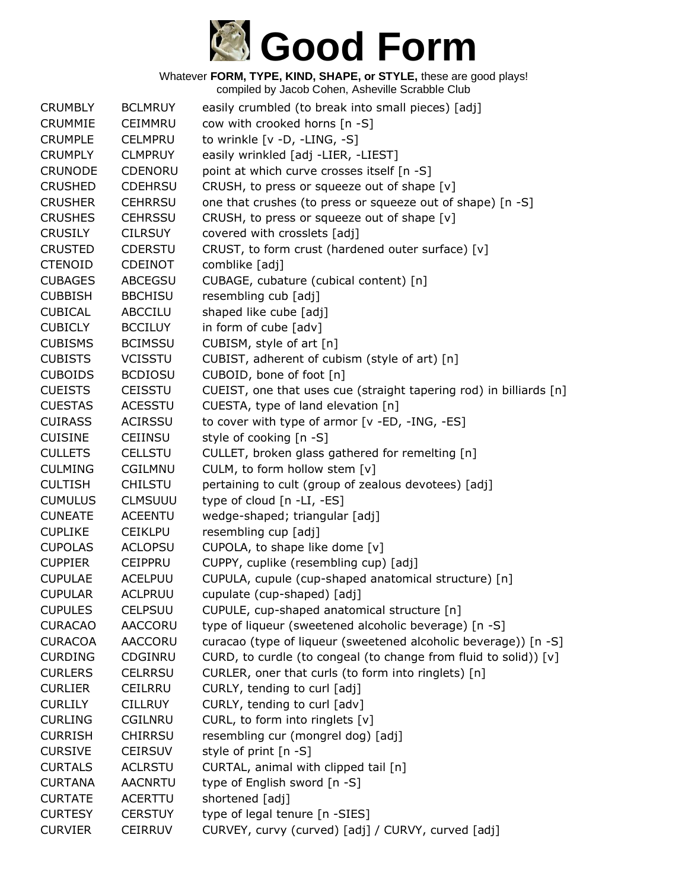# Good Form

Whatever **FORM, TYPE, KIND, SHAPE, or STYLE,** these are good plays!
compiled by Jacob Cohen, Asheville Scrabble Club

| | | |
|---|---|---|
| CRUMBLY | BCLMRUY | easily crumbled (to break into small pieces) [adj] |
| CRUMMIE | CEIMMRU | cow with crooked horns [n -S] |
| CRUMPLE | CELMPRU | to wrinkle [v -D, -LING, -S] |
| CRUMPLY | CLMPRUY | easily wrinkled [adj -LIER, -LIEST] |
| CRUNODE | CDENORU | point at which curve crosses itself [n -S] |
| CRUSHED | CDEHRSU | CRUSH, to press or squeeze out of shape [v] |
| CRUSHER | CEHRRSU | one that crushes (to press or squeeze out of shape) [n -S] |
| CRUSHES | CEHRSSU | CRUSH, to press or squeeze out of shape [v] |
| CRUSILY | CILRSUY | covered with crosslets [adj] |
| CRUSTED | CDERSTU | CRUST, to form crust (hardened outer surface) [v] |
| CTENOID | CDEINOT | comblike [adj] |
| CUBAGES | ABCEGSU | CUBAGE, cubature (cubical content) [n] |
| CUBBISH | BBCHISU | resembling cub [adj] |
| CUBICAL | ABCCILU | shaped like cube [adj] |
| CUBICLY | BCCILUY | in form of cube [adv] |
| CUBISMS | BCIMSSU | CUBISM, style of art [n] |
| CUBISTS | VCISSTU | CUBIST, adherent of cubism (style of art) [n] |
| CUBOIDS | BCDIOSU | CUBOID, bone of foot [n] |
| CUEISTS | CEISSTU | CUEIST, one that uses cue (straight tapering rod) in billiards [n] |
| CUESTAS | ACESSTU | CUESTA, type of land elevation [n] |
| CUIRASS | ACIRSSU | to cover with type of armor [v -ED, -ING, -ES] |
| CUISINE | CEIINSU | style of cooking [n -S] |
| CULLETS | CELLSTU | CULLET, broken glass gathered for remelting [n] |
| CULMING | CGILMNU | CULM, to form hollow stem [v] |
| CULTISH | CHILSTU | pertaining to cult (group of zealous devotees) [adj] |
| CUMULUS | CLMSUUU | type of cloud [n -LI, -ES] |
| CUNEATE | ACEENTU | wedge-shaped; triangular [adj] |
| CUPLIKE | CEIKLPU | resembling cup [adj] |
| CUPOLAS | ACLOPSU | CUPOLA, to shape like dome [v] |
| CUPPIER | CEIPPRU | CUPPY, cuplike (resembling cup) [adj] |
| CUPULAE | ACELPUU | CUPULA, cupule (cup-shaped anatomical structure) [n] |
| CUPULAR | ACLPRUU | cupulate (cup-shaped) [adj] |
| CUPULES | CELPSUU | CUPULE, cup-shaped anatomical structure [n] |
| CURACAO | AACCORU | type of liqueur (sweetened alcoholic beverage) [n -S] |
| CURACOA | AACCORU | curacao (type of liqueur (sweetened alcoholic beverage)) [n -S] |
| CURDING | CDGINRU | CURD, to curdle (to congeal (to change from fluid to solid)) [v] |
| CURLERS | CELRRSU | CURLER, oner that curls (to form into ringlets) [n] |
| CURLIER | CEILRRU | CURLY, tending to curl [adj] |
| CURLILY | CILLRUY | CURLY, tending to curl [adv] |
| CURLING | CGILNRU | CURL, to form into ringlets [v] |
| CURRISH | CHIRRSU | resembling cur (mongrel dog) [adj] |
| CURSIVE | CEIRSUV | style of print [n -S] |
| CURTALS | ACLRSTU | CURTAL, animal with clipped tail [n] |
| CURTANA | AACNRTU | type of English sword [n -S] |
| CURTATE | ACERTTU | shortened [adj] |
| CURTESY | CERSTUY | type of legal tenure [n -SIES] |
| CURVIER | CEIRRUV | CURVEY, curvy (curved) [adj] / CURVY, curved [adj] |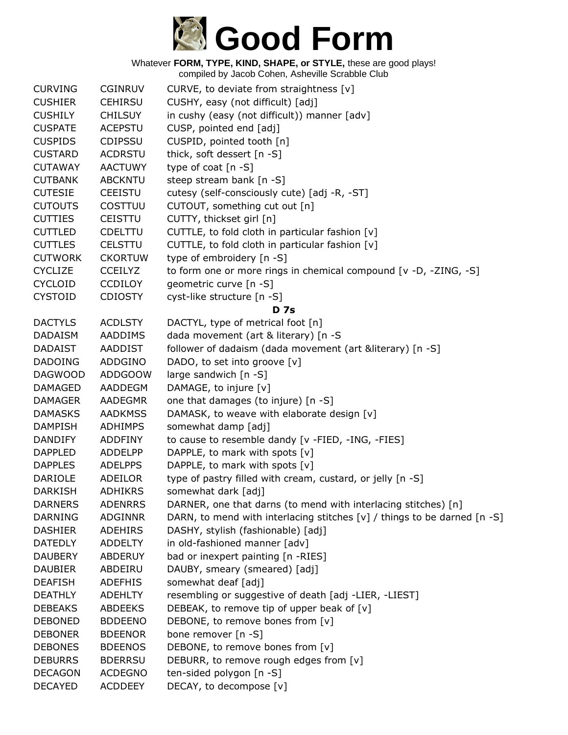# Good Form

Whatever **FORM, TYPE, KIND, SHAPE, or STYLE,** these are good plays!
compiled by Jacob Cohen, Asheville Scrabble Club

| | | |
|---|---|---|
| CURVING | CGINRUV | CURVE, to deviate from straightness [v] |
| CUSHIER | CEHIRSU | CUSHY, easy (not difficult) [adj] |
| CUSHILY | CHILSUY | in cushy (easy (not difficult)) manner [adv] |
| CUSPATE | ACEPSTU | CUSP, pointed end [adj] |
| CUSPIDS | CDIPSSU | CUSPID, pointed tooth [n] |
| CUSTARD | ACDRSTU | thick, soft dessert [n -S] |
| CUTAWAY | AACTUWY | type of coat [n -S] |
| CUTBANK | ABCKNTU | steep stream bank [n -S] |
| CUTESIE | CEEISTU | cutesy (self-consciously cute) [adj -R, -ST] |
| CUTOUTS | COSTTUU | CUTOUT, something cut out [n] |
| CUTTIES | CEISTTU | CUTTY, thickset girl [n] |
| CUTTLED | CDELTTU | CUTTLE, to fold cloth in particular fashion [v] |
| CUTTLES | CELSTTU | CUTTLE, to fold cloth in particular fashion [v] |
| CUTWORK | CKORTUW | type of embroidery [n -S] |
| CYCLIZE | CCEILYZ | to form one or more rings in chemical compound [v -D, -ZING, -S] |
| CYCLOID | CCDILOY | geometric curve [n -S] |
| CYSTOID | CDIOSTY | cyst-like structure [n -S] |

**D 7s**

| | | |
|---|---|---|
| DACTYLS | ACDLSTY | DACTYL, type of metrical foot [n] |
| DADAISM | AADDIMS | dada movement (art & literary) [n -S |
| DADAIST | AADDIST | follower of dadaism (dada movement (art &literary) [n -S] |
| DADOING | ADDGINO | DADO, to set into groove [v] |
| DAGWOOD | ADDGOOW | large sandwich [n -S] |
| DAMAGED | AADDEGM | DAMAGE, to injure [v] |
| DAMAGER | AADEGMR | one that damages (to injure) [n -S] |
| DAMASKS | AADKMSS | DAMASK, to weave with elaborate design [v] |
| DAMPISH | ADHIMPS | somewhat damp [adj] |
| DANDIFY | ADDFINY | to cause to resemble dandy [v -FIED, -ING, -FIES] |
| DAPPLED | ADDELPP | DAPPLE, to mark with spots [v] |
| DAPPLES | ADELPPS | DAPPLE, to mark with spots [v] |
| DARIOLE | ADEILOR | type of pastry filled with cream, custard, or jelly [n -S] |
| DARKISH | ADHIKRS | somewhat dark [adj] |
| DARNERS | ADENRRS | DARNER, one that darns (to mend with interlacing stitches) [n] |
| DARNING | ADGINNR | DARN, to mend with interlacing stitches [v] / things to be darned [n -S] |
| DASHIER | ADEHIRS | DASHY, stylish (fashionable) [adj] |
| DATEDLY | ADDELTY | in old-fashioned manner [adv] |
| DAUBERY | ABDERUY | bad or inexpert painting [n -RIES] |
| DAUBIER | ABDEIRU | DAUBY, smeary (smeared) [adj] |
| DEAFISH | ADEFHIS | somewhat deaf [adj] |
| DEATHLY | ADEHLTY | resembling or suggestive of death [adj -LIER, -LIEST] |
| DEBEAKS | ABDEEKS | DEBEAK, to remove tip of upper beak of [v] |
| DEBONED | BDDEENO | DEBONE, to remove bones from [v] |
| DEBONER | BDEENOR | bone remover [n -S] |
| DEBONES | BDEENOS | DEBONE, to remove bones from [v] |
| DEBURRS | BDERRSU | DEBURR, to remove rough edges from [v] |
| DECAGON | ACDEGNO | ten-sided polygon [n -S] |
| DECAYED | ACDDEEY | DECAY, to decompose [v] |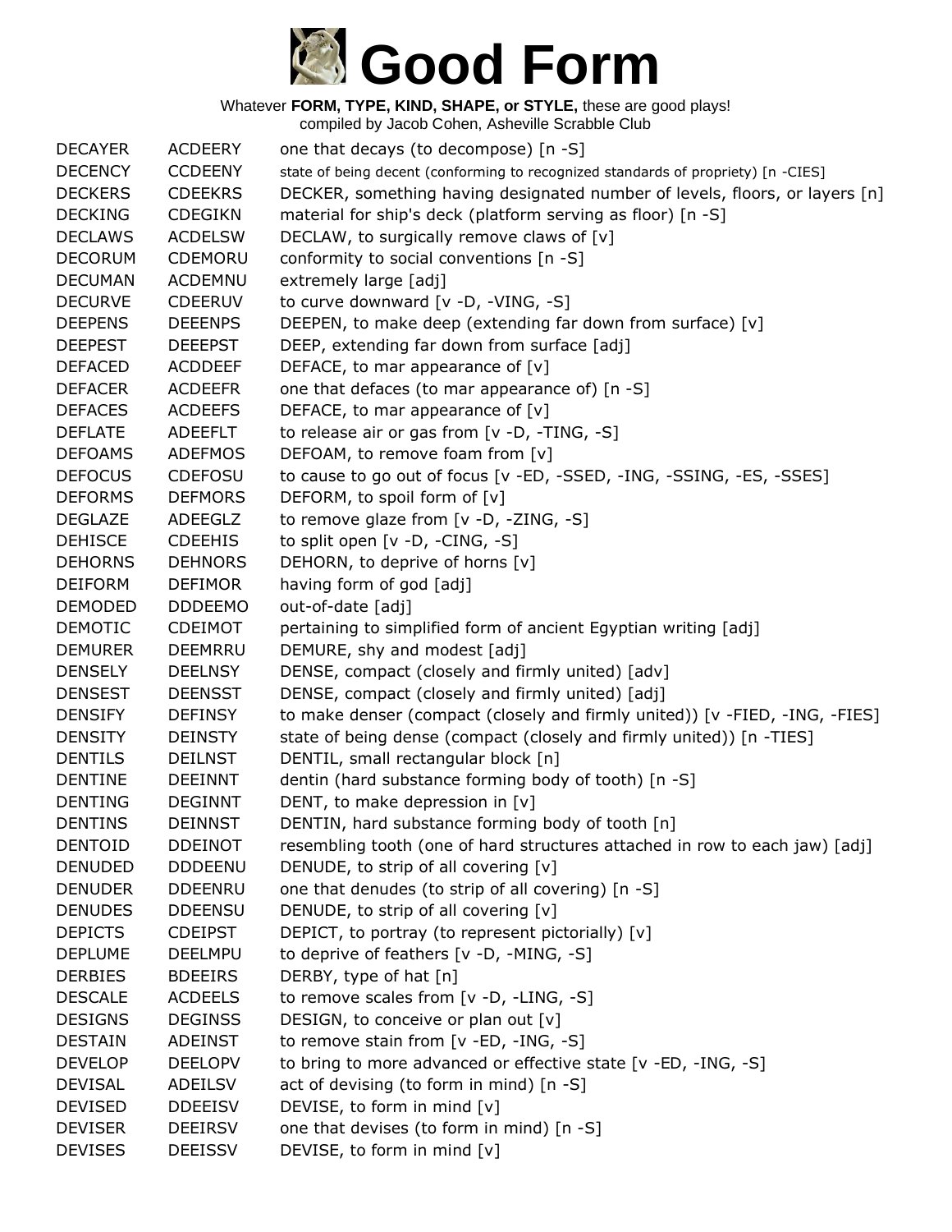# Good Form

Whatever **FORM, TYPE, KIND, SHAPE, or STYLE,** these are good plays!
compiled by Jacob Cohen, Asheville Scrabble Club

| | | |
|---|---|---|
| DECAYER | ACDEERY | one that decays (to decompose) [n -S] |
| DECENCY | CCDEENY | state of being decent (conforming to recognized standards of propriety) [n -CIES] |
| DECKERS | CDEEKRS | DECKER, something having designated number of levels, floors, or layers [n] |
| DECKING | CDEGIKN | material for ship's deck (platform serving as floor) [n -S] |
| DECLAWS | ACDELSW | DECLAW, to surgically remove claws of [v] |
| DECORUM | CDEMORU | conformity to social conventions [n -S] |
| DECUMAN | ACDEMNU | extremely large [adj] |
| DECURVE | CDEERUV | to curve downward [v -D, -VING, -S] |
| DEEPENS | DEEENPS | DEEPEN, to make deep (extending far down from surface) [v] |
| DEEPEST | DEEEPST | DEEP, extending far down from surface [adj] |
| DEFACED | ACDDEEF | DEFACE, to mar appearance of [v] |
| DEFACER | ACDEEFR | one that defaces (to mar appearance of) [n -S] |
| DEFACES | ACDEEFS | DEFACE, to mar appearance of [v] |
| DEFLATE | ADEEFLT | to release air or gas from [v -D, -TING, -S] |
| DEFOAMS | ADEFMOS | DEFOAM, to remove foam from [v] |
| DEFOCUS | CDEFOSU | to cause to go out of focus [v -ED, -SSED, -ING, -SSING, -ES, -SSES] |
| DEFORMS | DEFMORS | DEFORM, to spoil form of [v] |
| DEGLAZE | ADEEGLZ | to remove glaze from [v -D, -ZING, -S] |
| DEHISCE | CDEEHIS | to split open [v -D, -CING, -S] |
| DEHORNS | DEHNORS | DEHORN, to deprive of horns [v] |
| DEIFORM | DEFIMOR | having form of god [adj] |
| DEMODED | DDDEEMO | out-of-date [adj] |
| DEMOTIC | CDEIMOT | pertaining to simplified form of ancient Egyptian writing [adj] |
| DEMURER | DEEMRRU | DEMURE, shy and modest [adj] |
| DENSELY | DEELNSY | DENSE, compact (closely and firmly united) [adv] |
| DENSEST | DEENSST | DENSE, compact (closely and firmly united) [adj] |
| DENSIFY | DEFINSY | to make denser (compact (closely and firmly united)) [v -FIED, -ING, -FIES] |
| DENSITY | DEINSTY | state of being dense (compact (closely and firmly united)) [n -TIES] |
| DENTILS | DEILNST | DENTIL, small rectangular block [n] |
| DENTINE | DEEINNT | dentin (hard substance forming body of tooth) [n -S] |
| DENTING | DEGINNT | DENT, to make depression in [v] |
| DENTINS | DEINNST | DENTIN, hard substance forming body of tooth [n] |
| DENTOID | DDEINOT | resembling tooth (one of hard structures attached in row to each jaw) [adj] |
| DENUDED | DDDEENU | DENUDE, to strip of all covering [v] |
| DENUDER | DDEENRU | one that denudes (to strip of all covering) [n -S] |
| DENUDES | DDEENSU | DENUDE, to strip of all covering [v] |
| DEPICTS | CDEIPST | DEPICT, to portray (to represent pictorially) [v] |
| DEPLUME | DEELMPU | to deprive of feathers [v -D, -MING, -S] |
| DERBIES | BDEEIRS | DERBY, type of hat [n] |
| DESCALE | ACDEELS | to remove scales from [v -D, -LING, -S] |
| DESIGNS | DEGINSS | DESIGN, to conceive or plan out [v] |
| DESTAIN | ADEINST | to remove stain from [v -ED, -ING, -S] |
| DEVELOP | DEELOPV | to bring to more advanced or effective state [v -ED, -ING, -S] |
| DEVISAL | ADEILSV | act of devising (to form in mind) [n -S] |
| DEVISED | DDEEISV | DEVISE, to form in mind [v] |
| DEVISER | DEEIRSV | one that devises (to form in mind) [n -S] |
| DEVISES | DEEISSV | DEVISE, to form in mind [v] |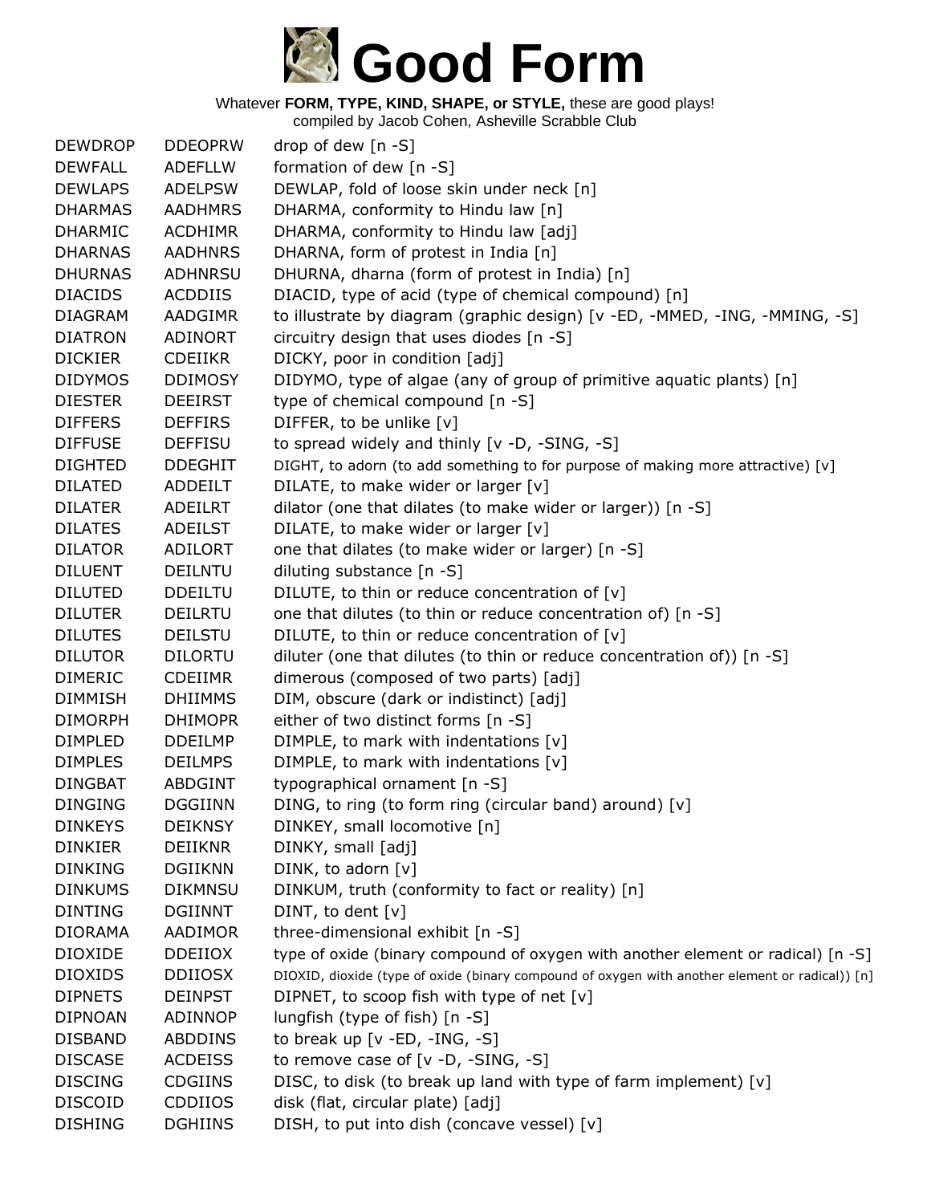# Good Form

Whatever **FORM, TYPE, KIND, SHAPE, or STYLE,** these are good plays!
compiled by Jacob Cohen, Asheville Scrabble Club

| | | |
|---|---|---|
| DEWDROP | DDEOPRW | drop of dew [n -S] |
| DEWFALL | ADEFLLW | formation of dew [n -S] |
| DEWLAPS | ADELPSW | DEWLAP, fold of loose skin under neck [n] |
| DHARMAS | AADHMRS | DHARMA, conformity to Hindu law [n] |
| DHARMIC | ACDHIMR | DHARMA, conformity to Hindu law [adj] |
| DHARNAS | AADHNRS | DHARNA, form of protest in India [n] |
| DHURNAS | ADHNRSU | DHURNA, dharna (form of protest in India) [n] |
| DIACIDS | ACDDIIS | DIACID, type of acid (type of chemical compound) [n] |
| DIAGRAM | AADGIMR | to illustrate by diagram (graphic design) [v -ED, -MMED, -ING, -MMING, -S] |
| DIATRON | ADINORT | circuitry design that uses diodes [n -S] |
| DICKIER | CDEIIKR | DICKY, poor in condition [adj] |
| DIDYMOS | DDIMOSY | DIDYMO, type of algae (any of group of primitive aquatic plants) [n] |
| DIESTER | DEEIRST | type of chemical compound [n -S] |
| DIFFERS | DEFFIRS | DIFFER, to be unlike [v] |
| DIFFUSE | DEFFISU | to spread widely and thinly [v -D, -SING, -S] |
| DIGHTED | DDEGHIT | DIGHT, to adorn (to add something to for purpose of making more attractive) [v] |
| DILATED | ADDEILT | DILATE, to make wider or larger [v] |
| DILATER | ADEILRT | dilator (one that dilates (to make wider or larger)) [n -S] |
| DILATES | ADEILST | DILATE, to make wider or larger [v] |
| DILATOR | ADILORT | one that dilates (to make wider or larger) [n -S] |
| DILUENT | DEILNTU | diluting substance [n -S] |
| DILUTED | DDEILTU | DILUTE, to thin or reduce concentration of [v] |
| DILUTER | DEILRTU | one that dilutes (to thin or reduce concentration of) [n -S] |
| DILUTES | DEILSTU | DILUTE, to thin or reduce concentration of [v] |
| DILUTOR | DILORTU | diluter (one that dilutes (to thin or reduce concentration of)) [n -S] |
| DIMERIC | CDEIIMR | dimerous (composed of two parts) [adj] |
| DIMMISH | DHIIMMS | DIM, obscure (dark or indistinct) [adj] |
| DIMORPH | DHIMOPR | either of two distinct forms [n -S] |
| DIMPLED | DDEILMP | DIMPLE, to mark with indentations [v] |
| DIMPLES | DEILMPS | DIMPLE, to mark with indentations [v] |
| DINGBAT | ABDGINT | typographical ornament [n -S] |
| DINGING | DGGIINN | DING, to ring (to form ring (circular band) around) [v] |
| DINKEYS | DEIKNSY | DINKEY, small locomotive [n] |
| DINKIER | DEIIKNR | DINKY, small [adj] |
| DINKING | DGIIKNN | DINK, to adorn [v] |
| DINKUMS | DIKMNSU | DINKUM, truth (conformity to fact or reality) [n] |
| DINTING | DGIINNT | DINT, to dent [v] |
| DIORAMA | AADIMOR | three-dimensional exhibit [n -S] |
| DIOXIDE | DDEIIOX | type of oxide (binary compound of oxygen with another element or radical) [n -S] |
| DIOXIDS | DDIIOSX | DIOXID, dioxide (type of oxide (binary compound of oxygen with another element or radical)) [n] |
| DIPNETS | DEINPST | DIPNET, to scoop fish with type of net [v] |
| DIPNOAN | ADINNOP | lungfish (type of fish) [n -S] |
| DISBAND | ABDDINS | to break up [v -ED, -ING, -S] |
| DISCASE | ACDEISS | to remove case of [v -D, -SING, -S] |
| DISCING | CDGIINS | DISC, to disk (to break up land with type of farm implement) [v] |
| DISCOID | CDDIIOS | disk (flat, circular plate) [adj] |
| DISHING | DGHIINS | DISH, to put into dish (concave vessel) [v] |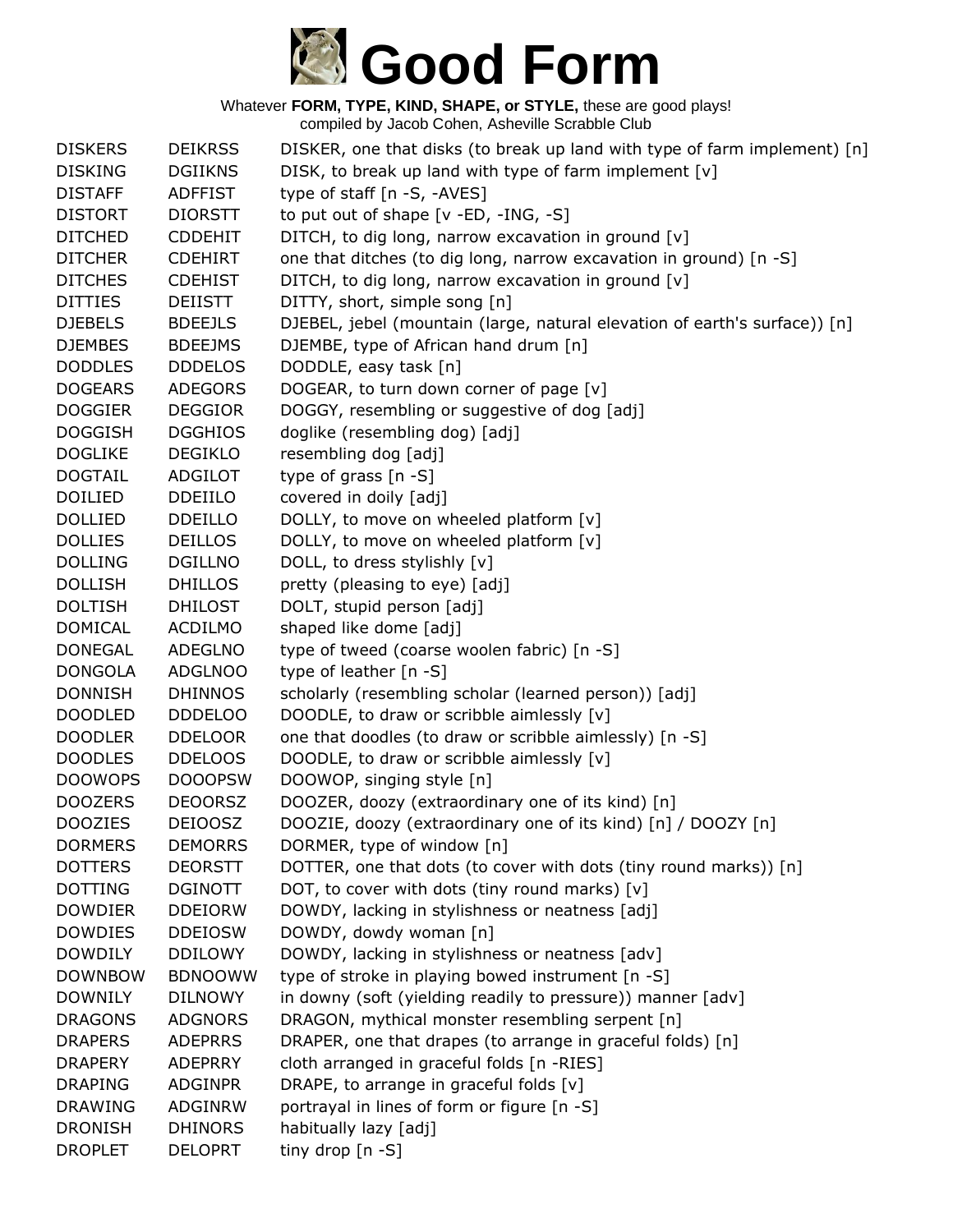# Good Form

Whatever **FORM, TYPE, KIND, SHAPE, or STYLE,** these are good plays!
compiled by Jacob Cohen, Asheville Scrabble Club

| | | |
|---|---|---|
| DISKERS | DEIKRSS | DISKER, one that disks (to break up land with type of farm implement) [n] |
| DISKING | DGIIKNS | DISK, to break up land with type of farm implement [v] |
| DISTAFF | ADFFIST | type of staff [n -S, -AVES] |
| DISTORT | DIORSTT | to put out of shape [v -ED, -ING, -S] |
| DITCHED | CDDEHIT | DITCH, to dig long, narrow excavation in ground [v] |
| DITCHER | CDEHIRT | one that ditches (to dig long, narrow excavation in ground) [n -S] |
| DITCHES | CDEHIST | DITCH, to dig long, narrow excavation in ground [v] |
| DITTIES | DEIISTT | DITTY, short, simple song [n] |
| DJEBELS | BDEEJLS | DJEBEL, jebel (mountain (large, natural elevation of earth's surface)) [n] |
| DJEMBES | BDEEJMS | DJEMBE, type of African hand drum [n] |
| DODDLES | DDDELOS | DODDLE, easy task [n] |
| DOGEARS | ADEGORS | DOGEAR, to turn down corner of page [v] |
| DOGGIER | DEGGIOR | DOGGY, resembling or suggestive of dog [adj] |
| DOGGISH | DGGHIOS | doglike (resembling dog) [adj] |
| DOGLIKE | DEGIKLO | resembling dog [adj] |
| DOGTAIL | ADGILOT | type of grass [n -S] |
| DOILIED | DDEIILO | covered in doily [adj] |
| DOLLIED | DDEILLO | DOLLY, to move on wheeled platform [v] |
| DOLLIES | DEILLOS | DOLLY, to move on wheeled platform [v] |
| DOLLING | DGILLNO | DOLL, to dress stylishly [v] |
| DOLLISH | DHILLOS | pretty (pleasing to eye) [adj] |
| DOLTISH | DHILOST | DOLT, stupid person [adj] |
| DOMICAL | ACDILMO | shaped like dome [adj] |
| DONEGAL | ADEGLNO | type of tweed (coarse woolen fabric) [n -S] |
| DONGOLA | ADGLNOO | type of leather [n -S] |
| DONNISH | DHINNOS | scholarly (resembling scholar (learned person)) [adj] |
| DOODLED | DDDELOO | DOODLE, to draw or scribble aimlessly [v] |
| DOODLER | DDELOOR | one that doodles (to draw or scribble aimlessly) [n -S] |
| DOODLES | DDELOOS | DOODLE, to draw or scribble aimlessly [v] |
| DOOWOPS | DOOOPSW | DOOWOP, singing style [n] |
| DOOZERS | DEOORSZ | DOOZER, doozy (extraordinary one of its kind) [n] |
| DOOZIES | DEIOOSZ | DOOZIE, doozy (extraordinary one of its kind) [n] / DOOZY [n] |
| DORMERS | DEMORRS | DORMER, type of window [n] |
| DOTTERS | DEORSTT | DOTTER, one that dots (to cover with dots (tiny round marks)) [n] |
| DOTTING | DGINOTT | DOT, to cover with dots (tiny round marks) [v] |
| DOWDIER | DDEIORW | DOWDY, lacking in stylishness or neatness [adj] |
| DOWDIES | DDEIOSW | DOWDY, dowdy woman [n] |
| DOWDILY | DDILOWY | DOWDY, lacking in stylishness or neatness [adv] |
| DOWNBOW | BDNOOWW | type of stroke in playing bowed instrument [n -S] |
| DOWNILY | DILNOWY | in downy (soft (yielding readily to pressure)) manner [adv] |
| DRAGONS | ADGNORS | DRAGON, mythical monster resembling serpent [n] |
| DRAPERS | ADEPRRS | DRAPER, one that drapes (to arrange in graceful folds) [n] |
| DRAPERY | ADEPRRY | cloth arranged in graceful folds [n -RIES] |
| DRAPING | ADGINPR | DRAPE, to arrange in graceful folds [v] |
| DRAWING | ADGINRW | portrayal in lines of form or figure [n -S] |
| DRONISH | DHINORS | habitually lazy [adj] |
| DROPLET | DELOPRT | tiny drop [n -S] |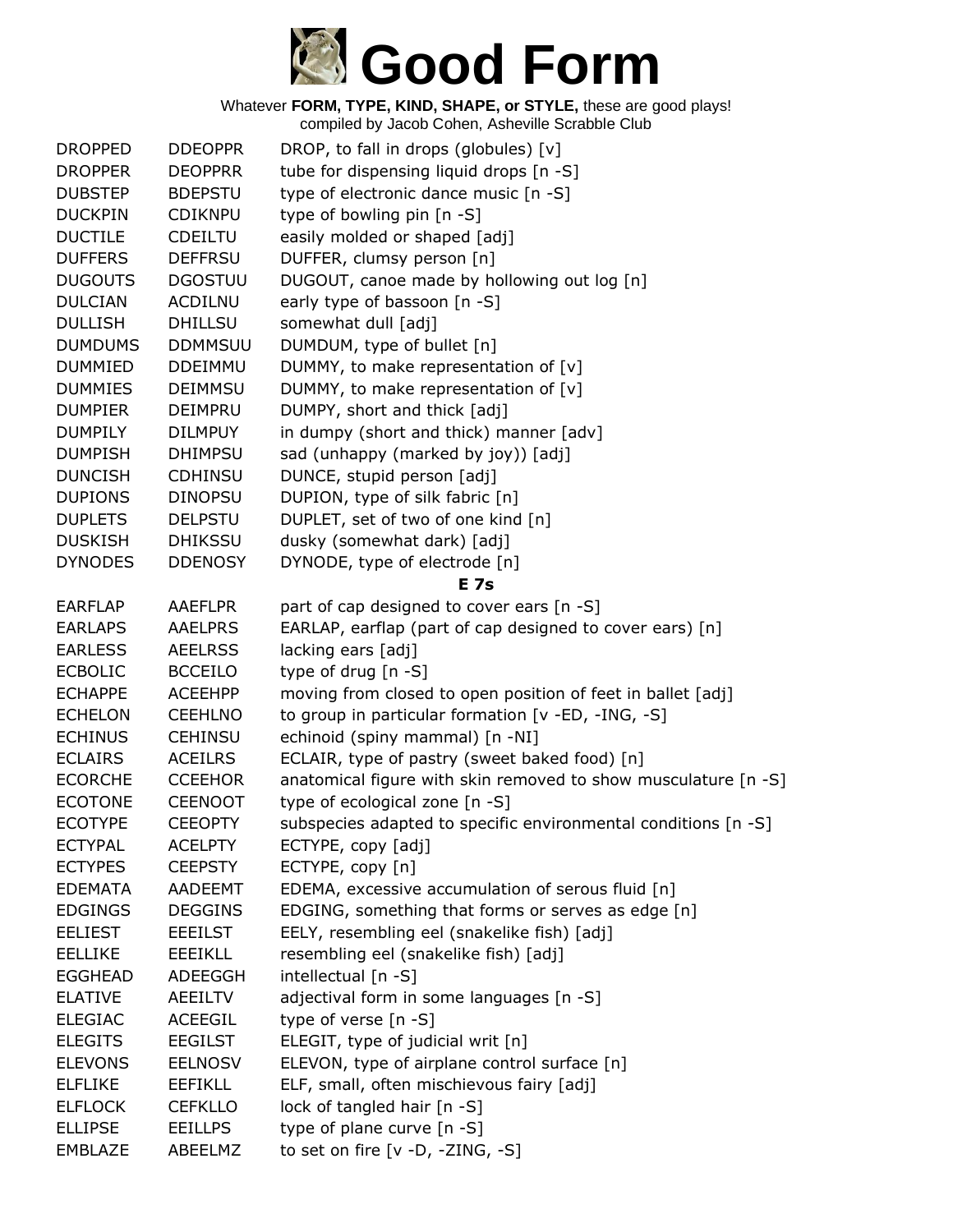# Good Form

Whatever **FORM, TYPE, KIND, SHAPE, or STYLE,** these are good plays!
compiled by Jacob Cohen, Asheville Scrabble Club

| | | |
|---|---|---|
| DROPPED | DDEOPPR | DROP, to fall in drops (globules) [v] |
| DROPPER | DEOPPRR | tube for dispensing liquid drops [n -S] |
| DUBSTEP | BDEPSTU | type of electronic dance music [n -S] |
| DUCKPIN | CDIKNPU | type of bowling pin [n -S] |
| DUCTILE | CDEILTU | easily molded or shaped [adj] |
| DUFFERS | DEFFRSU | DUFFER, clumsy person [n] |
| DUGOUTS | DGOSTUU | DUGOUT, canoe made by hollowing out log [n] |
| DULCIAN | ACDILNU | early type of bassoon [n -S] |
| DULLISH | DHILLSU | somewhat dull [adj] |
| DUMDUMS | DDMMSUU | DUMDUM, type of bullet [n] |
| DUMMIED | DDEIMMU | DUMMY, to make representation of [v] |
| DUMMIES | DEIMMSU | DUMMY, to make representation of [v] |
| DUMPIER | DEIMPRU | DUMPY, short and thick [adj] |
| DUMPILY | DILMPUY | in dumpy (short and thick) manner [adv] |
| DUMPISH | DHIMPSU | sad (unhappy (marked by joy)) [adj] |
| DUNCISH | CDHINSU | DUNCE, stupid person [adj] |
| DUPIONS | DINOPSU | DUPION, type of silk fabric [n] |
| DUPLETS | DELPSTU | DUPLET, set of two of one kind [n] |
| DUSKISH | DHIKSSU | dusky (somewhat dark) [adj] |
| DYNODES | DDENOSY | DYNODE, type of electrode [n] |
| | | **E 7s** |
| EARFLAP | AAEFLPR | part of cap designed to cover ears [n -S] |
| EARLAPS | AAELPRS | EARLAP, earflap (part of cap designed to cover ears) [n] |
| EARLESS | AEELRSS | lacking ears [adj] |
| ECBOLIC | BCCEILO | type of drug [n -S] |
| ECHAPPE | ACEEHPP | moving from closed to open position of feet in ballet [adj] |
| ECHELON | CEEHLNO | to group in particular formation [v -ED, -ING, -S] |
| ECHINUS | CEHINSU | echinoid (spiny mammal) [n -NI] |
| ECLAIRS | ACEILRS | ECLAIR, type of pastry (sweet baked food) [n] |
| ECORCHE | CCEEHOR | anatomical figure with skin removed to show musculature [n -S] |
| ECOTONE | CEENOOT | type of ecological zone [n -S] |
| ECOTYPE | CEEOPTY | subspecies adapted to specific environmental conditions [n -S] |
| ECTYPAL | ACELPTY | ECTYPE, copy [adj] |
| ECTYPES | CEEPSTY | ECTYPE, copy [n] |
| EDEMATA | AADEEMT | EDEMA, excessive accumulation of serous fluid [n] |
| EDGINGS | DEGGINS | EDGING, something that forms or serves as edge [n] |
| EELIEST | EEEILST | EELY, resembling eel (snakelike fish) [adj] |
| EELLIKE | EEEIKLL | resembling eel (snakelike fish) [adj] |
| EGGHEAD | ADEEGGH | intellectual [n -S] |
| ELATIVE | AEEILTV | adjectival form in some languages [n -S] |
| ELEGIAC | ACEEGIL | type of verse [n -S] |
| ELEGITS | EEGILST | ELEGIT, type of judicial writ [n] |
| ELEVONS | EELNOSV | ELEVON, type of airplane control surface [n] |
| ELFLIKE | EEFIKLL | ELF, small, often mischievous fairy [adj] |
| ELFLOCK | CEFKLLO | lock of tangled hair [n -S] |
| ELLIPSE | EEILLPS | type of plane curve [n -S] |
| EMBLAZE | ABEELMZ | to set on fire [v -D, -ZING, -S] |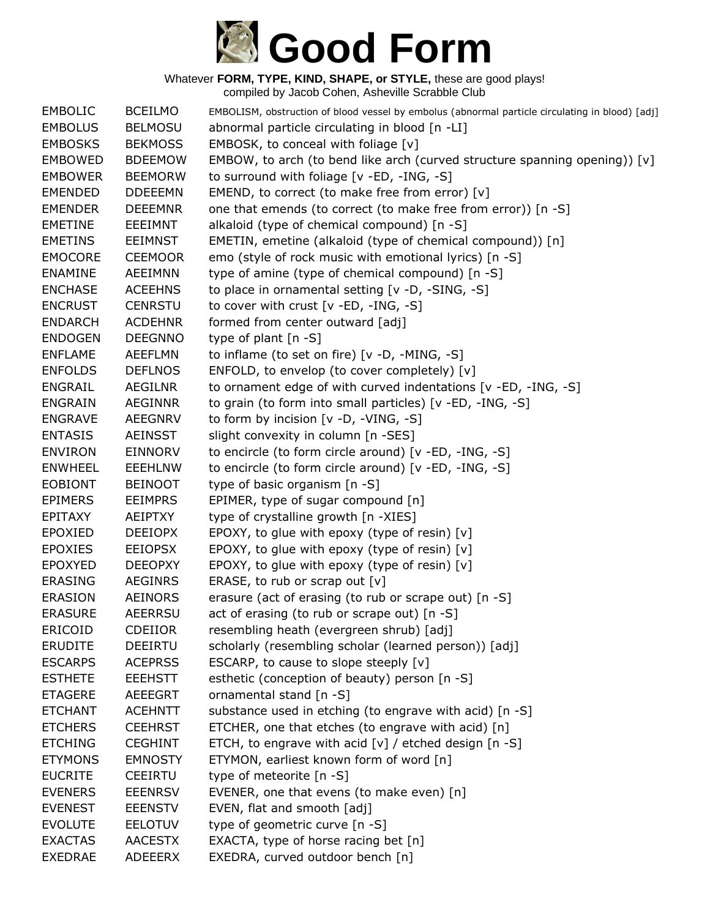# Good Form

Whatever **FORM, TYPE, KIND, SHAPE, or STYLE,** these are good plays!
compiled by Jacob Cohen, Asheville Scrabble Club

| | | |
|---|---|---|
| EMBOLIC | BCEILMO | EMBOLISM, obstruction of blood vessel by embolus (abnormal particle circulating in blood) [adj] |
| EMBOLUS | BELMOSU | abnormal particle circulating in blood [n -LI] |
| EMBOSKS | BEKMOSS | EMBOSK, to conceal with foliage [v] |
| EMBOWED | BDEEMOW | EMBOW, to arch (to bend like arch (curved structure spanning opening)) [v] |
| EMBOWER | BEEMORW | to surround with foliage [v -ED, -ING, -S] |
| EMENDED | DDEEEMN | EMEND, to correct (to make free from error) [v] |
| EMENDER | DEEEMNR | one that emends (to correct (to make free from error)) [n -S] |
| EMETINE | EEEIMNT | alkaloid (type of chemical compound) [n -S] |
| EMETINS | EEIMNST | EMETIN, emetine (alkaloid (type of chemical compound)) [n] |
| EMOCORE | CEEMOOR | emo (style of rock music with emotional lyrics) [n -S] |
| ENAMINE | AEEIMNN | type of amine (type of chemical compound) [n -S] |
| ENCHASE | ACEEHNS | to place in ornamental setting [v -D, -SING, -S] |
| ENCRUST | CENRSTU | to cover with crust [v -ED, -ING, -S] |
| ENDARCH | ACDEHNR | formed from center outward [adj] |
| ENDOGEN | DEEGNNO | type of plant [n -S] |
| ENFLAME | AEEFLMN | to inflame (to set on fire) [v -D, -MING, -S] |
| ENFOLDS | DEFLNOS | ENFOLD, to envelop (to cover completely) [v] |
| ENGRAIL | AEGILNR | to ornament edge of with curved indentations [v -ED, -ING, -S] |
| ENGRAIN | AEGINNR | to grain (to form into small particles) [v -ED, -ING, -S] |
| ENGRAVE | AEEGNRV | to form by incision [v -D, -VING, -S] |
| ENTASIS | AEINSST | slight convexity in column [n -SES] |
| ENVIRON | EINNORV | to encircle (to form circle around) [v -ED, -ING, -S] |
| ENWHEEL | EEEHLNW | to encircle (to form circle around) [v -ED, -ING, -S] |
| EOBIONT | BEINOOT | type of basic organism [n -S] |
| EPIMERS | EEIMPRS | EPIMER, type of sugar compound [n] |
| EPITAXY | AEIPTXY | type of crystalline growth [n -XIES] |
| EPOXIED | DEEIOPX | EPOXY, to glue with epoxy (type of resin) [v] |
| EPOXIES | EEIOPSX | EPOXY, to glue with epoxy (type of resin) [v] |
| EPOXYED | DEEOPXY | EPOXY, to glue with epoxy (type of resin) [v] |
| ERASING | AEGINRS | ERASE, to rub or scrap out [v] |
| ERASION | AEINORS | erasure (act of erasing (to rub or scrape out) [n -S] |
| ERASURE | AEERRSU | act of erasing (to rub or scrape out) [n -S] |
| ERICOID | CDEIIOR | resembling heath (evergreen shrub) [adj] |
| ERUDITE | DEEIRTU | scholarly (resembling scholar (learned person)) [adj] |
| ESCARPS | ACEPRSS | ESCARP, to cause to slope steeply [v] |
| ESTHETE | EEEHSTT | esthetic (conception of beauty) person [n -S] |
| ETAGERE | AEEEGRT | ornamental stand [n -S] |
| ETCHANT | ACEHNTT | substance used in etching (to engrave with acid) [n -S] |
| ETCHERS | CEEHRST | ETCHER, one that etches (to engrave with acid) [n] |
| ETCHING | CEGHINT | ETCH, to engrave with acid [v] / etched design [n -S] |
| ETYMONS | EMNOSTY | ETYMON, earliest known form of word [n] |
| EUCRITE | CEEIRTU | type of meteorite [n -S] |
| EVENERS | EEENRSV | EVENER, one that evens (to make even) [n] |
| EVENEST | EEENSTV | EVEN, flat and smooth [adj] |
| EVOLUTE | EELOTUV | type of geometric curve [n -S] |
| EXACTAS | AACESTX | EXACTA, type of horse racing bet [n] |
| EXEDRAE | ADEEERX | EXEDRA, curved outdoor bench [n] |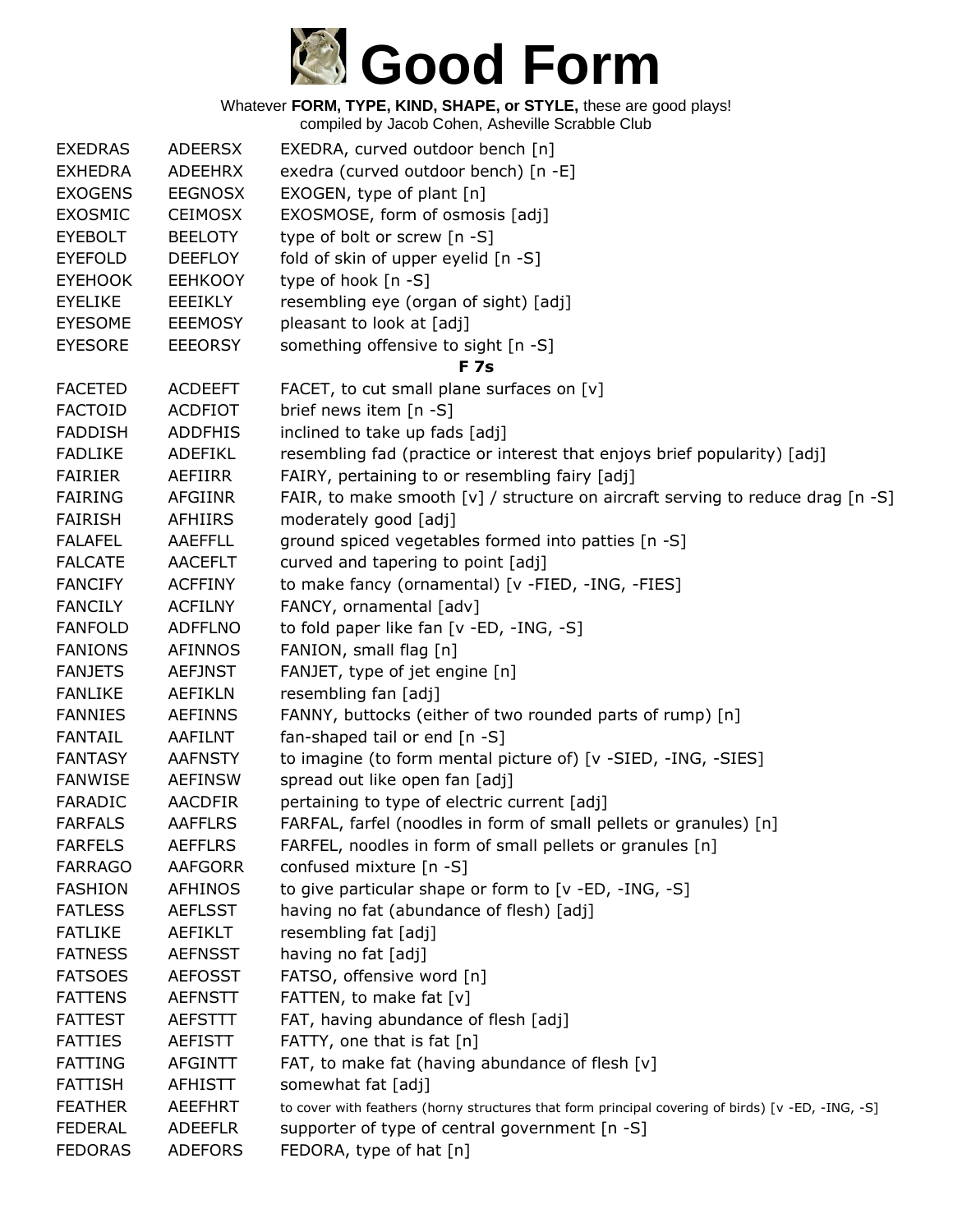# Good Form

Whatever **FORM, TYPE, KIND, SHAPE, or STYLE,** these are good plays!
compiled by Jacob Cohen, Asheville Scrabble Club

| | | |
|---|---|---|
| EXEDRAS | ADEERSX | EXEDRA, curved outdoor bench [n] |
| EXHEDRA | ADEEHRX | exedra (curved outdoor bench) [n -E] |
| EXOGENS | EEGNOSX | EXOGEN, type of plant [n] |
| EXOSMIC | CEIMOSX | EXOSMOSE, form of osmosis [adj] |
| EYEBOLT | BEELOTY | type of bolt or screw [n -S] |
| EYEFOLD | DEEFLOY | fold of skin of upper eyelid [n -S] |
| EYEHOOK | EEHKOOY | type of hook [n -S] |
| EYELIKE | EEEIKLY | resembling eye (organ of sight) [adj] |
| EYESOME | EEEMOSY | pleasant to look at [adj] |
| EYESORE | EEEORSY | something offensive to sight [n -S] |

**F 7s**

| | | |
|---|---|---|
| FACETED | ACDEEFT | FACET, to cut small plane surfaces on [v] |
| FACTOID | ACDFIOT | brief news item [n -S] |
| FADDISH | ADDFHIS | inclined to take up fads [adj] |
| FADLIKE | ADEFIKL | resembling fad (practice or interest that enjoys brief popularity) [adj] |
| FAIRIER | AEFIIRR | FAIRY, pertaining to or resembling fairy [adj] |
| FAIRING | AFGIINR | FAIR, to make smooth [v] / structure on aircraft serving to reduce drag [n -S] |
| FAIRISH | AFHIIRS | moderately good [adj] |
| FALAFEL | AAEFFLL | ground spiced vegetables formed into patties [n -S] |
| FALCATE | AACEFLT | curved and tapering to point [adj] |
| FANCIFY | ACFFINY | to make fancy (ornamental) [v -FIED, -ING, -FIES] |
| FANCILY | ACFILNY | FANCY, ornamental [adv] |
| FANFOLD | ADFFLNO | to fold paper like fan [v -ED, -ING, -S] |
| FANIONS | AFINNOS | FANION, small flag [n] |
| FANJETS | AEFJNST | FANJET, type of jet engine [n] |
| FANLIKE | AEFIKLN | resembling fan [adj] |
| FANNIES | AEFINNS | FANNY, buttocks (either of two rounded parts of rump) [n] |
| FANTAIL | AAFILNT | fan-shaped tail or end [n -S] |
| FANTASY | AAFNSTY | to imagine (to form mental picture of) [v -SIED, -ING, -SIES] |
| FANWISE | AEFINSW | spread out like open fan [adj] |
| FARADIC | AACDFIR | pertaining to type of electric current [adj] |
| FARFALS | AAFFLRS | FARFAL, farfel (noodles in form of small pellets or granules) [n] |
| FARFELS | AEFFLRS | FARFEL, noodles in form of small pellets or granules [n] |
| FARRAGO | AAFGORR | confused mixture [n -S] |
| FASHION | AFHINOS | to give particular shape or form to [v -ED, -ING, -S] |
| FATLESS | AEFLSST | having no fat (abundance of flesh) [adj] |
| FATLIKE | AEFIKLT | resembling fat [adj] |
| FATNESS | AEFNSST | having no fat [adj] |
| FATSOES | AEFOSST | FATSO, offensive word [n] |
| FATTENS | AEFNSTT | FATTEN, to make fat [v] |
| FATTEST | AEFSTTT | FAT, having abundance of flesh [adj] |
| FATTIES | AEFISTT | FATTY, one that is fat [n] |
| FATTING | AFGINTT | FAT, to make fat (having abundance of flesh [v] |
| FATTISH | AFHISTT | somewhat fat [adj] |
| FEATHER | AEEFHRT | to cover with feathers (horny structures that form principal covering of birds) [v -ED, -ING, -S] |
| FEDERAL | ADEEFLR | supporter of type of central government [n -S] |
| FEDORAS | ADEFORS | FEDORA, type of hat [n] |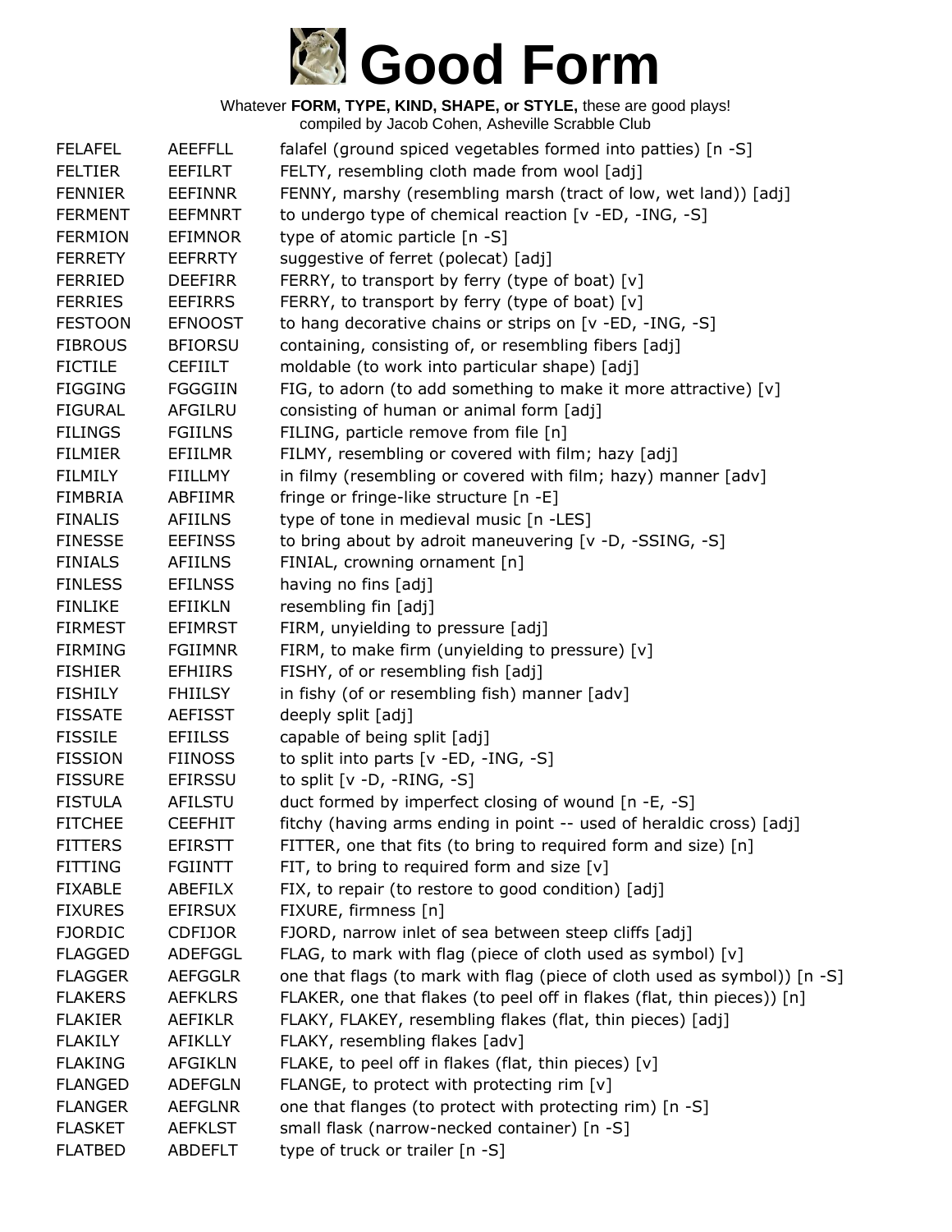# Good Form

Whatever **FORM, TYPE, KIND, SHAPE, or STYLE,** these are good plays!
compiled by Jacob Cohen, Asheville Scrabble Club

| | | |
|---|---|---|
| FELAFEL | AEEFFLL | falafel (ground spiced vegetables formed into patties) [n -S] |
| FELTIER | EEFILRT | FELTY, resembling cloth made from wool [adj] |
| FENNIER | EEFINNR | FENNY, marshy (resembling marsh (tract of low, wet land)) [adj] |
| FERMENT | EEFMNRT | to undergo type of chemical reaction [v -ED, -ING, -S] |
| FERMION | EFIMNOR | type of atomic particle [n -S] |
| FERRETY | EEFRRTY | suggestive of ferret (polecat) [adj] |
| FERRIED | DEEFIRR | FERRY, to transport by ferry (type of boat) [v] |
| FERRIES | EEFIRRS | FERRY, to transport by ferry (type of boat) [v] |
| FESTOON | EFNOOST | to hang decorative chains or strips on [v -ED, -ING, -S] |
| FIBROUS | BFIORSU | containing, consisting of, or resembling fibers [adj] |
| FICTILE | CEFIILT | moldable (to work into particular shape) [adj] |
| FIGGING | FGGGIIN | FIG, to adorn (to add something to make it more attractive) [v] |
| FIGURAL | AFGILRU | consisting of human or animal form [adj] |
| FILINGS | FGIILNS | FILING, particle remove from file [n] |
| FILMIER | EFIILMR | FILMY, resembling or covered with film; hazy [adj] |
| FILMILY | FIILLMY | in filmy (resembling or covered with film; hazy) manner [adv] |
| FIMBRIA | ABFIIMR | fringe or fringe-like structure [n -E] |
| FINALIS | AFIILNS | type of tone in medieval music [n -LES] |
| FINESSE | EEFINSS | to bring about by adroit maneuvering [v -D, -SSING, -S] |
| FINIALS | AFIILNS | FINIAL, crowning ornament [n] |
| FINLESS | EFILNSS | having no fins [adj] |
| FINLIKE | EFIIKLN | resembling fin [adj] |
| FIRMEST | EFIMRST | FIRM, unyielding to pressure [adj] |
| FIRMING | FGIIMNR | FIRM, to make firm (unyielding to pressure) [v] |
| FISHIER | EFHIIRS | FISHY, of or resembling fish [adj] |
| FISHILY | FHIILSY | in fishy (of or resembling fish) manner [adv] |
| FISSATE | AEFISST | deeply split [adj] |
| FISSILE | EFIILSS | capable of being split [adj] |
| FISSION | FIINOSS | to split into parts [v -ED, -ING, -S] |
| FISSURE | EFIRSSU | to split [v -D, -RING, -S] |
| FISTULA | AFILSTU | duct formed by imperfect closing of wound [n -E, -S] |
| FITCHEE | CEEFHIT | fitchy (having arms ending in point -- used of heraldic cross) [adj] |
| FITTERS | EFIRSTT | FITTER, one that fits (to bring to required form and size) [n] |
| FITTING | FGIINTT | FIT, to bring to required form and size [v] |
| FIXABLE | ABEFILX | FIX, to repair (to restore to good condition) [adj] |
| FIXURES | EFIRSUX | FIXURE, firmness [n] |
| FJORDIC | CDFIJOR | FJORD, narrow inlet of sea between steep cliffs [adj] |
| FLAGGED | ADEFGGL | FLAG, to mark with flag (piece of cloth used as symbol) [v] |
| FLAGGER | AEFGGLR | one that flags (to mark with flag (piece of cloth used as symbol)) [n -S] |
| FLAKERS | AEFKLRS | FLAKER, one that flakes (to peel off in flakes (flat, thin pieces)) [n] |
| FLAKIER | AEFIKLR | FLAKY, FLAKEY, resembling flakes (flat, thin pieces) [adj] |
| FLAKILY | AFIKLLY | FLAKY, resembling flakes [adv] |
| FLAKING | AFGIKLN | FLAKE, to peel off in flakes (flat, thin pieces) [v] |
| FLANGED | ADEFGLN | FLANGE, to protect with protecting rim [v] |
| FLANGER | AEFGLNR | one that flanges (to protect with protecting rim) [n -S] |
| FLASKET | AEFKLST | small flask (narrow-necked container) [n -S] |
| FLATBED | ABDEFLT | type of truck or trailer [n -S] |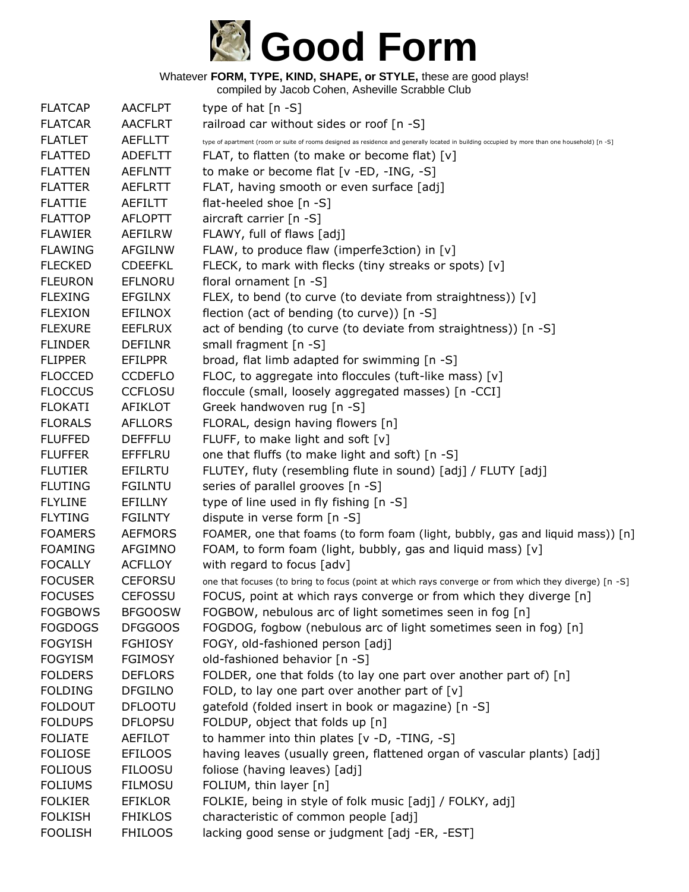# Good Form

Whatever **FORM, TYPE, KIND, SHAPE, or STYLE,** these are good plays!
compiled by Jacob Cohen, Asheville Scrabble Club

| | | |
|---|---|---|
| FLATCAP | AACFLPT | type of hat [n -S] |
| FLATCAR | AACFLRT | railroad car without sides or roof [n -S] |
| FLATLET | AEFLLTT | type of apartment (room or suite of rooms designed as residence and generally located in building occupied by more than one household) [n -S] |
| FLATTED | ADEFLTT | FLAT, to flatten (to make or become flat) [v] |
| FLATTEN | AEFLNTT | to make or become flat [v -ED, -ING, -S] |
| FLATTER | AEFLRTT | FLAT, having smooth or even surface [adj] |
| FLATTIE | AEFILTT | flat-heeled shoe [n -S] |
| FLATTOP | AFLOPTT | aircraft carrier [n -S] |
| FLAWIER | AEFILRW | FLAWY, full of flaws [adj] |
| FLAWING | AFGILNW | FLAW, to produce flaw (imperfe3ction) in [v] |
| FLECKED | CDEEFKL | FLECK, to mark with flecks (tiny streaks or spots) [v] |
| FLEURON | EFLNORU | floral ornament [n -S] |
| FLEXING | EFGILNX | FLEX, to bend (to curve (to deviate from straightness)) [v] |
| FLEXION | EFILNOX | flection (act of bending (to curve)) [n -S] |
| FLEXURE | EEFLRUX | act of bending (to curve (to deviate from straightness)) [n -S] |
| FLINDER | DEFILNR | small fragment [n -S] |
| FLIPPER | EFILPPR | broad, flat limb adapted for swimming [n -S] |
| FLOCCED | CCDEFLO | FLOC, to aggregate into floccules (tuft-like mass) [v] |
| FLOCCUS | CCFLOSU | floccule (small, loosely aggregated masses) [n -CCI] |
| FLOKATI | AFIKLOT | Greek handwoven rug [n -S] |
| FLORALS | AFLLORS | FLORAL, design having flowers [n] |
| FLUFFED | DEFFFLU | FLUFF, to make light and soft [v] |
| FLUFFER | EFFFLRU | one that fluffs (to make light and soft) [n -S] |
| FLUTIER | EFILRTU | FLUTEY, fluty (resembling flute in sound) [adj] / FLUTY [adj] |
| FLUTING | FGILNTU | series of parallel grooves [n -S] |
| FLYLINE | EFILLNY | type of line used in fly fishing [n -S] |
| FLYTING | FGILNTY | dispute in verse form [n -S] |
| FOAMERS | AEFMORS | FOAMER, one that foams (to form foam (light, bubbly, gas and liquid mass)) [n] |
| FOAMING | AFGIMNO | FOAM, to form foam (light, bubbly, gas and liquid mass) [v] |
| FOCALLY | ACFLLOY | with regard to focus [adv] |
| FOCUSER | CEFORSU | one that focuses (to bring to focus (point at which rays converge or from which they diverge) [n -S] |
| FOCUSES | CEFOSSU | FOCUS, point at which rays converge or from which they diverge [n] |
| FOGBOWS | BFGOOSW | FOGBOW, nebulous arc of light sometimes seen in fog [n] |
| FOGDOGS | DFGGOOS | FOGDOG, fogbow (nebulous arc of light sometimes seen in fog) [n] |
| FOGYISH | FGHIOSY | FOGY, old-fashioned person [adj] |
| FOGYISM | FGIMOSY | old-fashioned behavior [n -S] |
| FOLDERS | DEFLORS | FOLDER, one that folds (to lay one part over another part of) [n] |
| FOLDING | DFGILNO | FOLD, to lay one part over another part of [v] |
| FOLDOUT | DFLOOTU | gatefold (folded insert in book or magazine) [n -S] |
| FOLDUPS | DFLOPSU | FOLDUP, object that folds up [n] |
| FOLIATE | AEFILOT | to hammer into thin plates [v -D, -TING, -S] |
| FOLIOSE | EFILOOS | having leaves (usually green, flattened organ of vascular plants) [adj] |
| FOLIOUS | FILOOSU | foliose (having leaves) [adj] |
| FOLIUMS | FILMOSU | FOLIUM, thin layer [n] |
| FOLKIER | EFIKLOR | FOLKIE, being in style of folk music [adj] / FOLKY, adj] |
| FOLKISH | FHIKLOS | characteristic of common people [adj] |
| FOOLISH | FHILOOS | lacking good sense or judgment [adj -ER, -EST] |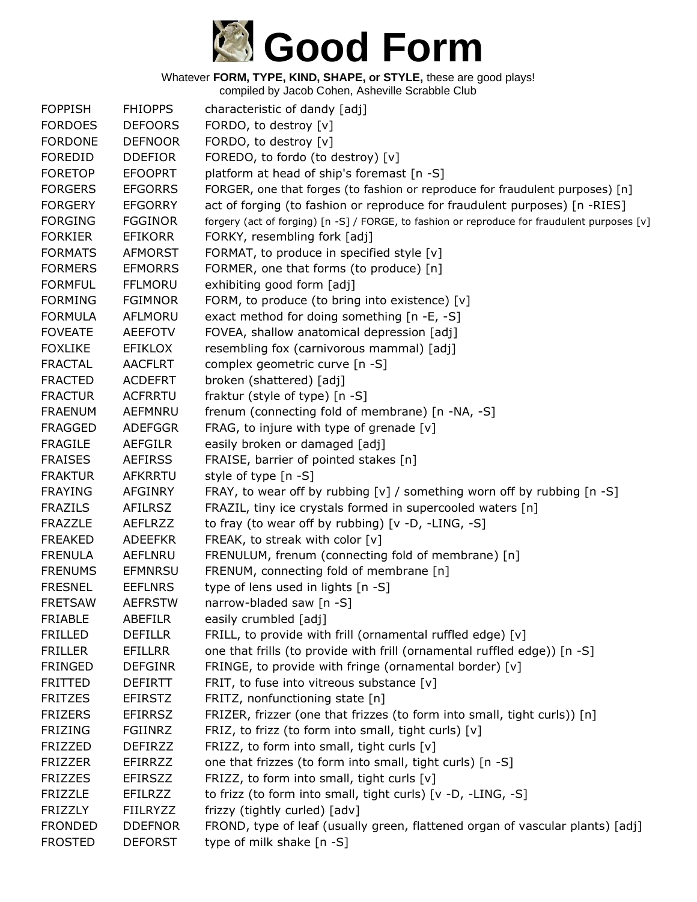# Good Form

Whatever **FORM, TYPE, KIND, SHAPE, or STYLE,** these are good plays!
compiled by Jacob Cohen, Asheville Scrabble Club

| | | |
|---|---|---|
| FOPPISH | FHIOPPS | characteristic of dandy [adj] |
| FORDOES | DEFOORS | FORDO, to destroy [v] |
| FORDONE | DEFNOOR | FORDO, to destroy [v] |
| FOREDID | DDEFIOR | FOREDO, to fordo (to destroy) [v] |
| FORETOP | EFOOPRT | platform at head of ship's foremast [n -S] |
| FORGERS | EFGORRS | FORGER, one that forges (to fashion or reproduce for fraudulent purposes) [n] |
| FORGERY | EFGORRY | act of forging (to fashion or reproduce for fraudulent purposes) [n -RIES] |
| FORGING | FGGINOR | forgery (act of forging) [n -S] / FORGE, to fashion or reproduce for fraudulent purposes [v] |
| FORKIER | EFIKORR | FORKY, resembling fork [adj] |
| FORMATS | AFMORST | FORMAT, to produce in specified style [v] |
| FORMERS | EFMORRS | FORMER, one that forms (to produce) [n] |
| FORMFUL | FFLMORU | exhibiting good form [adj] |
| FORMING | FGIMNOR | FORM, to produce (to bring into existence) [v] |
| FORMULA | AFLMORU | exact method for doing something [n -E, -S] |
| FOVEATE | AEEFOTV | FOVEA, shallow anatomical depression [adj] |
| FOXLIKE | EFIKLOX | resembling fox (carnivorous mammal) [adj] |
| FRACTAL | AACFLRT | complex geometric curve [n -S] |
| FRACTED | ACDEFRT | broken (shattered) [adj] |
| FRACTUR | ACFRRTU | fraktur (style of type) [n -S] |
| FRAENUM | AEFMNRU | frenum (connecting fold of membrane) [n -NA, -S] |
| FRAGGED | ADEFGGR | FRAG, to injure with type of grenade [v] |
| FRAGILE | AEFGILR | easily broken or damaged [adj] |
| FRAISES | AEFIRSS | FRAISE, barrier of pointed stakes [n] |
| FRAKTUR | AFKRRTU | style of type [n -S] |
| FRAYING | AFGINRY | FRAY, to wear off by rubbing [v] / something worn off by rubbing [n -S] |
| FRAZILS | AFILRSZ | FRAZIL, tiny ice crystals formed in supercooled waters [n] |
| FRAZZLE | AEFLRZZ | to fray (to wear off by rubbing) [v -D, -LING, -S] |
| FREAKED | ADEEFKR | FREAK, to streak with color [v] |
| FRENULA | AEFLNRU | FRENULUM, frenum (connecting fold of membrane) [n] |
| FRENUMS | EFMNRSU | FRENUM, connecting fold of membrane [n] |
| FRESNEL | EEFLNRS | type of lens used in lights [n -S] |
| FRETSAW | AEFRSTW | narrow-bladed saw [n -S] |
| FRIABLE | ABEFILR | easily crumbled [adj] |
| FRILLED | DEFILLR | FRILL, to provide with frill (ornamental ruffled edge) [v] |
| FRILLER | EFILLRR | one that frills (to provide with frill (ornamental ruffled edge)) [n -S] |
| FRINGED | DEFGINR | FRINGE, to provide with fringe (ornamental border) [v] |
| FRITTED | DEFIRTT | FRIT, to fuse into vitreous substance [v] |
| FRITZES | EFIRSTZ | FRITZ, nonfunctioning state [n] |
| FRIZERS | EFIRRSZ | FRIZER, frizzer (one that frizzes (to form into small, tight curls)) [n] |
| FRIZING | FGIINRZ | FRIZ, to frizz (to form into small, tight curls) [v] |
| FRIZZED | DEFIRZZ | FRIZZ, to form into small, tight curls [v] |
| FRIZZER | EFIRRZZ | one that frizzes (to form into small, tight curls) [n -S] |
| FRIZZES | EFIRSZZ | FRIZZ, to form into small, tight curls [v] |
| FRIZZLE | EFILRZZ | to frizz (to form into small, tight curls) [v -D, -LING, -S] |
| FRIZZLY | FIILRYZZ | frizzy (tightly curled) [adv] |
| FRONDED | DDEFNOR | FROND, type of leaf (usually green, flattened organ of vascular plants) [adj] |
| FROSTED | DEFORST | type of milk shake [n -S] |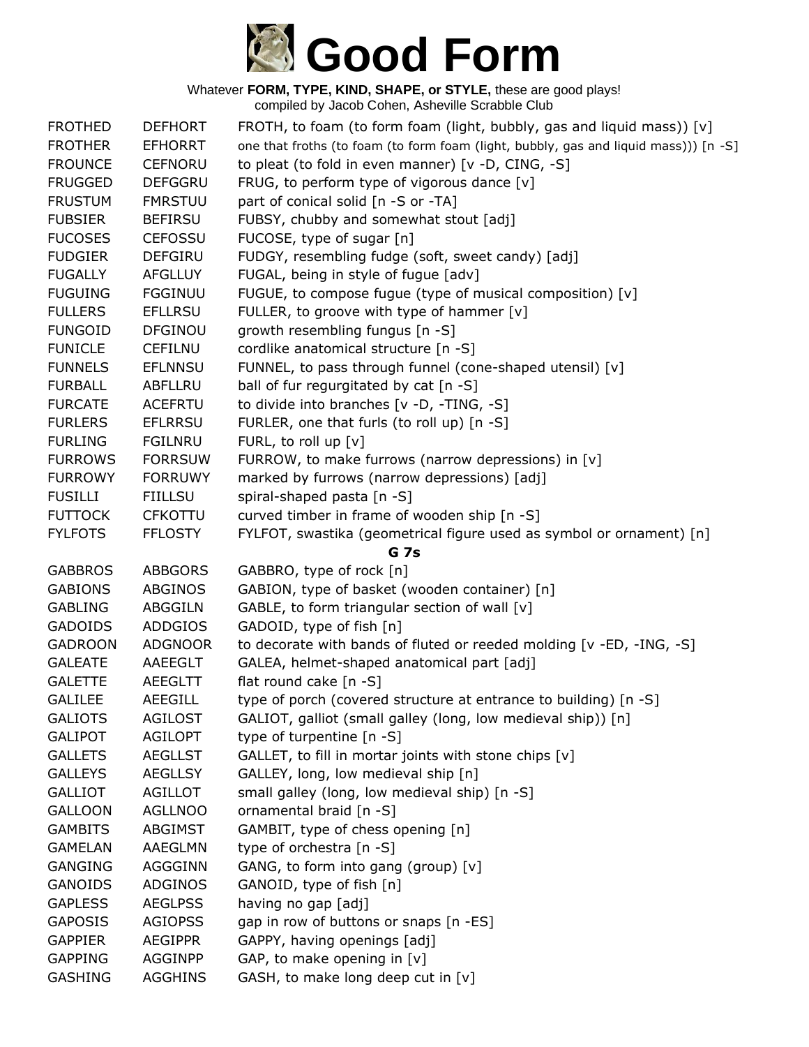# Good Form

Whatever **FORM, TYPE, KIND, SHAPE, or STYLE,** these are good plays!
compiled by Jacob Cohen, Asheville Scrabble Club

| | | |
|---|---|---|
| FROTHED | DEFHORT | FROTH, to foam (to form foam (light, bubbly, gas and liquid mass)) [v] |
| FROTHER | EFHORRT | one that froths (to foam (to form foam (light, bubbly, gas and liquid mass))) [n -S] |
| FROUNCE | CEFNORU | to pleat (to fold in even manner) [v -D, CING, -S] |
| FRUGGED | DEFGGRU | FRUG, to perform type of vigorous dance [v] |
| FRUSTUM | FMRSTUU | part of conical solid [n -S or -TA] |
| FUBSIER | BEFIRSU | FUBSY, chubby and somewhat stout [adj] |
| FUCOSES | CEFOSSU | FUCOSE, type of sugar [n] |
| FUDGIER | DEFGIRU | FUDGY, resembling fudge (soft, sweet candy) [adj] |
| FUGALLY | AFGLLUY | FUGAL, being in style of fugue [adv] |
| FUGUING | FGGINUU | FUGUE, to compose fugue (type of musical composition) [v] |
| FULLERS | EFLLRSU | FULLER, to groove with type of hammer [v] |
| FUNGOID | DFGINOU | growth resembling fungus [n -S] |
| FUNICLE | CEFILNU | cordlike anatomical structure [n -S] |
| FUNNELS | EFLNNSU | FUNNEL, to pass through funnel (cone-shaped utensil) [v] |
| FURBALL | ABFLLRU | ball of fur regurgitated by cat [n -S] |
| FURCATE | ACEFRTU | to divide into branches [v -D, -TING, -S] |
| FURLERS | EFLRRSU | FURLER, one that furls (to roll up) [n -S] |
| FURLING | FGILNRU | FURL, to roll up [v] |
| FURROWS | FORRSUW | FURROW, to make furrows (narrow depressions) in [v] |
| FURROWY | FORRUWY | marked by furrows (narrow depressions) [adj] |
| FUSILLI | FIILLSU | spiral-shaped pasta [n -S] |
| FUTTOCK | CFKOTTU | curved timber in frame of wooden ship [n -S] |
| FYLFOTS | FFLOSTY | FYLFOT, swastika (geometrical figure used as symbol or ornament) [n] |

**G 7s**

| | | |
|---|---|---|
| GABBROS | ABBGORS | GABBRO, type of rock [n] |
| GABIONS | ABGINOS | GABION, type of basket (wooden container) [n] |
| GABLING | ABGGILN | GABLE, to form triangular section of wall [v] |
| GADOIDS | ADDGIOS | GADOID, type of fish [n] |
| GADROON | ADGNOOR | to decorate with bands of fluted or reeded molding [v -ED, -ING, -S] |
| GALEATE | AAEEGLT | GALEA, helmet-shaped anatomical part [adj] |
| GALETTE | AEEGLTT | flat round cake [n -S] |
| GALILEE | AEEGILL | type of porch (covered structure at entrance to building) [n -S] |
| GALIOTS | AGILOST | GALIOT, galliot (small galley (long, low medieval ship)) [n] |
| GALIPOT | AGILOPT | type of turpentine [n -S] |
| GALLETS | AEGLLST | GALLET, to fill in mortar joints with stone chips [v] |
| GALLEYS | AEGLLSY | GALLEY, long, low medieval ship [n] |
| GALLIOT | AGILLOT | small galley (long, low medieval ship) [n -S] |
| GALLOON | AGLLNOO | ornamental braid [n -S] |
| GAMBITS | ABGIMST | GAMBIT, type of chess opening [n] |
| GAMELAN | AAEGLMN | type of orchestra [n -S] |
| GANGING | AGGGINN | GANG, to form into gang (group) [v] |
| GANOIDS | ADGINOS | GANOID, type of fish [n] |
| GAPLESS | AEGLPSS | having no gap [adj] |
| GAPOSIS | AGIOPSS | gap in row of buttons or snaps [n -ES] |
| GAPPIER | AEGIPPR | GAPPY, having openings [adj] |
| GAPPING | AGGINPP | GAP, to make opening in [v] |
| GASHING | AGGHINS | GASH, to make long deep cut in [v] |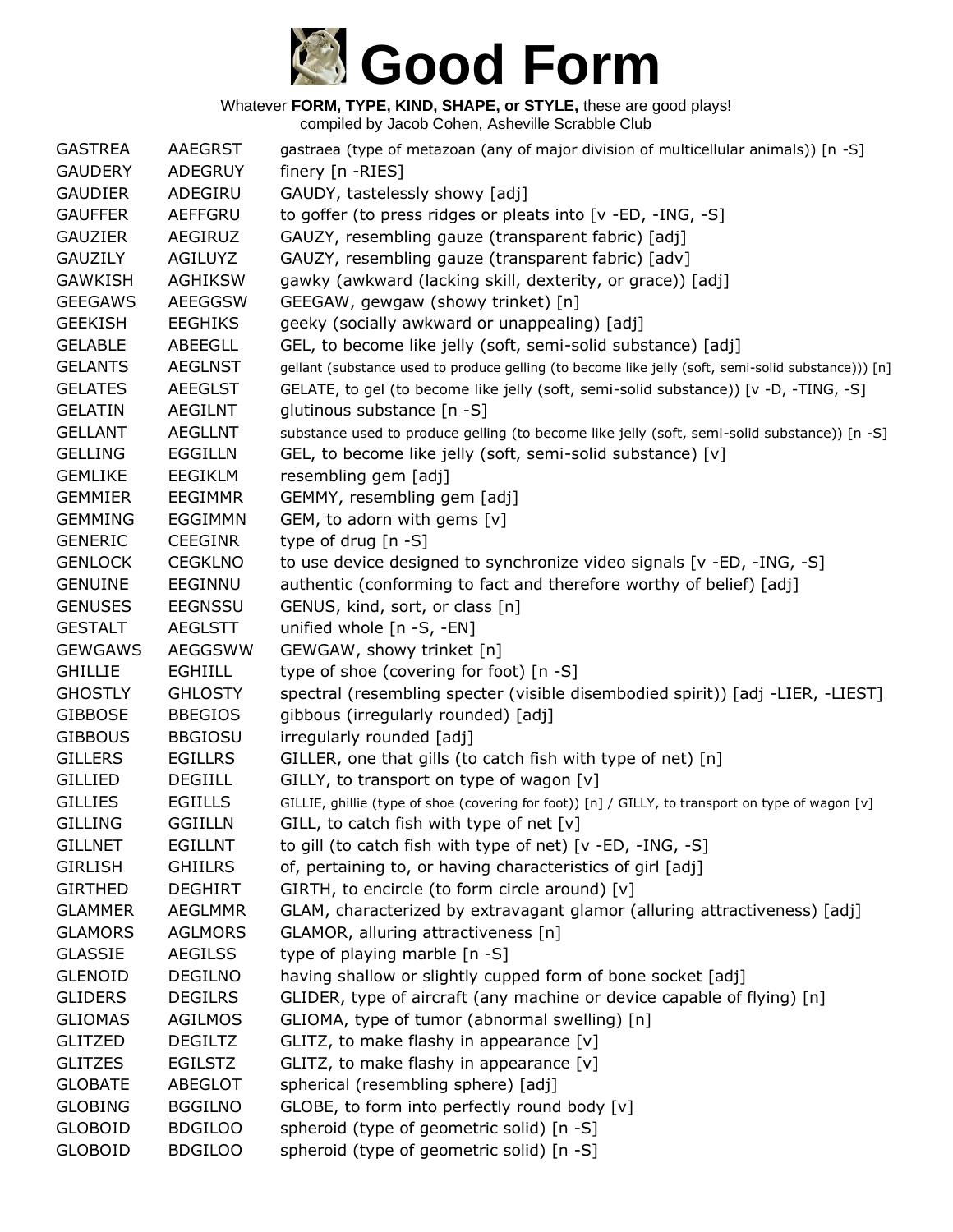# Good Form

Whatever **FORM, TYPE, KIND, SHAPE, or STYLE,** these are good plays!
compiled by Jacob Cohen, Asheville Scrabble Club

| | | |
|---|---|---|
| GASTREA | AAEGRST | gastraea (type of metazoan (any of major division of multicellular animals)) [n -S] |
| GAUDERY | ADEGRUY | finery [n -RIES] |
| GAUDIER | ADEGIRU | GAUDY, tastelessly showy [adj] |
| GAUFFER | AEFFGRU | to goffer (to press ridges or pleats into [v -ED, -ING, -S] |
| GAUZIER | AEGIRUZ | GAUZY, resembling gauze (transparent fabric) [adj] |
| GAUZILY | AGILUYZ | GAUZY, resembling gauze (transparent fabric) [adv] |
| GAWKISH | AGHIKSW | gawky (awkward (lacking skill, dexterity, or grace)) [adj] |
| GEEGAWS | AEEGGSW | GEEGAW, gewgaw (showy trinket) [n] |
| GEEKISH | EEGHIKS | geeky (socially awkward or unappealing) [adj] |
| GELABLE | ABEEGLL | GEL, to become like jelly (soft, semi-solid substance) [adj] |
| GELANTS | AEGLNST | gellant (substance used to produce gelling (to become like jelly (soft, semi-solid substance))) [n] |
| GELATES | AEEGLST | GELATE, to gel (to become like jelly (soft, semi-solid substance)) [v -D, -TING, -S] |
| GELATIN | AEGILNT | glutinous substance [n -S] |
| GELLANT | AEGLLNT | substance used to produce gelling (to become like jelly (soft, semi-solid substance)) [n -S] |
| GELLING | EGGILLN | GEL, to become like jelly (soft, semi-solid substance) [v] |
| GEMLIKE | EEGIKLM | resembling gem [adj] |
| GEMMIER | EEGIMMR | GEMMY, resembling gem [adj] |
| GEMMING | EGGIMMN | GEM, to adorn with gems [v] |
| GENERIC | CEEGINR | type of drug [n -S] |
| GENLOCK | CEGKLNO | to use device designed to synchronize video signals [v -ED, -ING, -S] |
| GENUINE | EEGINNU | authentic (conforming to fact and therefore worthy of belief) [adj] |
| GENUSES | EEGNSSU | GENUS, kind, sort, or class [n] |
| GESTALT | AEGLSTT | unified whole [n -S, -EN] |
| GEWGAWS | AEGGSWW | GEWGAW, showy trinket [n] |
| GHILLIE | EGHIILL | type of shoe (covering for foot) [n -S] |
| GHOSTLY | GHLOSTY | spectral (resembling specter (visible disembodied spirit)) [adj -LIER, -LIEST] |
| GIBBOSE | BBEGIOS | gibbous (irregularly rounded) [adj] |
| GIBBOUS | BBGIOSU | irregularly rounded [adj] |
| GILLERS | EGILLRS | GILLER, one that gills (to catch fish with type of net) [n] |
| GILLIED | DEGIILL | GILLY, to transport on type of wagon [v] |
| GILLIES | EGIILLS | GILLIE, ghillie (type of shoe (covering for foot)) [n] / GILLY, to transport on type of wagon [v] |
| GILLING | GGIILLN | GILL, to catch fish with type of net [v] |
| GILLNET | EGILLNT | to gill (to catch fish with type of net) [v -ED, -ING, -S] |
| GIRLISH | GHIILRS | of, pertaining to, or having characteristics of girl [adj] |
| GIRTHED | DEGHIRT | GIRTH, to encircle (to form circle around) [v] |
| GLAMMER | AEGLMMR | GLAM, characterized by extravagant glamor (alluring attractiveness) [adj] |
| GLAMORS | AGLMORS | GLAMOR, alluring attractiveness [n] |
| GLASSIE | AEGILSS | type of playing marble [n -S] |
| GLENOID | DEGILNO | having shallow or slightly cupped form of bone socket [adj] |
| GLIDERS | DEGILRS | GLIDER, type of aircraft (any machine or device capable of flying) [n] |
| GLIOMAS | AGILMOS | GLIOMA, type of tumor (abnormal swelling) [n] |
| GLITZED | DEGILTZ | GLITZ, to make flashy in appearance [v] |
| GLITZES | EGILSTZ | GLITZ, to make flashy in appearance [v] |
| GLOBATE | ABEGLOT | spherical (resembling sphere) [adj] |
| GLOBING | BGGILNO | GLOBE, to form into perfectly round body [v] |
| GLOBOID | BDGILOO | spheroid (type of geometric solid) [n -S] |
| GLOBOID | BDGILOO | spheroid (type of geometric solid) [n -S] |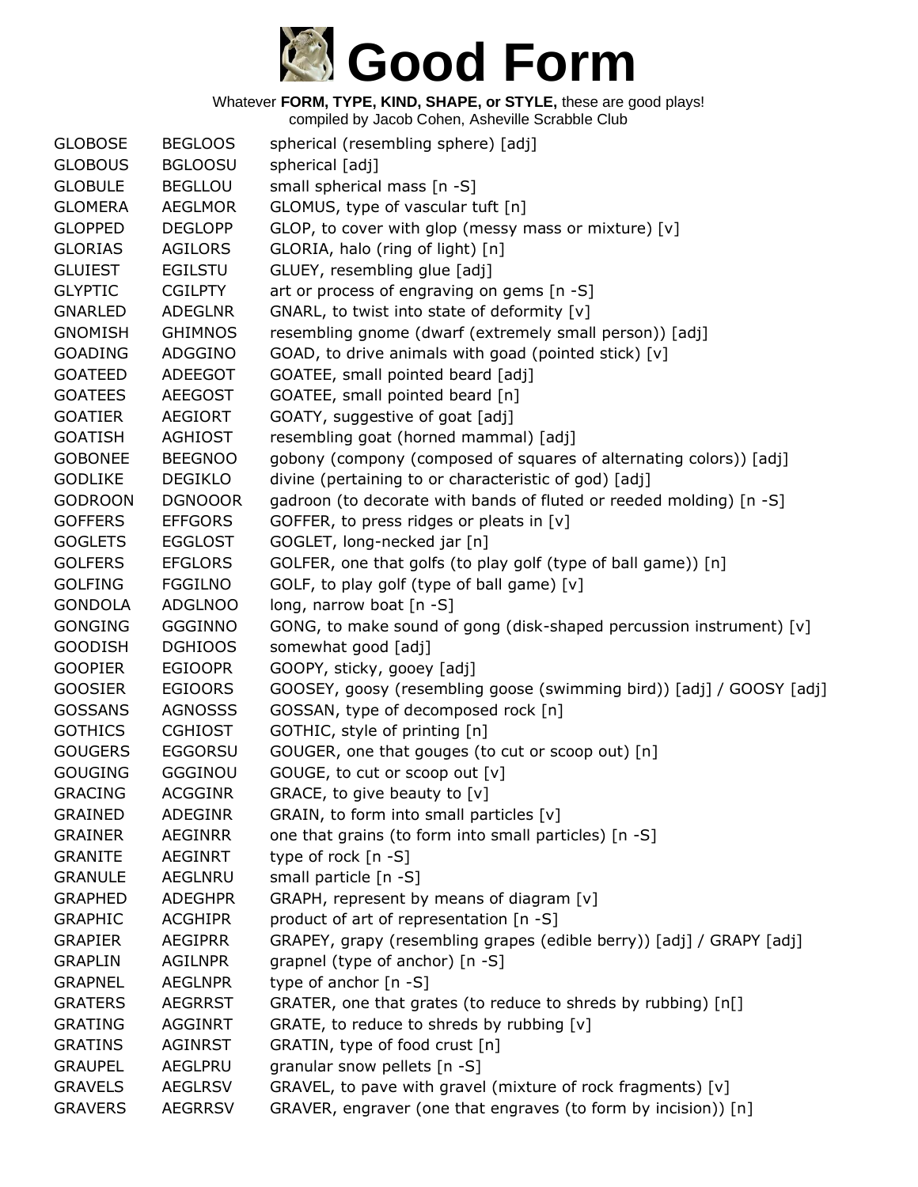# Good Form

Whatever **FORM, TYPE, KIND, SHAPE, or STYLE,** these are good plays!
compiled by Jacob Cohen, Asheville Scrabble Club

| | | |
|---|---|---|
| GLOBOSE | BEGLOOS | spherical (resembling sphere) [adj] |
| GLOBOUS | BGLOOSU | spherical [adj] |
| GLOBULE | BEGLLOU | small spherical mass [n -S] |
| GLOMERA | AEGLMOR | GLOMUS, type of vascular tuft [n] |
| GLOPPED | DEGLOPP | GLOP, to cover with glop (messy mass or mixture) [v] |
| GLORIAS | AGILORS | GLORIA, halo (ring of light) [n] |
| GLUIEST | EGILSTU | GLUEY, resembling glue [adj] |
| GLYPTIC | CGILPTY | art or process of engraving on gems [n -S] |
| GNARLED | ADEGLNR | GNARL, to twist into state of deformity [v] |
| GNOMISH | GHIMNOS | resembling gnome (dwarf (extremely small person)) [adj] |
| GOADING | ADGGINO | GOAD, to drive animals with goad (pointed stick) [v] |
| GOATEED | ADEEGOT | GOATEE, small pointed beard [adj] |
| GOATEES | AEEGOST | GOATEE, small pointed beard [n] |
| GOATIER | AEGIORT | GOATY, suggestive of goat [adj] |
| GOATISH | AGHIOST | resembling goat (horned mammal) [adj] |
| GOBONEE | BEEGNOO | gobony (compony (composed of squares of alternating colors)) [adj] |
| GODLIKE | DEGIKLO | divine (pertaining to or characteristic of god) [adj] |
| GODROON | DGNOOOR | gadroon (to decorate with bands of fluted or reeded molding) [n -S] |
| GOFFERS | EFFGORS | GOFFER, to press ridges or pleats in [v] |
| GOGLETS | EGGLOST | GOGLET, long-necked jar [n] |
| GOLFERS | EFGLORS | GOLFER, one that golfs (to play golf (type of ball game)) [n] |
| GOLFING | FGGILNO | GOLF, to play golf (type of ball game) [v] |
| GONDOLA | ADGLNOO | long, narrow boat [n -S] |
| GONGING | GGGINNO | GONG, to make sound of gong (disk-shaped percussion instrument) [v] |
| GOODISH | DGHIOOS | somewhat good [adj] |
| GOOPIER | EGIOOPR | GOOPY, sticky, gooey [adj] |
| GOOSIER | EGIOORS | GOOSEY, goosy (resembling goose (swimming bird)) [adj] / GOOSY [adj] |
| GOSSANS | AGNOSSS | GOSSAN, type of decomposed rock [n] |
| GOTHICS | CGHIOST | GOTHIC, style of printing [n] |
| GOUGERS | EGGORSU | GOUGER, one that gouges (to cut or scoop out) [n] |
| GOUGING | GGGINOU | GOUGE, to cut or scoop out [v] |
| GRACING | ACGGINR | GRACE, to give beauty to [v] |
| GRAINED | ADEGINR | GRAIN, to form into small particles [v] |
| GRAINER | AEGINRR | one that grains (to form into small particles) [n -S] |
| GRANITE | AEGINRT | type of rock [n -S] |
| GRANULE | AEGLNRU | small particle [n -S] |
| GRAPHED | ADEGHPR | GRAPH, represent by means of diagram [v] |
| GRAPHIC | ACGHIPR | product of art of representation [n -S] |
| GRAPIER | AEGIPRR | GRAPEY, grapy (resembling grapes (edible berry)) [adj] / GRAPY [adj] |
| GRAPLIN | AGILNPR | grapnel (type of anchor) [n -S] |
| GRAPNEL | AEGLNPR | type of anchor [n -S] |
| GRATERS | AEGRRST | GRATER, one that grates (to reduce to shreds by rubbing) [n[] |
| GRATING | AGGINRT | GRATE, to reduce to shreds by rubbing [v] |
| GRATINS | AGINRST | GRATIN, type of food crust [n] |
| GRAUPEL | AEGLPRU | granular snow pellets [n -S] |
| GRAVELS | AEGLRSV | GRAVEL, to pave with gravel (mixture of rock fragments) [v] |
| GRAVERS | AEGRRSV | GRAVER, engraver (one that engraves (to form by incision)) [n] |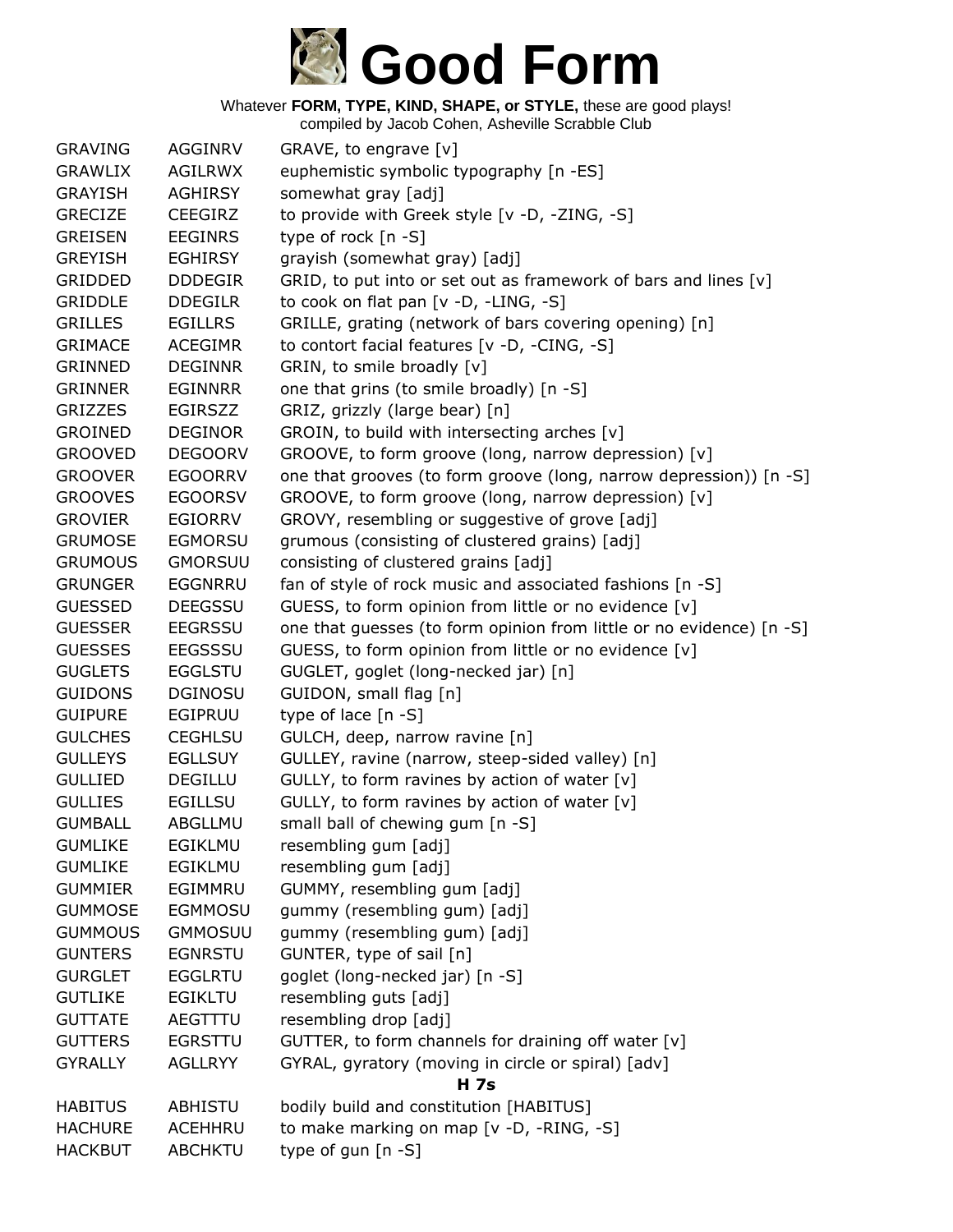# Good Form

Whatever **FORM, TYPE, KIND, SHAPE, or STYLE,** these are good plays!
compiled by Jacob Cohen, Asheville Scrabble Club

| | | |
|---|---|---|
| GRAVING | AGGINRV | GRAVE, to engrave [v] |
| GRAWLIX | AGILRWX | euphemistic symbolic typography [n -ES] |
| GRAYISH | AGHIRSY | somewhat gray [adj] |
| GRECIZE | CEEGIRZ | to provide with Greek style [v -D, -ZING, -S] |
| GREISEN | EEGINRS | type of rock [n -S] |
| GREYISH | EGHIRSY | grayish (somewhat gray) [adj] |
| GRIDDED | DDDEGIR | GRID, to put into or set out as framework of bars and lines [v] |
| GRIDDLE | DDEGILR | to cook on flat pan [v -D, -LING, -S] |
| GRILLES | EGILLRS | GRILLE, grating (network of bars covering opening) [n] |
| GRIMACE | ACEGIMR | to contort facial features [v -D, -CING, -S] |
| GRINNED | DEGINNR | GRIN, to smile broadly [v] |
| GRINNER | EGINNRR | one that grins (to smile broadly) [n -S] |
| GRIZZES | EGIRSZZ | GRIZ, grizzly (large bear) [n] |
| GROINED | DEGINOR | GROIN, to build with intersecting arches [v] |
| GROOVED | DEGOORV | GROOVE, to form groove (long, narrow depression) [v] |
| GROOVER | EGOORRV | one that grooves (to form groove (long, narrow depression)) [n -S] |
| GROOVES | EGOORSV | GROOVE, to form groove (long, narrow depression) [v] |
| GROVIER | EGIORRV | GROVY, resembling or suggestive of grove [adj] |
| GRUMOSE | EGMORSU | grumous (consisting of clustered grains) [adj] |
| GRUMOUS | GMORSUU | consisting of clustered grains [adj] |
| GRUNGER | EGGNRRU | fan of style of rock music and associated fashions [n -S] |
| GUESSED | DEEGSSU | GUESS, to form opinion from little or no evidence [v] |
| GUESSER | EEGRSSU | one that guesses (to form opinion from little or no evidence) [n -S] |
| GUESSES | EEGSSSU | GUESS, to form opinion from little or no evidence [v] |
| GUGLETS | EGGLSTU | GUGLET, goglet (long-necked jar) [n] |
| GUIDONS | DGINOSU | GUIDON, small flag [n] |
| GUIPURE | EGIPRUU | type of lace [n -S] |
| GULCHES | CEGHLSU | GULCH, deep, narrow ravine [n] |
| GULLEYS | EGLLSUY | GULLEY, ravine (narrow, steep-sided valley) [n] |
| GULLIED | DEGILLU | GULLY, to form ravines by action of water [v] |
| GULLIES | EGILLSU | GULLY, to form ravines by action of water [v] |
| GUMBALL | ABGLLMU | small ball of chewing gum [n -S] |
| GUMLIKE | EGIKLMU | resembling gum [adj] |
| GUMLIKE | EGIKLMU | resembling gum [adj] |
| GUMMIER | EGIMMRU | GUMMY, resembling gum [adj] |
| GUMMOSE | EGMMOSU | gummy (resembling gum) [adj] |
| GUMMOUS | GMMOSUU | gummy (resembling gum) [adj] |
| GUNTERS | EGNRSTU | GUNTER, type of sail [n] |
| GURGLET | EGGLRTU | goglet (long-necked jar) [n -S] |
| GUTLIKE | EGIKLTU | resembling guts [adj] |
| GUTTATE | AEGTTTU | resembling drop [adj] |
| GUTTERS | EGRSTTU | GUTTER, to form channels for draining off water [v] |
| GYRALLY | AGLLRYY | GYRAL, gyratory (moving in circle or spiral) [adv] |

**H 7s**

| | | |
|---|---|---|
| HABITUS | ABHISTU | bodily build and constitution [HABITUS] |
| HACHURE | ACEHHRU | to make marking on map [v -D, -RING, -S] |
| HACKBUT | ABCHKTU | type of gun [n -S] |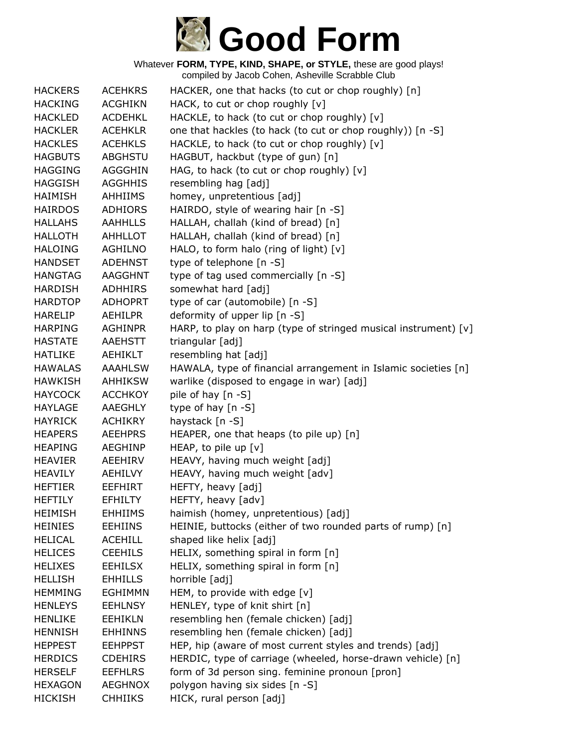# Good Form

Whatever **FORM, TYPE, KIND, SHAPE, or STYLE,** these are good plays!
compiled by Jacob Cohen, Asheville Scrabble Club

| | | |
|---|---|---|
| HACKERS | ACEHKRS | HACKER, one that hacks (to cut or chop roughly) [n] |
| HACKING | ACGHIKN | HACK, to cut or chop roughly [v] |
| HACKLED | ACDEHKL | HACKLE, to hack (to cut or chop roughly) [v] |
| HACKLER | ACEHKLR | one that hackles (to hack (to cut or chop roughly)) [n -S] |
| HACKLES | ACEHKLS | HACKLE, to hack (to cut or chop roughly) [v] |
| HAGBUTS | ABGHSTU | HAGBUT, hackbut (type of gun) [n] |
| HAGGING | AGGGHIN | HAG, to hack (to cut or chop roughly) [v] |
| HAGGISH | AGGHHIS | resembling hag [adj] |
| HAIMISH | AHHIIMS | homey, unpretentious [adj] |
| HAIRDOS | ADHIORS | HAIRDO, style of wearing hair [n -S] |
| HALLAHS | AAHHLLS | HALLAH, challah (kind of bread) [n] |
| HALLOTH | AHHLLOT | HALLAH, challah (kind of bread) [n] |
| HALOING | AGHILNO | HALO, to form halo (ring of light) [v] |
| HANDSET | ADEHNST | type of telephone [n -S] |
| HANGTAG | AAGGHNT | type of tag used commercially [n -S] |
| HARDISH | ADHHIRS | somewhat hard [adj] |
| HARDTOP | ADHOPRT | type of car (automobile) [n -S] |
| HARELIP | AEHILPR | deformity of upper lip [n -S] |
| HARPING | AGHINPR | HARP, to play on harp (type of stringed musical instrument) [v] |
| HASTATE | AAEHSTT | triangular [adj] |
| HATLIKE | AEHIKLT | resembling hat [adj] |
| HAWALAS | AAAHLSW | HAWALA, type of financial arrangement in Islamic societies [n] |
| HAWKISH | AHHIKSW | warlike (disposed to engage in war) [adj] |
| HAYCOCK | ACCHKOY | pile of hay [n -S] |
| HAYLAGE | AAEGHLY | type of hay [n -S] |
| HAYRICK | ACHIKRY | haystack [n -S] |
| HEAPERS | AEEHPRS | HEAPER, one that heaps (to pile up) [n] |
| HEAPING | AEGHINP | HEAP, to pile up [v] |
| HEAVIER | AEEHIRV | HEAVY, having much weight [adj] |
| HEAVILY | AEHILVY | HEAVY, having much weight [adv] |
| HEFTIER | EEFHIRT | HEFTY, heavy [adj] |
| HEFTILY | EFHILTY | HEFTY, heavy [adv] |
| HEIMISH | EHHIIMS | haimish (homey, unpretentious) [adj] |
| HEINIES | EEHIINS | HEINIE, buttocks (either of two rounded parts of rump) [n] |
| HELICAL | ACEHILL | shaped like helix [adj] |
| HELICES | CEEHILS | HELIX, something spiral in form [n] |
| HELIXES | EEHILSX | HELIX, something spiral in form [n] |
| HELLISH | EHHILLS | horrible [adj] |
| HEMMING | EGHIMMN | HEM, to provide with edge [v] |
| HENLEYS | EEHLNSY | HENLEY, type of knit shirt [n] |
| HENLIKE | EEHIKLN | resembling hen (female chicken) [adj] |
| HENNISH | EHHINNS | resembling hen (female chicken) [adj] |
| HEPPEST | EEHPPST | HEP, hip (aware of most current styles and trends) [adj] |
| HERDICS | CDEHIRS | HERDIC, type of carriage (wheeled, horse-drawn vehicle) [n] |
| HERSELF | EEFHLRS | form of 3d person sing. feminine pronoun [pron] |
| HEXAGON | AEGHNOX | polygon having six sides [n -S] |
| HICKISH | CHHIIKS | HICK, rural person [adj] |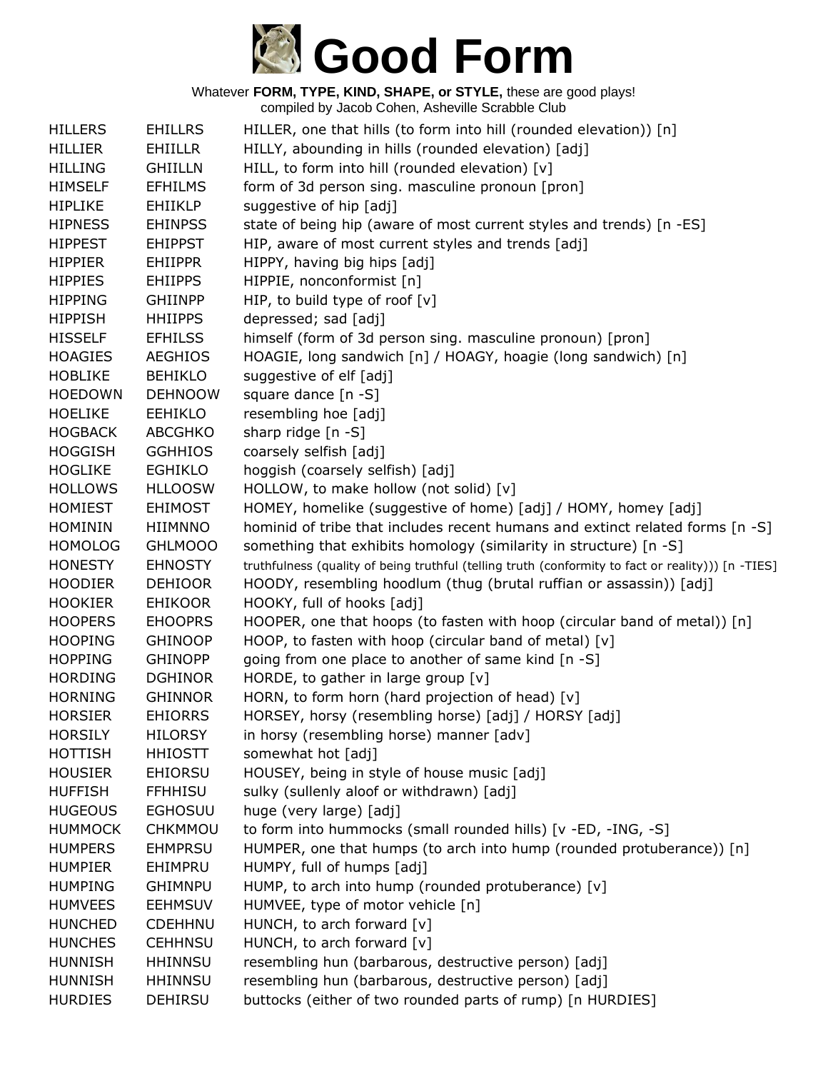# Good Form

Whatever **FORM, TYPE, KIND, SHAPE, or STYLE,** these are good plays!
compiled by Jacob Cohen, Asheville Scrabble Club

| | | |
|---|---|---|
| HILLERS | EHILLRS | HILLER, one that hills (to form into hill (rounded elevation)) [n] |
| HILLIER | EHIILLR | HILLY, abounding in hills (rounded elevation) [adj] |
| HILLING | GHIILLN | HILL, to form into hill (rounded elevation) [v] |
| HIMSELF | EFHILMS | form of 3d person sing. masculine pronoun [pron] |
| HIPLIKE | EHIIKLP | suggestive of hip [adj] |
| HIPNESS | EHINPSS | state of being hip (aware of most current styles and trends) [n -ES] |
| HIPPEST | EHIPPST | HIP, aware of most current styles and trends [adj] |
| HIPPIER | EHIIPPR | HIPPY, having big hips [adj] |
| HIPPIES | EHIIPPS | HIPPIE, nonconformist [n] |
| HIPPING | GHIINPP | HIP, to build type of roof [v] |
| HIPPISH | HHIIPPS | depressed; sad [adj] |
| HISSELF | EFHILSS | himself (form of 3d person sing. masculine pronoun) [pron] |
| HOAGIES | AEGHIOS | HOAGIE, long sandwich [n] / HOAGY, hoagie (long sandwich) [n] |
| HOBLIKE | BEHIKLO | suggestive of elf [adj] |
| HOEDOWN | DEHNOOW | square dance [n -S] |
| HOELIKE | EEHIKLO | resembling hoe [adj] |
| HOGBACK | ABCGHKO | sharp ridge [n -S] |
| HOGGISH | GGHHIOS | coarsely selfish [adj] |
| HOGLIKE | EGHIKLO | hoggish (coarsely selfish) [adj] |
| HOLLOWS | HLLOOSW | HOLLOW, to make hollow (not solid) [v] |
| HOMIEST | EHIMOST | HOMEY, homelike (suggestive of home) [adj] / HOMY, homey [adj] |
| HOMININ | HIIMNNO | hominid of tribe that includes recent humans and extinct related forms [n -S] |
| HOMOLOG | GHLMOOO | something that exhibits homology (similarity in structure) [n -S] |
| HONESTY | EHNOSTY | truthfulness (quality of being truthful (telling truth (conformity to fact or reality))) [n -TIES] |
| HOODIER | DEHIOOR | HOODY, resembling hoodlum (thug (brutal ruffian or assassin)) [adj] |
| HOOKIER | EHIKOOR | HOOKY, full of hooks [adj] |
| HOOPERS | EHOOPRS | HOOPER, one that hoops (to fasten with hoop (circular band of metal)) [n] |
| HOOPING | GHINOOP | HOOP, to fasten with hoop (circular band of metal) [v] |
| HOPPING | GHINOPP | going from one place to another of same kind [n -S] |
| HORDING | DGHINOR | HORDE, to gather in large group [v] |
| HORNING | GHINNOR | HORN, to form horn (hard projection of head) [v] |
| HORSIER | EHIORRS | HORSEY, horsy (resembling horse) [adj] / HORSY [adj] |
| HORSILY | HILORSY | in horsy (resembling horse) manner [adv] |
| HOTTISH | HHIOSTT | somewhat hot [adj] |
| HOUSIER | EHIORSU | HOUSEY, being in style of house music [adj] |
| HUFFISH | FFHHISU | sulky (sullenly aloof or withdrawn) [adj] |
| HUGEOUS | EGHOSUU | huge (very large) [adj] |
| HUMMOCK | CHKMMOU | to form into hummocks (small rounded hills) [v -ED, -ING, -S] |
| HUMPERS | EHMPRSU | HUMPER, one that humps (to arch into hump (rounded protuberance)) [n] |
| HUMPIER | EHIMPRU | HUMPY, full of humps [adj] |
| HUMPING | GHIMNPU | HUMP, to arch into hump (rounded protuberance) [v] |
| HUMVEES | EEHMSUV | HUMVEE, type of motor vehicle [n] |
| HUNCHED | CDEHHNU | HUNCH, to arch forward [v] |
| HUNCHES | CEHHNSU | HUNCH, to arch forward [v] |
| HUNNISH | HHINNSU | resembling hun (barbarous, destructive person) [adj] |
| HUNNISH | HHINNSU | resembling hun (barbarous, destructive person) [adj] |
| HURDIES | DEHIRSU | buttocks (either of two rounded parts of rump) [n HURDIES] |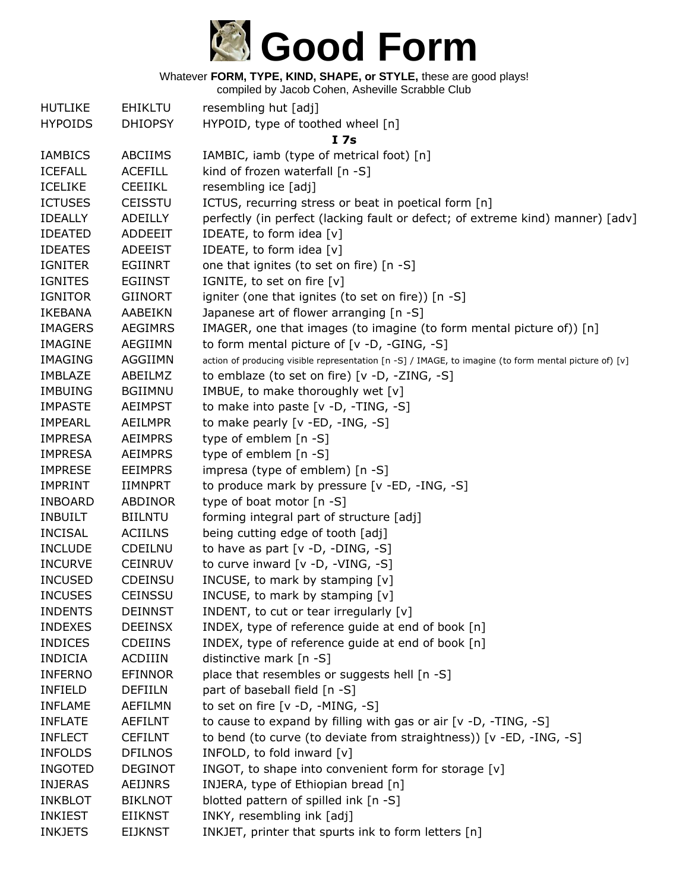# Good Form

Whatever **FORM, TYPE, KIND, SHAPE, or STYLE,** these are good plays!
compiled by Jacob Cohen, Asheville Scrabble Club

| | | |
|---|---|---|
| HUTLIKE | EHIKLTU | resembling hut [adj] |
| HYPOIDS | DHIOPSY | HYPOID, type of toothed wheel [n] |
| | | **I 7s** |
| IAMBICS | ABCIIMS | IAMBIC, iamb (type of metrical foot) [n] |
| ICEFALL | ACEFILL | kind of frozen waterfall [n -S] |
| ICELIKE | CEEIIKL | resembling ice [adj] |
| ICTUSES | CEISSTU | ICTUS, recurring stress or beat in poetical form [n] |
| IDEALLY | ADEILLY | perfectly (in perfect (lacking fault or defect; of extreme kind) manner) [adv] |
| IDEATED | ADDEEIT | IDEATE, to form idea [v] |
| IDEATES | ADEEIST | IDEATE, to form idea [v] |
| IGNITER | EGIINRT | one that ignites (to set on fire) [n -S] |
| IGNITES | EGIINST | IGNITE, to set on fire [v] |
| IGNITOR | GIINORT | igniter (one that ignites (to set on fire)) [n -S] |
| IKEBANA | AABEIKN | Japanese art of flower arranging [n -S] |
| IMAGERS | AEGIMRS | IMAGER, one that images (to imagine (to form mental picture of)) [n] |
| IMAGINE | AEGIIMN | to form mental picture of [v -D, -GING, -S] |
| IMAGING | AGGIIMN | action of producing visible representation [n -S] / IMAGE, to imagine (to form mental picture of) [v] |
| IMBLAZE | ABEILMZ | to emblaze (to set on fire) [v -D, -ZING, -S] |
| IMBUING | BGIIMNU | IMBUE, to make thoroughly wet [v] |
| IMPASTE | AEIMPST | to make into paste [v -D, -TING, -S] |
| IMPEARL | AEILMPR | to make pearly [v -ED, -ING, -S] |
| IMPRESA | AEIMPRS | type of emblem [n -S] |
| IMPRESA | AEIMPRS | type of emblem [n -S] |
| IMPRESE | EEIMPRS | impresa (type of emblem) [n -S] |
| IMPRINT | IIMNPRT | to produce mark by pressure [v -ED, -ING, -S] |
| INBOARD | ABDINOR | type of boat motor [n -S] |
| INBUILT | BIILNTU | forming integral part of structure [adj] |
| INCISAL | ACIILNS | being cutting edge of tooth [adj] |
| INCLUDE | CDEILNU | to have as part [v -D, -DING, -S] |
| INCURVE | CEINRUV | to curve inward [v -D, -VING, -S] |
| INCUSED | CDEINSU | INCUSE, to mark by stamping [v] |
| INCUSES | CEINSSU | INCUSE, to mark by stamping [v] |
| INDENTS | DEINNST | INDENT, to cut or tear irregularly [v] |
| INDEXES | DEEINSX | INDEX, type of reference guide at end of book [n] |
| INDICES | CDEIINS | INDEX, type of reference guide at end of book [n] |
| INDICIA | ACDIIIN | distinctive mark [n -S] |
| INFERNO | EFINNOR | place that resembles or suggests hell [n -S] |
| INFIELD | DEFIILN | part of baseball field [n -S] |
| INFLAME | AEFILMN | to set on fire [v -D, -MING, -S] |
| INFLATE | AEFILNT | to cause to expand by filling with gas or air [v -D, -TING, -S] |
| INFLECT | CEFILNT | to bend (to curve (to deviate from straightness)) [v -ED, -ING, -S] |
| INFOLDS | DFILNOS | INFOLD, to fold inward [v] |
| INGOTED | DEGINOT | INGOT, to shape into convenient form for storage [v] |
| INJERAS | AEIJNRS | INJERA, type of Ethiopian bread [n] |
| INKBLOT | BIKLNOT | blotted pattern of spilled ink [n -S] |
| INKIEST | EIIKNST | INKY, resembling ink [adj] |
| INKJETS | EIJKNST | INKJET, printer that spurts ink to form letters [n] |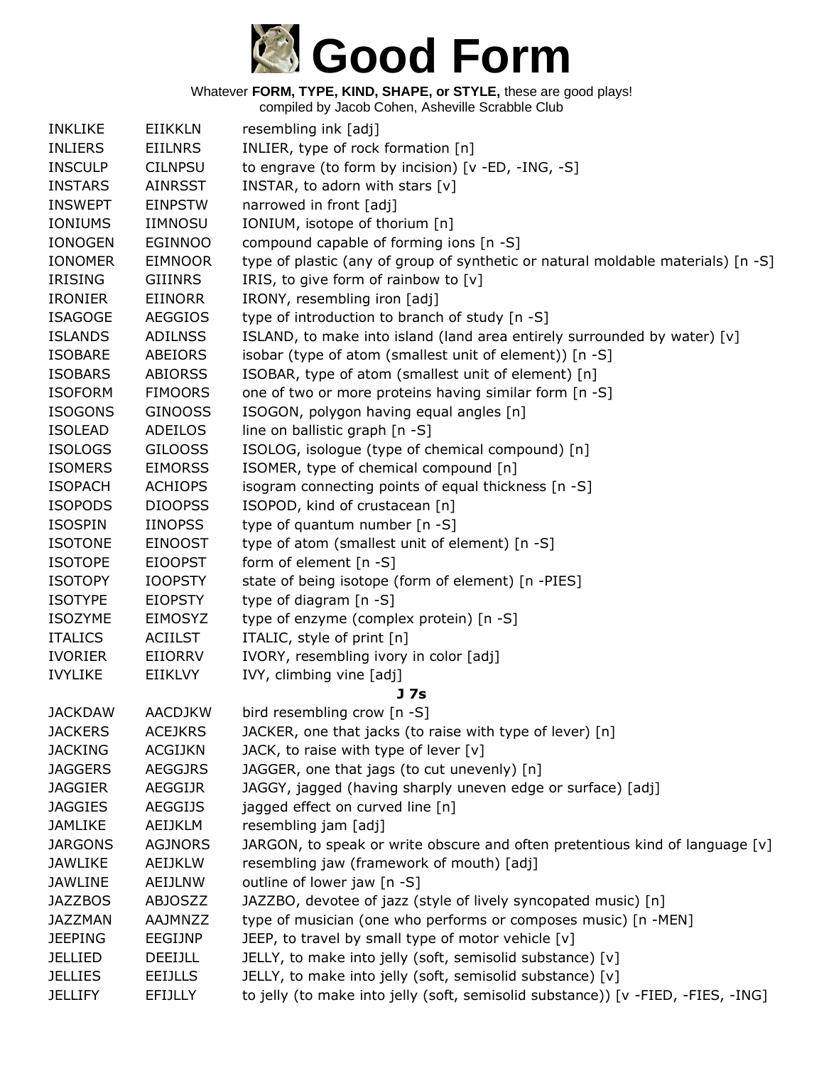# Good Form

Whatever **FORM, TYPE, KIND, SHAPE, or STYLE,** these are good plays!
compiled by Jacob Cohen, Asheville Scrabble Club

| | | |
|---|---|---|
| INKLIKE | EIIKKLN | resembling ink [adj] |
| INLIERS | EIILNRS | INLIER, type of rock formation [n] |
| INSCULP | CILNPSU | to engrave (to form by incision) [v -ED, -ING, -S] |
| INSTARS | AINRSST | INSTAR, to adorn with stars [v] |
| INSWEPT | EINPSTW | narrowed in front [adj] |
| IONIUMS | IIMNOSU | IONIUM, isotope of thorium [n] |
| IONOGEN | EGINNOO | compound capable of forming ions [n -S] |
| IONOMER | EIMNOOR | type of plastic (any of group of synthetic or natural moldable materials) [n -S] |
| IRISING | GIIINRS | IRIS, to give form of rainbow to [v] |
| IRONIER | EIINORR | IRONY, resembling iron [adj] |
| ISAGOGE | AEGGIOS | type of introduction to branch of study [n -S] |
| ISLANDS | ADILNSS | ISLAND, to make into island (land area entirely surrounded by water) [v] |
| ISOBARE | ABEIORS | isobar (type of atom (smallest unit of element)) [n -S] |
| ISOBARS | ABIORSS | ISOBAR, type of atom (smallest unit of element) [n] |
| ISOFORM | FIMOORS | one of two or more proteins having similar form [n -S] |
| ISOGONS | GINOOSS | ISOGON, polygon having equal angles [n] |
| ISOLEAD | ADEILOS | line on ballistic graph [n -S] |
| ISOLOGS | GILOOSS | ISOLOG, isologue (type of chemical compound) [n] |
| ISOMERS | EIMORSS | ISOMER, type of chemical compound [n] |
| ISOPACH | ACHIOPS | isogram connecting points of equal thickness [n -S] |
| ISOPODS | DIOOPSS | ISOPOD, kind of crustacean [n] |
| ISOSPIN | IINOPSS | type of quantum number [n -S] |
| ISOTONE | EINOOST | type of atom (smallest unit of element) [n -S] |
| ISOTOPE | EIOOPST | form of element [n -S] |
| ISOTOPY | IOOPSTY | state of being isotope (form of element) [n -PIES] |
| ISOTYPE | EIOPSTY | type of diagram [n -S] |
| ISOZYME | EIMOSYZ | type of enzyme (complex protein) [n -S] |
| ITALICS | ACIILST | ITALIC, style of print [n] |
| IVORIER | EIIORRV | IVORY, resembling ivory in color [adj] |
| IVYLIKE | EIIKLVY | IVY, climbing vine [adj] |

**J 7s**

| | | |
|---|---|---|
| JACKDAW | AACDJKW | bird resembling crow [n -S] |
| JACKERS | ACEJKRS | JACKER, one that jacks (to raise with type of lever) [n] |
| JACKING | ACGIJKN | JACK, to raise with type of lever [v] |
| JAGGERS | AEGGJRS | JAGGER, one that jags (to cut unevenly) [n] |
| JAGGIER | AEGGIJR | JAGGY, jagged (having sharply uneven edge or surface) [adj] |
| JAGGIES | AEGGIJS | jagged effect on curved line [n] |
| JAMLIKE | AEIJKLM | resembling jam [adj] |
| JARGONS | AGJNORS | JARGON, to speak or write obscure and often pretentious kind of language [v] |
| JAWLIKE | AEIJKLW | resembling jaw (framework of mouth) [adj] |
| JAWLINE | AEIJLNW | outline of lower jaw [n -S] |
| JAZZBOS | ABJOSZZ | JAZZBO, devotee of jazz (style of lively syncopated music) [n] |
| JAZZMAN | AAJMNZZ | type of musician (one who performs or composes music) [n -MEN] |
| JEEPING | EEGIJNP | JEEP, to travel by small type of motor vehicle [v] |
| JELLIED | DEEIJLL | JELLY, to make into jelly (soft, semisolid substance) [v] |
| JELLIES | EEIJLLS | JELLY, to make into jelly (soft, semisolid substance) [v] |
| JELLIFY | EFIJLLY | to jelly (to make into jelly (soft, semisolid substance)) [v -FIED, -FIES, -ING] |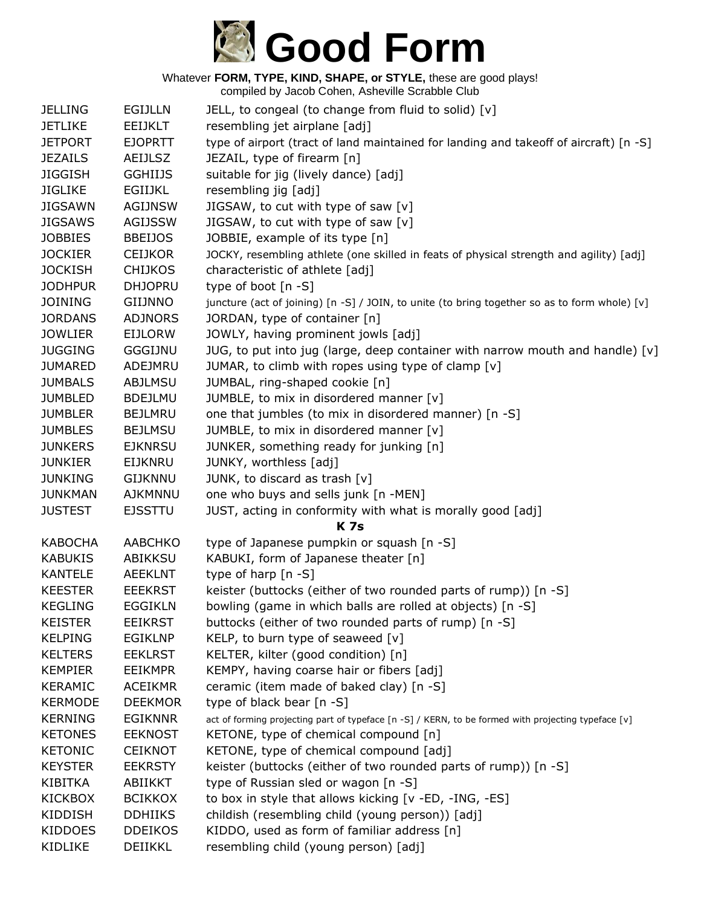# Good Form

Whatever **FORM, TYPE, KIND, SHAPE, or STYLE,** these are good plays!
compiled by Jacob Cohen, Asheville Scrabble Club

| | | |
|---|---|---|
| JELLING | EGIJLLN | JELL, to congeal (to change from fluid to solid) [v] |
| JETLIKE | EEIJKLT | resembling jet airplane [adj] |
| JETPORT | EJOPRTT | type of airport (tract of land maintained for landing and takeoff of aircraft) [n -S] |
| JEZAILS | AEIJLSZ | JEZAIL, type of firearm [n] |
| JIGGISH | GGHIIJS | suitable for jig (lively dance) [adj] |
| JIGLIKE | EGIIJKL | resembling jig [adj] |
| JIGSAWN | AGIJNSW | JIGSAW, to cut with type of saw [v] |
| JIGSAWS | AGIJSSW | JIGSAW, to cut with type of saw [v] |
| JOBBIES | BBEIJOS | JOBBIE, example of its type [n] |
| JOCKIER | CEIJKOR | JOCKY, resembling athlete (one skilled in feats of physical strength and agility) [adj] |
| JOCKISH | CHIJKOS | characteristic of athlete [adj] |
| JODHPUR | DHJOPRU | type of boot [n -S] |
| JOINING | GIIJNNO | juncture (act of joining) [n -S] / JOIN, to unite (to bring together so as to form whole) [v] |
| JORDANS | ADJNORS | JORDAN, type of container [n] |
| JOWLIER | EIJLORW | JOWLY, having prominent jowls [adj] |
| JUGGING | GGGIJNU | JUG, to put into jug (large, deep container with narrow mouth and handle) [v] |
| JUMARED | ADEJMRU | JUMAR, to climb with ropes using type of clamp [v] |
| JUMBALS | ABJLMSU | JUMBAL, ring-shaped cookie [n] |
| JUMBLED | BDEJLMU | JUMBLE, to mix in disordered manner [v] |
| JUMBLER | BEJLMRU | one that jumbles (to mix in disordered manner) [n -S] |
| JUMBLES | BEJLMSU | JUMBLE, to mix in disordered manner [v] |
| JUNKERS | EJKNRSU | JUNKER, something ready for junking [n] |
| JUNKIER | EIJKNRU | JUNKY, worthless [adj] |
| JUNKING | GIJKNNU | JUNK, to discard as trash [v] |
| JUNKMAN | AJKMNNU | one who buys and sells junk [n -MEN] |
| JUSTEST | EJSSTTU | JUST, acting in conformity with what is morally good [adj] |

**K 7s**

| | | |
|---|---|---|
| KABOCHA | AABCHKO | type of Japanese pumpkin or squash [n -S] |
| KABUKIS | ABIKKSU | KABUKI, form of Japanese theater [n] |
| KANTELE | AEEKLNT | type of harp [n -S] |
| KEESTER | EEEKRST | keister (buttocks (either of two rounded parts of rump)) [n -S] |
| KEGLING | EGGIKLN | bowling (game in which balls are rolled at objects) [n -S] |
| KEISTER | EEIKRST | buttocks (either of two rounded parts of rump) [n -S] |
| KELPING | EGIKLNP | KELP, to burn type of seaweed [v] |
| KELTERS | EEKLRST | KELTER, kilter (good condition) [n] |
| KEMPIER | EEIKMPR | KEMPY, having coarse hair or fibers [adj] |
| KERAMIC | ACEIKMR | ceramic (item made of baked clay) [n -S] |
| KERMODE | DEEKMOR | type of black bear [n -S] |
| KERNING | EGIKNNR | act of forming projecting part of typeface [n -S] / KERN, to be formed with projecting typeface [v] |
| KETONES | EEKNOST | KETONE, type of chemical compound [n] |
| KETONIC | CEIKNOT | KETONE, type of chemical compound [adj] |
| KEYSTER | EEKRSTY | keister (buttocks (either of two rounded parts of rump)) [n -S] |
| KIBITKA | ABIIKKT | type of Russian sled or wagon [n -S] |
| KICKBOX | BCIKKOX | to box in style that allows kicking [v -ED, -ING, -ES] |
| KIDDISH | DDHIIKS | childish (resembling child (young person)) [adj] |
| KIDDOES | DDEIKOS | KIDDO, used as form of familiar address [n] |
| KIDLIKE | DEIIKKL | resembling child (young person) [adj] |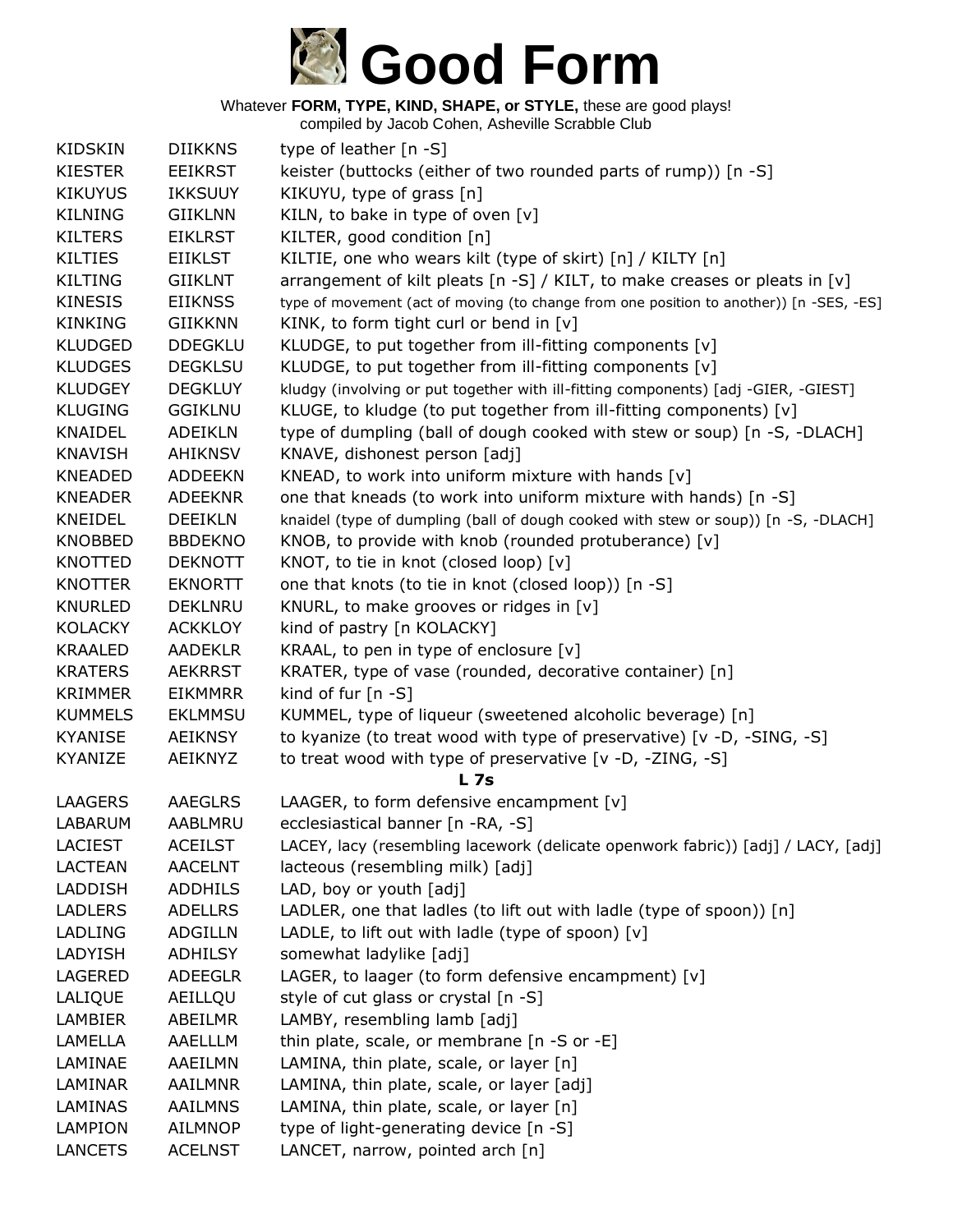# Good Form

Whatever **FORM, TYPE, KIND, SHAPE, or STYLE,** these are good plays!
compiled by Jacob Cohen, Asheville Scrabble Club

| | | |
|---|---|---|
| KIDSKIN | DIIKKNS | type of leather [n -S] |
| KIESTER | EEIKRST | keister (buttocks (either of two rounded parts of rump)) [n -S] |
| KIKUYUS | IKKSUUY | KIKUYU, type of grass [n] |
| KILNING | GIIKLNN | KILN, to bake in type of oven [v] |
| KILTERS | EIKLRST | KILTER, good condition [n] |
| KILTIES | EIIKLST | KILTIE, one who wears kilt (type of skirt) [n] / KILTY [n] |
| KILTING | GIIKLNT | arrangement of kilt pleats [n -S] / KILT, to make creases or pleats in [v] |
| KINESIS | EIIKNSS | type of movement (act of moving (to change from one position to another)) [n -SES, -ES] |
| KINKING | GIIKKNN | KINK, to form tight curl or bend in [v] |
| KLUDGED | DDEGKLU | KLUDGE, to put together from ill-fitting components [v] |
| KLUDGES | DEGKLSU | KLUDGE, to put together from ill-fitting components [v] |
| KLUDGEY | DEGKLUY | kludgy (involving or put together with ill-fitting components) [adj -GIER, -GIEST] |
| KLUGING | GGIKLNU | KLUGE, to kludge (to put together from ill-fitting components) [v] |
| KNAIDEL | ADEIKLN | type of dumpling (ball of dough cooked with stew or soup) [n -S, -DLACH] |
| KNAVISH | AHIKNSV | KNAVE, dishonest person [adj] |
| KNEADED | ADDEEKN | KNEAD, to work into uniform mixture with hands [v] |
| KNEADER | ADEEKNR | one that kneads (to work into uniform mixture with hands) [n -S] |
| KNEIDEL | DEEIKLN | knaidel (type of dumpling (ball of dough cooked with stew or soup)) [n -S, -DLACH] |
| KNOBBED | BBDEKNO | KNOB, to provide with knob (rounded protuberance) [v] |
| KNOTTED | DEKNOTT | KNOT, to tie in knot (closed loop) [v] |
| KNOTTER | EKNORTT | one that knots (to tie in knot (closed loop)) [n -S] |
| KNURLED | DEKLNRU | KNURL, to make grooves or ridges in [v] |
| KOLACKY | ACKKLOY | kind of pastry [n KOLACKY] |
| KRAALED | AADEKLR | KRAAL, to pen in type of enclosure [v] |
| KRATERS | AEKRRST | KRATER, type of vase (rounded, decorative container) [n] |
| KRIMMER | EIKMMRR | kind of fur [n -S] |
| KUMMELS | EKLMMSU | KUMMEL, type of liqueur (sweetened alcoholic beverage) [n] |
| KYANISE | AEIKNSY | to kyanize (to treat wood with type of preservative) [v -D, -SING, -S] |
| KYANIZE | AEIKNYZ | to treat wood with type of preservative [v -D, -ZING, -S] |
| | | **L 7s** |
| LAAGERS | AAEGLRS | LAAGER, to form defensive encampment [v] |
| LABARUM | AABLMRU | ecclesiastical banner [n -RA, -S] |
| LACIEST | ACEILST | LACEY, lacy (resembling lacework (delicate openwork fabric)) [adj] / LACY, [adj] |
| LACTEAN | AACELNT | lacteous (resembling milk) [adj] |
| LADDISH | ADDHILS | LAD, boy or youth [adj] |
| LADLERS | ADELLRS | LADLER, one that ladles (to lift out with ladle (type of spoon)) [n] |
| LADLING | ADGILLN | LADLE, to lift out with ladle (type of spoon) [v] |
| LADYISH | ADHILSY | somewhat ladylike [adj] |
| LAGERED | ADEEGLR | LAGER, to laager (to form defensive encampment) [v] |
| LALIQUE | AEILLQU | style of cut glass or crystal [n -S] |
| LAMBIER | ABEILMR | LAMBY, resembling lamb [adj] |
| LAMELLA | AAELLLM | thin plate, scale, or membrane [n -S or -E] |
| LAMINAE | AAEILMN | LAMINA, thin plate, scale, or layer [n] |
| LAMINAR | AAILMNR | LAMINA, thin plate, scale, or layer [adj] |
| LAMINAS | AAILMNS | LAMINA, thin plate, scale, or layer [n] |
| LAMPION | AILMNOP | type of light-generating device [n -S] |
| LANCETS | ACELNST | LANCET, narrow, pointed arch [n] |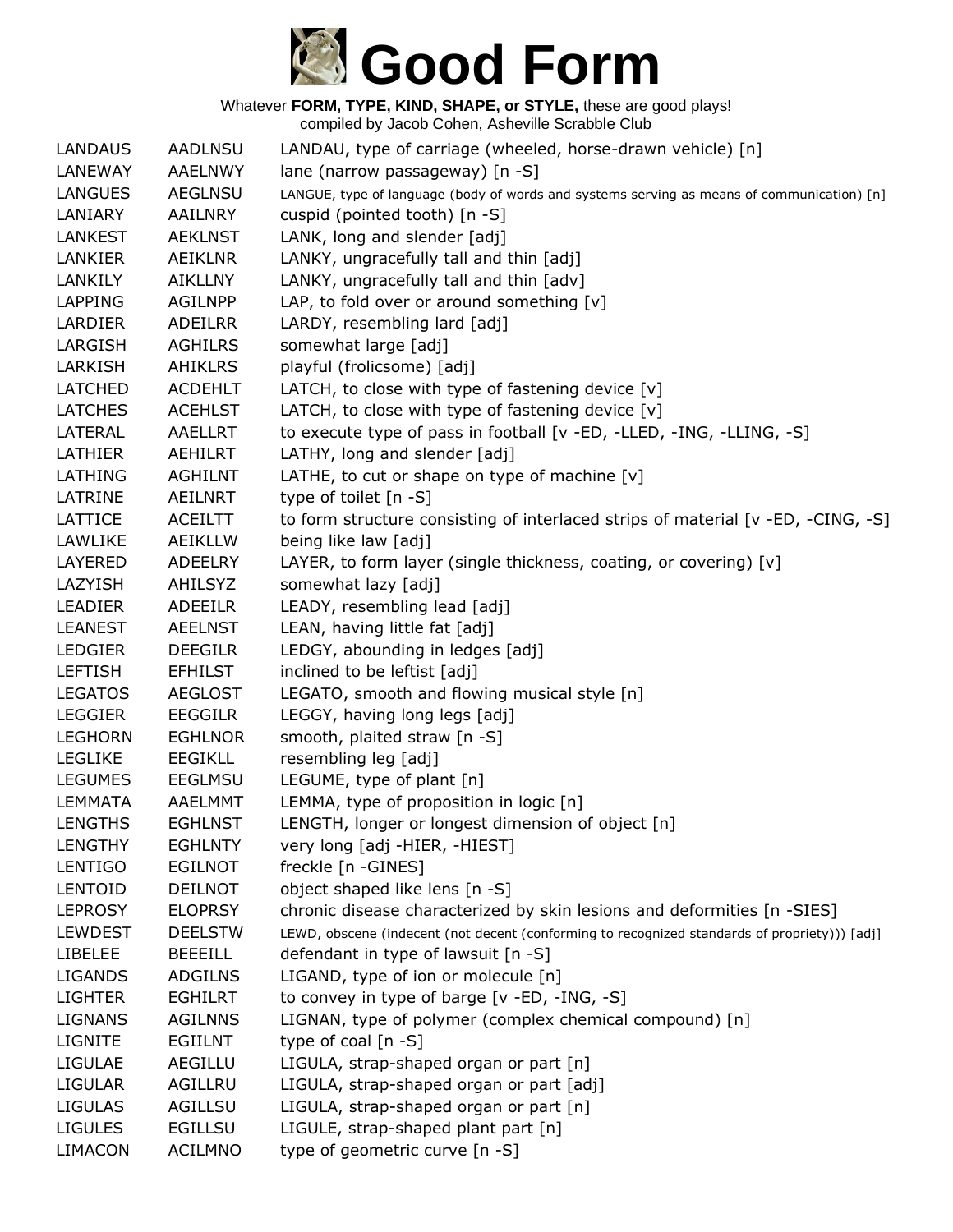# Good Form

Whatever **FORM, TYPE, KIND, SHAPE, or STYLE,** these are good plays!
compiled by Jacob Cohen, Asheville Scrabble Club

| | | |
|---|---|---|
| LANDAUS | AADLNSU | LANDAU, type of carriage (wheeled, horse-drawn vehicle) [n] |
| LANEWAY | AAELNWY | lane (narrow passageway) [n -S] |
| LANGUES | AEGLNSU | LANGUE, type of language (body of words and systems serving as means of communication) [n] |
| LANIARY | AAILNRY | cuspid (pointed tooth) [n -S] |
| LANKEST | AEKLNST | LANK, long and slender [adj] |
| LANKIER | AEIKLNR | LANKY, ungracefully tall and thin [adj] |
| LANKILY | AIKLLNY | LANKY, ungracefully tall and thin [adv] |
| LAPPING | AGILNPP | LAP, to fold over or around something [v] |
| LARDIER | ADEILRR | LARDY, resembling lard [adj] |
| LARGISH | AGHILRS | somewhat large [adj] |
| LARKISH | AHIKLRS | playful (frolicsome) [adj] |
| LATCHED | ACDEHLT | LATCH, to close with type of fastening device [v] |
| LATCHES | ACEHLST | LATCH, to close with type of fastening device [v] |
| LATERAL | AAELLRT | to execute type of pass in football [v -ED, -LLED, -ING, -LLING, -S] |
| LATHIER | AEHILRT | LATHY, long and slender [adj] |
| LATHING | AGHILNT | LATHE, to cut or shape on type of machine [v] |
| LATRINE | AEILNRT | type of toilet [n -S] |
| LATTICE | ACEILTT | to form structure consisting of interlaced strips of material [v -ED, -CING, -S] |
| LAWLIKE | AEIKLLW | being like law [adj] |
| LAYERED | ADEELRY | LAYER, to form layer (single thickness, coating, or covering) [v] |
| LAZYISH | AHILSYZ | somewhat lazy [adj] |
| LEADIER | ADEEILR | LEADY, resembling lead [adj] |
| LEANEST | AEELNST | LEAN, having little fat [adj] |
| LEDGIER | DEEGILR | LEDGY, abounding in ledges [adj] |
| LEFTISH | EFHILST | inclined to be leftist [adj] |
| LEGATOS | AEGLOST | LEGATO, smooth and flowing musical style [n] |
| LEGGIER | EEGGILR | LEGGY, having long legs [adj] |
| LEGHORN | EGHLNOR | smooth, plaited straw [n -S] |
| LEGLIKE | EEGIKLL | resembling leg [adj] |
| LEGUMES | EEGLMSU | LEGUME, type of plant [n] |
| LEMMATA | AAELMMT | LEMMA, type of proposition in logic [n] |
| LENGTHS | EGHLNST | LENGTH, longer or longest dimension of object [n] |
| LENGTHY | EGHLNTY | very long [adj -HIER, -HIEST] |
| LENTIGO | EGILNOT | freckle [n -GINES] |
| LENTOID | DEILNOT | object shaped like lens [n -S] |
| LEPROSY | ELOPRSY | chronic disease characterized by skin lesions and deformities [n -SIES] |
| LEWDEST | DEELSTW | LEWD, obscene (indecent (not decent (conforming to recognized standards of propriety))) [adj] |
| LIBELEE | BEEEILL | defendant in type of lawsuit [n -S] |
| LIGANDS | ADGILNS | LIGAND, type of ion or molecule [n] |
| LIGHTER | EGHILRT | to convey in type of barge [v -ED, -ING, -S] |
| LIGNANS | AGILNNS | LIGNAN, type of polymer (complex chemical compound) [n] |
| LIGNITE | EGIILNT | type of coal [n -S] |
| LIGULAE | AEGILLU | LIGULA, strap-shaped organ or part [n] |
| LIGULAR | AGILLRU | LIGULA, strap-shaped organ or part [adj] |
| LIGULAS | AGILLSU | LIGULA, strap-shaped organ or part [n] |
| LIGULES | EGILLSU | LIGULE, strap-shaped plant part [n] |
| LIMACON | ACILMNO | type of geometric curve [n -S] |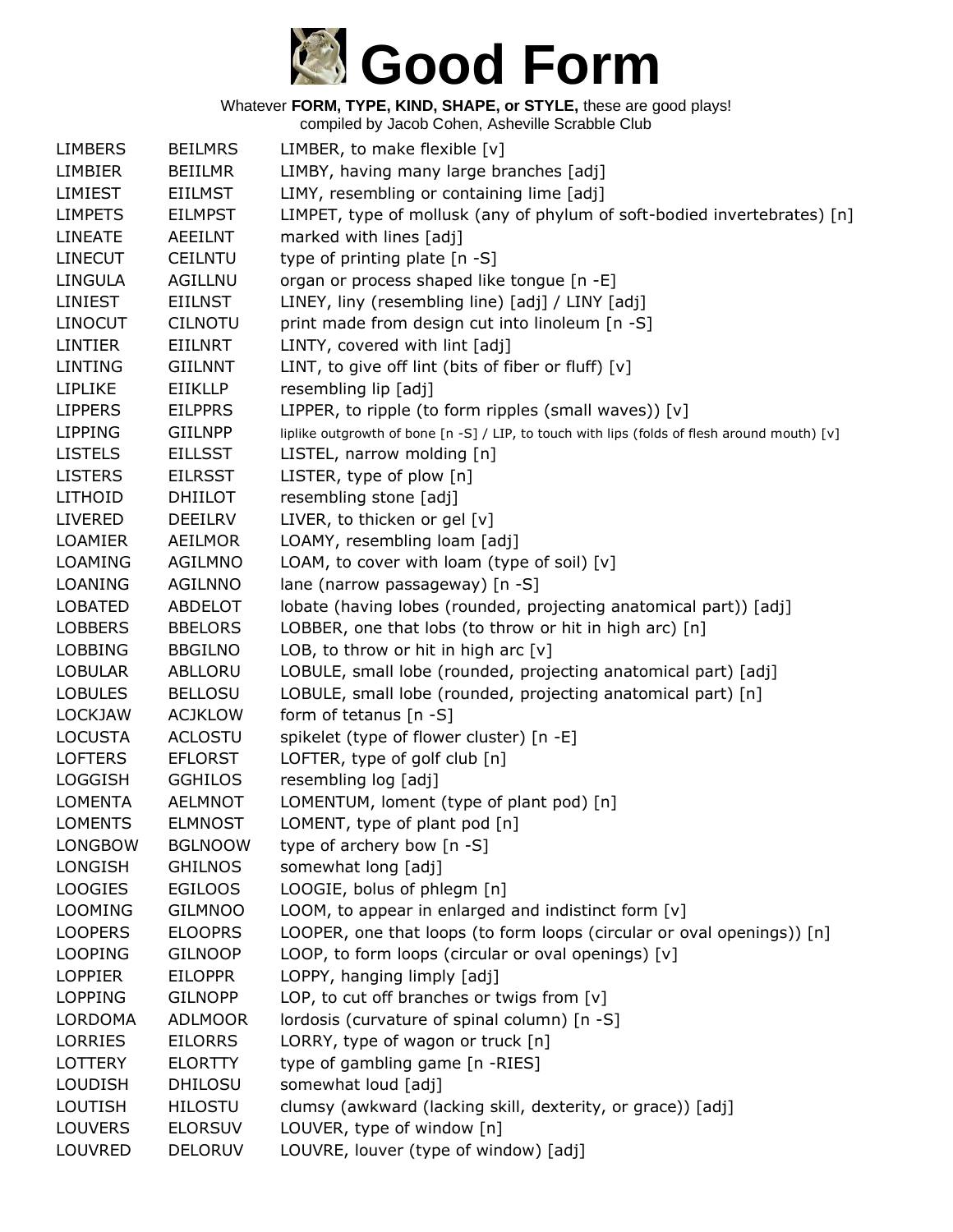# Good Form

Whatever **FORM, TYPE, KIND, SHAPE, or STYLE,** these are good plays!
compiled by Jacob Cohen, Asheville Scrabble Club

| | | |
|---|---|---|
| LIMBERS | BEILMRS | LIMBER, to make flexible [v] |
| LIMBIER | BEIILMR | LIMBY, having many large branches [adj] |
| LIMIEST | EIILMST | LIMY, resembling or containing lime [adj] |
| LIMPETS | EILMPST | LIMPET, type of mollusk (any of phylum of soft-bodied invertebrates) [n] |
| LINEATE | AEEILNT | marked with lines [adj] |
| LINECUT | CEILNTU | type of printing plate [n -S] |
| LINGULA | AGILLNU | organ or process shaped like tongue [n -E] |
| LINIEST | EIILNST | LINEY, liny (resembling line) [adj] / LINY [adj] |
| LINOCUT | CILNOTU | print made from design cut into linoleum [n -S] |
| LINTIER | EIILNRT | LINTY, covered with lint [adj] |
| LINTING | GIILNNT | LINT, to give off lint (bits of fiber or fluff) [v] |
| LIPLIKE | EIIKLLP | resembling lip [adj] |
| LIPPERS | EILPPRS | LIPPER, to ripple (to form ripples (small waves)) [v] |
| LIPPING | GIILNPP | liplike outgrowth of bone [n -S] / LIP, to touch with lips (folds of flesh around mouth) [v] |
| LISTELS | EILLSST | LISTEL, narrow molding [n] |
| LISTERS | EILRSST | LISTER, type of plow [n] |
| LITHOID | DHIILOT | resembling stone [adj] |
| LIVERED | DEEILRV | LIVER, to thicken or gel [v] |
| LOAMIER | AEILMOR | LOAMY, resembling loam [adj] |
| LOAMING | AGILMNO | LOAM, to cover with loam (type of soil) [v] |
| LOANING | AGILNNO | lane (narrow passageway) [n -S] |
| LOBATED | ABDELOT | lobate (having lobes (rounded, projecting anatomical part)) [adj] |
| LOBBERS | BBELORS | LOBBER, one that lobs (to throw or hit in high arc) [n] |
| LOBBING | BBGILNO | LOB, to throw or hit in high arc [v] |
| LOBULAR | ABLLORU | LOBULE, small lobe (rounded, projecting anatomical part) [adj] |
| LOBULES | BELLOSU | LOBULE, small lobe (rounded, projecting anatomical part) [n] |
| LOCKJAW | ACJKLOW | form of tetanus [n -S] |
| LOCUSTA | ACLOSTU | spikelet (type of flower cluster) [n -E] |
| LOFTERS | EFLORST | LOFTER, type of golf club [n] |
| LOGGISH | GGHILOS | resembling log [adj] |
| LOMENTA | AELMNOT | LOMENTUM, loment (type of plant pod) [n] |
| LOMENTS | ELMNOST | LOMENT, type of plant pod [n] |
| LONGBOW | BGLNOOW | type of archery bow [n -S] |
| LONGISH | GHILNOS | somewhat long [adj] |
| LOOGIES | EGILOOS | LOOGIE, bolus of phlegm [n] |
| LOOMING | GILMNOO | LOOM, to appear in enlarged and indistinct form [v] |
| LOOPERS | ELOOPRS | LOOPER, one that loops (to form loops (circular or oval openings)) [n] |
| LOOPING | GILNOOP | LOOP, to form loops (circular or oval openings) [v] |
| LOPPIER | EILOPPR | LOPPY, hanging limply [adj] |
| LOPPING | GILNOPP | LOP, to cut off branches or twigs from [v] |
| LORDOMA | ADLMOOR | lordosis (curvature of spinal column) [n -S] |
| LORRIES | EILORRS | LORRY, type of wagon or truck [n] |
| LOTTERY | ELORTTY | type of gambling game [n -RIES] |
| LOUDISH | DHILOSU | somewhat loud [adj] |
| LOUTISH | HILOSTU | clumsy (awkward (lacking skill, dexterity, or grace)) [adj] |
| LOUVERS | ELORSUV | LOUVER, type of window [n] |
| LOUVRED | DELORUV | LOUVRE, louver (type of window) [adj] |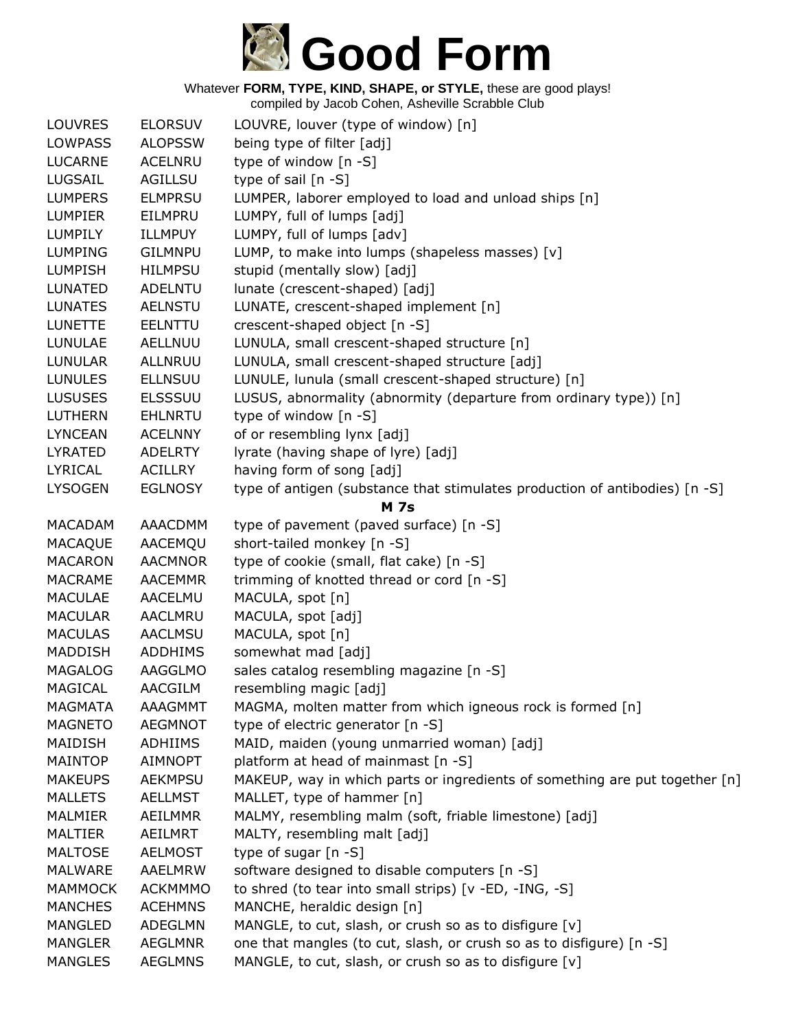# Good Form

Whatever **FORM, TYPE, KIND, SHAPE, or STYLE,** these are good plays!
compiled by Jacob Cohen, Asheville Scrabble Club

| | | |
|---|---|---|
| LOUVRES | ELORSUV | LOUVRE, louver (type of window) [n] |
| LOWPASS | ALOPSSW | being type of filter [adj] |
| LUCARNE | ACELNRU | type of window [n -S] |
| LUGSAIL | AGILLSU | type of sail [n -S] |
| LUMPERS | ELMPRSU | LUMPER, laborer employed to load and unload ships [n] |
| LUMPIER | EILMPRU | LUMPY, full of lumps [adj] |
| LUMPILY | ILLMPUY | LUMPY, full of lumps [adv] |
| LUMPING | GILMNPU | LUMP, to make into lumps (shapeless masses) [v] |
| LUMPISH | HILMPSU | stupid (mentally slow) [adj] |
| LUNATED | ADELNTU | lunate (crescent-shaped) [adj] |
| LUNATES | AELNSTU | LUNATE, crescent-shaped implement [n] |
| LUNETTE | EELNTTU | crescent-shaped object [n -S] |
| LUNULAE | AELLNUU | LUNULA, small crescent-shaped structure [n] |
| LUNULAR | ALLNRUU | LUNULA, small crescent-shaped structure [adj] |
| LUNULES | ELLNSUU | LUNULE, lunula (small crescent-shaped structure) [n] |
| LUSUSES | ELSSSUU | LUSUS, abnormality (abnormity (departure from ordinary type)) [n] |
| LUTHERN | EHLNRTU | type of window [n -S] |
| LYNCEAN | ACELNNY | of or resembling lynx [adj] |
| LYRATED | ADELRTY | lyrate (having shape of lyre) [adj] |
| LYRICAL | ACILLRY | having form of song [adj] |
| LYSOGEN | EGLNOSY | type of antigen (substance that stimulates production of antibodies) [n -S] |

**M 7s**

| | | |
|---|---|---|
| MACADAM | AAACDMM | type of pavement (paved surface) [n -S] |
| MACAQUE | AACEMQU | short-tailed monkey [n -S] |
| MACARON | AACMNOR | type of cookie (small, flat cake) [n -S] |
| MACRAME | AACEMMR | trimming of knotted thread or cord [n -S] |
| MACULAE | AACELMU | MACULA, spot [n] |
| MACULAR | AACLMRU | MACULA, spot [adj] |
| MACULAS | AACLMSU | MACULA, spot [n] |
| MADDISH | ADDHIMS | somewhat mad [adj] |
| MAGALOG | AAGGLMO | sales catalog resembling magazine [n -S] |
| MAGICAL | AACGILM | resembling magic [adj] |
| MAGMATA | AAAGMMT | MAGMA, molten matter from which igneous rock is formed [n] |
| MAGNETO | AEGMNOT | type of electric generator [n -S] |
| MAIDISH | ADHIIMS | MAID, maiden (young unmarried woman) [adj] |
| MAINTOP | AIMNOPT | platform at head of mainmast [n -S] |
| MAKEUPS | AEKMPSU | MAKEUP, way in which parts or ingredients of something are put together [n] |
| MALLETS | AELLMST | MALLET, type of hammer [n] |
| MALMIER | AEILMMR | MALMY, resembling malm (soft, friable limestone) [adj] |
| MALTIER | AEILMRT | MALTY, resembling malt [adj] |
| MALTOSE | AELMOST | type of sugar [n -S] |
| MALWARE | AAELMRW | software designed to disable computers [n -S] |
| MAMMOCK | ACKMMMO | to shred (to tear into small strips) [v -ED, -ING, -S] |
| MANCHES | ACEHMNS | MANCHE, heraldic design [n] |
| MANGLED | ADEGLMN | MANGLE, to cut, slash, or crush so as to disfigure [v] |
| MANGLER | AEGLMNR | one that mangles (to cut, slash, or crush so as to disfigure) [n -S] |
| MANGLES | AEGLMNS | MANGLE, to cut, slash, or crush so as to disfigure [v] |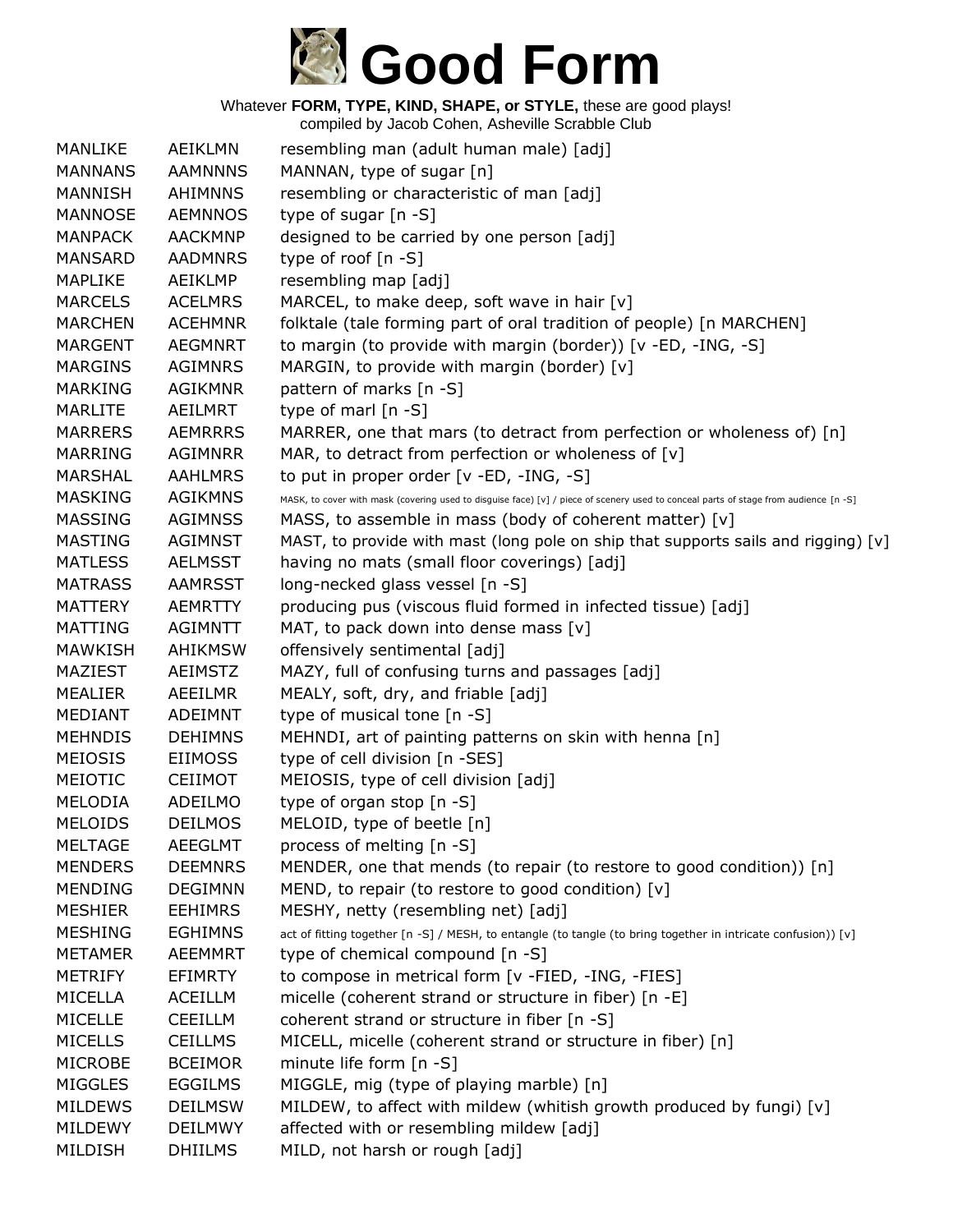# Good Form

Whatever **FORM, TYPE, KIND, SHAPE, or STYLE,** these are good plays!
compiled by Jacob Cohen, Asheville Scrabble Club

| | | |
|---|---|---|
| MANLIKE | AEIKLMN | resembling man (adult human male) [adj] |
| MANNANS | AAMNNNS | MANNAN, type of sugar [n] |
| MANNISH | AHIMNNS | resembling or characteristic of man [adj] |
| MANNOSE | AEMNNOS | type of sugar [n -S] |
| MANPACK | AACKMNP | designed to be carried by one person [adj] |
| MANSARD | AADMNRS | type of roof [n -S] |
| MAPLIKE | AEIKLMP | resembling map [adj] |
| MARCELS | ACELMRS | MARCEL, to make deep, soft wave in hair [v] |
| MARCHEN | ACEHMNR | folktale (tale forming part of oral tradition of people) [n MARCHEN] |
| MARGENT | AEGMNRT | to margin (to provide with margin (border)) [v -ED, -ING, -S] |
| MARGINS | AGIMNRS | MARGIN, to provide with margin (border) [v] |
| MARKING | AGIKMNR | pattern of marks [n -S] |
| MARLITE | AEILMRT | type of marl [n -S] |
| MARRERS | AEMRRRS | MARRER, one that mars (to detract from perfection or wholeness of) [n] |
| MARRING | AGIMNRR | MAR, to detract from perfection or wholeness of [v] |
| MARSHAL | AAHLMRS | to put in proper order [v -ED, -ING, -S] |
| MASKING | AGIKMNS | MASK, to cover with mask (covering used to disguise face) [v] / piece of scenery used to conceal parts of stage from audience [n -S] |
| MASSING | AGIMNSS | MASS, to assemble in mass (body of coherent matter) [v] |
| MASTING | AGIMNST | MAST, to provide with mast (long pole on ship that supports sails and rigging) [v] |
| MATLESS | AELMSST | having no mats (small floor coverings) [adj] |
| MATRASS | AAMRSST | long-necked glass vessel [n -S] |
| MATTERY | AEMRTTY | producing pus (viscous fluid formed in infected tissue) [adj] |
| MATTING | AGIMNTT | MAT, to pack down into dense mass [v] |
| MAWKISH | AHIKMSW | offensively sentimental [adj] |
| MAZIEST | AEIMSTZ | MAZY, full of confusing turns and passages [adj] |
| MEALIER | AEEILMR | MEALY, soft, dry, and friable [adj] |
| MEDIANT | ADEIMNT | type of musical tone [n -S] |
| MEHNDIS | DEHIMNS | MEHNDI, art of painting patterns on skin with henna [n] |
| MEIOSIS | EIIMOSS | type of cell division [n -SES] |
| MEIOTIC | CEIIMOT | MEIOSIS, type of cell division [adj] |
| MELODIA | ADEILMO | type of organ stop [n -S] |
| MELOIDS | DEILMOS | MELOID, type of beetle [n] |
| MELTAGE | AEEGLMT | process of melting [n -S] |
| MENDERS | DEEMNRS | MENDER, one that mends (to repair (to restore to good condition)) [n] |
| MENDING | DEGIMNN | MEND, to repair (to restore to good condition) [v] |
| MESHIER | EEHIMRS | MESHY, netty (resembling net) [adj] |
| MESHING | EGHIMNS | act of fitting together [n -S] / MESH, to entangle (to tangle (to bring together in intricate confusion)) [v] |
| METAMER | AEEMMRT | type of chemical compound [n -S] |
| METRIFY | EFIMRTY | to compose in metrical form [v -FIED, -ING, -FIES] |
| MICELLA | ACEILLM | micelle (coherent strand or structure in fiber) [n -E] |
| MICELLE | CEEILLM | coherent strand or structure in fiber [n -S] |
| MICELLS | CEILLMS | MICELL, micelle (coherent strand or structure in fiber) [n] |
| MICROBE | BCEIMOR | minute life form [n -S] |
| MIGGLES | EGGILMS | MIGGLE, mig (type of playing marble) [n] |
| MILDEWS | DEILMSW | MILDEW, to affect with mildew (whitish growth produced by fungi) [v] |
| MILDEWY | DEILMWY | affected with or resembling mildew [adj] |
| MILDISH | DHIILMS | MILD, not harsh or rough [adj] |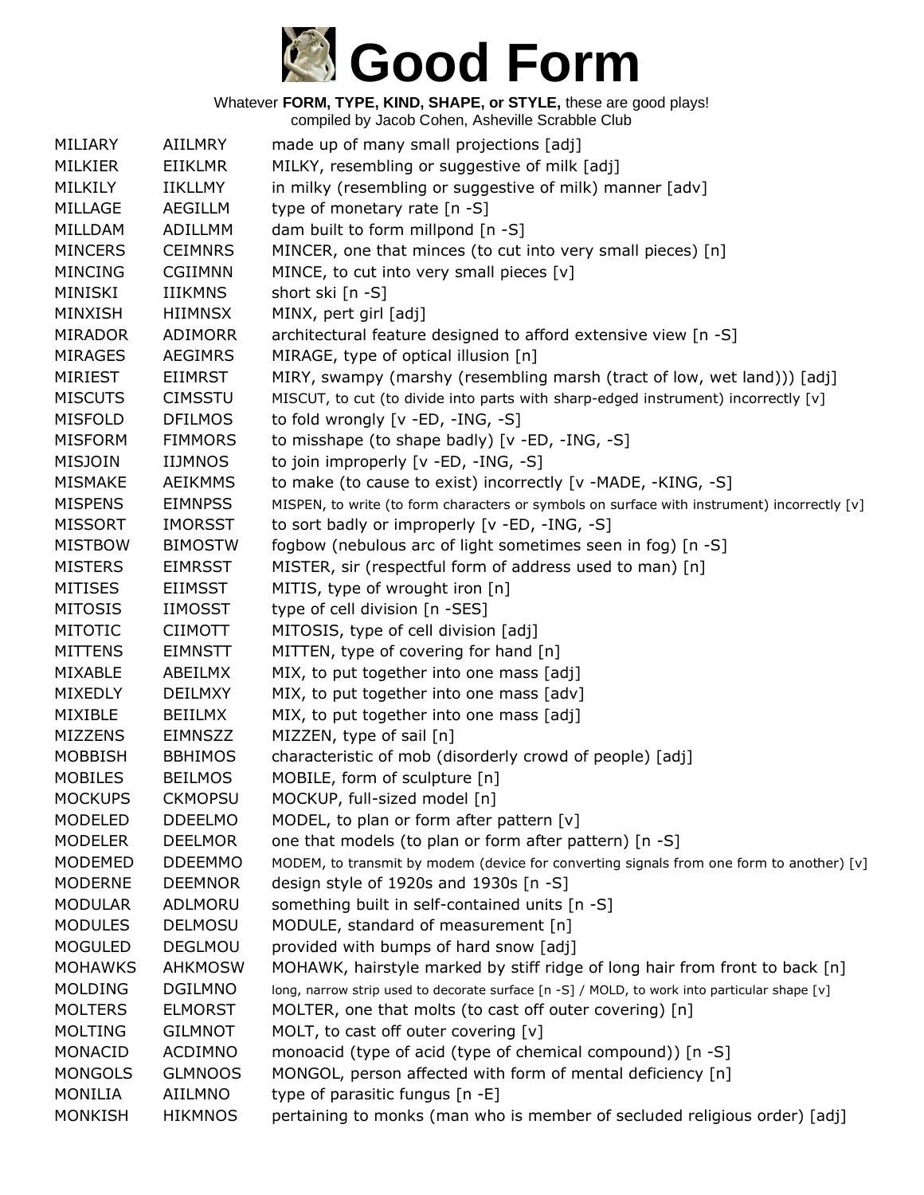# Good Form

Whatever **FORM, TYPE, KIND, SHAPE, or STYLE,** these are good plays!
compiled by Jacob Cohen, Asheville Scrabble Club

| | | |
|---|---|---|
| MILIARY | AIILMRY | made up of many small projections [adj] |
| MILKIER | EIIKLMR | MILKY, resembling or suggestive of milk [adj] |
| MILKILY | IIKLLMY | in milky (resembling or suggestive of milk) manner [adv] |
| MILLAGE | AEGILLM | type of monetary rate [n -S] |
| MILLDAM | ADILLMM | dam built to form millpond [n -S] |
| MINCERS | CEIMNRS | MINCER, one that minces (to cut into very small pieces) [n] |
| MINCING | CGIIMNN | MINCE, to cut into very small pieces [v] |
| MINISKI | IIIKMNS | short ski [n -S] |
| MINXISH | HIIMNSX | MINX, pert girl [adj] |
| MIRADOR | ADIMORR | architectural feature designed to afford extensive view [n -S] |
| MIRAGES | AEGIMRS | MIRAGE, type of optical illusion [n] |
| MIRIEST | EIIMRST | MIRY, swampy (marshy (resembling marsh (tract of low, wet land))) [adj] |
| MISCUTS | CIMSSTU | MISCUT, to cut (to divide into parts with sharp-edged instrument) incorrectly [v] |
| MISFOLD | DFILMOS | to fold wrongly [v -ED, -ING, -S] |
| MISFORM | FIMMORS | to misshape (to shape badly) [v -ED, -ING, -S] |
| MISJOIN | IIJMNOS | to join improperly [v -ED, -ING, -S] |
| MISMAKE | AEIKMMS | to make (to cause to exist) incorrectly [v -MADE, -KING, -S] |
| MISPENS | EIMNPSS | MISPEN, to write (to form characters or symbols on surface with instrument) incorrectly [v] |
| MISSORT | IMORSST | to sort badly or improperly [v -ED, -ING, -S] |
| MISTBOW | BIMOSTW | fogbow (nebulous arc of light sometimes seen in fog) [n -S] |
| MISTERS | EIMRSST | MISTER, sir (respectful form of address used to man) [n] |
| MITISES | EIIMSST | MITIS, type of wrought iron [n] |
| MITOSIS | IIMOSST | type of cell division [n -SES] |
| MITOTIC | CIIMOTT | MITOSIS, type of cell division [adj] |
| MITTENS | EIMNSTT | MITTEN, type of covering for hand [n] |
| MIXABLE | ABEILMX | MIX, to put together into one mass [adj] |
| MIXEDLY | DEILMXY | MIX, to put together into one mass [adv] |
| MIXIBLE | BEIILMX | MIX, to put together into one mass [adj] |
| MIZZENS | EIMNSZZ | MIZZEN, type of sail [n] |
| MOBBISH | BBHIMOS | characteristic of mob (disorderly crowd of people) [adj] |
| MOBILES | BEILMOS | MOBILE, form of sculpture [n] |
| MOCKUPS | CKMOPSU | MOCKUP, full-sized model [n] |
| MODELED | DDEELMO | MODEL, to plan or form after pattern [v] |
| MODELER | DEELMOR | one that models (to plan or form after pattern) [n -S] |
| MODEMED | DDEEMMO | MODEM, to transmit by modem (device for converting signals from one form to another) [v] |
| MODERNE | DEEMNOR | design style of 1920s and 1930s [n -S] |
| MODULAR | ADLMORU | something built in self-contained units [n -S] |
| MODULES | DELMOSU | MODULE, standard of measurement [n] |
| MOGULED | DEGLMOU | provided with bumps of hard snow [adj] |
| MOHAWKS | AHKMOSW | MOHAWK, hairstyle marked by stiff ridge of long hair from front to back [n] |
| MOLDING | DGILMNO | long, narrow strip used to decorate surface [n -S] / MOLD, to work into particular shape [v] |
| MOLTERS | ELMORST | MOLTER, one that molts (to cast off outer covering) [n] |
| MOLTING | GILMNOT | MOLT, to cast off outer covering [v] |
| MONACID | ACDIMNO | monoacid (type of acid (type of chemical compound)) [n -S] |
| MONGOLS | GLMNOOS | MONGOL, person affected with form of mental deficiency [n] |
| MONILIA | AIILMNO | type of parasitic fungus [n -E] |
| MONKISH | HIKMNOS | pertaining to monks (man who is member of secluded religious order) [adj] |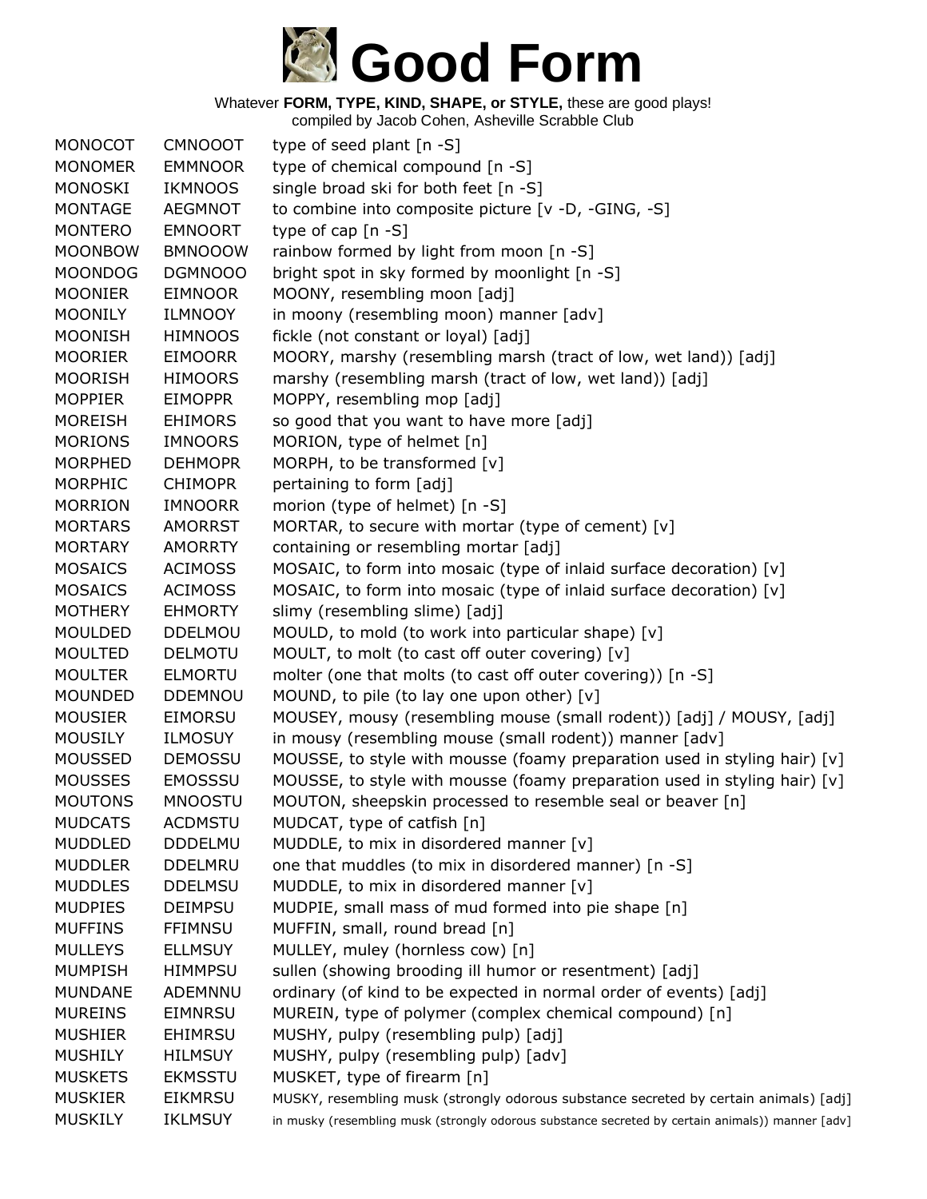# Good Form

Whatever **FORM, TYPE, KIND, SHAPE, or STYLE,** these are good plays!
compiled by Jacob Cohen, Asheville Scrabble Club

| | | |
|---|---|---|
| MONOCOT | CMNOOOT | type of seed plant [n -S] |
| MONOMER | EMMNOOR | type of chemical compound [n -S] |
| MONOSKI | IKMNOOS | single broad ski for both feet [n -S] |
| MONTAGE | AEGMNOT | to combine into composite picture [v -D, -GING, -S] |
| MONTERO | EMNOORT | type of cap [n -S] |
| MOONBOW | BMNOOOW | rainbow formed by light from moon [n -S] |
| MOONDOG | DGMNOOO | bright spot in sky formed by moonlight [n -S] |
| MOONIER | EIMNOOR | MOONY, resembling moon [adj] |
| MOONILY | ILMNOOY | in moony (resembling moon) manner [adv] |
| MOONISH | HIMNOOS | fickle (not constant or loyal) [adj] |
| MOORIER | EIMOORR | MOORY, marshy (resembling marsh (tract of low, wet land)) [adj] |
| MOORISH | HIMOORS | marshy (resembling marsh (tract of low, wet land)) [adj] |
| MOPPIER | EIMOPPR | MOPPY, resembling mop [adj] |
| MOREISH | EHIMORS | so good that you want to have more [adj] |
| MORIONS | IMNOORS | MORION, type of helmet [n] |
| MORPHED | DEHMOPR | MORPH, to be transformed [v] |
| MORPHIC | CHIMOPR | pertaining to form [adj] |
| MORRION | IMNOORR | morion (type of helmet) [n -S] |
| MORTARS | AMORRST | MORTAR, to secure with mortar (type of cement) [v] |
| MORTARY | AMORRTY | containing or resembling mortar [adj] |
| MOSAICS | ACIMOSS | MOSAIC, to form into mosaic (type of inlaid surface decoration) [v] |
| MOSAICS | ACIMOSS | MOSAIC, to form into mosaic (type of inlaid surface decoration) [v] |
| MOTHERY | EHMORTY | slimy (resembling slime) [adj] |
| MOULDED | DDELMOU | MOULD, to mold (to work into particular shape) [v] |
| MOULTED | DELMOTU | MOULT, to molt (to cast off outer covering) [v] |
| MOULTER | ELMORTU | molter (one that molts (to cast off outer covering)) [n -S] |
| MOUNDED | DDEMNOU | MOUND, to pile (to lay one upon other) [v] |
| MOUSIER | EIMORSU | MOUSEY, mousy (resembling mouse (small rodent)) [adj] / MOUSY, [adj] |
| MOUSILY | ILMOSUY | in mousy (resembling mouse (small rodent)) manner [adv] |
| MOUSSED | DEMOSSU | MOUSSE, to style with mousse (foamy preparation used in styling hair) [v] |
| MOUSSES | EMOSSSU | MOUSSE, to style with mousse (foamy preparation used in styling hair) [v] |
| MOUTONS | MNOOSTU | MOUTON, sheepskin processed to resemble seal or beaver [n] |
| MUDCATS | ACDMSTU | MUDCAT, type of catfish [n] |
| MUDDLED | DDDELMU | MUDDLE, to mix in disordered manner [v] |
| MUDDLER | DDELMRU | one that muddles (to mix in disordered manner) [n -S] |
| MUDDLES | DDELMSU | MUDDLE, to mix in disordered manner [v] |
| MUDPIES | DEIMPSU | MUDPIE, small mass of mud formed into pie shape [n] |
| MUFFINS | FFIMNSU | MUFFIN, small, round bread [n] |
| MULLEYS | ELLMSUY | MULLEY, muley (hornless cow) [n] |
| MUMPISH | HIMMPSU | sullen (showing brooding ill humor or resentment) [adj] |
| MUNDANE | ADEMNNU | ordinary (of kind to be expected in normal order of events) [adj] |
| MUREINS | EIMNRSU | MUREIN, type of polymer (complex chemical compound) [n] |
| MUSHIER | EHIMRSU | MUSHY, pulpy (resembling pulp) [adj] |
| MUSHILY | HILMSUY | MUSHY, pulpy (resembling pulp) [adv] |
| MUSKETS | EKMSSTU | MUSKET, type of firearm [n] |
| MUSKIER | EIKMRSU | MUSKY, resembling musk (strongly odorous substance secreted by certain animals) [adj] |
| MUSKILY | IKLMSUY | in musky (resembling musk (strongly odorous substance secreted by certain animals)) manner [adv] |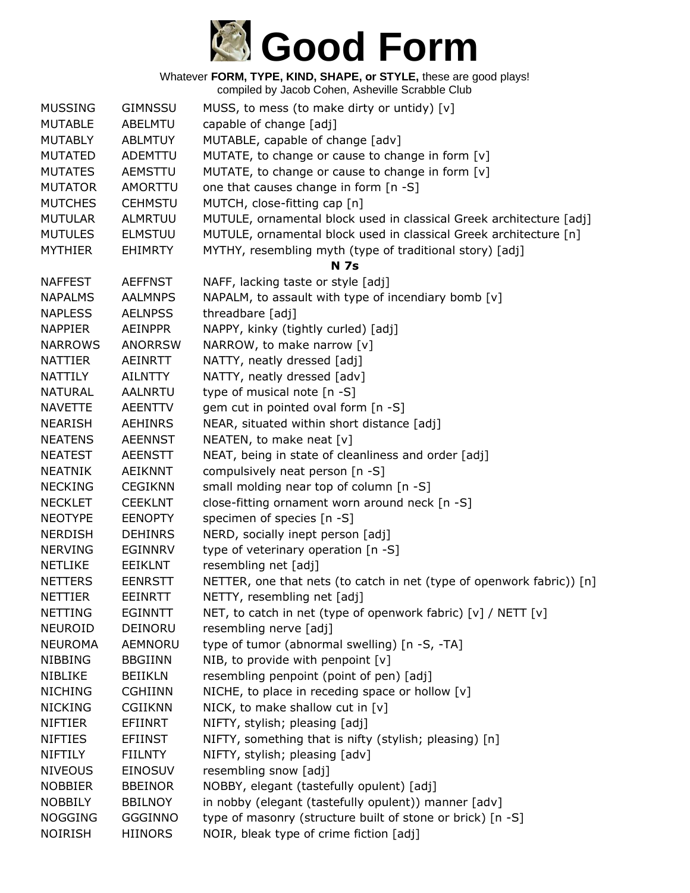# Good Form

Whatever **FORM, TYPE, KIND, SHAPE, or STYLE,** these are good plays!
compiled by Jacob Cohen, Asheville Scrabble Club

| | | |
|---|---|---|
| MUSSING | GIMNSSU | MUSS, to mess (to make dirty or untidy) [v] |
| MUTABLE | ABELMTU | capable of change [adj] |
| MUTABLY | ABLMTUY | MUTABLE, capable of change [adv] |
| MUTATED | ADEMTTU | MUTATE, to change or cause to change in form [v] |
| MUTATES | AEMSTTU | MUTATE, to change or cause to change in form [v] |
| MUTATOR | AMORTTU | one that causes change in form [n -S] |
| MUTCHES | CEHMSTU | MUTCH, close-fitting cap [n] |
| MUTULAR | ALMRTUU | MUTULE, ornamental block used in classical Greek architecture [adj] |
| MUTULES | ELMSTUU | MUTULE, ornamental block used in classical Greek architecture [n] |
| MYTHIER | EHIMRTY | MYTHY, resembling myth (type of traditional story) [adj] |
| | | **N 7s** |
| NAFFEST | AEFFNST | NAFF, lacking taste or style [adj] |
| NAPALMS | AALMNPS | NAPALM, to assault with type of incendiary bomb [v] |
| NAPLESS | AELNPSS | threadbare [adj] |
| NAPPIER | AEINPPR | NAPPY, kinky (tightly curled) [adj] |
| NARROWS | ANORRSW | NARROW, to make narrow [v] |
| NATTIER | AEINRTT | NATTY, neatly dressed [adj] |
| NATTILY | AILNTTY | NATTY, neatly dressed [adv] |
| NATURAL | AALNRTU | type of musical note [n -S] |
| NAVETTE | AEENTTV | gem cut in pointed oval form [n -S] |
| NEARISH | AEHINRS | NEAR, situated within short distance [adj] |
| NEATENS | AEENNST | NEATEN, to make neat [v] |
| NEATEST | AEENSTT | NEAT, being in state of cleanliness and order [adj] |
| NEATNIK | AEIKNNT | compulsively neat person [n -S] |
| NECKING | CEGIKNN | small molding near top of column [n -S] |
| NECKLET | CEEKLNT | close-fitting ornament worn around neck [n -S] |
| NEOTYPE | EENOPTY | specimen of species [n -S] |
| NERDISH | DEHINRS | NERD, socially inept person [adj] |
| NERVING | EGINNRV | type of veterinary operation [n -S] |
| NETLIKE | EEIKLNT | resembling net [adj] |
| NETTERS | EENRSTT | NETTER, one that nets (to catch in net (type of openwork fabric)) [n] |
| NETTIER | EEINRTT | NETTY, resembling net [adj] |
| NETTING | EGINNTT | NET, to catch in net (type of openwork fabric) [v] / NETT [v] |
| NEUROID | DEINORU | resembling nerve [adj] |
| NEUROMA | AEMNORU | type of tumor (abnormal swelling) [n -S, -TA] |
| NIBBING | BBGIINN | NIB, to provide with penpoint [v] |
| NIBLIKE | BEIIKLN | resembling penpoint (point of pen) [adj] |
| NICHING | CGHIINN | NICHE, to place in receding space or hollow [v] |
| NICKING | CGIIKNN | NICK, to make shallow cut in [v] |
| NIFTIER | EFIINRT | NIFTY, stylish; pleasing [adj] |
| NIFTIES | EFIINST | NIFTY, something that is nifty (stylish; pleasing) [n] |
| NIFTILY | FIILNTY | NIFTY, stylish; pleasing [adv] |
| NIVEOUS | EINOSUV | resembling snow [adj] |
| NOBBIER | BBEINOR | NOBBY, elegant (tastefully opulent) [adj] |
| NOBBILY | BBILNOY | in nobby (elegant (tastefully opulent)) manner [adv] |
| NOGGING | GGGINNO | type of masonry (structure built of stone or brick) [n -S] |
| NOIRISH | HIINORS | NOIR, bleak type of crime fiction [adj] |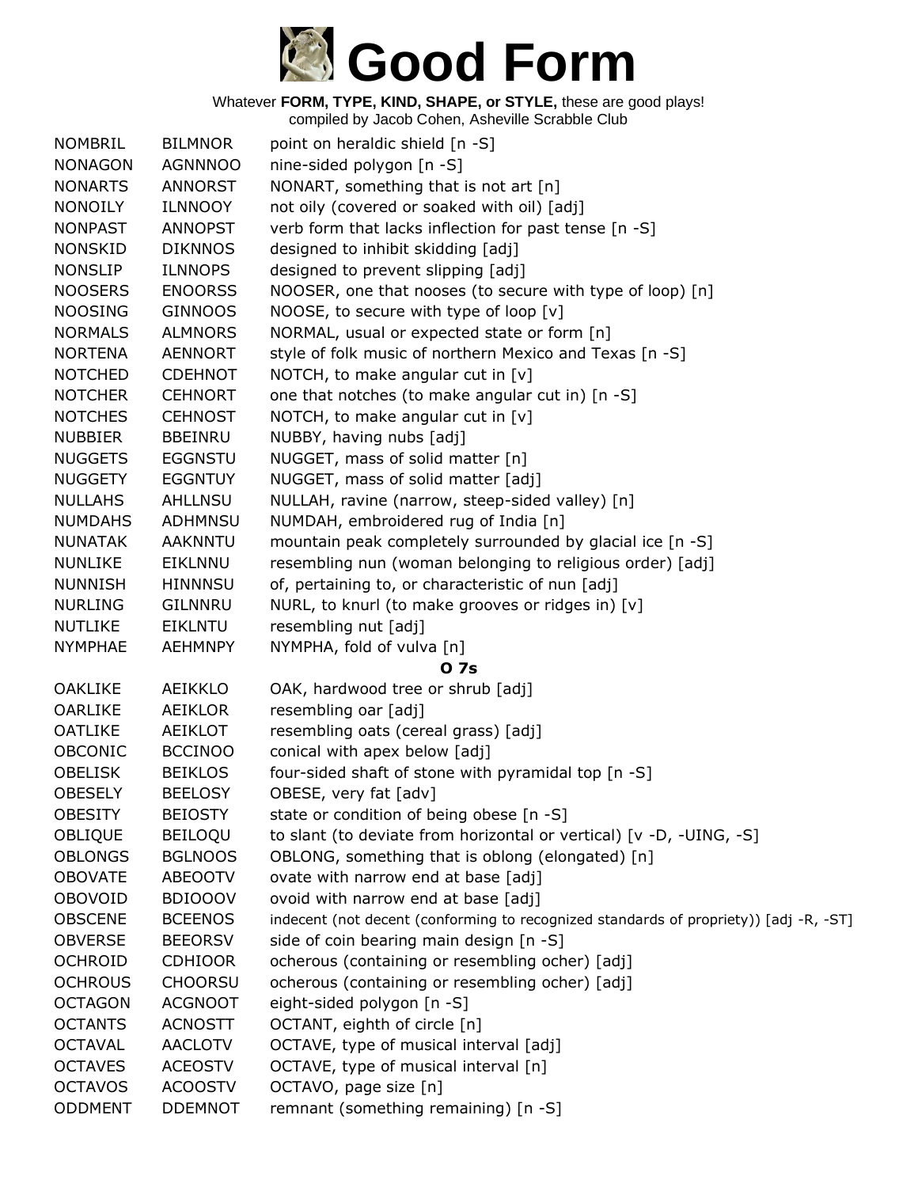# Good Form

Whatever **FORM, TYPE, KIND, SHAPE, or STYLE,** these are good plays!
compiled by Jacob Cohen, Asheville Scrabble Club

| | | |
|---|---|---|
| NOMBRIL | BILMNOR | point on heraldic shield [n -S] |
| NONAGON | AGNNNOO | nine-sided polygon [n -S] |
| NONARTS | ANNORST | NONART, something that is not art [n] |
| NONOILY | ILNNOOY | not oily (covered or soaked with oil) [adj] |
| NONPAST | ANNOPST | verb form that lacks inflection for past tense [n -S] |
| NONSKID | DIKNNOS | designed to inhibit skidding [adj] |
| NONSLIP | ILNNOPS | designed to prevent slipping [adj] |
| NOOSERS | ENOORSS | NOOSER, one that nooses (to secure with type of loop) [n] |
| NOOSING | GINNOOS | NOOSE, to secure with type of loop [v] |
| NORMALS | ALMNORS | NORMAL, usual or expected state or form [n] |
| NORTENA | AENNORT | style of folk music of northern Mexico and Texas [n -S] |
| NOTCHED | CDEHNOT | NOTCH, to make angular cut in [v] |
| NOTCHER | CEHNORT | one that notches (to make angular cut in) [n -S] |
| NOTCHES | CEHNOST | NOTCH, to make angular cut in [v] |
| NUBBIER | BBEINRU | NUBBY, having nubs [adj] |
| NUGGETS | EGGNSTU | NUGGET, mass of solid matter [n] |
| NUGGETY | EGGNTUY | NUGGET, mass of solid matter [adj] |
| NULLAHS | AHLLNSU | NULLAH, ravine (narrow, steep-sided valley) [n] |
| NUMDAHS | ADHMNSU | NUMDAH, embroidered rug of India [n] |
| NUNATAK | AAKNNTU | mountain peak completely surrounded by glacial ice [n -S] |
| NUNLIKE | EIKLNNU | resembling nun (woman belonging to religious order) [adj] |
| NUNNISH | HINNNSU | of, pertaining to, or characteristic of nun [adj] |
| NURLING | GILNNRU | NURL, to knurl (to make grooves or ridges in) [v] |
| NUTLIKE | EIKLNTU | resembling nut [adj] |
| NYMPHAE | AEHMNPY | NYMPHA, fold of vulva [n] |
| | | **O 7s** |
| OAKLIKE | AEIKKLO | OAK, hardwood tree or shrub [adj] |
| OARLIKE | AEIKLOR | resembling oar [adj] |
| OATLIKE | AEIKLOT | resembling oats (cereal grass) [adj] |
| OBCONIC | BCCINOO | conical with apex below [adj] |
| OBELISK | BEIKLOS | four-sided shaft of stone with pyramidal top [n -S] |
| OBESELY | BEELOSY | OBESE, very fat [adv] |
| OBESITY | BEIOSTY | state or condition of being obese [n -S] |
| OBLIQUE | BEILOQU | to slant (to deviate from horizontal or vertical) [v -D, -UING, -S] |
| OBLONGS | BGLNOOS | OBLONG, something that is oblong (elongated) [n] |
| OBOVATE | ABEOOTV | ovate with narrow end at base [adj] |
| OBOVOID | BDIOOOV | ovoid with narrow end at base [adj] |
| OBSCENE | BCEENOS | indecent (not decent (conforming to recognized standards of propriety)) [adj -R, -ST] |
| OBVERSE | BEEORSV | side of coin bearing main design [n -S] |
| OCHROID | CDHIOOR | ocherous (containing or resembling ocher) [adj] |
| OCHROUS | CHOORSU | ocherous (containing or resembling ocher) [adj] |
| OCTAGON | ACGNOOT | eight-sided polygon [n -S] |
| OCTANTS | ACNOSTT | OCTANT, eighth of circle [n] |
| OCTAVAL | AACLOTV | OCTAVE, type of musical interval [adj] |
| OCTAVES | ACEOSTV | OCTAVE, type of musical interval [n] |
| OCTAVOS | ACOOSTV | OCTAVO, page size [n] |
| ODDMENT | DDEMNOT | remnant (something remaining) [n -S] |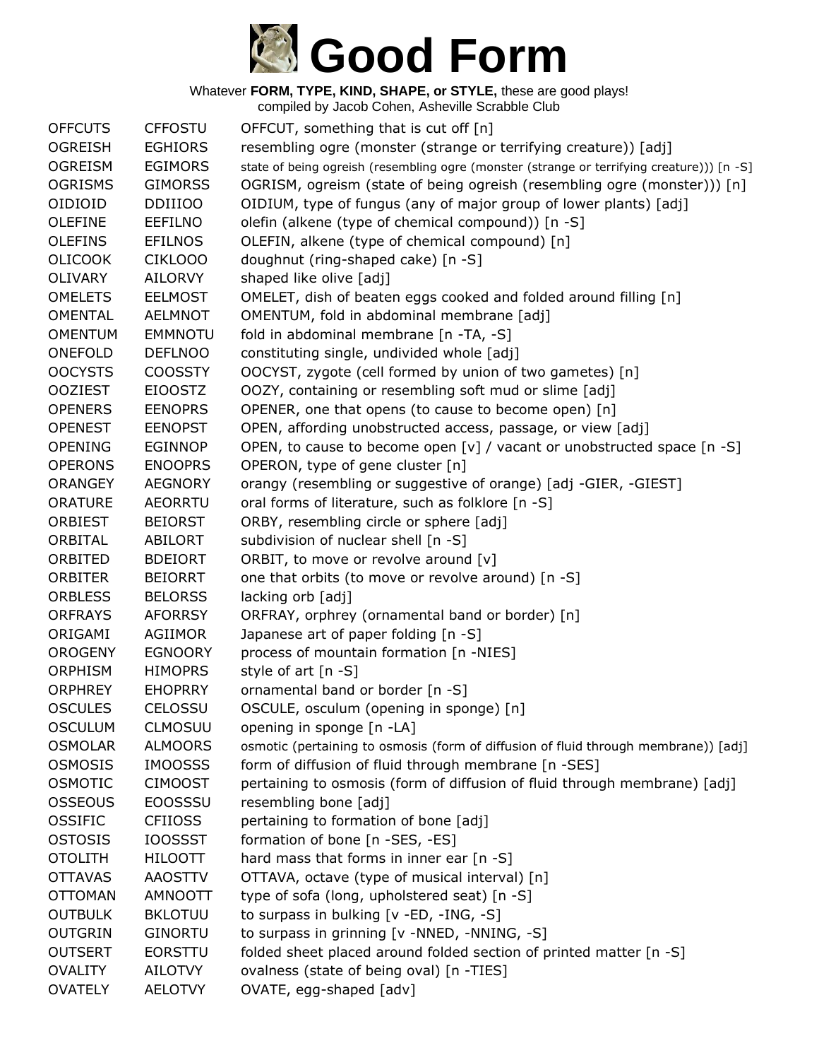# Good Form

Whatever **FORM, TYPE, KIND, SHAPE, or STYLE,** these are good plays!
compiled by Jacob Cohen, Asheville Scrabble Club

| | | |
|---|---|---|
| OFFCUTS | CFFOSTU | OFFCUT, something that is cut off [n] |
| OGREISH | EGHIORS | resembling ogre (monster (strange or terrifying creature)) [adj] |
| OGREISM | EGIMORS | state of being ogreish (resembling ogre (monster (strange or terrifying creature))) [n -S] |
| OGRISMS | GIMORSS | OGRISM, ogreism (state of being ogreish (resembling ogre (monster))) [n] |
| OIDIOID | DDIIIOO | OIDIUM, type of fungus (any of major group of lower plants) [adj] |
| OLEFINE | EEFILNO | olefin (alkene (type of chemical compound)) [n -S] |
| OLEFINS | EFILNOS | OLEFIN, alkene (type of chemical compound) [n] |
| OLICOOK | CIKLOOO | doughnut (ring-shaped cake) [n -S] |
| OLIVARY | AILORVY | shaped like olive [adj] |
| OMELETS | EELMOST | OMELET, dish of beaten eggs cooked and folded around filling [n] |
| OMENTAL | AELMNOT | OMENTUM, fold in abdominal membrane [adj] |
| OMENTUM | EMMNOTU | fold in abdominal membrane [n -TA, -S] |
| ONEFOLD | DEFLNOO | constituting single, undivided whole [adj] |
| OOCYSTS | COOSSTY | OOCYST, zygote (cell formed by union of two gametes) [n] |
| OOZIEST | EIOOSTZ | OOZY, containing or resembling soft mud or slime [adj] |
| OPENERS | EENOPRS | OPENER, one that opens (to cause to become open) [n] |
| OPENEST | EENOPST | OPEN, affording unobstructed access, passage, or view [adj] |
| OPENING | EGINNOP | OPEN, to cause to become open [v] / vacant or unobstructed space [n -S] |
| OPERONS | ENOOPRS | OPERON, type of gene cluster [n] |
| ORANGEY | AEGNORY | orangy (resembling or suggestive of orange) [adj -GIER, -GIEST] |
| ORATURE | AEORRTU | oral forms of literature, such as folklore [n -S] |
| ORBIEST | BEIORST | ORBY, resembling circle or sphere [adj] |
| ORBITAL | ABILORT | subdivision of nuclear shell [n -S] |
| ORBITED | BDEIORT | ORBIT, to move or revolve around [v] |
| ORBITER | BEIORRT | one that orbits (to move or revolve around) [n -S] |
| ORBLESS | BELORSS | lacking orb [adj] |
| ORFRAYS | AFORRSY | ORFRAY, orphrey (ornamental band or border) [n] |
| ORIGAMI | AGIIMOR | Japanese art of paper folding [n -S] |
| OROGENY | EGNOORY | process of mountain formation [n -NIES] |
| ORPHISM | HIMOPRS | style of art [n -S] |
| ORPHREY | EHOPRRY | ornamental band or border [n -S] |
| OSCULES | CELOSSU | OSCULE, osculum (opening in sponge) [n] |
| OSCULUM | CLMOSUU | opening in sponge [n -LA] |
| OSMOLAR | ALMOORS | osmotic (pertaining to osmosis (form of diffusion of fluid through membrane)) [adj] |
| OSMOSIS | IMOOSSS | form of diffusion of fluid through membrane [n -SES] |
| OSMOTIC | CIMOOST | pertaining to osmosis (form of diffusion of fluid through membrane) [adj] |
| OSSEOUS | EOOSSSU | resembling bone [adj] |
| OSSIFIC | CFIIOSS | pertaining to formation of bone [adj] |
| OSTOSIS | IOOSSST | formation of bone [n -SES, -ES] |
| OTOLITH | HILOOTT | hard mass that forms in inner ear [n -S] |
| OTTAVAS | AAOSTTV | OTTAVA, octave (type of musical interval) [n] |
| OTTOMAN | AMNOOTT | type of sofa (long, upholstered seat) [n -S] |
| OUTBULK | BKLOTUU | to surpass in bulking [v -ED, -ING, -S] |
| OUTGRIN | GINORTU | to surpass in grinning [v -NNED, -NNING, -S] |
| OUTSERT | EORSTTU | folded sheet placed around folded section of printed matter [n -S] |
| OVALITY | AILOTVY | ovalness (state of being oval) [n -TIES] |
| OVATELY | AELOTVY | OVATE, egg-shaped [adv] |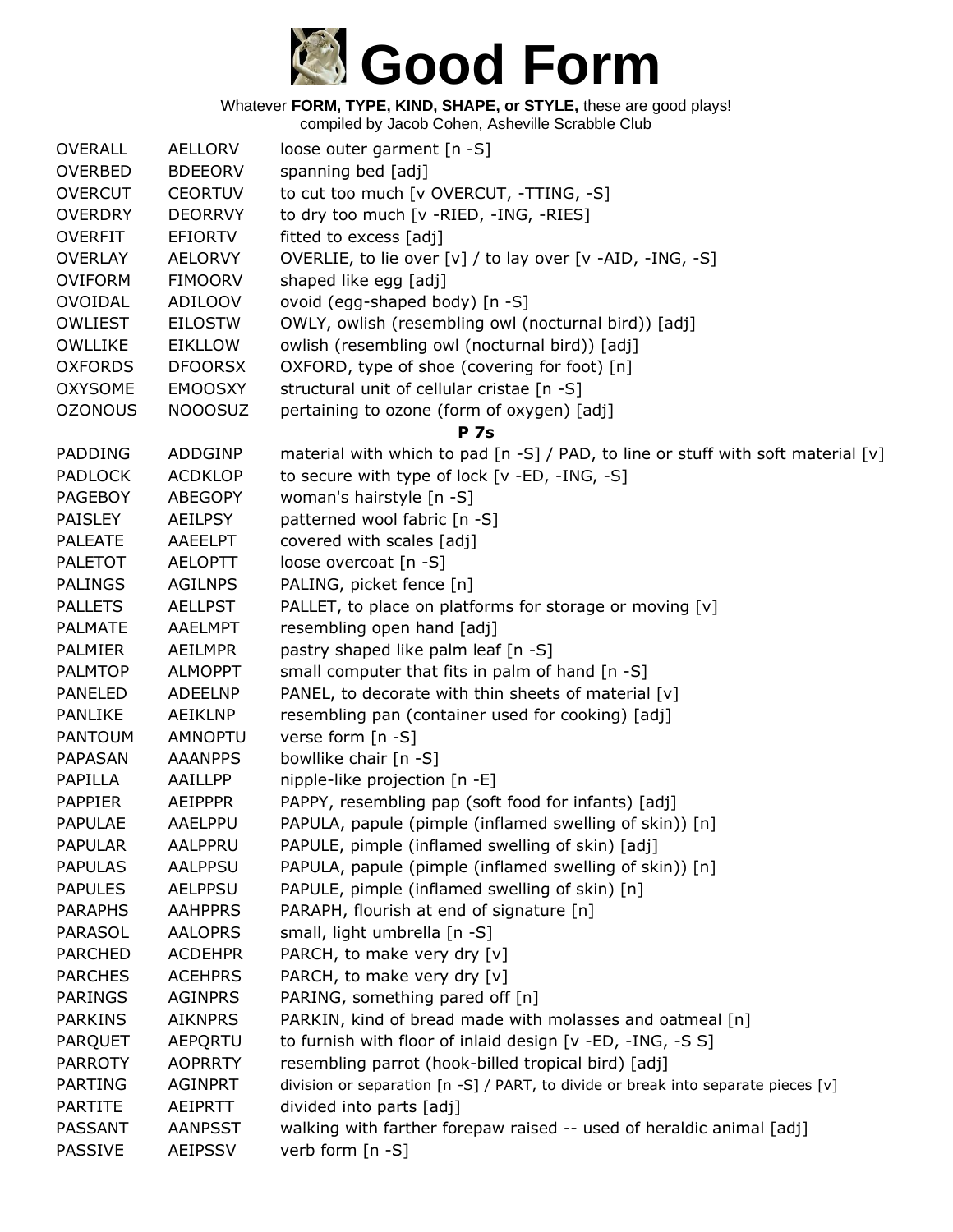# Good Form

Whatever **FORM, TYPE, KIND, SHAPE, or STYLE,** these are good plays!
compiled by Jacob Cohen, Asheville Scrabble Club

| | | |
|---|---|---|
| OVERALL | AELLORV | loose outer garment [n -S] |
| OVERBED | BDEEORV | spanning bed [adj] |
| OVERCUT | CEORTUV | to cut too much [v OVERCUT, -TTING, -S] |
| OVERDRY | DEORRVY | to dry too much [v -RIED, -ING, -RIES] |
| OVERFIT | EFIORTV | fitted to excess [adj] |
| OVERLAY | AELORVY | OVERLIE, to lie over [v] / to lay over [v -AID, -ING, -S] |
| OVIFORM | FIMOORV | shaped like egg [adj] |
| OVOIDAL | ADILOOV | ovoid (egg-shaped body) [n -S] |
| OWLIEST | EILOSTW | OWLY, owlish (resembling owl (nocturnal bird)) [adj] |
| OWLLIKE | EIKLLOW | owlish (resembling owl (nocturnal bird)) [adj] |
| OXFORDS | DFOORSX | OXFORD, type of shoe (covering for foot) [n] |
| OXYSOME | EMOOSXY | structural unit of cellular cristae [n -S] |
| OZONOUS | NOOOSUZ | pertaining to ozone (form of oxygen) [adj] |

**P 7s**

| | | |
|---|---|---|
| PADDING | ADDGINP | material with which to pad [n -S] / PAD, to line or stuff with soft material [v] |
| PADLOCK | ACDKLOP | to secure with type of lock [v -ED, -ING, -S] |
| PAGEBOY | ABEGOPY | woman's hairstyle [n -S] |
| PAISLEY | AEILPSY | patterned wool fabric [n -S] |
| PALEATE | AAEELPT | covered with scales [adj] |
| PALETOT | AELOPTT | loose overcoat [n -S] |
| PALINGS | AGILNPS | PALING, picket fence [n] |
| PALLETS | AELLPST | PALLET, to place on platforms for storage or moving [v] |
| PALMATE | AAELMPT | resembling open hand [adj] |
| PALMIER | AEILMPR | pastry shaped like palm leaf [n -S] |
| PALMTOP | ALMOPPT | small computer that fits in palm of hand [n -S] |
| PANELED | ADEELNP | PANEL, to decorate with thin sheets of material [v] |
| PANLIKE | AEIKLNP | resembling pan (container used for cooking) [adj] |
| PANTOUM | AMNOPTU | verse form [n -S] |
| PAPASAN | AAANPPS | bowllike chair [n -S] |
| PAPILLA | AAILLPP | nipple-like projection [n -E] |
| PAPPIER | AEIPPPR | PAPPY, resembling pap (soft food for infants) [adj] |
| PAPULAE | AAELPPU | PAPULA, papule (pimple (inflamed swelling of skin)) [n] |
| PAPULAR | AALPPRU | PAPULE, pimple (inflamed swelling of skin) [adj] |
| PAPULAS | AALPPSU | PAPULA, papule (pimple (inflamed swelling of skin)) [n] |
| PAPULES | AELPPSU | PAPULE, pimple (inflamed swelling of skin) [n] |
| PARAPHS | AAHPPRS | PARAPH, flourish at end of signature [n] |
| PARASOL | AALOPRS | small, light umbrella [n -S] |
| PARCHED | ACDEHPR | PARCH, to make very dry [v] |
| PARCHES | ACEHPRS | PARCH, to make very dry [v] |
| PARINGS | AGINPRS | PARING, something pared off [n] |
| PARKINS | AIKNPRS | PARKIN, kind of bread made with molasses and oatmeal [n] |
| PARQUET | AEPQRTU | to furnish with floor of inlaid design [v -ED, -ING, -S S] |
| PARROTY | AOPRRTY | resembling parrot (hook-billed tropical bird) [adj] |
| PARTING | AGINPRT | division or separation [n -S] / PART, to divide or break into separate pieces [v] |
| PARTITE | AEIPRTT | divided into parts [adj] |
| PASSANT | AANPSST | walking with farther forepaw raised -- used of heraldic animal [adj] |
| PASSIVE | AEIPSSV | verb form [n -S] |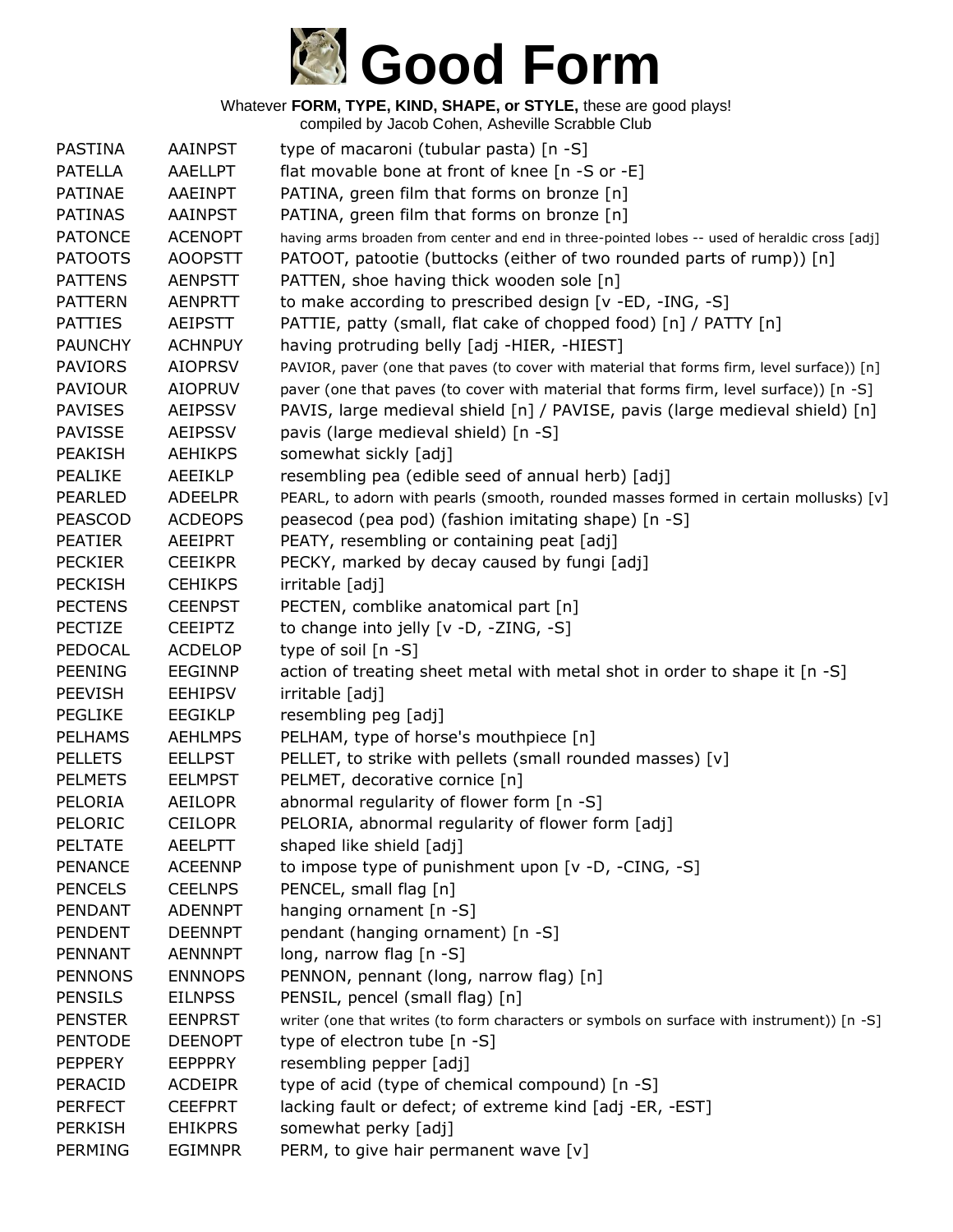# Good Form

Whatever **FORM, TYPE, KIND, SHAPE, or STYLE,** these are good plays!
compiled by Jacob Cohen, Asheville Scrabble Club

| | | |
|---|---|---|
| PASTINA | AAINPST | type of macaroni (tubular pasta) [n -S] |
| PATELLA | AAELLPT | flat movable bone at front of knee [n -S or -E] |
| PATINAE | AAEINPT | PATINA, green film that forms on bronze [n] |
| PATINAS | AAINPST | PATINA, green film that forms on bronze [n] |
| PATONCE | ACENOPT | having arms broaden from center and end in three-pointed lobes -- used of heraldic cross [adj] |
| PATOOTS | AOOPSTT | PATOOT, patootie (buttocks (either of two rounded parts of rump)) [n] |
| PATTENS | AENPSTT | PATTEN, shoe having thick wooden sole [n] |
| PATTERN | AENPRTT | to make according to prescribed design [v -ED, -ING, -S] |
| PATTIES | AEIPSTT | PATTIE, patty (small, flat cake of chopped food) [n] / PATTY [n] |
| PAUNCHY | ACHNPUY | having protruding belly [adj -HIER, -HIEST] |
| PAVIORS | AIOPRSV | PAVIOR, paver (one that paves (to cover with material that forms firm, level surface)) [n] |
| PAVIOUR | AIOPRUV | paver (one that paves (to cover with material that forms firm, level surface)) [n -S] |
| PAVISES | AEIPSSV | PAVIS, large medieval shield [n] / PAVISE, pavis (large medieval shield) [n] |
| PAVISSE | AEIPSSV | pavis (large medieval shield) [n -S] |
| PEAKISH | AEHIKPS | somewhat sickly [adj] |
| PEALIKE | AEEIKLP | resembling pea (edible seed of annual herb) [adj] |
| PEARLED | ADEELPR | PEARL, to adorn with pearls (smooth, rounded masses formed in certain mollusks) [v] |
| PEASCOD | ACDEOPS | peasecod (pea pod) (fashion imitating shape) [n -S] |
| PEATIER | AEEIPRT | PEATY, resembling or containing peat [adj] |
| PECKIER | CEEIKPR | PECKY, marked by decay caused by fungi [adj] |
| PECKISH | CEHIKPS | irritable [adj] |
| PECTENS | CEENPST | PECTEN, comblike anatomical part [n] |
| PECTIZE | CEEIPTZ | to change into jelly [v -D, -ZING, -S] |
| PEDOCAL | ACDELOP | type of soil [n -S] |
| PEENING | EEGINNP | action of treating sheet metal with metal shot in order to shape it [n -S] |
| PEEVISH | EEHIPSV | irritable [adj] |
| PEGLIKE | EEGIKLP | resembling peg [adj] |
| PELHAMS | AEHLMPS | PELHAM, type of horse's mouthpiece [n] |
| PELLETS | EELLPST | PELLET, to strike with pellets (small rounded masses) [v] |
| PELMETS | EELMPST | PELMET, decorative cornice [n] |
| PELORIA | AEILOPR | abnormal regularity of flower form [n -S] |
| PELORIC | CEILOPR | PELORIA, abnormal regularity of flower form [adj] |
| PELTATE | AEELPTT | shaped like shield [adj] |
| PENANCE | ACEENNP | to impose type of punishment upon [v -D, -CING, -S] |
| PENCELS | CEELNPS | PENCEL, small flag [n] |
| PENDANT | ADENNPT | hanging ornament [n -S] |
| PENDENT | DEENNPT | pendant (hanging ornament) [n -S] |
| PENNANT | AENNNPT | long, narrow flag [n -S] |
| PENNONS | ENNNOPS | PENNON, pennant (long, narrow flag) [n] |
| PENSILS | EILNPSS | PENSIL, pencel (small flag) [n] |
| PENSTER | EENPRST | writer (one that writes (to form characters or symbols on surface with instrument)) [n -S] |
| PENTODE | DEENOPT | type of electron tube [n -S] |
| PEPPERY | EEPPPRY | resembling pepper [adj] |
| PERACID | ACDEIPR | type of acid (type of chemical compound) [n -S] |
| PERFECT | CEEFPRT | lacking fault or defect; of extreme kind [adj -ER, -EST] |
| PERKISH | EHIKPRS | somewhat perky [adj] |
| PERMING | EGIMNPR | PERM, to give hair permanent wave [v] |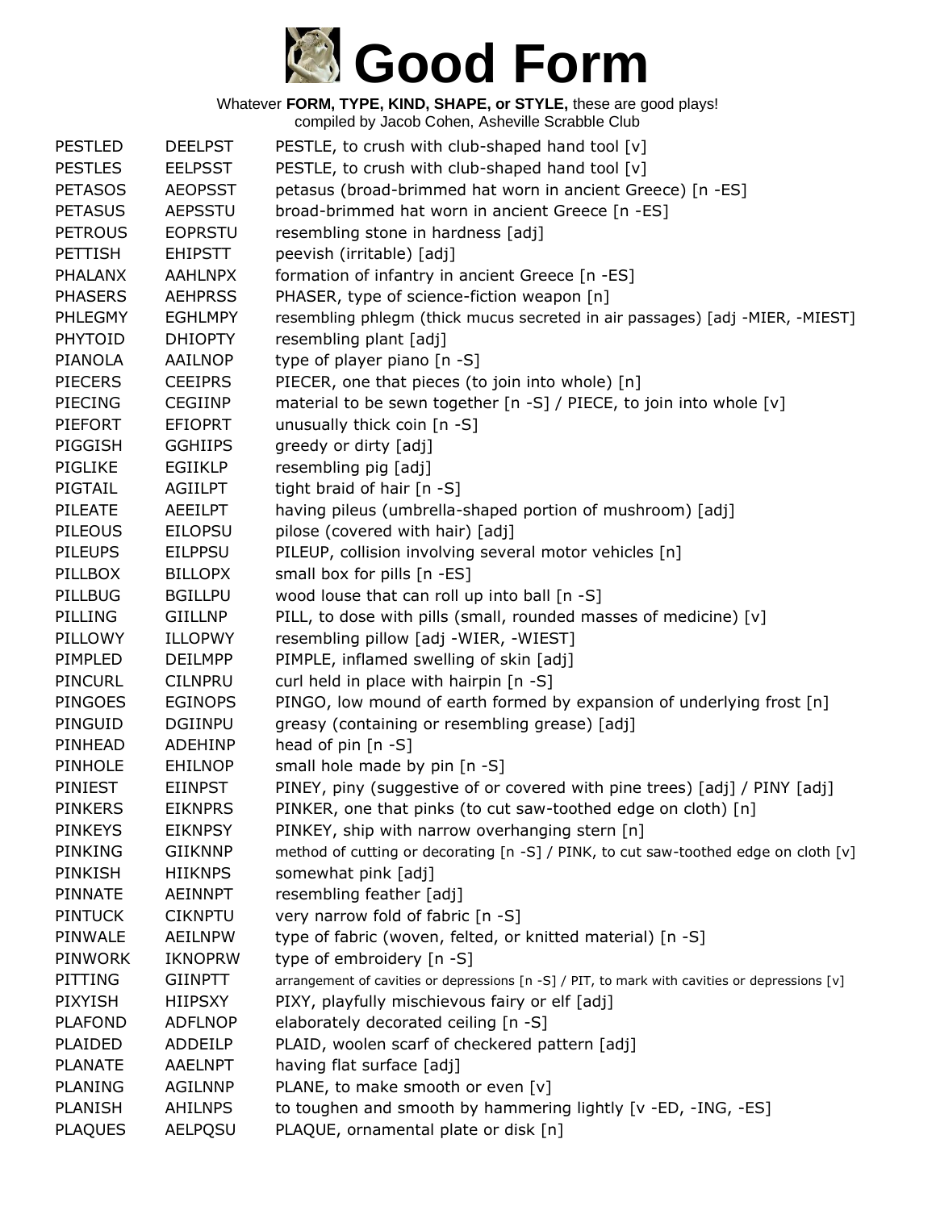# Good Form

Whatever **FORM, TYPE, KIND, SHAPE, or STYLE,** these are good plays!
compiled by Jacob Cohen, Asheville Scrabble Club

| | | |
|---|---|---|
| PESTLED | DEELPST | PESTLE, to crush with club-shaped hand tool [v] |
| PESTLES | EELPSST | PESTLE, to crush with club-shaped hand tool [v] |
| PETASOS | AEOPSST | petasus (broad-brimmed hat worn in ancient Greece) [n -ES] |
| PETASUS | AEPSSTU | broad-brimmed hat worn in ancient Greece [n -ES] |
| PETROUS | EOPRSTU | resembling stone in hardness [adj] |
| PETTISH | EHIPSTT | peevish (irritable) [adj] |
| PHALANX | AAHLNPX | formation of infantry in ancient Greece [n -ES] |
| PHASERS | AEHPRSS | PHASER, type of science-fiction weapon [n] |
| PHLEGMY | EGHLMPY | resembling phlegm (thick mucus secreted in air passages) [adj -MIER, -MIEST] |
| PHYTOID | DHIOPTY | resembling plant [adj] |
| PIANOLA | AAILNOP | type of player piano [n -S] |
| PIECERS | CEEIPRS | PIECER, one that pieces (to join into whole) [n] |
| PIECING | CEGIINP | material to be sewn together [n -S] / PIECE, to join into whole [v] |
| PIEFORT | EFIOPRT | unusually thick coin [n -S] |
| PIGGISH | GGHIIPS | greedy or dirty [adj] |
| PIGLIKE | EGIIKLP | resembling pig [adj] |
| PIGTAIL | AGIILPT | tight braid of hair [n -S] |
| PILEATE | AEEILPT | having pileus (umbrella-shaped portion of mushroom) [adj] |
| PILEOUS | EILOPSU | pilose (covered with hair) [adj] |
| PILEUPS | EILPPSU | PILEUP, collision involving several motor vehicles [n] |
| PILLBOX | BILLOPX | small box for pills [n -ES] |
| PILLBUG | BGILLPU | wood louse that can roll up into ball [n -S] |
| PILLING | GIILLNP | PILL, to dose with pills (small, rounded masses of medicine) [v] |
| PILLOWY | ILLOPWY | resembling pillow [adj -WIER, -WIEST] |
| PIMPLED | DEILMPP | PIMPLE, inflamed swelling of skin [adj] |
| PINCURL | CILNPRU | curl held in place with hairpin [n -S] |
| PINGOES | EGINOPS | PINGO, low mound of earth formed by expansion of underlying frost [n] |
| PINGUID | DGIINPU | greasy (containing or resembling grease) [adj] |
| PINHEAD | ADEHINP | head of pin [n -S] |
| PINHOLE | EHILNOP | small hole made by pin [n -S] |
| PINIEST | EIINPST | PINEY, piny (suggestive of or covered with pine trees) [adj] / PINY [adj] |
| PINKERS | EIKNPRS | PINKER, one that pinks (to cut saw-toothed edge on cloth) [n] |
| PINKEYS | EIKNPSY | PINKEY, ship with narrow overhanging stern [n] |
| PINKING | GIIKNNP | method of cutting or decorating [n -S] / PINK, to cut saw-toothed edge on cloth [v] |
| PINKISH | HIIKNPS | somewhat pink [adj] |
| PINNATE | AEINNPT | resembling feather [adj] |
| PINTUCK | CIKNPTU | very narrow fold of fabric [n -S] |
| PINWALE | AEILNPW | type of fabric (woven, felted, or knitted material) [n -S] |
| PINWORK | IKNOPRW | type of embroidery [n -S] |
| PITTING | GIINPTT | arrangement of cavities or depressions [n -S] / PIT, to mark with cavities or depressions [v] |
| PIXYISH | HIIPSXY | PIXY, playfully mischievous fairy or elf [adj] |
| PLAFOND | ADFLNOP | elaborately decorated ceiling [n -S] |
| PLAIDED | ADDEILP | PLAID, woolen scarf of checkered pattern [adj] |
| PLANATE | AAELNPT | having flat surface [adj] |
| PLANING | AGILNNP | PLANE, to make smooth or even [v] |
| PLANISH | AHILNPS | to toughen and smooth by hammering lightly [v -ED, -ING, -ES] |
| PLAQUES | AELPQSU | PLAQUE, ornamental plate or disk [n] |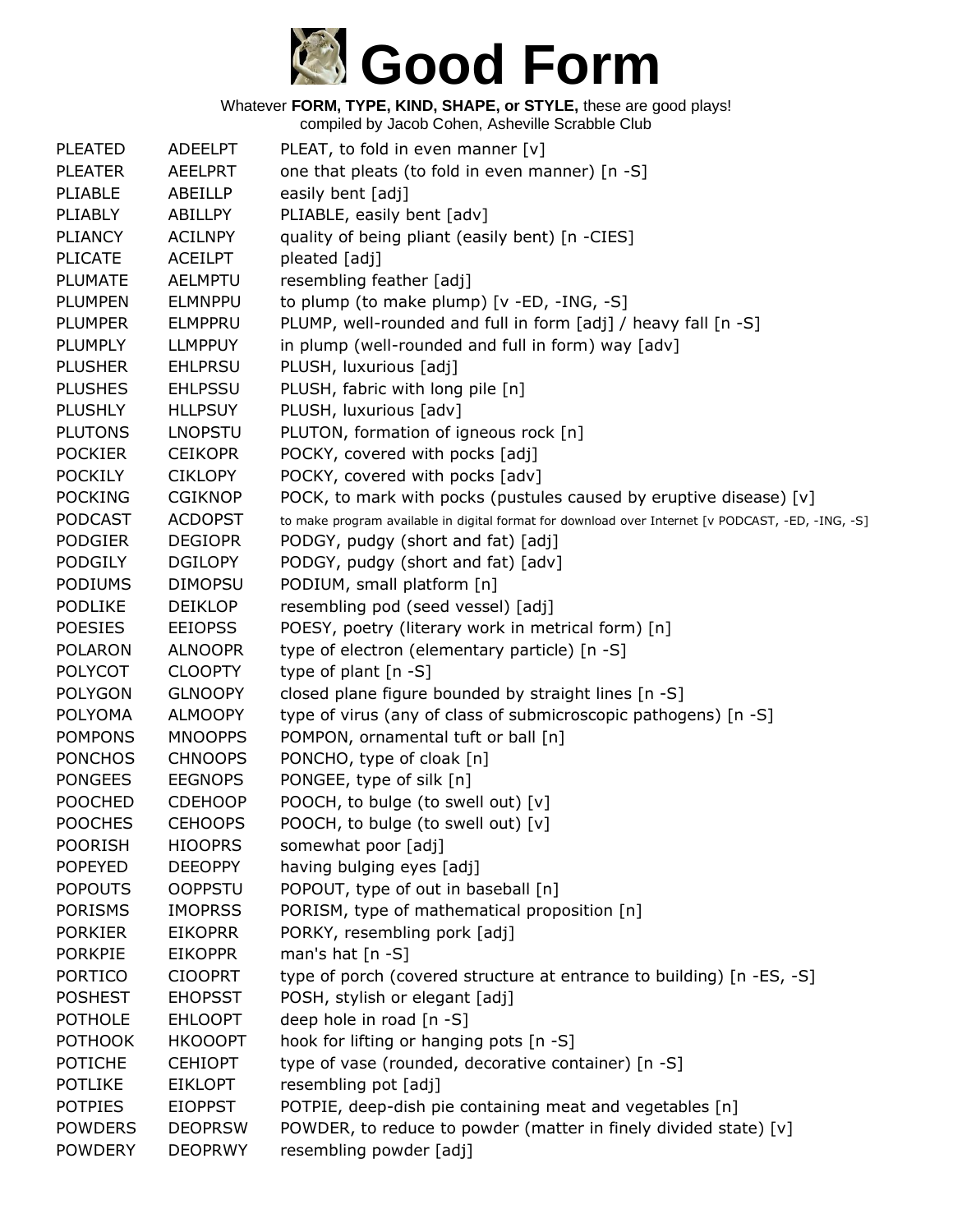# Good Form

Whatever **FORM, TYPE, KIND, SHAPE, or STYLE,** these are good plays!
compiled by Jacob Cohen, Asheville Scrabble Club

| | | |
|---|---|---|
| PLEATED | ADEELPT | PLEAT, to fold in even manner [v] |
| PLEATER | AEELPRT | one that pleats (to fold in even manner) [n -S] |
| PLIABLE | ABEILLP | easily bent [adj] |
| PLIABLY | ABILLPY | PLIABLE, easily bent [adv] |
| PLIANCY | ACILNPY | quality of being pliant (easily bent) [n -CIES] |
| PLICATE | ACEILPT | pleated [adj] |
| PLUMATE | AELMPTU | resembling feather [adj] |
| PLUMPEN | ELMNPPU | to plump (to make plump) [v -ED, -ING, -S] |
| PLUMPER | ELMPPRU | PLUMP, well-rounded and full in form [adj] / heavy fall [n -S] |
| PLUMPLY | LLMPPUY | in plump (well-rounded and full in form) way [adv] |
| PLUSHER | EHLPRSU | PLUSH, luxurious [adj] |
| PLUSHES | EHLPSSU | PLUSH, fabric with long pile [n] |
| PLUSHLY | HLLPSUY | PLUSH, luxurious [adv] |
| PLUTONS | LNOPSTU | PLUTON, formation of igneous rock [n] |
| POCKIER | CEIKOPR | POCKY, covered with pocks [adj] |
| POCKILY | CIKLOPY | POCKY, covered with pocks [adv] |
| POCKING | CGIKNOP | POCK, to mark with pocks (pustules caused by eruptive disease) [v] |
| PODCAST | ACDOPST | to make program available in digital format for download over Internet [v PODCAST, -ED, -ING, -S] |
| PODGIER | DEGIOPR | PODGY, pudgy (short and fat) [adj] |
| PODGILY | DGILOPY | PODGY, pudgy (short and fat) [adv] |
| PODIUMS | DIMOPSU | PODIUM, small platform [n] |
| PODLIKE | DEIKLOP | resembling pod (seed vessel) [adj] |
| POESIES | EEIOPSS | POESY, poetry (literary work in metrical form) [n] |
| POLARON | ALNOOPR | type of electron (elementary particle) [n -S] |
| POLYCOT | CLOOPTY | type of plant [n -S] |
| POLYGON | GLNOOPY | closed plane figure bounded by straight lines [n -S] |
| POLYOMA | ALMOOPY | type of virus (any of class of submicroscopic pathogens) [n -S] |
| POMPONS | MNOOPPS | POMPON, ornamental tuft or ball [n] |
| PONCHOS | CHNOOPS | PONCHO, type of cloak [n] |
| PONGEES | EEGNOPS | PONGEE, type of silk [n] |
| POOCHED | CDEHOOP | POOCH, to bulge (to swell out) [v] |
| POOCHES | CEHOOPS | POOCH, to bulge (to swell out) [v] |
| POORISH | HIOOPRS | somewhat poor [adj] |
| POPEYED | DEEOPPY | having bulging eyes [adj] |
| POPOUTS | OOPPSTU | POPOUT, type of out in baseball [n] |
| PORISMS | IMOPRSS | PORISM, type of mathematical proposition [n] |
| PORKIER | EIKOPRR | PORKY, resembling pork [adj] |
| PORKPIE | EIKOPPR | man's hat [n -S] |
| PORTICO | CIOOPRT | type of porch (covered structure at entrance to building) [n -ES, -S] |
| POSHEST | EHOPSST | POSH, stylish or elegant [adj] |
| POTHOLE | EHLOOPT | deep hole in road [n -S] |
| POTHOOK | HKOOOPT | hook for lifting or hanging pots [n -S] |
| POTICHE | CEHIOPT | type of vase (rounded, decorative container) [n -S] |
| POTLIKE | EIKLOPT | resembling pot [adj] |
| POTPIES | EIOPPST | POTPIE, deep-dish pie containing meat and vegetables [n] |
| POWDERS | DEOPRSW | POWDER, to reduce to powder (matter in finely divided state) [v] |
| POWDERY | DEOPRWY | resembling powder [adj] |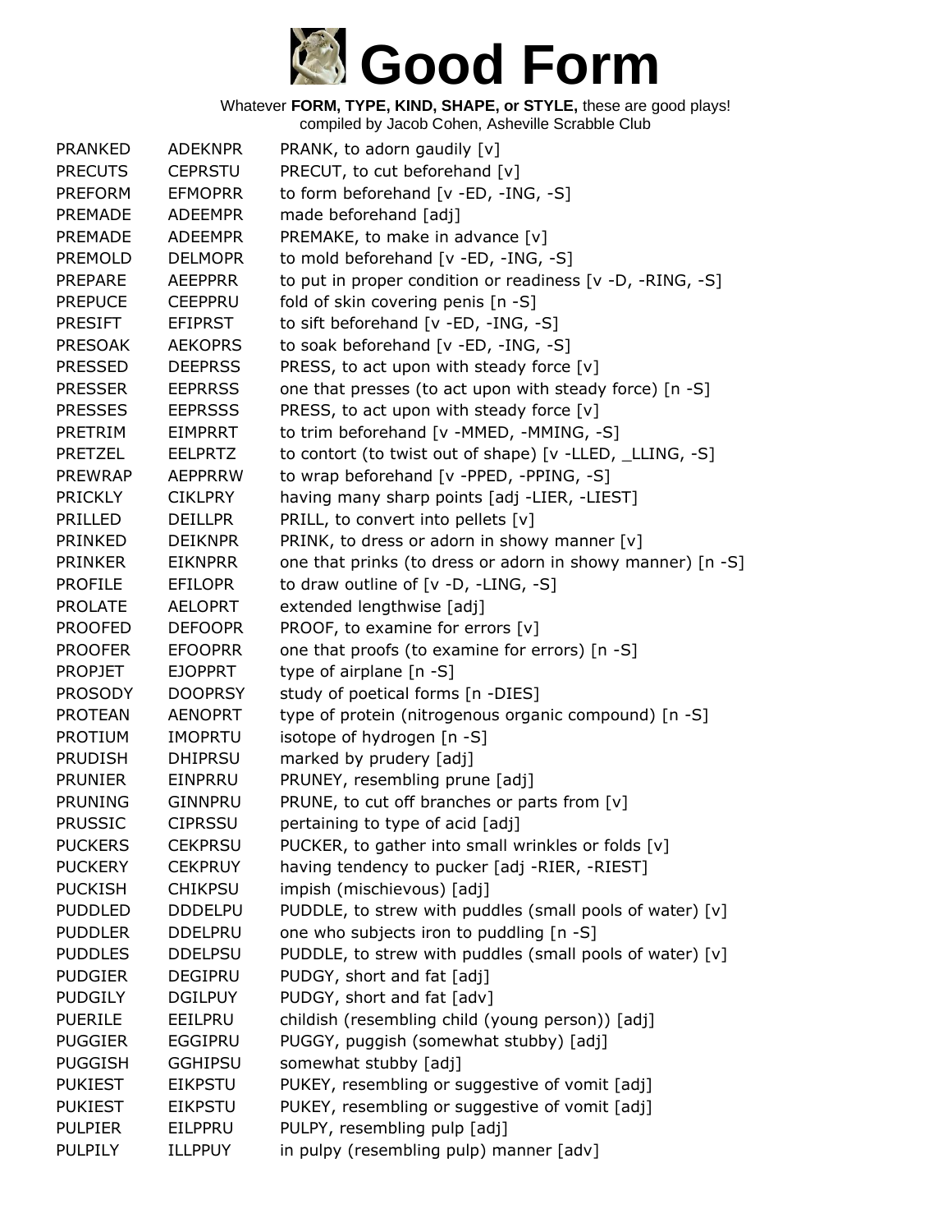# Good Form

Whatever **FORM, TYPE, KIND, SHAPE, or STYLE,** these are good plays!
compiled by Jacob Cohen, Asheville Scrabble Club

| | | |
|---|---|---|
| PRANKED | ADEKNPR | PRANK, to adorn gaudily [v] |
| PRECUTS | CEPRSTU | PRECUT, to cut beforehand [v] |
| PREFORM | EFMOPRR | to form beforehand [v -ED, -ING, -S] |
| PREMADE | ADEEMPR | made beforehand [adj] |
| PREMADE | ADEEMPR | PREMAKE, to make in advance [v] |
| PREMOLD | DELMOPR | to mold beforehand [v -ED, -ING, -S] |
| PREPARE | AEEPPRR | to put in proper condition or readiness [v -D, -RING, -S] |
| PREPUCE | CEEPPRU | fold of skin covering penis [n -S] |
| PRESIFT | EFIPRST | to sift beforehand [v -ED, -ING, -S] |
| PRESOAK | AEKOPRS | to soak beforehand [v -ED, -ING, -S] |
| PRESSED | DEEPRSS | PRESS, to act upon with steady force [v] |
| PRESSER | EEPRRSS | one that presses (to act upon with steady force) [n -S] |
| PRESSES | EEPRSSS | PRESS, to act upon with steady force [v] |
| PRETRIM | EIMPRRT | to trim beforehand [v -MMED, -MMING, -S] |
| PRETZEL | EELPRTZ | to contort (to twist out of shape) [v -LLED, _LLING, -S] |
| PREWRAP | AEPPRRW | to wrap beforehand [v -PPED, -PPING, -S] |
| PRICKLY | CIKLPRY | having many sharp points [adj -LIER, -LIEST] |
| PRILLED | DEILLPR | PRILL, to convert into pellets [v] |
| PRINKED | DEIKNPR | PRINK, to dress or adorn in showy manner [v] |
| PRINKER | EIKNPRR | one that prinks (to dress or adorn in showy manner) [n -S] |
| PROFILE | EFILOPR | to draw outline of [v -D, -LING, -S] |
| PROLATE | AELOPRT | extended lengthwise [adj] |
| PROOFED | DEFOOPR | PROOF, to examine for errors [v] |
| PROOFER | EFOOPRR | one that proofs (to examine for errors) [n -S] |
| PROPJET | EJOPPRT | type of airplane [n -S] |
| PROSODY | DOOPRSY | study of poetical forms [n -DIES] |
| PROTEAN | AENOPRT | type of protein (nitrogenous organic compound) [n -S] |
| PROTIUM | IMOPRTU | isotope of hydrogen [n -S] |
| PRUDISH | DHIPRSU | marked by prudery [adj] |
| PRUNIER | EINPRRU | PRUNEY, resembling prune [adj] |
| PRUNING | GINNPRU | PRUNE, to cut off branches or parts from [v] |
| PRUSSIC | CIPRSSU | pertaining to type of acid [adj] |
| PUCKERS | CEKPRSU | PUCKER, to gather into small wrinkles or folds [v] |
| PUCKERY | CEKPRUY | having tendency to pucker [adj -RIER, -RIEST] |
| PUCKISH | CHIKPSU | impish (mischievous) [adj] |
| PUDDLED | DDDELPU | PUDDLE, to strew with puddles (small pools of water) [v] |
| PUDDLER | DDELPRU | one who subjects iron to puddling [n -S] |
| PUDDLES | DDELPSU | PUDDLE, to strew with puddles (small pools of water) [v] |
| PUDGIER | DEGIPRU | PUDGY, short and fat [adj] |
| PUDGILY | DGILPUY | PUDGY, short and fat [adv] |
| PUERILE | EEILPRU | childish (resembling child (young person)) [adj] |
| PUGGIER | EGGIPRU | PUGGY, puggish (somewhat stubby) [adj] |
| PUGGISH | GGHIPSU | somewhat stubby [adj] |
| PUKIEST | EIKPSTU | PUKEY, resembling or suggestive of vomit [adj] |
| PUKIEST | EIKPSTU | PUKEY, resembling or suggestive of vomit [adj] |
| PULPIER | EILPPRU | PULPY, resembling pulp [adj] |
| PULPILY | ILLPPUY | in pulpy (resembling pulp) manner [adv] |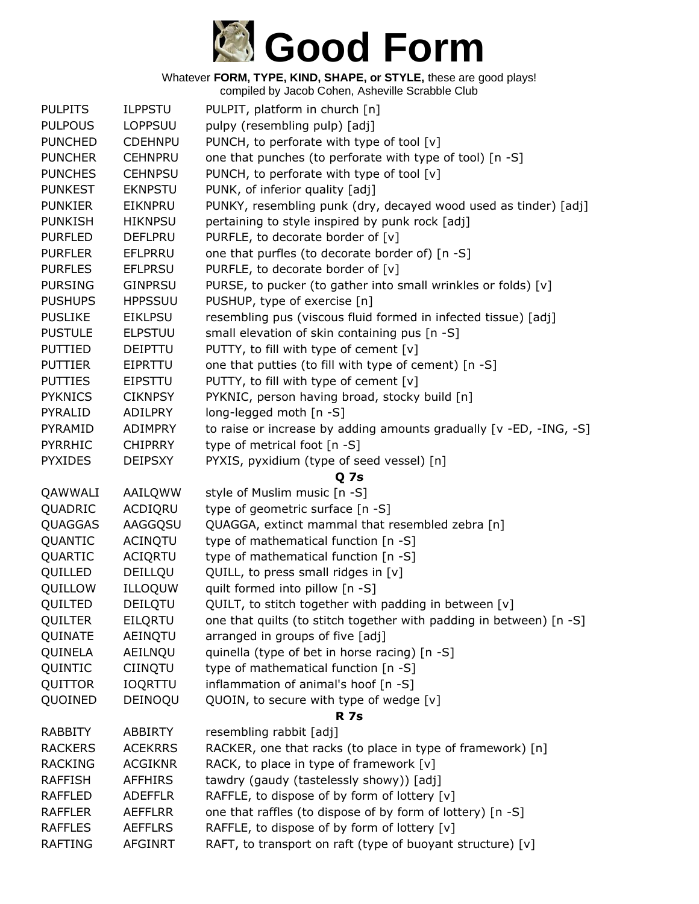# Good Form

Whatever **FORM, TYPE, KIND, SHAPE, or STYLE,** these are good plays!
compiled by Jacob Cohen, Asheville Scrabble Club

| | | |
|---|---|---|
| PULPITS | ILPPSTU | PULPIT, platform in church [n] |
| PULPOUS | LOPPSUU | pulpy (resembling pulp) [adj] |
| PUNCHED | CDEHNPU | PUNCH, to perforate with type of tool [v] |
| PUNCHER | CEHNPRU | one that punches (to perforate with type of tool) [n -S] |
| PUNCHES | CEHNPSU | PUNCH, to perforate with type of tool [v] |
| PUNKEST | EKNPSTU | PUNK, of inferior quality [adj] |
| PUNKIER | EIKNPRU | PUNKY, resembling punk (dry, decayed wood used as tinder) [adj] |
| PUNKISH | HIKNPSU | pertaining to style inspired by punk rock [adj] |
| PURFLED | DEFLPRU | PURFLE, to decorate border of [v] |
| PURFLER | EFLPRRU | one that purfles (to decorate border of) [n -S] |
| PURFLES | EFLPRSU | PURFLE, to decorate border of [v] |
| PURSING | GINPRSU | PURSE, to pucker (to gather into small wrinkles or folds) [v] |
| PUSHUPS | HPPSSUU | PUSHUP, type of exercise [n] |
| PUSLIKE | EIKLPSU | resembling pus (viscous fluid formed in infected tissue) [adj] |
| PUSTULE | ELPSTUU | small elevation of skin containing pus [n -S] |
| PUTTIED | DEIPTTU | PUTTY, to fill with type of cement [v] |
| PUTTIER | EIPRTTU | one that putties (to fill with type of cement) [n -S] |
| PUTTIES | EIPSTTU | PUTTY, to fill with type of cement [v] |
| PYKNICS | CIKNPSY | PYKNIC, person having broad, stocky build [n] |
| PYRALID | ADILPRY | long-legged moth [n -S] |
| PYRAMID | ADIMPRY | to raise or increase by adding amounts gradually [v -ED, -ING, -S] |
| PYRRHIC | CHIPRRY | type of metrical foot [n -S] |
| PYXIDES | DEIPSXY | PYXIS, pyxidium (type of seed vessel) [n] |
| | | **Q 7s** |
| QAWWALI | AAILQWW | style of Muslim music [n -S] |
| QUADRIC | ACDIQRU | type of geometric surface [n -S] |
| QUAGGAS | AAGGQSU | QUAGGA, extinct mammal that resembled zebra [n] |
| QUANTIC | ACINQTU | type of mathematical function [n -S] |
| QUARTIC | ACIQRTU | type of mathematical function [n -S] |
| QUILLED | DEILLQU | QUILL, to press small ridges in [v] |
| QUILLOW | ILLOQUW | quilt formed into pillow [n -S] |
| QUILTED | DEILQTU | QUILT, to stitch together with padding in between [v] |
| QUILTER | EILQRTU | one that quilts (to stitch together with padding in between) [n -S] |
| QUINATE | AEINQTU | arranged in groups of five [adj] |
| QUINELA | AEILNQU | quinella (type of bet in horse racing) [n -S] |
| QUINTIC | CIINQTU | type of mathematical function [n -S] |
| QUITTOR | IOQRTTU | inflammation of animal's hoof [n -S] |
| QUOINED | DEINOQU | QUOIN, to secure with type of wedge [v] |
| | | **R 7s** |
| RABBITY | ABBIRTY | resembling rabbit [adj] |
| RACKERS | ACEKRRS | RACKER, one that racks (to place in type of framework) [n] |
| RACKING | ACGIKNR | RACK, to place in type of framework [v] |
| RAFFISH | AFFHIRS | tawdry (gaudy (tastelessly showy)) [adj] |
| RAFFLED | ADEFFLR | RAFFLE, to dispose of by form of lottery [v] |
| RAFFLER | AEFFLRR | one that raffles (to dispose of by form of lottery) [n -S] |
| RAFFLES | AEFFLRS | RAFFLE, to dispose of by form of lottery [v] |
| RAFTING | AFGINRT | RAFT, to transport on raft (type of buoyant structure) [v] |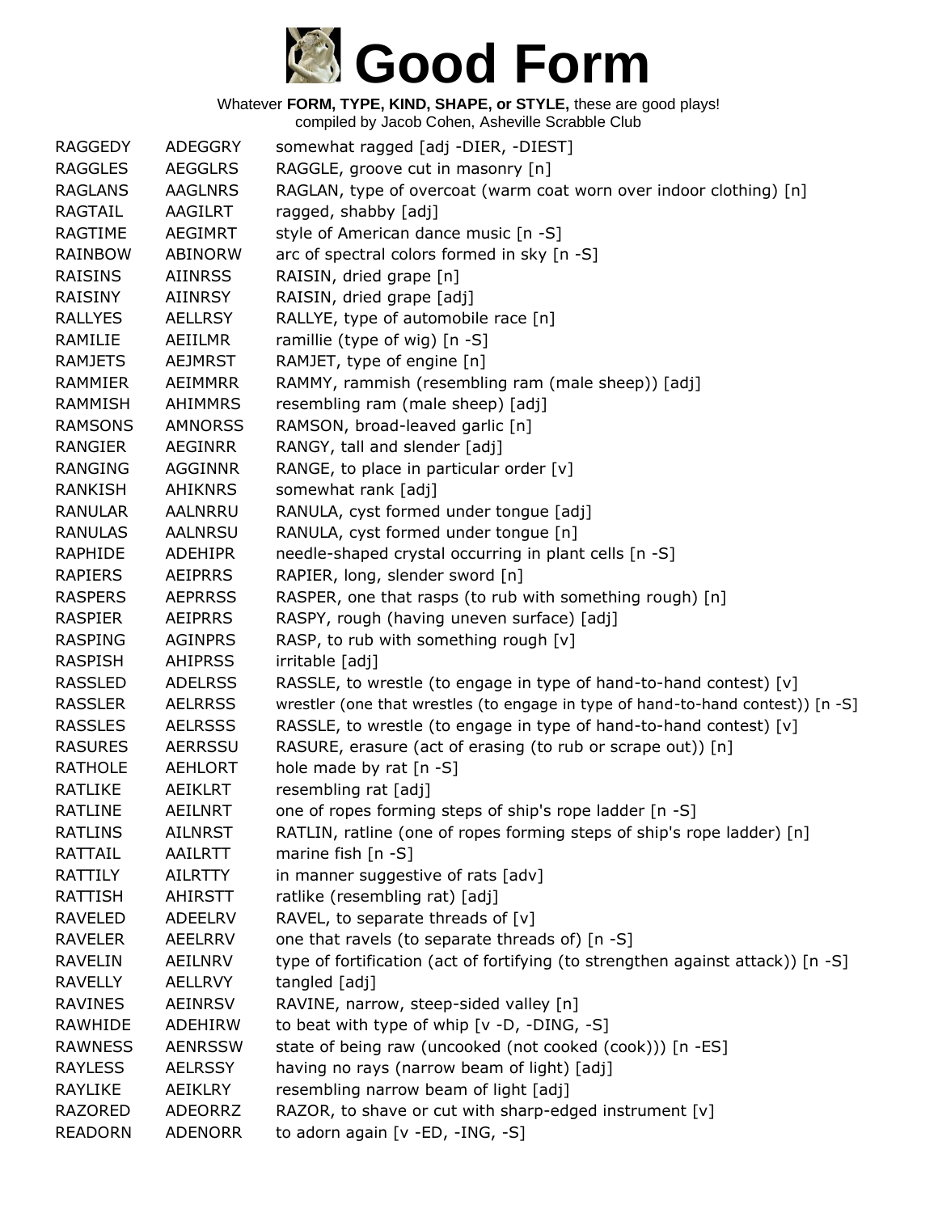# Good Form

Whatever **FORM, TYPE, KIND, SHAPE, or STYLE,** these are good plays!
compiled by Jacob Cohen, Asheville Scrabble Club

| | | |
|---|---|---|
| RAGGEDY | ADEGGRY | somewhat ragged [adj -DIER, -DIEST] |
| RAGGLES | AEGGLRS | RAGGLE, groove cut in masonry [n] |
| RAGLANS | AAGLNRS | RAGLAN, type of overcoat (warm coat worn over indoor clothing) [n] |
| RAGTAIL | AAGILRT | ragged, shabby [adj] |
| RAGTIME | AEGIMRT | style of American dance music [n -S] |
| RAINBOW | ABINORW | arc of spectral colors formed in sky [n -S] |
| RAISINS | AIINRSS | RAISIN, dried grape [n] |
| RAISINY | AIINRSY | RAISIN, dried grape [adj] |
| RALLYES | AELLRSY | RALLYE, type of automobile race [n] |
| RAMILIE | AEIILMR | ramillie (type of wig) [n -S] |
| RAMJETS | AEJMRST | RAMJET, type of engine [n] |
| RAMMIER | AEIMMRR | RAMMY, rammish (resembling ram (male sheep)) [adj] |
| RAMMISH | AHIMMRS | resembling ram (male sheep) [adj] |
| RAMSONS | AMNORSS | RAMSON, broad-leaved garlic [n] |
| RANGIER | AEGINRR | RANGY, tall and slender [adj] |
| RANGING | AGGINNR | RANGE, to place in particular order [v] |
| RANKISH | AHIKNRS | somewhat rank [adj] |
| RANULAR | AALNRRU | RANULA, cyst formed under tongue [adj] |
| RANULAS | AALNRSU | RANULA, cyst formed under tongue [n] |
| RAPHIDE | ADEHIPR | needle-shaped crystal occurring in plant cells [n -S] |
| RAPIERS | AEIPRRS | RAPIER, long, slender sword [n] |
| RASPERS | AEPRRSS | RASPER, one that rasps (to rub with something rough) [n] |
| RASPIER | AEIPRRS | RASPY, rough (having uneven surface) [adj] |
| RASPING | AGINPRS | RASP, to rub with something rough [v] |
| RASPISH | AHIPRSS | irritable [adj] |
| RASSLED | ADELRSS | RASSLE, to wrestle (to engage in type of hand-to-hand contest) [v] |
| RASSLER | AELRRSS | wrestler (one that wrestles (to engage in type of hand-to-hand contest)) [n -S] |
| RASSLES | AELRSSS | RASSLE, to wrestle (to engage in type of hand-to-hand contest) [v] |
| RASURES | AERRSSU | RASURE, erasure (act of erasing (to rub or scrape out)) [n] |
| RATHOLE | AEHLORT | hole made by rat [n -S] |
| RATLIKE | AEIKLRT | resembling rat [adj] |
| RATLINE | AEILNRT | one of ropes forming steps of ship's rope ladder [n -S] |
| RATLINS | AILNRST | RATLIN, ratline (one of ropes forming steps of ship's rope ladder) [n] |
| RATTAIL | AAILRTT | marine fish [n -S] |
| RATTILY | AILRTTY | in manner suggestive of rats [adv] |
| RATTISH | AHIRSTT | ratlike (resembling rat) [adj] |
| RAVELED | ADEELRV | RAVEL, to separate threads of [v] |
| RAVELER | AEELRRV | one that ravels (to separate threads of) [n -S] |
| RAVELIN | AEILNRV | type of fortification (act of fortifying (to strengthen against attack)) [n -S] |
| RAVELLY | AELLRVY | tangled [adj] |
| RAVINES | AEINRSV | RAVINE, narrow, steep-sided valley [n] |
| RAWHIDE | ADEHIRW | to beat with type of whip [v -D, -DING, -S] |
| RAWNESS | AENRSSW | state of being raw (uncooked (not cooked (cook))) [n -ES] |
| RAYLESS | AELRSSY | having no rays (narrow beam of light) [adj] |
| RAYLIKE | AEIKLRY | resembling narrow beam of light [adj] |
| RAZORED | ADEORRZ | RAZOR, to shave or cut with sharp-edged instrument [v] |
| READORN | ADENORR | to adorn again [v -ED, -ING, -S] |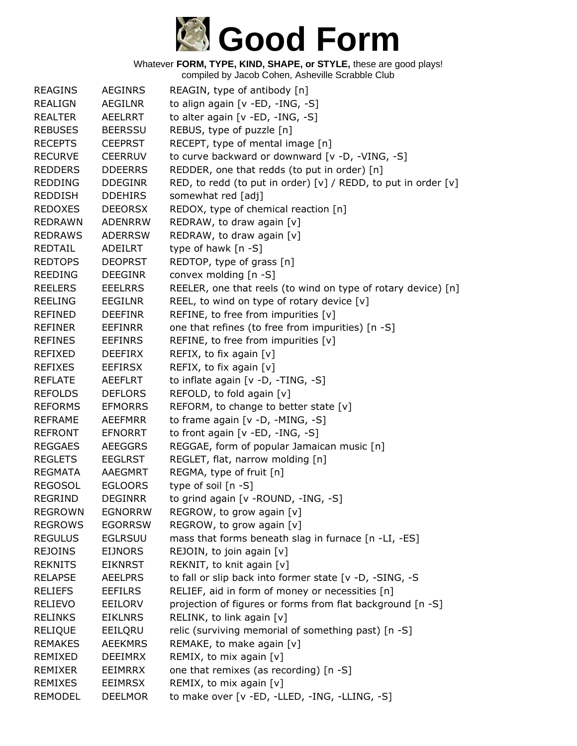# Good Form

Whatever **FORM, TYPE, KIND, SHAPE, or STYLE,** these are good plays!
compiled by Jacob Cohen, Asheville Scrabble Club

| | | |
|---|---|---|
| REAGINS | AEGINRS | REAGIN, type of antibody [n] |
| REALIGN | AEGILNR | to align again [v -ED, -ING, -S] |
| REALTER | AEELRRT | to alter again [v -ED, -ING, -S] |
| REBUSES | BEERSSU | REBUS, type of puzzle [n] |
| RECEPTS | CEEPRST | RECEPT, type of mental image [n] |
| RECURVE | CEERRUV | to curve backward or downward [v -D, -VING, -S] |
| REDDERS | DDEERRS | REDDER, one that redds (to put in order) [n] |
| REDDING | DDEGINR | RED, to redd (to put in order) [v] / REDD, to put in order [v] |
| REDDISH | DDEHIRS | somewhat red [adj] |
| REDOXES | DEEORSX | REDOX, type of chemical reaction [n] |
| REDRAWN | ADENRRW | REDRAW, to draw again [v] |
| REDRAWS | ADERRSW | REDRAW, to draw again [v] |
| REDTAIL | ADEILRT | type of hawk [n -S] |
| REDTOPS | DEOPRST | REDTOP, type of grass [n] |
| REEDING | DEEGINR | convex molding [n -S] |
| REELERS | EEELRRS | REELER, one that reels (to wind on type of rotary device) [n] |
| REELING | EEGILNR | REEL, to wind on type of rotary device [v] |
| REFINED | DEEFINR | REFINE, to free from impurities [v] |
| REFINER | EEFINRR | one that refines (to free from impurities) [n -S] |
| REFINES | EEFINRS | REFINE, to free from impurities [v] |
| REFIXED | DEEFIRX | REFIX, to fix again [v] |
| REFIXES | EEFIRSX | REFIX, to fix again [v] |
| REFLATE | AEEFLRT | to inflate again [v -D, -TING, -S] |
| REFOLDS | DEFLORS | REFOLD, to fold again [v] |
| REFORMS | EFMORRS | REFORM, to change to better state [v] |
| REFRAME | AEEFMRR | to frame again [v -D, -MING, -S] |
| REFRONT | EFNORRT | to front again [v -ED, -ING, -S] |
| REGGAES | AEEGGRS | REGGAE, form of popular Jamaican music [n] |
| REGLETS | EEGLRST | REGLET, flat, narrow molding [n] |
| REGMATA | AAEGMRT | REGMA, type of fruit [n] |
| REGOSOL | EGLOORS | type of soil [n -S] |
| REGRIND | DEGINRR | to grind again [v -ROUND, -ING, -S] |
| REGROWN | EGNORRW | REGROW, to grow again [v] |
| REGROWS | EGORRSW | REGROW, to grow again [v] |
| REGULUS | EGLRSUU | mass that forms beneath slag in furnace [n -LI, -ES] |
| REJOINS | EIJNORS | REJOIN, to join again [v] |
| REKNITS | EIKNRST | REKNIT, to knit again [v] |
| RELAPSE | AEELPRS | to fall or slip back into former state [v -D, -SING, -S |
| RELIEFS | EEFILRS | RELIEF, aid in form of money or necessities [n] |
| RELIEVO | EEILORV | projection of figures or forms from flat background [n -S] |
| RELINKS | EIKLNRS | RELINK, to link again [v] |
| RELIQUE | EEILQRU | relic (surviving memorial of something past) [n -S] |
| REMAKES | AEEKMRS | REMAKE, to make again [v] |
| REMIXED | DEEIMRX | REMIX, to mix again [v] |
| REMIXER | EEIMRRX | one that remixes (as recording) [n -S] |
| REMIXES | EEIMRSX | REMIX, to mix again [v] |
| REMODEL | DEELMOR | to make over [v -ED, -LLED, -ING, -LLING, -S] |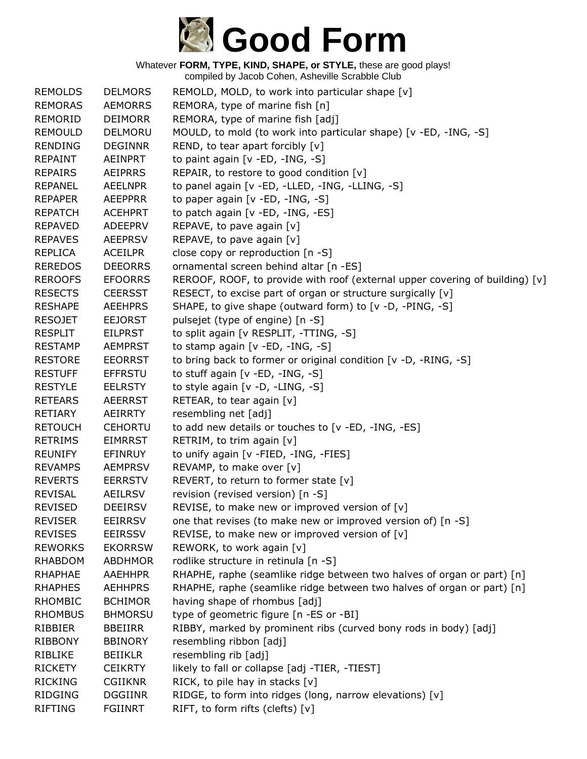# Good Form

Whatever **FORM, TYPE, KIND, SHAPE, or STYLE,** these are good plays!
compiled by Jacob Cohen, Asheville Scrabble Club

| | | |
|---|---|---|
| REMOLDS | DELMORS | REMOLD, MOLD, to work into particular shape [v] |
| REMORAS | AEMORRS | REMORA, type of marine fish [n] |
| REMORID | DEIMORR | REMORA, type of marine fish [adj] |
| REMOULD | DELMORU | MOULD, to mold (to work into particular shape) [v -ED, -ING, -S] |
| RENDING | DEGINNR | REND, to tear apart forcibly [v] |
| REPAINT | AEINPRT | to paint again [v -ED, -ING, -S] |
| REPAIRS | AEIPRRS | REPAIR, to restore to good condition [v] |
| REPANEL | AEELNPR | to panel again [v -ED, -LLED, -ING, -LLING, -S] |
| REPAPER | AEEPPRR | to paper again [v -ED, -ING, -S] |
| REPATCH | ACEHPRT | to patch again [v -ED, -ING, -ES] |
| REPAVED | ADEEPRV | REPAVE, to pave again [v] |
| REPAVES | AEEPRSV | REPAVE, to pave again [v] |
| REPLICA | ACEILPR | close copy or reproduction [n -S] |
| REREDOS | DEEORRS | ornamental screen behind altar [n -ES] |
| REROOFS | EFOORRS | REROOF, ROOF, to provide with roof (external upper covering of building) [v] |
| RESECTS | CEERSST | RESECT, to excise part of organ or structure surgically [v] |
| RESHAPE | AEEHPRS | SHAPE, to give shape (outward form) to [v -D, -PING, -S] |
| RESOJET | EEJORST | pulsejet (type of engine) [n -S] |
| RESPLIT | EILPRST | to split again [v RESPLIT, -TTING, -S] |
| RESTAMP | AEMPRST | to stamp again [v -ED, -ING, -S] |
| RESTORE | EEORRST | to bring back to former or original condition [v -D, -RING, -S] |
| RESTUFF | EFFRSTU | to stuff again [v -ED, -ING, -S] |
| RESTYLE | EELRSTY | to style again [v -D, -LING, -S] |
| RETEARS | AEERRST | RETEAR, to tear again [v] |
| RETIARY | AEIRRTY | resembling net [adj] |
| RETOUCH | CEHORTU | to add new details or touches to [v -ED, -ING, -ES] |
| RETRIMS | EIMRRST | RETRIM, to trim again [v] |
| REUNIFY | EFINRUY | to unify again [v -FIED, -ING, -FIES] |
| REVAMPS | AEMPRSV | REVAMP, to make over [v] |
| REVERTS | EERRSTV | REVERT, to return to former state [v] |
| REVISAL | AEILRSV | revision (revised version) [n -S] |
| REVISED | DEEIRSV | REVISE, to make new or improved version of [v] |
| REVISER | EEIRRSV | one that revises (to make new or improved version of) [n -S] |
| REVISES | EEIRSSV | REVISE, to make new or improved version of [v] |
| REWORKS | EKORRSW | REWORK, to work again [v] |
| RHABDOM | ABDHMOR | rodlike structure in retinula [n -S] |
| RHAPHAE | AAEHHPR | RHAPHE, raphe (seamlike ridge between two halves of organ or part) [n] |
| RHAPHES | AEHHPRS | RHAPHE, raphe (seamlike ridge between two halves of organ or part) [n] |
| RHOMBIC | BCHIMOR | having shape of rhombus [adj] |
| RHOMBUS | BHMORSU | type of geometric figure [n -ES or -BI] |
| RIBBIER | BBEIIRR | RIBBY, marked by prominent ribs (curved bony rods in body) [adj] |
| RIBBONY | BBINORY | resembling ribbon [adj] |
| RIBLIKE | BEIIKLR | resembling rib [adj] |
| RICKETY | CEIKRTY | likely to fall or collapse [adj -TIER, -TIEST] |
| RICKING | CGIIKNR | RICK, to pile hay in stacks [v] |
| RIDGING | DGGIINR | RIDGE, to form into ridges (long, narrow elevations) [v] |
| RIFTING | FGIINRT | RIFT, to form rifts (clefts) [v] |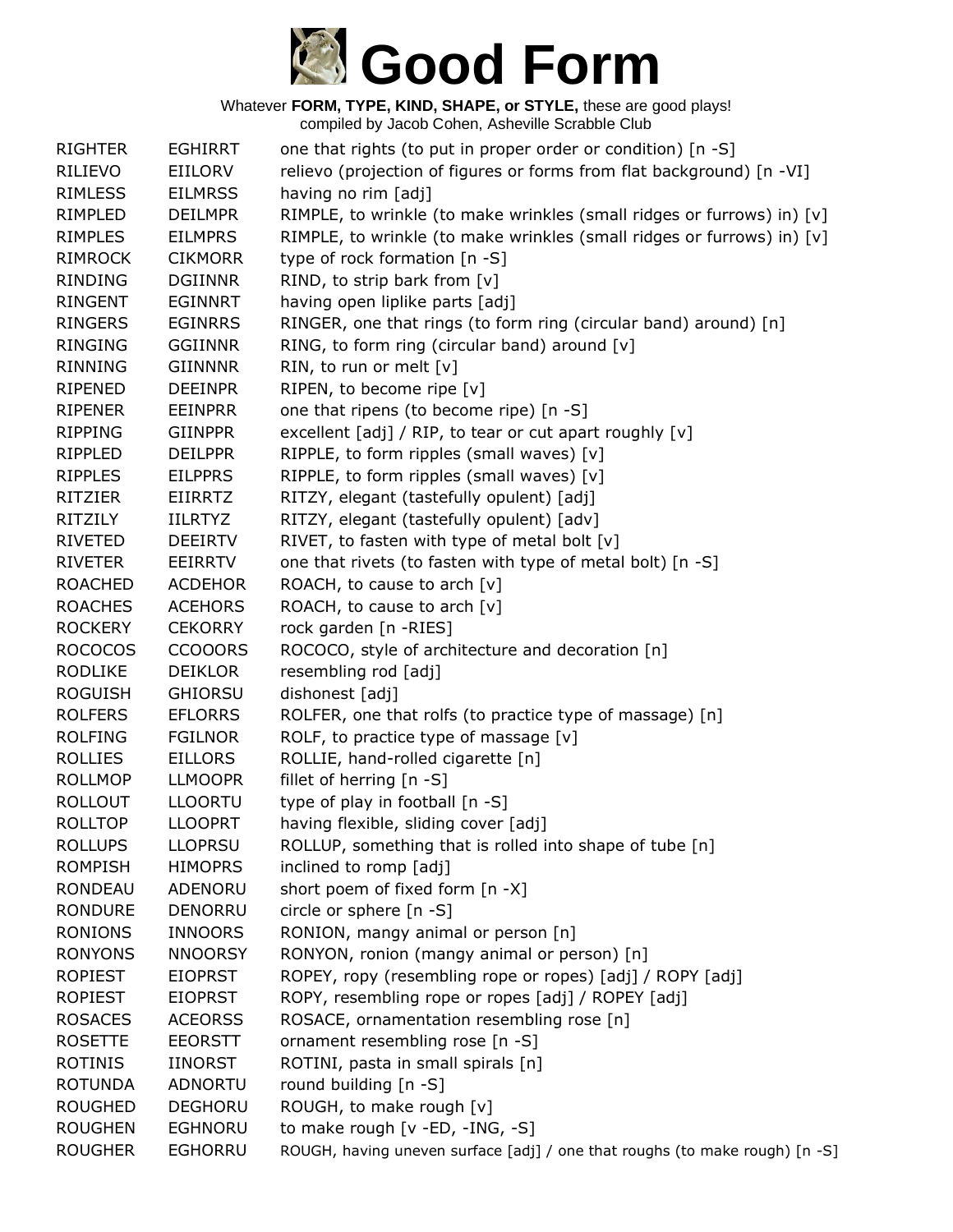# Good Form

Whatever **FORM, TYPE, KIND, SHAPE, or STYLE,** these are good plays!
compiled by Jacob Cohen, Asheville Scrabble Club

| | | |
|---|---|---|
| RIGHTER | EGHIRRT | one that rights (to put in proper order or condition) [n -S] |
| RILIEVO | EIILORV | relievo (projection of figures or forms from flat background) [n -VI] |
| RIMLESS | EILMRSS | having no rim [adj] |
| RIMPLED | DEILMPR | RIMPLE, to wrinkle (to make wrinkles (small ridges or furrows) in) [v] |
| RIMPLES | EILMPRS | RIMPLE, to wrinkle (to make wrinkles (small ridges or furrows) in) [v] |
| RIMROCK | CIKMORR | type of rock formation [n -S] |
| RINDING | DGIINNR | RIND, to strip bark from [v] |
| RINGENT | EGINNRT | having open liplike parts [adj] |
| RINGERS | EGINRRS | RINGER, one that rings (to form ring (circular band) around) [n] |
| RINGING | GGIINNR | RING, to form ring (circular band) around [v] |
| RINNING | GIINNNR | RIN, to run or melt [v] |
| RIPENED | DEEINPR | RIPEN, to become ripe [v] |
| RIPENER | EEINPRR | one that ripens (to become ripe) [n -S] |
| RIPPING | GIINPPR | excellent [adj] / RIP, to tear or cut apart roughly [v] |
| RIPPLED | DEILPPR | RIPPLE, to form ripples (small waves) [v] |
| RIPPLES | EILPPRS | RIPPLE, to form ripples (small waves) [v] |
| RITZIER | EIIRRTZ | RITZY, elegant (tastefully opulent) [adj] |
| RITZILY | IILRTYZ | RITZY, elegant (tastefully opulent) [adv] |
| RIVETED | DEEIRTV | RIVET, to fasten with type of metal bolt [v] |
| RIVETER | EEIRRTV | one that rivets (to fasten with type of metal bolt) [n -S] |
| ROACHED | ACDEHOR | ROACH, to cause to arch [v] |
| ROACHES | ACEHORS | ROACH, to cause to arch [v] |
| ROCKERY | CEKORRY | rock garden [n -RIES] |
| ROCOCOS | CCOOORS | ROCOCO, style of architecture and decoration [n] |
| RODLIKE | DEIKLOR | resembling rod [adj] |
| ROGUISH | GHIORSU | dishonest [adj] |
| ROLFERS | EFLORRS | ROLFER, one that rolfs (to practice type of massage) [n] |
| ROLFING | FGILNOR | ROLF, to practice type of massage [v] |
| ROLLIES | EILLORS | ROLLIE, hand-rolled cigarette [n] |
| ROLLMOP | LLMOOPR | fillet of herring [n -S] |
| ROLLOUT | LLOORTU | type of play in football [n -S] |
| ROLLTOP | LLOOPRT | having flexible, sliding cover [adj] |
| ROLLUPS | LLOPRSU | ROLLUP, something that is rolled into shape of tube [n] |
| ROMPISH | HIMOPRS | inclined to romp [adj] |
| RONDEAU | ADENORU | short poem of fixed form [n -X] |
| RONDURE | DENORRU | circle or sphere [n -S] |
| RONIONS | INNOORS | RONION, mangy animal or person [n] |
| RONYONS | NNOORSY | RONYON, ronion (mangy animal or person) [n] |
| ROPIEST | EIOPRST | ROPEY, ropy (resembling rope or ropes) [adj] / ROPY [adj] |
| ROPIEST | EIOPRST | ROPY, resembling rope or ropes [adj] / ROPEY [adj] |
| ROSACES | ACEORSS | ROSACE, ornamentation resembling rose [n] |
| ROSETTE | EEORSTT | ornament resembling rose [n -S] |
| ROTINIS | IINORST | ROTINI, pasta in small spirals [n] |
| ROTUNDA | ADNORTU | round building [n -S] |
| ROUGHED | DEGHORU | ROUGH, to make rough [v] |
| ROUGHEN | EGHNORU | to make rough [v -ED, -ING, -S] |
| ROUGHER | EGHORRU | ROUGH, having uneven surface [adj] / one that roughs (to make rough) [n -S] |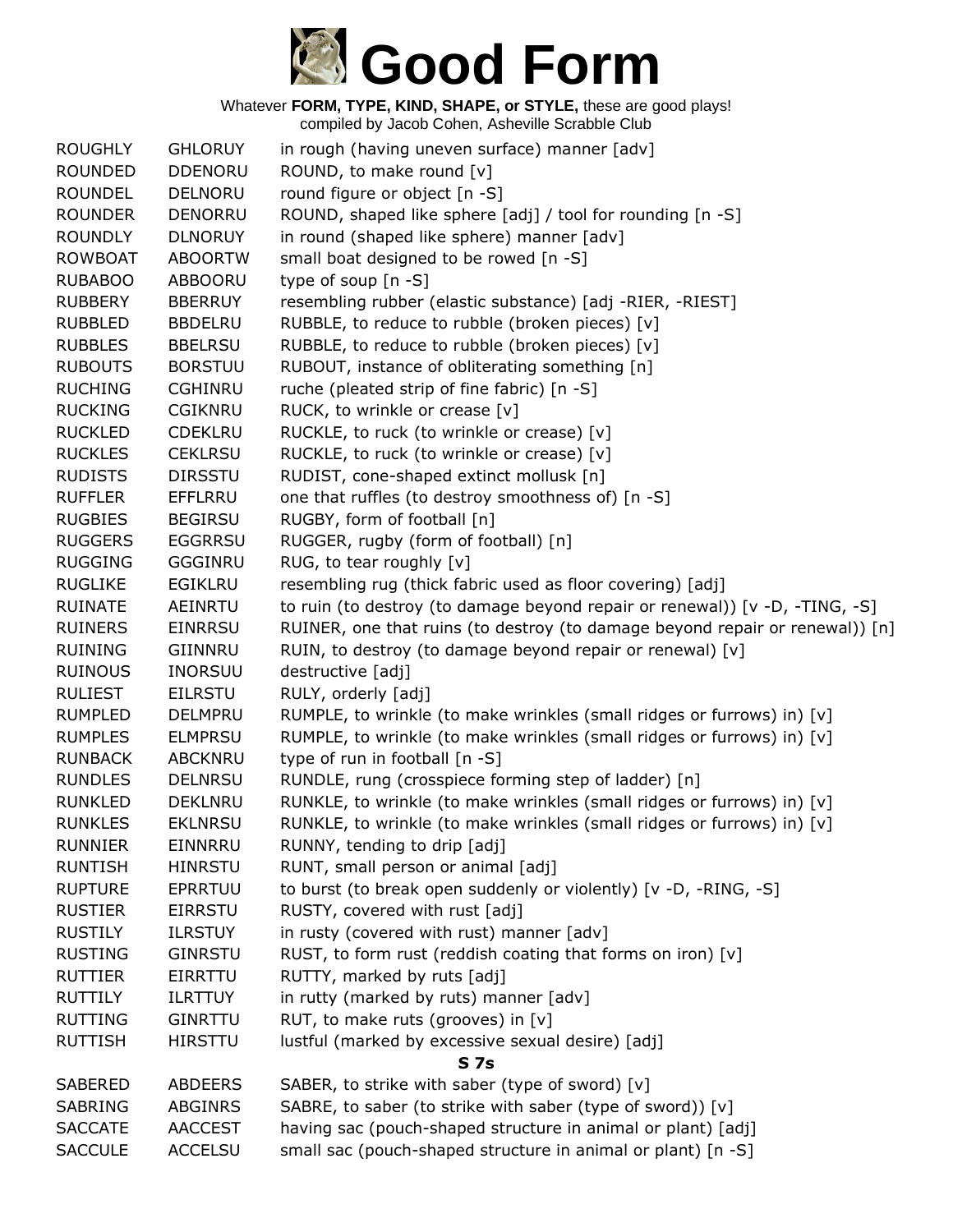# Good Form

Whatever **FORM, TYPE, KIND, SHAPE, or STYLE,** these are good plays!
compiled by Jacob Cohen, Asheville Scrabble Club

| | | |
|---|---|---|
| ROUGHLY | GHLORUY | in rough (having uneven surface) manner [adv] |
| ROUNDED | DDENORU | ROUND, to make round [v] |
| ROUNDEL | DELNORU | round figure or object [n -S] |
| ROUNDER | DENORRU | ROUND, shaped like sphere [adj] / tool for rounding [n -S] |
| ROUNDLY | DLNORUY | in round (shaped like sphere) manner [adv] |
| ROWBOAT | ABOORTW | small boat designed to be rowed [n -S] |
| RUBABOO | ABBOORU | type of soup [n -S] |
| RUBBERY | BBERRUY | resembling rubber (elastic substance) [adj -RIER, -RIEST] |
| RUBBLED | BBDELRU | RUBBLE, to reduce to rubble (broken pieces) [v] |
| RUBBLES | BBELRSU | RUBBLE, to reduce to rubble (broken pieces) [v] |
| RUBOUTS | BORSTUU | RUBOUT, instance of obliterating something [n] |
| RUCHING | CGHINRU | ruche (pleated strip of fine fabric) [n -S] |
| RUCKING | CGIKNRU | RUCK, to wrinkle or crease [v] |
| RUCKLED | CDEKLRU | RUCKLE, to ruck (to wrinkle or crease) [v] |
| RUCKLES | CEKLRSU | RUCKLE, to ruck (to wrinkle or crease) [v] |
| RUDISTS | DIRSSTU | RUDIST, cone-shaped extinct mollusk [n] |
| RUFFLER | EFFLRRU | one that ruffles (to destroy smoothness of) [n -S] |
| RUGBIES | BEGIRSU | RUGBY, form of football [n] |
| RUGGERS | EGGRRSU | RUGGER, rugby (form of football) [n] |
| RUGGING | GGGINRU | RUG, to tear roughly [v] |
| RUGLIKE | EGIKLRU | resembling rug (thick fabric used as floor covering) [adj] |
| RUINATE | AEINRTU | to ruin (to destroy (to damage beyond repair or renewal)) [v -D, -TING, -S] |
| RUINERS | EINRRSU | RUINER, one that ruins (to destroy (to damage beyond repair or renewal)) [n] |
| RUINING | GIINNRU | RUIN, to destroy (to damage beyond repair or renewal) [v] |
| RUINOUS | INORSUU | destructive [adj] |
| RULIEST | EILRSTU | RULY, orderly [adj] |
| RUMPLED | DELMPRU | RUMPLE, to wrinkle (to make wrinkles (small ridges or furrows) in) [v] |
| RUMPLES | ELMPRSU | RUMPLE, to wrinkle (to make wrinkles (small ridges or furrows) in) [v] |
| RUNBACK | ABCKNRU | type of run in football [n -S] |
| RUNDLES | DELNRSU | RUNDLE, rung (crosspiece forming step of ladder) [n] |
| RUNKLED | DEKLNRU | RUNKLE, to wrinkle (to make wrinkles (small ridges or furrows) in) [v] |
| RUNKLES | EKLNRSU | RUNKLE, to wrinkle (to make wrinkles (small ridges or furrows) in) [v] |
| RUNNIER | EINNRRU | RUNNY, tending to drip [adj] |
| RUNTISH | HINRSTU | RUNT, small person or animal [adj] |
| RUPTURE | EPRRTUU | to burst (to break open suddenly or violently) [v -D, -RING, -S] |
| RUSTIER | EIRRSTU | RUSTY, covered with rust [adj] |
| RUSTILY | ILRSTUY | in rusty (covered with rust) manner [adv] |
| RUSTING | GINRSTU | RUST, to form rust (reddish coating that forms on iron) [v] |
| RUTTIER | EIRRTTU | RUTTY, marked by ruts [adj] |
| RUTTILY | ILRTTUY | in rutty (marked by ruts) manner [adv] |
| RUTTING | GINRTTU | RUT, to make ruts (grooves) in [v] |
| RUTTISH | HIRSTTU | lustful (marked by excessive sexual desire) [adj] |

### S 7s

| | | |
|---|---|---|
| SABERED | ABDEERS | SABER, to strike with saber (type of sword) [v] |
| SABRING | ABGINRS | SABRE, to saber (to strike with saber (type of sword)) [v] |
| SACCATE | AACCEST | having sac (pouch-shaped structure in animal or plant) [adj] |
| SACCULE | ACCELSU | small sac (pouch-shaped structure in animal or plant) [n -S] |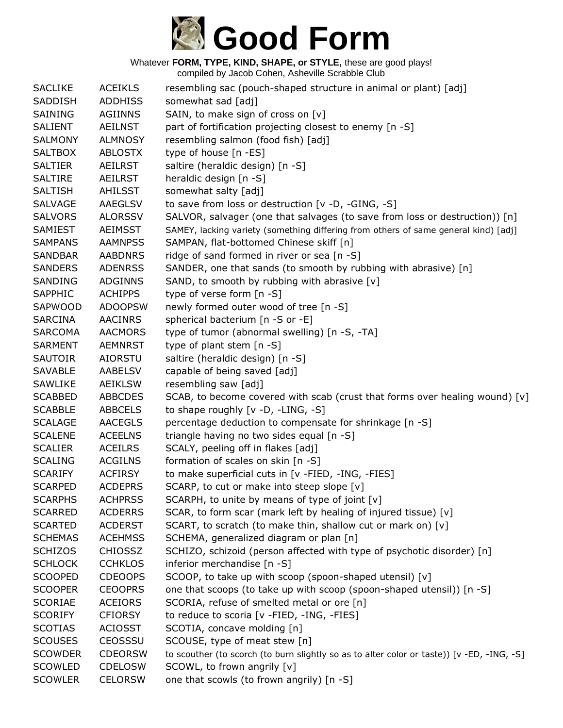# Good Form

Whatever **FORM, TYPE, KIND, SHAPE, or STYLE,** these are good plays!
compiled by Jacob Cohen, Asheville Scrabble Club

| | | |
|---|---|---|
| SACLIKE | ACEIKLS | resembling sac (pouch-shaped structure in animal or plant) [adj] |
| SADDISH | ADDHISS | somewhat sad [adj] |
| SAINING | AGIINNS | SAIN, to make sign of cross on [v] |
| SALIENT | AEILNST | part of fortification projecting closest to enemy [n -S] |
| SALMONY | ALMNOSY | resembling salmon (food fish) [adj] |
| SALTBOX | ABLOSTX | type of house [n -ES] |
| SALTIER | AEILRST | saltire (heraldic design) [n -S] |
| SALTIRE | AEILRST | heraldic design [n -S] |
| SALTISH | AHILSST | somewhat salty [adj] |
| SALVAGE | AAEGLSV | to save from loss or destruction [v -D, -GING, -S] |
| SALVORS | ALORSSV | SALVOR, salvager (one that salvages (to save from loss or destruction)) [n] |
| SAMIEST | AEIMSST | SAMEY, lacking variety (something differing from others of same general kind) [adj] |
| SAMPANS | AAMNPSS | SAMPAN, flat-bottomed Chinese skiff [n] |
| SANDBAR | AABDNRS | ridge of sand formed in river or sea [n -S] |
| SANDERS | ADENRSS | SANDER, one that sands (to smooth by rubbing with abrasive) [n] |
| SANDING | ADGINNS | SAND, to smooth by rubbing with abrasive [v] |
| SAPPHIC | ACHIPPS | type of verse form [n -S] |
| SAPWOOD | ADOOPSW | newly formed outer wood of tree [n -S] |
| SARCINA | AACINRS | spherical bacterium [n -S or -E] |
| SARCOMA | AACMORS | type of tumor (abnormal swelling) [n -S, -TA] |
| SARMENT | AEMNRST | type of plant stem [n -S] |
| SAUTOIR | AIORSTU | saltire (heraldic design) [n -S] |
| SAVABLE | AABELSV | capable of being saved [adj] |
| SAWLIKE | AEIKLSW | resembling saw [adj] |
| SCABBED | ABBCDES | SCAB, to become covered with scab (crust that forms over healing wound) [v] |
| SCABBLE | ABBCELS | to shape roughly [v -D, -LING, -S] |
| SCALAGE | AACEGLS | percentage deduction to compensate for shrinkage [n -S] |
| SCALENE | ACEELNS | triangle having no two sides equal [n -S] |
| SCALIER | ACEILRS | SCALY, peeling off in flakes [adj] |
| SCALING | ACGILNS | formation of scales on skin [n -S] |
| SCARIFY | ACFIRSY | to make superficial cuts in [v -FIED, -ING, -FIES] |
| SCARPED | ACDEPRS | SCARP, to cut or make into steep slope [v] |
| SCARPHS | ACHPRSS | SCARPH, to unite by means of type of joint [v] |
| SCARRED | ACDERRS | SCAR, to form scar (mark left by healing of injured tissue) [v] |
| SCARTED | ACDERST | SCART, to scratch (to make thin, shallow cut or mark on) [v] |
| SCHEMAS | ACEHMSS | SCHEMA, generalized diagram or plan [n] |
| SCHIZOS | CHIOSSZ | SCHIZO, schizoid (person affected with type of psychotic disorder) [n] |
| SCHLOCK | CCHKLOS | inferior merchandise [n -S] |
| SCOOPED | CDEOOPS | SCOOP, to take up with scoop (spoon-shaped utensil) [v] |
| SCOOPER | CEOOPRS | one that scoops (to take up with scoop (spoon-shaped utensil)) [n -S] |
| SCORIAE | ACEIORS | SCORIA, refuse of smelted metal or ore [n] |
| SCORIFY | CFIORSY | to reduce to scoria [v -FIED, -ING, -FIES] |
| SCOTIAS | ACIOSST | SCOTIA, concave molding [n] |
| SCOUSES | CEOSSSU | SCOUSE, type of meat stew [n] |
| SCOWDER | CDEORSW | to scouther (to scorch (to burn slightly so as to alter color or taste)) [v -ED, -ING, -S] |
| SCOWLED | CDELOSW | SCOWL, to frown angrily [v] |
| SCOWLER | CELORSW | one that scowls (to frown angrily) [n -S] |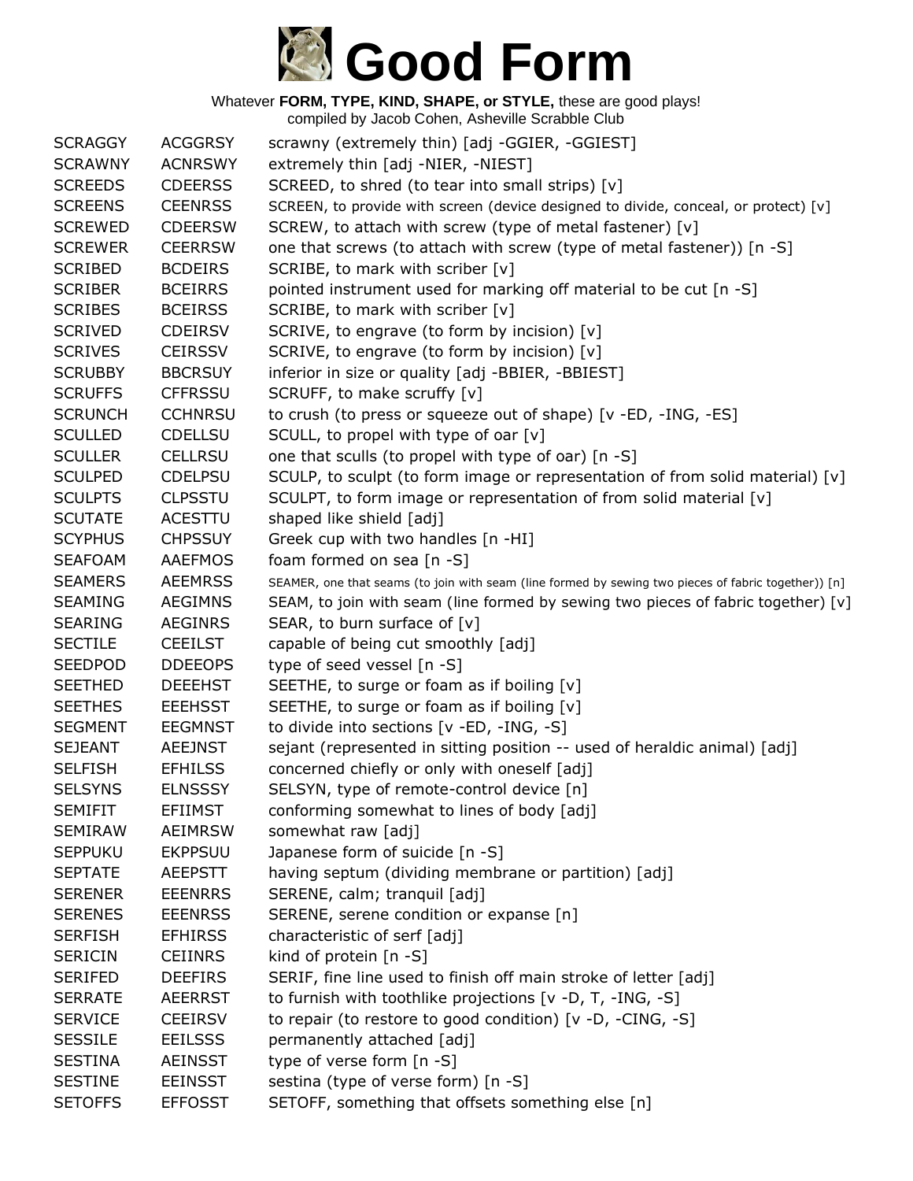# Good Form

Whatever **FORM, TYPE, KIND, SHAPE, or STYLE,** these are good plays!
compiled by Jacob Cohen, Asheville Scrabble Club

| | | |
|---|---|---|
| SCRAGGY | ACGGRSY | scrawny (extremely thin) [adj -GGIER, -GGIEST] |
| SCRAWNY | ACNRSWY | extremely thin [adj -NIER, -NIEST] |
| SCREEDS | CDEERSS | SCREED, to shred (to tear into small strips) [v] |
| SCREENS | CEENRSS | SCREEN, to provide with screen (device designed to divide, conceal, or protect) [v] |
| SCREWED | CDEERSW | SCREW, to attach with screw (type of metal fastener) [v] |
| SCREWER | CEERRSW | one that screws (to attach with screw (type of metal fastener)) [n -S] |
| SCRIBED | BCDEIRS | SCRIBE, to mark with scriber [v] |
| SCRIBER | BCEIRRS | pointed instrument used for marking off material to be cut [n -S] |
| SCRIBES | BCEIRSS | SCRIBE, to mark with scriber [v] |
| SCRIVED | CDEIRSV | SCRIVE, to engrave (to form by incision) [v] |
| SCRIVES | CEIRSSV | SCRIVE, to engrave (to form by incision) [v] |
| SCRUBBY | BBCRSUY | inferior in size or quality [adj -BBIER, -BBIEST] |
| SCRUFFS | CFFRSSU | SCRUFF, to make scruffy [v] |
| SCRUNCH | CCHNRSU | to crush (to press or squeeze out of shape) [v -ED, -ING, -ES] |
| SCULLED | CDELLSU | SCULL, to propel with type of oar [v] |
| SCULLER | CELLRSU | one that sculls (to propel with type of oar) [n -S] |
| SCULPED | CDELPSU | SCULP, to sculpt (to form image or representation of from solid material) [v] |
| SCULPTS | CLPSSTU | SCULPT, to form image or representation of from solid material [v] |
| SCUTATE | ACESTTU | shaped like shield [adj] |
| SCYPHUS | CHPSSUY | Greek cup with two handles [n -HI] |
| SEAFOAM | AAEFMOS | foam formed on sea [n -S] |
| SEAMERS | AEEMRSS | SEAMER, one that seams (to join with seam (line formed by sewing two pieces of fabric together)) [n] |
| SEAMING | AEGIMNS | SEAM, to join with seam (line formed by sewing two pieces of fabric together) [v] |
| SEARING | AEGINRS | SEAR, to burn surface of [v] |
| SECTILE | CEEILST | capable of being cut smoothly [adj] |
| SEEDPOD | DDEEOPS | type of seed vessel [n -S] |
| SEETHED | DEEEHST | SEETHE, to surge or foam as if boiling [v] |
| SEETHES | EEEHSST | SEETHE, to surge or foam as if boiling [v] |
| SEGMENT | EEGMNST | to divide into sections [v -ED, -ING, -S] |
| SEJEANT | AEEJNST | sejant (represented in sitting position -- used of heraldic animal) [adj] |
| SELFISH | EFHILSS | concerned chiefly or only with oneself [adj] |
| SELSYNS | ELNSSSY | SELSYN, type of remote-control device [n] |
| SEMIFIT | EFIIMST | conforming somewhat to lines of body [adj] |
| SEMIRAW | AEIMRSW | somewhat raw [adj] |
| SEPPUKU | EKPPSUU | Japanese form of suicide [n -S] |
| SEPTATE | AEEPSTT | having septum (dividing membrane or partition) [adj] |
| SERENER | EEENRRS | SERENE, calm; tranquil [adj] |
| SERENES | EEENRSS | SERENE, serene condition or expanse [n] |
| SERFISH | EFHIRSS | characteristic of serf [adj] |
| SERICIN | CEIINRS | kind of protein [n -S] |
| SERIFED | DEEFIRS | SERIF, fine line used to finish off main stroke of letter [adj] |
| SERRATE | AEERRST | to furnish with toothlike projections [v -D, T, -ING, -S] |
| SERVICE | CEEIRSV | to repair (to restore to good condition) [v -D, -CING, -S] |
| SESSILE | EEILSSS | permanently attached [adj] |
| SESTINA | AEINSST | type of verse form [n -S] |
| SESTINE | EEINSST | sestina (type of verse form) [n -S] |
| SETOFFS | EFFOSST | SETOFF, something that offsets something else [n] |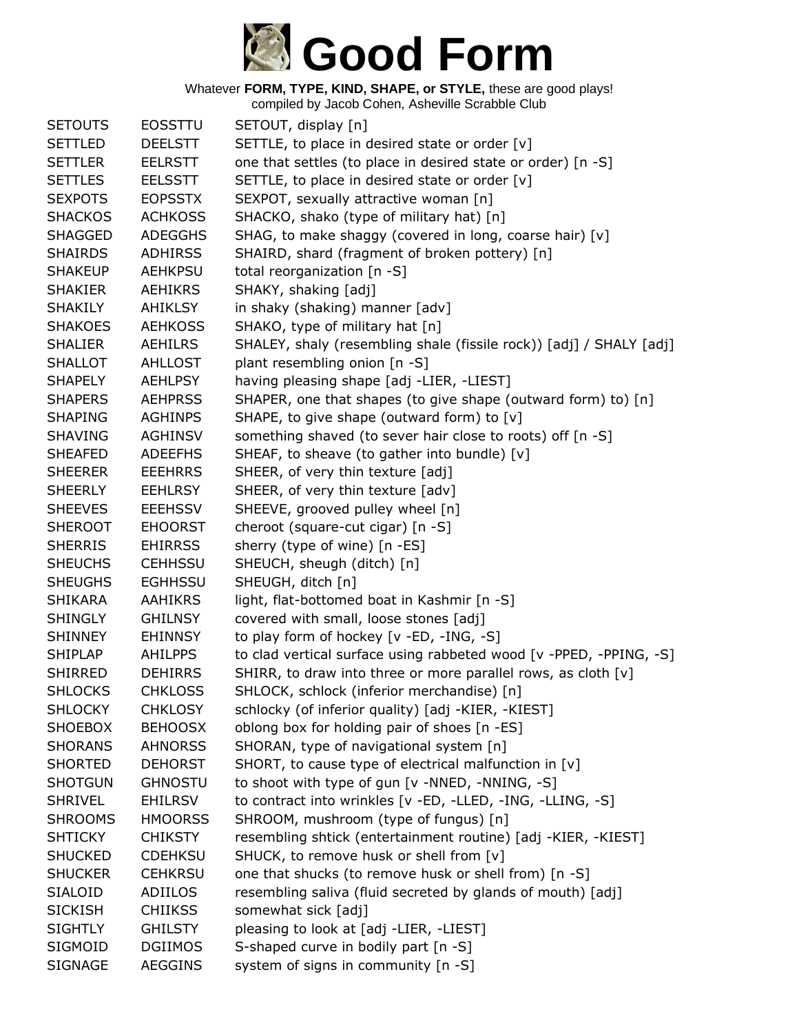# Good Form

Whatever **FORM, TYPE, KIND, SHAPE, or STYLE,** these are good plays!
compiled by Jacob Cohen, Asheville Scrabble Club

| | | |
|---|---|---|
| SETOUTS | EOSSTTU | SETOUT, display [n] |
| SETTLED | DEELSTT | SETTLE, to place in desired state or order [v] |
| SETTLER | EELRSTT | one that settles (to place in desired state or order) [n -S] |
| SETTLES | EELSSTT | SETTLE, to place in desired state or order [v] |
| SEXPOTS | EOPSSTX | SEXPOT, sexually attractive woman [n] |
| SHACKOS | ACHKOSS | SHACKO, shako (type of military hat) [n] |
| SHAGGED | ADEGGHS | SHAG, to make shaggy (covered in long, coarse hair) [v] |
| SHAIRDS | ADHIRSS | SHAIRD, shard (fragment of broken pottery) [n] |
| SHAKEUP | AEHKPSU | total reorganization [n -S] |
| SHAKIER | AEHIKRS | SHAKY, shaking [adj] |
| SHAKILY | AHIKLSY | in shaky (shaking) manner [adv] |
| SHAKOES | AEHKOSS | SHAKO, type of military hat [n] |
| SHALIER | AEHILRS | SHALEY, shaly (resembling shale (fissile rock)) [adj] / SHALY [adj] |
| SHALLOT | AHLLOST | plant resembling onion [n -S] |
| SHAPELY | AEHLPSY | having pleasing shape [adj -LIER, -LIEST] |
| SHAPERS | AEHPRSS | SHAPER, one that shapes (to give shape (outward form) to) [n] |
| SHAPING | AGHINPS | SHAPE, to give shape (outward form) to [v] |
| SHAVING | AGHINSV | something shaved (to sever hair close to roots) off [n -S] |
| SHEAFED | ADEEFHS | SHEAF, to sheave (to gather into bundle) [v] |
| SHEERER | EEEHRRS | SHEER, of very thin texture [adj] |
| SHEERLY | EEHLRSY | SHEER, of very thin texture [adv] |
| SHEEVES | EEEHSSV | SHEEVE, grooved pulley wheel [n] |
| SHEROOT | EHOORST | cheroot (square-cut cigar) [n -S] |
| SHERRIS | EHIRRSS | sherry (type of wine) [n -ES] |
| SHEUCHS | CEHHSSU | SHEUCH, sheugh (ditch) [n] |
| SHEUGHS | EGHHSSU | SHEUGH, ditch [n] |
| SHIKARA | AAHIKRS | light, flat-bottomed boat in Kashmir [n -S] |
| SHINGLY | GHILNSY | covered with small, loose stones [adj] |
| SHINNEY | EHINNSY | to play form of hockey [v -ED, -ING, -S] |
| SHIPLAP | AHILPPS | to clad vertical surface using rabbeted wood [v -PPED, -PPING, -S] |
| SHIRRED | DEHIRRS | SHIRR, to draw into three or more parallel rows, as cloth [v] |
| SHLOCKS | CHKLOSS | SHLOCK, schlock (inferior merchandise) [n] |
| SHLOCKY | CHKLOSY | schlocky (of inferior quality) [adj -KIER, -KIEST] |
| SHOEBOX | BEHOOSX | oblong box for holding pair of shoes [n -ES] |
| SHORANS | AHNORSS | SHORAN, type of navigational system [n] |
| SHORTED | DEHORST | SHORT, to cause type of electrical malfunction in [v] |
| SHOTGUN | GHNOSTU | to shoot with type of gun [v -NNED, -NNING, -S] |
| SHRIVEL | EHILRSV | to contract into wrinkles [v -ED, -LLED, -ING, -LLING, -S] |
| SHROOMS | HMOORSS | SHROOM, mushroom (type of fungus) [n] |
| SHTICKY | CHIKSTY | resembling shtick (entertainment routine) [adj -KIER, -KIEST] |
| SHUCKED | CDEHKSU | SHUCK, to remove husk or shell from [v] |
| SHUCKER | CEHKRSU | one that shucks (to remove husk or shell from) [n -S] |
| SIALOID | ADIILOS | resembling saliva (fluid secreted by glands of mouth) [adj] |
| SICKISH | CHIIKSS | somewhat sick [adj] |
| SIGHTLY | GHILSTY | pleasing to look at [adj -LIER, -LIEST] |
| SIGMOID | DGIIMOS | S-shaped curve in bodily part [n -S] |
| SIGNAGE | AEGGINS | system of signs in community [n -S] |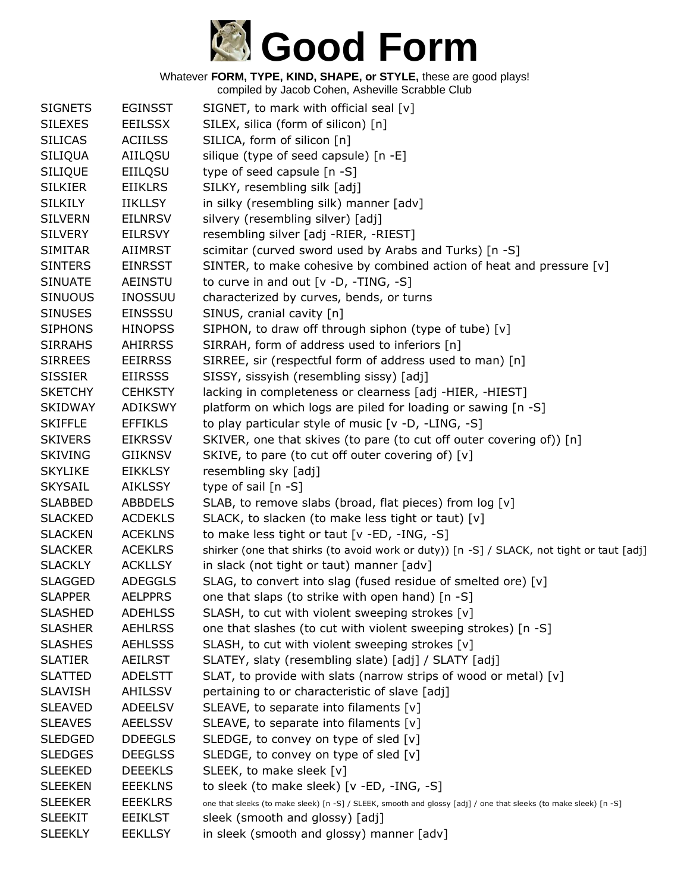# Good Form

Whatever **FORM, TYPE, KIND, SHAPE, or STYLE,** these are good plays!
compiled by Jacob Cohen, Asheville Scrabble Club

| | | |
|---|---|---|
| SIGNETS | EGINSST | SIGNET, to mark with official seal [v] |
| SILEXES | EEILSSX | SILEX, silica (form of silicon) [n] |
| SILICAS | ACIILSS | SILICA, form of silicon [n] |
| SILIQUA | AIILQSU | silique (type of seed capsule) [n -E] |
| SILIQUE | EIILQSU | type of seed capsule [n -S] |
| SILKIER | EIIKLRS | SILKY, resembling silk [adj] |
| SILKILY | IIKLLSY | in silky (resembling silk) manner [adv] |
| SILVERN | EILNRSV | silvery (resembling silver) [adj] |
| SILVERY | EILRSVY | resembling silver [adj -RIER, -RIEST] |
| SIMITAR | AIIMRST | scimitar (curved sword used by Arabs and Turks) [n -S] |
| SINTERS | EINRSST | SINTER, to make cohesive by combined action of heat and pressure [v] |
| SINUATE | AEINSTU | to curve in and out [v -D, -TING, -S] |
| SINUOUS | INOSSUU | characterized by curves, bends, or turns |
| SINUSES | EINSSSU | SINUS, cranial cavity [n] |
| SIPHONS | HINOPSS | SIPHON, to draw off through siphon (type of tube) [v] |
| SIRRAHS | AHIRRSS | SIRRAH, form of address used to inferiors [n] |
| SIRREES | EEIRRSS | SIRREE, sir (respectful form of address used to man) [n] |
| SISSIER | EIIRSSS | SISSY, sissyish (resembling sissy) [adj] |
| SKETCHY | CEHKSTY | lacking in completeness or clearness [adj -HIER, -HIEST] |
| SKIDWAY | ADIKSWY | platform on which logs are piled for loading or sawing [n -S] |
| SKIFFLE | EFFIKLS | to play particular style of music [v -D, -LING, -S] |
| SKIVERS | EIKRSSV | SKIVER, one that skives (to pare (to cut off outer covering of)) [n] |
| SKIVING | GIIKNSV | SKIVE, to pare (to cut off outer covering of) [v] |
| SKYLIKE | EIKKLSY | resembling sky [adj] |
| SKYSAIL | AIKLSSY | type of sail [n -S] |
| SLABBED | ABBDELS | SLAB, to remove slabs (broad, flat pieces) from log [v] |
| SLACKED | ACDEKLS | SLACK, to slacken (to make less tight or taut) [v] |
| SLACKEN | ACEKLNS | to make less tight or taut [v -ED, -ING, -S] |
| SLACKER | ACEKLRS | shirker (one that shirks (to avoid work or duty)) [n -S] / SLACK, not tight or taut [adj] |
| SLACKLY | ACKLLSY | in slack (not tight or taut) manner [adv] |
| SLAGGED | ADEGGLS | SLAG, to convert into slag (fused residue of smelted ore) [v] |
| SLAPPER | AELPPRS | one that slaps (to strike with open hand) [n -S] |
| SLASHED | ADEHLSS | SLASH, to cut with violent sweeping strokes [v] |
| SLASHER | AEHLRSS | one that slashes (to cut with violent sweeping strokes) [n -S] |
| SLASHES | AEHLSSS | SLASH, to cut with violent sweeping strokes [v] |
| SLATIER | AEILRST | SLATEY, slaty (resembling slate) [adj] / SLATY [adj] |
| SLATTED | ADELSTT | SLAT, to provide with slats (narrow strips of wood or metal) [v] |
| SLAVISH | AHILSSV | pertaining to or characteristic of slave [adj] |
| SLEAVED | ADEELSV | SLEAVE, to separate into filaments [v] |
| SLEAVES | AEELSSV | SLEAVE, to separate into filaments [v] |
| SLEDGED | DDEEGLS | SLEDGE, to convey on type of sled [v] |
| SLEDGES | DEEGLSS | SLEDGE, to convey on type of sled [v] |
| SLEEKED | DEEEKLS | SLEEK, to make sleek [v] |
| SLEEKEN | EEEKLNS | to sleek (to make sleek) [v -ED, -ING, -S] |
| SLEEKER | EEEKLRS | one that sleeks (to make sleek) [n -S] / SLEEK, smooth and glossy [adj] / one that sleeks (to make sleek) [n -S] |
| SLEEKIT | EEIKLST | sleek (smooth and glossy) [adj] |
| SLEEKLY | EEKLLSY | in sleek (smooth and glossy) manner [adv] |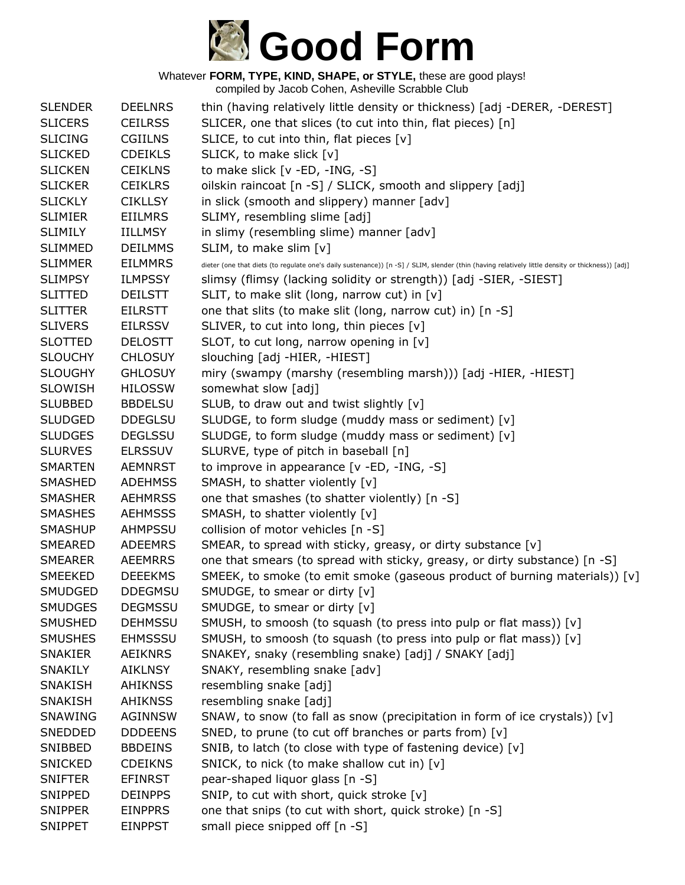# Good Form

Whatever **FORM, TYPE, KIND, SHAPE, or STYLE,** these are good plays!
compiled by Jacob Cohen, Asheville Scrabble Club

| | | |
|---|---|---|
| SLENDER | DEELNRS | thin (having relatively little density or thickness) [adj -DERER, -DEREST] |
| SLICERS | CEILRSS | SLICER, one that slices (to cut into thin, flat pieces) [n] |
| SLICING | CGIILNS | SLICE, to cut into thin, flat pieces [v] |
| SLICKED | CDEIKLS | SLICK, to make slick [v] |
| SLICKEN | CEIKLNS | to make slick [v -ED, -ING, -S] |
| SLICKER | CEIKLRS | oilskin raincoat [n -S] / SLICK, smooth and slippery [adj] |
| SLICKLY | CIKLLSY | in slick (smooth and slippery) manner [adv] |
| SLIMIER | EIILMRS | SLIMY, resembling slime [adj] |
| SLIMILY | IILLMSY | in slimy (resembling slime) manner [adv] |
| SLIMMED | DEILMMS | SLIM, to make slim [v] |
| SLIMMER | EILMMRS | dieter (one that diets (to regulate one's daily sustenance)) [n -S] / SLIM, slender (thin (having relatively little density or thickness)) [adj] |
| SLIMPSY | ILMPSSY | slimsy (flimsy (lacking solidity or strength)) [adj -SIER, -SIEST] |
| SLITTED | DEILSTT | SLIT, to make slit (long, narrow cut) in [v] |
| SLITTER | EILRSTT | one that slits (to make slit (long, narrow cut) in) [n -S] |
| SLIVERS | EILRSSV | SLIVER, to cut into long, thin pieces [v] |
| SLOTTED | DELOSTT | SLOT, to cut long, narrow opening in [v] |
| SLOUCHY | CHLOSUY | slouching [adj -HIER, -HIEST] |
| SLOUGHY | GHLOSUY | miry (swampy (marshy (resembling marsh))) [adj -HIER, -HIEST] |
| SLOWISH | HILOSSW | somewhat slow [adj] |
| SLUBBED | BBDELSU | SLUB, to draw out and twist slightly [v] |
| SLUDGED | DDEGLSU | SLUDGE, to form sludge (muddy mass or sediment) [v] |
| SLUDGES | DEGLSSU | SLUDGE, to form sludge (muddy mass or sediment) [v] |
| SLURVES | ELRSSUV | SLURVE, type of pitch in baseball [n] |
| SMARTEN | AEMNRST | to improve in appearance [v -ED, -ING, -S] |
| SMASHED | ADEHMSS | SMASH, to shatter violently [v] |
| SMASHER | AEHMRSS | one that smashes (to shatter violently) [n -S] |
| SMASHES | AEHMSSS | SMASH, to shatter violently [v] |
| SMASHUP | AHMPSSU | collision of motor vehicles [n -S] |
| SMEARED | ADEEMRS | SMEAR, to spread with sticky, greasy, or dirty substance [v] |
| SMEARER | AEEMRRS | one that smears (to spread with sticky, greasy, or dirty substance) [n -S] |
| SMEEKED | DEEEKMS | SMEEK, to smoke (to emit smoke (gaseous product of burning materials)) [v] |
| SMUDGED | DDEGMSU | SMUDGE, to smear or dirty [v] |
| SMUDGES | DEGMSSU | SMUDGE, to smear or dirty [v] |
| SMUSHED | DEHMSSU | SMUSH, to smoosh (to squash (to press into pulp or flat mass)) [v] |
| SMUSHES | EHMSSSU | SMUSH, to smoosh (to squash (to press into pulp or flat mass)) [v] |
| SNAKIER | AEIKNRS | SNAKEY, snaky (resembling snake) [adj] / SNAKY [adj] |
| SNAKILY | AIKLNSY | SNAKY, resembling snake [adv] |
| SNAKISH | AHIKNSS | resembling snake [adj] |
| SNAKISH | AHIKNSS | resembling snake [adj] |
| SNAWING | AGINNSW | SNAW, to snow (to fall as snow (precipitation in form of ice crystals)) [v] |
| SNEDDED | DDDEENS | SNED, to prune (to cut off branches or parts from) [v] |
| SNIBBED | BBDEINS | SNIB, to latch (to close with type of fastening device) [v] |
| SNICKED | CDEIKNS | SNICK, to nick (to make shallow cut in) [v] |
| SNIFTER | EFINRST | pear-shaped liquor glass [n -S] |
| SNIPPED | DEINPPS | SNIP, to cut with short, quick stroke [v] |
| SNIPPER | EINPPRS | one that snips (to cut with short, quick stroke) [n -S] |
| SNIPPET | EINPPST | small piece snipped off [n -S] |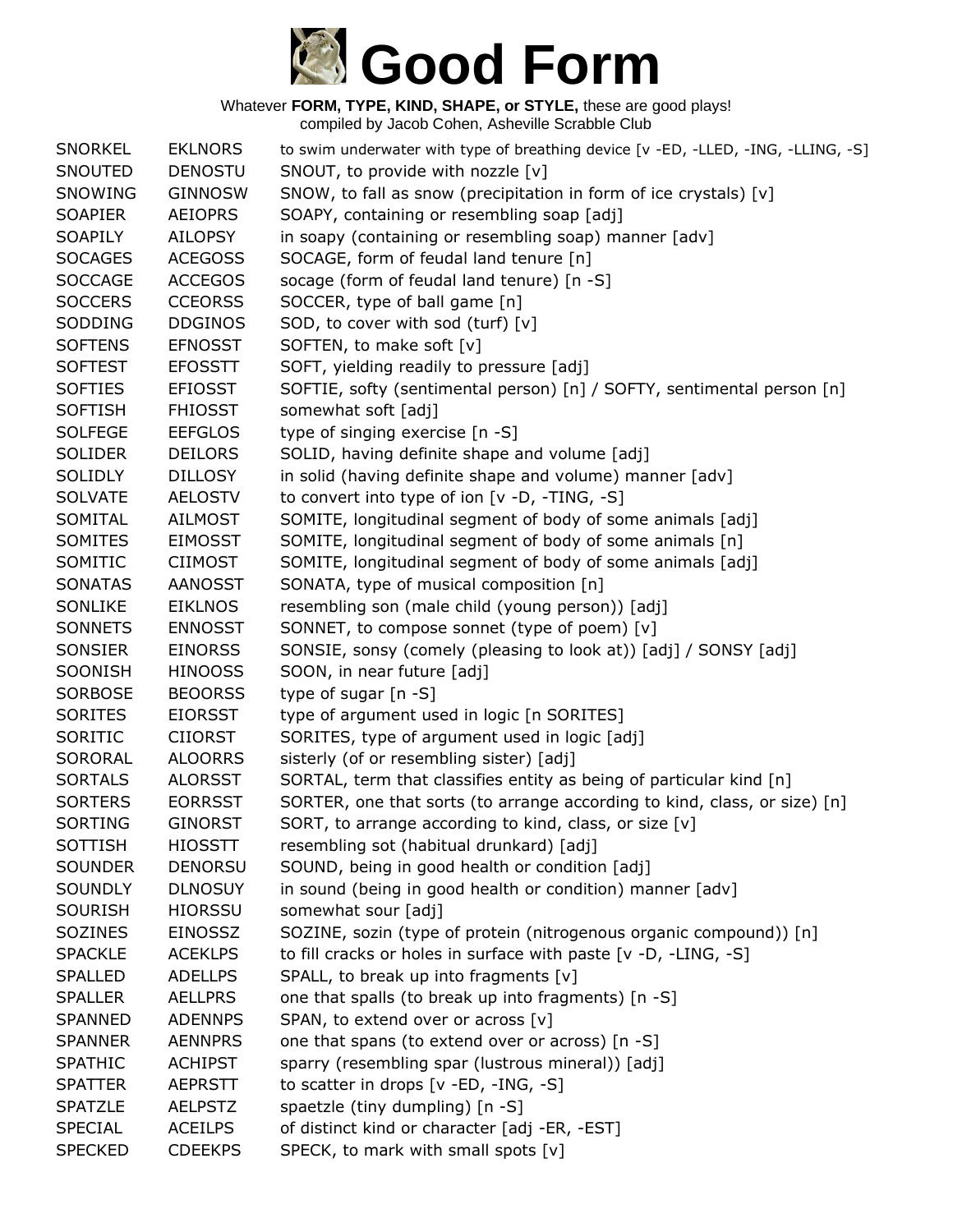# Good Form

Whatever **FORM, TYPE, KIND, SHAPE, or STYLE,** these are good plays!
compiled by Jacob Cohen, Asheville Scrabble Club

| | | |
|---|---|---|
| SNORKEL | EKLNORS | to swim underwater with type of breathing device [v -ED, -LLED, -ING, -LLING, -S] |
| SNOUTED | DENOSTU | SNOUT, to provide with nozzle [v] |
| SNOWING | GINNOSW | SNOW, to fall as snow (precipitation in form of ice crystals) [v] |
| SOAPIER | AEIOPRS | SOAPY, containing or resembling soap [adj] |
| SOAPILY | AILOPSY | in soapy (containing or resembling soap) manner [adv] |
| SOCAGES | ACEGOSS | SOCAGE, form of feudal land tenure [n] |
| SOCCAGE | ACCEGOS | socage (form of feudal land tenure) [n -S] |
| SOCCERS | CCEORSS | SOCCER, type of ball game [n] |
| SODDING | DDGINOS | SOD, to cover with sod (turf) [v] |
| SOFTENS | EFNOSST | SOFTEN, to make soft [v] |
| SOFTEST | EFOSSTT | SOFT, yielding readily to pressure [adj] |
| SOFTIES | EFIOSST | SOFTIE, softy (sentimental person) [n] / SOFTY, sentimental person [n] |
| SOFTISH | FHIOSST | somewhat soft [adj] |
| SOLFEGE | EEFGLOS | type of singing exercise [n -S] |
| SOLIDER | DEILORS | SOLID, having definite shape and volume [adj] |
| SOLIDLY | DILLOSY | in solid (having definite shape and volume) manner [adv] |
| SOLVATE | AELOSTV | to convert into type of ion [v -D, -TING, -S] |
| SOMITAL | AILMOST | SOMITE, longitudinal segment of body of some animals [adj] |
| SOMITES | EIMOSST | SOMITE, longitudinal segment of body of some animals [n] |
| SOMITIC | CIIMOST | SOMITE, longitudinal segment of body of some animals [adj] |
| SONATAS | AANOSST | SONATA, type of musical composition [n] |
| SONLIKE | EIKLNOS | resembling son (male child (young person)) [adj] |
| SONNETS | ENNOSST | SONNET, to compose sonnet (type of poem) [v] |
| SONSIER | EINORSS | SONSIE, sonsy (comely (pleasing to look at)) [adj] / SONSY [adj] |
| SOONISH | HINOOSS | SOON, in near future [adj] |
| SORBOSE | BEOORSS | type of sugar [n -S] |
| SORITES | EIORSST | type of argument used in logic [n SORITES] |
| SORITIC | CIIORST | SORITES, type of argument used in logic [adj] |
| SORORAL | ALOORRS | sisterly (of or resembling sister) [adj] |
| SORTALS | ALORSST | SORTAL, term that classifies entity as being of particular kind [n] |
| SORTERS | EORRSST | SORTER, one that sorts (to arrange according to kind, class, or size) [n] |
| SORTING | GINORST | SORT, to arrange according to kind, class, or size [v] |
| SOTTISH | HIOSSTT | resembling sot (habitual drunkard) [adj] |
| SOUNDER | DENORSU | SOUND, being in good health or condition [adj] |
| SOUNDLY | DLNOSUY | in sound (being in good health or condition) manner [adv] |
| SOURISH | HIORSSU | somewhat sour [adj] |
| SOZINES | EINOSSZ | SOZINE, sozin (type of protein (nitrogenous organic compound)) [n] |
| SPACKLE | ACEKLPS | to fill cracks or holes in surface with paste [v -D, -LING, -S] |
| SPALLED | ADELLPS | SPALL, to break up into fragments [v] |
| SPALLER | AELLPRS | one that spalls (to break up into fragments) [n -S] |
| SPANNED | ADENNPS | SPAN, to extend over or across [v] |
| SPANNER | AENNPRS | one that spans (to extend over or across) [n -S] |
| SPATHIC | ACHIPST | sparry (resembling spar (lustrous mineral)) [adj] |
| SPATTER | AEPRSTT | to scatter in drops [v -ED, -ING, -S] |
| SPATZLE | AELPSTZ | spaetzle (tiny dumpling) [n -S] |
| SPECIAL | ACEILPS | of distinct kind or character [adj -ER, -EST] |
| SPECKED | CDEEKPS | SPECK, to mark with small spots [v] |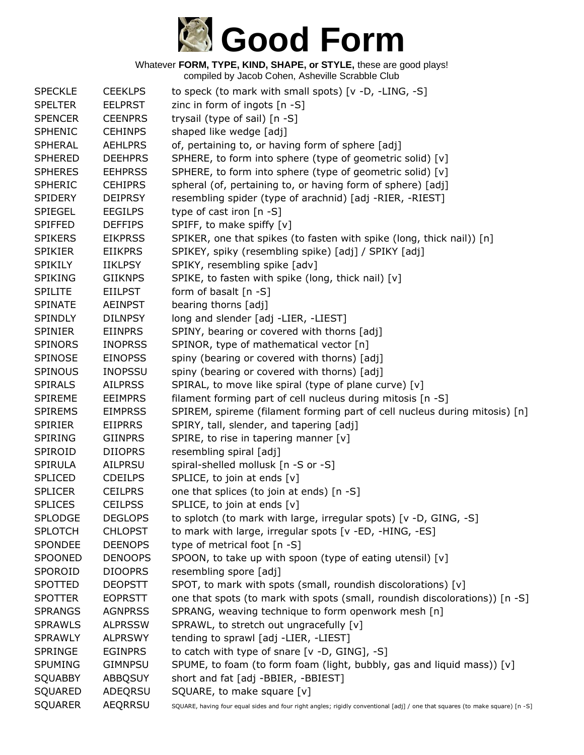# Good Form

Whatever **FORM, TYPE, KIND, SHAPE, or STYLE,** these are good plays!
compiled by Jacob Cohen, Asheville Scrabble Club

| | | |
|---|---|---|
| SPECKLE | CEEKLPS | to speck (to mark with small spots) [v -D, -LING, -S] |
| SPELTER | EELPRST | zinc in form of ingots [n -S] |
| SPENCER | CEENPRS | trysail (type of sail) [n -S] |
| SPHENIC | CEHINPS | shaped like wedge [adj] |
| SPHERAL | AEHLPRS | of, pertaining to, or having form of sphere [adj] |
| SPHERED | DEEHPRS | SPHERE, to form into sphere (type of geometric solid) [v] |
| SPHERES | EEHPRSS | SPHERE, to form into sphere (type of geometric solid) [v] |
| SPHERIC | CEHIPRS | spheral (of, pertaining to, or having form of sphere) [adj] |
| SPIDERY | DEIPRSY | resembling spider (type of arachnid) [adj -RIER, -RIEST] |
| SPIEGEL | EEGILPS | type of cast iron [n -S] |
| SPIFFED | DEFFIPS | SPIFF, to make spiffy [v] |
| SPIKERS | EIKPRSS | SPIKER, one that spikes (to fasten with spike (long, thick nail)) [n] |
| SPIKIER | EIIKPRS | SPIKEY, spiky (resembling spike) [adj] / SPIKY [adj] |
| SPIKILY | IIKLPSY | SPIKY, resembling spike [adv] |
| SPIKING | GIIKNPS | SPIKE, to fasten with spike (long, thick nail) [v] |
| SPILITE | EIILPST | form of basalt [n -S] |
| SPINATE | AEINPST | bearing thorns [adj] |
| SPINDLY | DILNPSY | long and slender [adj -LIER, -LIEST] |
| SPINIER | EIINPRS | SPINY, bearing or covered with thorns [adj] |
| SPINORS | INOPRSS | SPINOR, type of mathematical vector [n] |
| SPINOSE | EINOPSS | spiny (bearing or covered with thorns) [adj] |
| SPINOUS | INOPSSU | spiny (bearing or covered with thorns) [adj] |
| SPIRALS | AILPRSS | SPIRAL, to move like spiral (type of plane curve) [v] |
| SPIREME | EEIMPRS | filament forming part of cell nucleus during mitosis [n -S] |
| SPIREMS | EIMPRSS | SPIREM, spireme (filament forming part of cell nucleus during mitosis) [n] |
| SPIRIER | EIIPRRS | SPIRY, tall, slender, and tapering [adj] |
| SPIRING | GIINPRS | SPIRE, to rise in tapering manner [v] |
| SPIROID | DIIOPRS | resembling spiral [adj] |
| SPIRULA | AILPRSU | spiral-shelled mollusk [n -S or -S] |
| SPLICED | CDEILPS | SPLICE, to join at ends [v] |
| SPLICER | CEILPRS | one that splices (to join at ends) [n -S] |
| SPLICES | CEILPSS | SPLICE, to join at ends [v] |
| SPLODGE | DEGLOPS | to splotch (to mark with large, irregular spots) [v -D, GING, -S] |
| SPLOTCH | CHLOPST | to mark with large, irregular spots [v -ED, -HING, -ES] |
| SPONDEE | DEENOPS | type of metrical foot [n -S] |
| SPOONED | DENOOPS | SPOON, to take up with spoon (type of eating utensil) [v] |
| SPOROID | DIOOPRS | resembling spore [adj] |
| SPOTTED | DEOPSTT | SPOT, to mark with spots (small, roundish discolorations) [v] |
| SPOTTER | EOPRSTT | one that spots (to mark with spots (small, roundish discolorations)) [n -S] |
| SPRANGS | AGNPRSS | SPRANG, weaving technique to form openwork mesh [n] |
| SPRAWLS | ALPRSSW | SPRAWL, to stretch out ungracefully [v] |
| SPRAWLY | ALPRSWY | tending to sprawl [adj -LIER, -LIEST] |
| SPRINGE | EGINPRS | to catch with type of snare [v -D, GING], -S] |
| SPUMING | GIMNPSU | SPUME, to foam (to form foam (light, bubbly, gas and liquid mass)) [v] |
| SQUABBY | ABBQSUY | short and fat [adj -BBIER, -BBIEST] |
| SQUARED | ADEQRSU | SQUARE, to make square [v] |
| SQUARER | AEQRRSU | SQUARE, having four equal sides and four right angles; rigidly conventional [adj] / one that squares (to make square) [n -S] |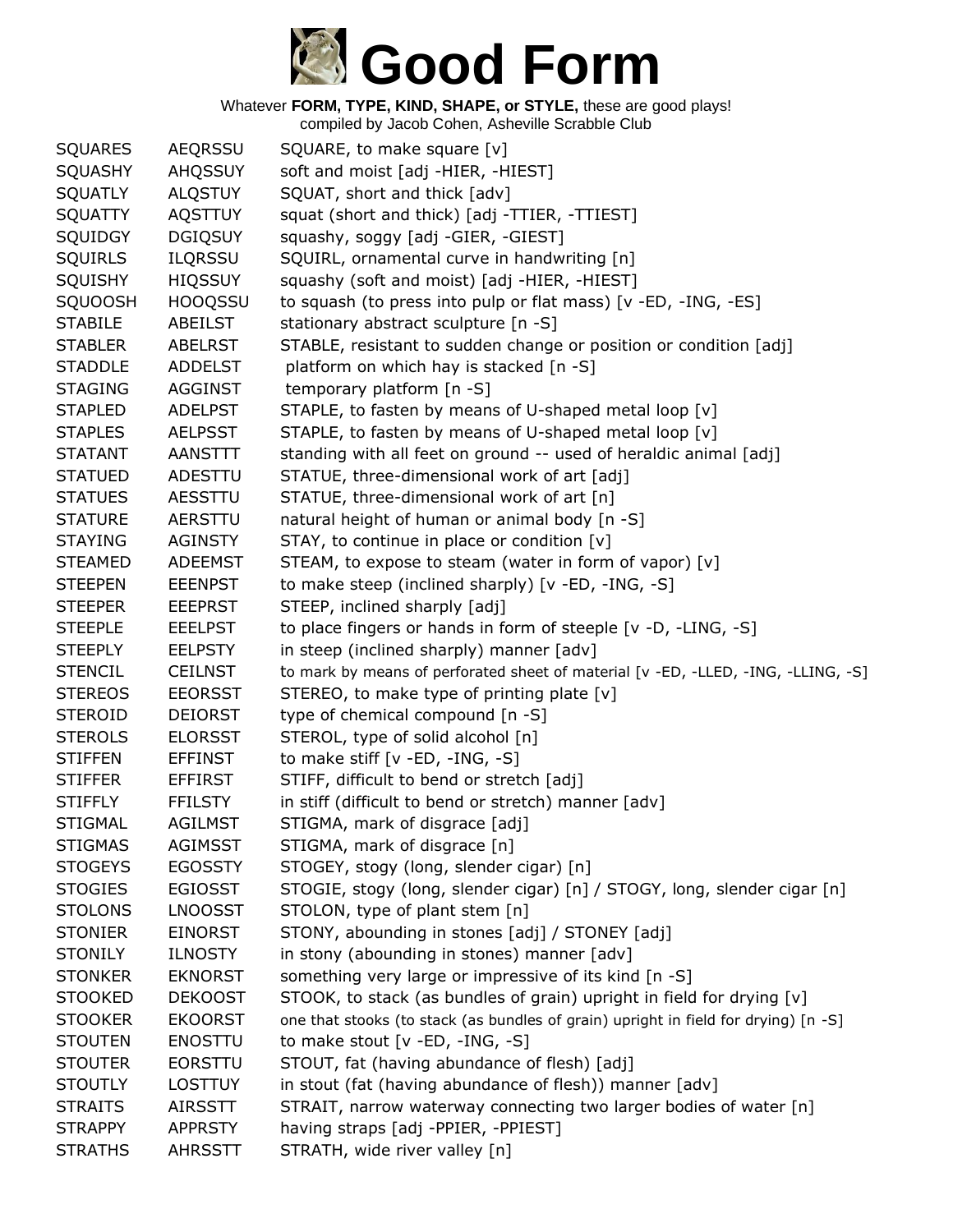# Good Form

Whatever **FORM, TYPE, KIND, SHAPE, or STYLE,** these are good plays!
compiled by Jacob Cohen, Asheville Scrabble Club

| | | |
|---|---|---|
| SQUARES | AEQRSSU | SQUARE, to make square [v] |
| SQUASHY | AHQSSUY | soft and moist [adj -HIER, -HIEST] |
| SQUATLY | ALQSTUY | SQUAT, short and thick [adv] |
| SQUATTY | AQSTTUY | squat (short and thick) [adj -TTIER, -TTIEST] |
| SQUIDGY | DGIQSUY | squashy, soggy [adj -GIER, -GIEST] |
| SQUIRLS | ILQRSSU | SQUIRL, ornamental curve in handwriting [n] |
| SQUISHY | HIQSSUY | squashy (soft and moist) [adj -HIER, -HIEST] |
| SQUOOSH | HOOQSSU | to squash (to press into pulp or flat mass) [v -ED, -ING, -ES] |
| STABILE | ABEILST | stationary abstract sculpture [n -S] |
| STABLER | ABELRST | STABLE, resistant to sudden change or position or condition [adj] |
| STADDLE | ADDELST | platform on which hay is stacked [n -S] |
| STAGING | AGGINST | temporary platform [n -S] |
| STAPLED | ADELPST | STAPLE, to fasten by means of U-shaped metal loop [v] |
| STAPLES | AELPSST | STAPLE, to fasten by means of U-shaped metal loop [v] |
| STATANT | AANSTTT | standing with all feet on ground -- used of heraldic animal [adj] |
| STATUED | ADESTTU | STATUE, three-dimensional work of art [adj] |
| STATUES | AESSTTU | STATUE, three-dimensional work of art [n] |
| STATURE | AERSTTU | natural height of human or animal body [n -S] |
| STAYING | AGINSTY | STAY, to continue in place or condition [v] |
| STEAMED | ADEEMST | STEAM, to expose to steam (water in form of vapor) [v] |
| STEEPEN | EEENPST | to make steep (inclined sharply) [v -ED, -ING, -S] |
| STEEPER | EEEPRST | STEEP, inclined sharply [adj] |
| STEEPLE | EEELPST | to place fingers or hands in form of steeple [v -D, -LING, -S] |
| STEEPLY | EELPSTY | in steep (inclined sharply) manner [adv] |
| STENCIL | CEILNST | to mark by means of perforated sheet of material [v -ED, -LLED, -ING, -LLING, -S] |
| STEREOS | EEORSST | STEREO, to make type of printing plate [v] |
| STEROID | DEIORST | type of chemical compound [n -S] |
| STEROLS | ELORSST | STEROL, type of solid alcohol [n] |
| STIFFEN | EFFINST | to make stiff [v -ED, -ING, -S] |
| STIFFER | EFFIRST | STIFF, difficult to bend or stretch [adj] |
| STIFFLY | FFILSTY | in stiff (difficult to bend or stretch) manner [adv] |
| STIGMAL | AGILMST | STIGMA, mark of disgrace [adj] |
| STIGMAS | AGIMSST | STIGMA, mark of disgrace [n] |
| STOGEYS | EGOSSTY | STOGEY, stogy (long, slender cigar) [n] |
| STOGIES | EGIOSST | STOGIE, stogy (long, slender cigar) [n] / STOGY, long, slender cigar [n] |
| STOLONS | LNOOSST | STOLON, type of plant stem [n] |
| STONIER | EINORST | STONY, abounding in stones [adj] / STONEY [adj] |
| STONILY | ILNOSTY | in stony (abounding in stones) manner [adv] |
| STONKER | EKNORST | something very large or impressive of its kind [n -S] |
| STOOKED | DEKOOST | STOOK, to stack (as bundles of grain) upright in field for drying [v] |
| STOOKER | EKOORST | one that stooks (to stack (as bundles of grain) upright in field for drying) [n -S] |
| STOUTEN | ENOSTTU | to make stout [v -ED, -ING, -S] |
| STOUTER | EORSTTU | STOUT, fat (having abundance of flesh) [adj] |
| STOUTLY | LOSTTUY | in stout (fat (having abundance of flesh)) manner [adv] |
| STRAITS | AIRSSTT | STRAIT, narrow waterway connecting two larger bodies of water [n] |
| STRAPPY | APPRSTY | having straps [adj -PPIER, -PPIEST] |
| STRATHS | AHRSSTT | STRATH, wide river valley [n] |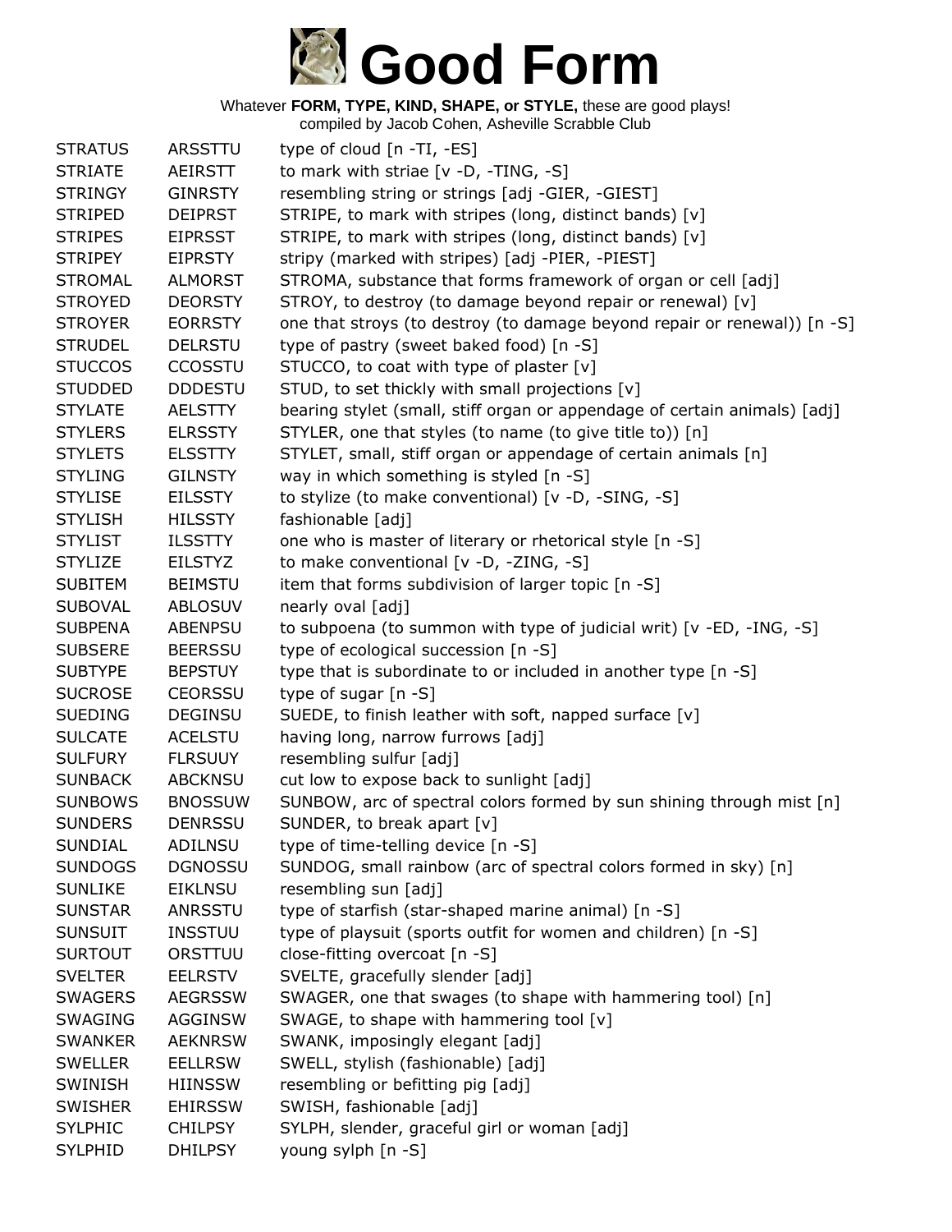# Good Form

Whatever **FORM, TYPE, KIND, SHAPE, or STYLE,** these are good plays!
compiled by Jacob Cohen, Asheville Scrabble Club

| | | |
|---|---|---|
| STRATUS | ARSSTTU | type of cloud [n -TI, -ES] |
| STRIATE | AEIRSTT | to mark with striae [v -D, -TING, -S] |
| STRINGY | GINRSTY | resembling string or strings [adj -GIER, -GIEST] |
| STRIPED | DEIPRST | STRIPE, to mark with stripes (long, distinct bands) [v] |
| STRIPES | EIPRSST | STRIPE, to mark with stripes (long, distinct bands) [v] |
| STRIPEY | EIPRSTY | stripy (marked with stripes) [adj -PIER, -PIEST] |
| STROMAL | ALMORST | STROMA, substance that forms framework of organ or cell [adj] |
| STROYED | DEORSTY | STROY, to destroy (to damage beyond repair or renewal) [v] |
| STROYER | EORRSTY | one that stroys (to destroy (to damage beyond repair or renewal)) [n -S] |
| STRUDEL | DELRSTU | type of pastry (sweet baked food) [n -S] |
| STUCCOS | CCOSSTU | STUCCO, to coat with type of plaster [v] |
| STUDDED | DDDESTU | STUD, to set thickly with small projections [v] |
| STYLATE | AELSTTY | bearing stylet (small, stiff organ or appendage of certain animals) [adj] |
| STYLERS | ELRSSTY | STYLER, one that styles (to name (to give title to)) [n] |
| STYLETS | ELSSTTY | STYLET, small, stiff organ or appendage of certain animals [n] |
| STYLING | GILNSTY | way in which something is styled [n -S] |
| STYLISE | EILSSTY | to stylize (to make conventional) [v -D, -SING, -S] |
| STYLISH | HILSSTY | fashionable [adj] |
| STYLIST | ILSSTTY | one who is master of literary or rhetorical style [n -S] |
| STYLIZE | EILSTYZ | to make conventional [v -D, -ZING, -S] |
| SUBITEM | BEIMSTU | item that forms subdivision of larger topic [n -S] |
| SUBOVAL | ABLOSUV | nearly oval [adj] |
| SUBPENA | ABENPSU | to subpoena (to summon with type of judicial writ) [v -ED, -ING, -S] |
| SUBSERE | BEERSSU | type of ecological succession [n -S] |
| SUBTYPE | BEPSTUY | type that is subordinate to or included in another type [n -S] |
| SUCROSE | CEORSSU | type of sugar [n -S] |
| SUEDING | DEGINSU | SUEDE, to finish leather with soft, napped surface [v] |
| SULCATE | ACELSTU | having long, narrow furrows [adj] |
| SULFURY | FLRSUUY | resembling sulfur [adj] |
| SUNBACK | ABCKNSU | cut low to expose back to sunlight [adj] |
| SUNBOWS | BNOSSUW | SUNBOW, arc of spectral colors formed by sun shining through mist [n] |
| SUNDERS | DENRSSU | SUNDER, to break apart [v] |
| SUNDIAL | ADILNSU | type of time-telling device [n -S] |
| SUNDOGS | DGNOSSU | SUNDOG, small rainbow (arc of spectral colors formed in sky) [n] |
| SUNLIKE | EIKLNSU | resembling sun [adj] |
| SUNSTAR | ANRSSTU | type of starfish (star-shaped marine animal) [n -S] |
| SUNSUIT | INSSTUU | type of playsuit (sports outfit for women and children) [n -S] |
| SURTOUT | ORSTTUU | close-fitting overcoat [n -S] |
| SVELTER | EELRSTV | SVELTE, gracefully slender [adj] |
| SWAGERS | AEGRSSW | SWAGER, one that swages (to shape with hammering tool) [n] |
| SWAGING | AGGINSW | SWAGE, to shape with hammering tool [v] |
| SWANKER | AEKNRSW | SWANK, imposingly elegant [adj] |
| SWELLER | EELLRSW | SWELL, stylish (fashionable) [adj] |
| SWINISH | HIINSSW | resembling or befitting pig [adj] |
| SWISHER | EHIRSSW | SWISH, fashionable [adj] |
| SYLPHIC | CHILPSY | SYLPH, slender, graceful girl or woman [adj] |
| SYLPHID | DHILPSY | young sylph [n -S] |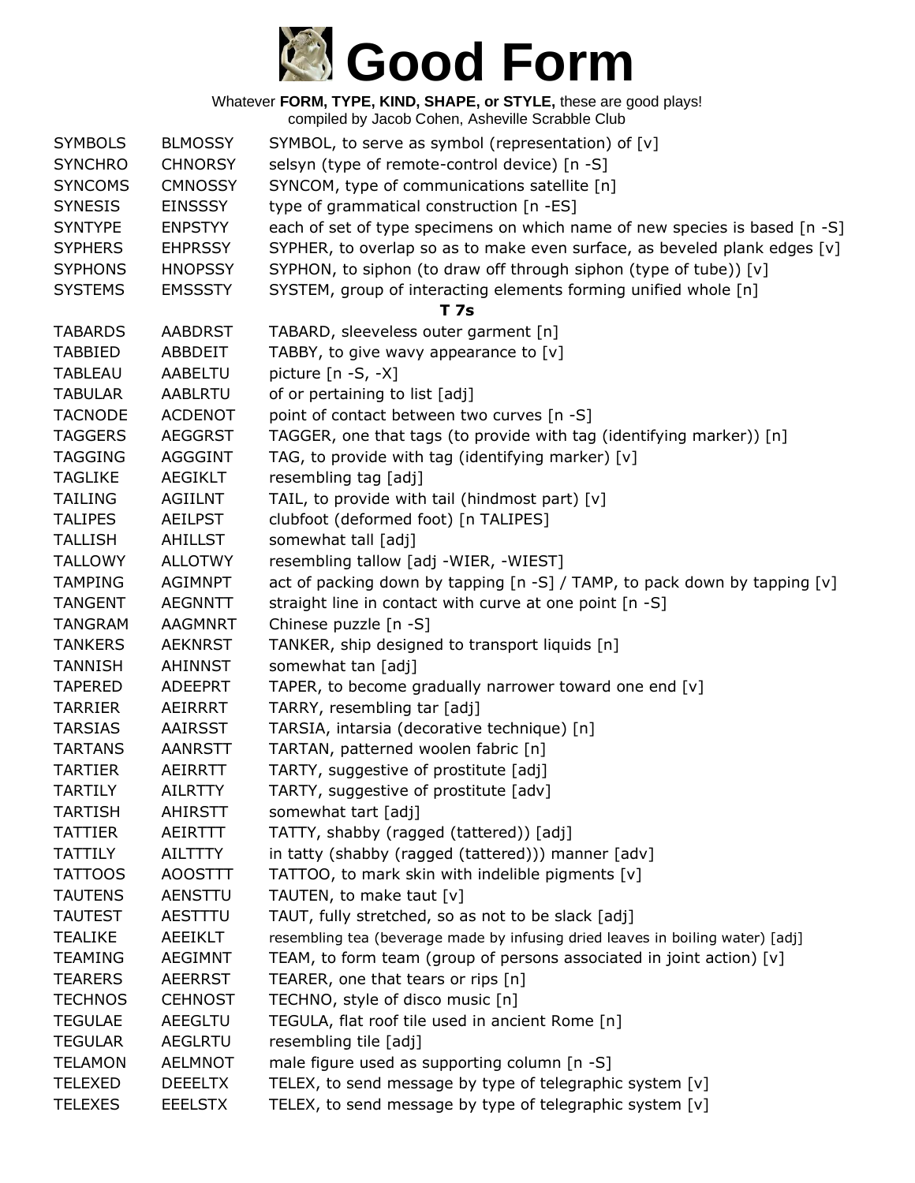# Good Form

Whatever **FORM, TYPE, KIND, SHAPE, or STYLE,** these are good plays!
compiled by Jacob Cohen, Asheville Scrabble Club

| | | |
|---|---|---|
| SYMBOLS | BLMOSSY | SYMBOL, to serve as symbol (representation) of [v] |
| SYNCHRO | CHNORSY | selsyn (type of remote-control device) [n -S] |
| SYNCOMS | CMNOSSY | SYNCOM, type of communications satellite [n] |
| SYNESIS | EINSSSY | type of grammatical construction [n -ES] |
| SYNTYPE | ENPSTYY | each of set of type specimens on which name of new species is based [n -S] |
| SYPHERS | EHPRSSY | SYPHER, to overlap so as to make even surface, as beveled plank edges [v] |
| SYPHONS | HNOPSSY | SYPHON, to siphon (to draw off through siphon (type of tube)) [v] |
| SYSTEMS | EMSSSTY | SYSTEM, group of interacting elements forming unified whole [n] |

**T 7s**

| | | |
|---|---|---|
| TABARDS | AABDRST | TABARD, sleeveless outer garment [n] |
| TABBIED | ABBDEIT | TABBY, to give wavy appearance to [v] |
| TABLEAU | AABELTU | picture [n -S, -X] |
| TABULAR | AABLRTU | of or pertaining to list [adj] |
| TACNODE | ACDENOT | point of contact between two curves [n -S] |
| TAGGERS | AEGGRST | TAGGER, one that tags (to provide with tag (identifying marker)) [n] |
| TAGGING | AGGGINT | TAG, to provide with tag (identifying marker) [v] |
| TAGLIKE | AEGIKLT | resembling tag [adj] |
| TAILING | AGIILNT | TAIL, to provide with tail (hindmost part) [v] |
| TALIPES | AEILPST | clubfoot (deformed foot) [n TALIPES] |
| TALLISH | AHILLST | somewhat tall [adj] |
| TALLOWY | ALLOTWY | resembling tallow [adj -WIER, -WIEST] |
| TAMPING | AGIMNPT | act of packing down by tapping [n -S] / TAMP, to pack down by tapping [v] |
| TANGENT | AEGNNTT | straight line in contact with curve at one point [n -S] |
| TANGRAM | AAGMNRT | Chinese puzzle [n -S] |
| TANKERS | AEKNRST | TANKER, ship designed to transport liquids [n] |
| TANNISH | AHINNST | somewhat tan [adj] |
| TAPERED | ADEEPRT | TAPER, to become gradually narrower toward one end [v] |
| TARRIER | AEIRRRT | TARRY, resembling tar [adj] |
| TARSIAS | AAIRSST | TARSIA, intarsia (decorative technique) [n] |
| TARTANS | AANRSTT | TARTAN, patterned woolen fabric [n] |
| TARTIER | AEIRRTT | TARTY, suggestive of prostitute [adj] |
| TARTILY | AILRTTY | TARTY, suggestive of prostitute [adv] |
| TARTISH | AHIRSTT | somewhat tart [adj] |
| TATTIER | AEIRTTT | TATTY, shabby (ragged (tattered)) [adj] |
| TATTILY | AILTTTY | in tatty (shabby (ragged (tattered))) manner [adv] |
| TATTOOS | AOOSTTT | TATTOO, to mark skin with indelible pigments [v] |
| TAUTENS | AENSTTU | TAUTEN, to make taut [v] |
| TAUTEST | AESTTTU | TAUT, fully stretched, so as not to be slack [adj] |
| TEALIKE | AEEIKLT | resembling tea (beverage made by infusing dried leaves in boiling water) [adj] |
| TEAMING | AEGIMNT | TEAM, to form team (group of persons associated in joint action) [v] |
| TEARERS | AEERRST | TEARER, one that tears or rips [n] |
| TECHNOS | CEHNOST | TECHNO, style of disco music [n] |
| TEGULAE | AEEGLTU | TEGULA, flat roof tile used in ancient Rome [n] |
| TEGULAR | AEGLRTU | resembling tile [adj] |
| TELAMON | AELMNOT | male figure used as supporting column [n -S] |
| TELEXED | DEEELTX | TELEX, to send message by type of telegraphic system [v] |
| TELEXES | EEELSTX | TELEX, to send message by type of telegraphic system [v] |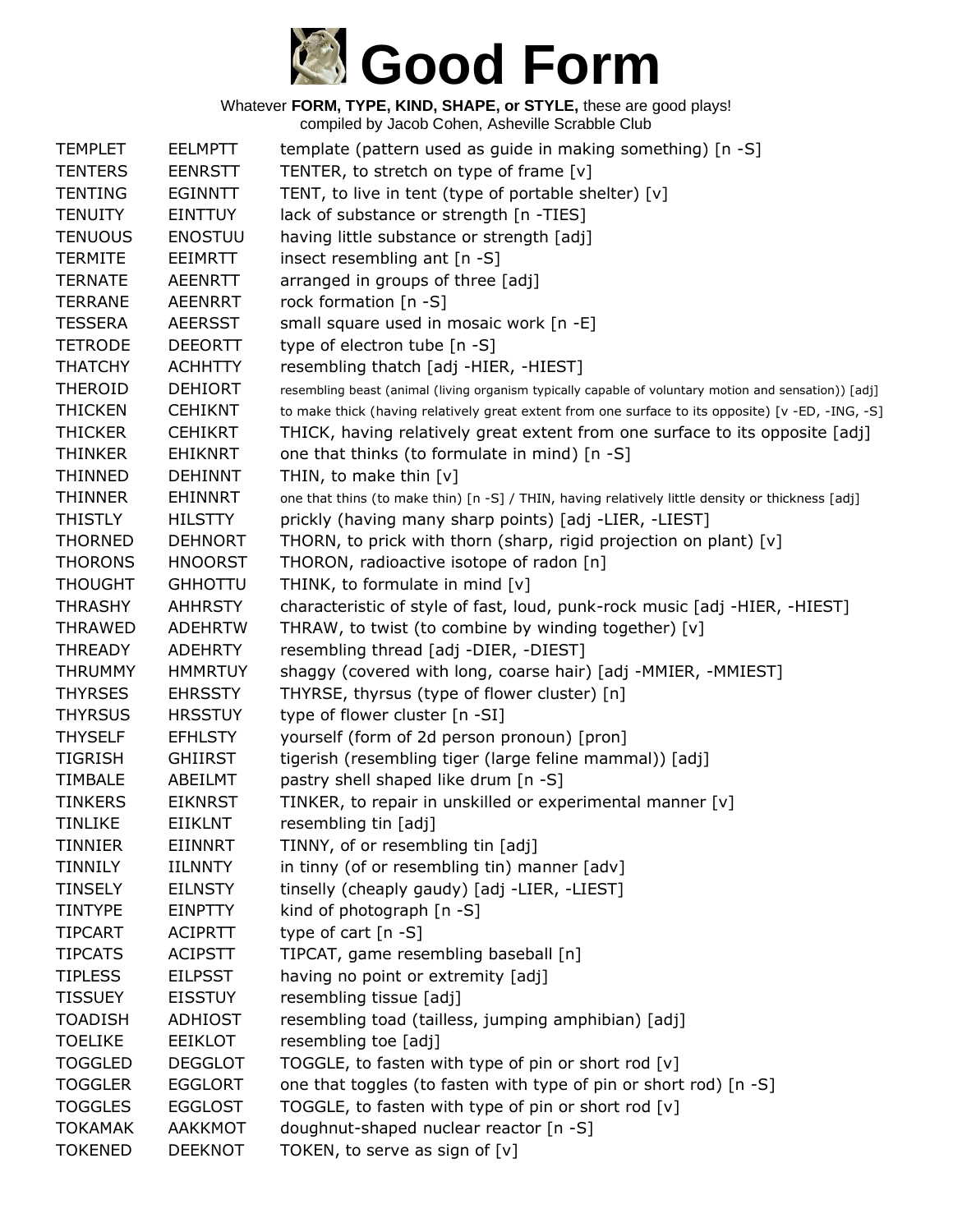# Good Form

Whatever **FORM, TYPE, KIND, SHAPE, or STYLE,** these are good plays!
compiled by Jacob Cohen, Asheville Scrabble Club

| | | |
|---|---|---|
| TEMPLET | EELMPTT | template (pattern used as guide in making something) [n -S] |
| TENTERS | EENRSTT | TENTER, to stretch on type of frame [v] |
| TENTING | EGINNTT | TENT, to live in tent (type of portable shelter) [v] |
| TENUITY | EINTTUY | lack of substance or strength [n -TIES] |
| TENUOUS | ENOSTUU | having little substance or strength [adj] |
| TERMITE | EEIMRTT | insect resembling ant [n -S] |
| TERNATE | AEENRTT | arranged in groups of three [adj] |
| TERRANE | AEENRRT | rock formation [n -S] |
| TESSERA | AEERSST | small square used in mosaic work [n -E] |
| TETRODE | DEEORTT | type of electron tube [n -S] |
| THATCHY | ACHHTTY | resembling thatch [adj -HIER, -HIEST] |
| THEROID | DEHIORT | resembling beast (animal (living organism typically capable of voluntary motion and sensation)) [adj] |
| THICKEN | CEHIKNT | to make thick (having relatively great extent from one surface to its opposite) [v -ED, -ING, -S] |
| THICKER | CEHIKRT | THICK, having relatively great extent from one surface to its opposite [adj] |
| THINKER | EHIKNRT | one that thinks (to formulate in mind) [n -S] |
| THINNED | DEHINNT | THIN, to make thin [v] |
| THINNER | EHINNRT | one that thins (to make thin) [n -S] / THIN, having relatively little density or thickness [adj] |
| THISTLY | HILSTTY | prickly (having many sharp points) [adj -LIER, -LIEST] |
| THORNED | DEHNORT | THORN, to prick with thorn (sharp, rigid projection on plant) [v] |
| THORONS | HNOORST | THORON, radioactive isotope of radon [n] |
| THOUGHT | GHHOTTU | THINK, to formulate in mind [v] |
| THRASHY | AHHRSTY | characteristic of style of fast, loud, punk-rock music [adj -HIER, -HIEST] |
| THRAWED | ADEHRTW | THRAW, to twist (to combine by winding together) [v] |
| THREADY | ADEHRTY | resembling thread [adj -DIER, -DIEST] |
| THRUMMY | HMMRTUY | shaggy (covered with long, coarse hair) [adj -MMIER, -MMIEST] |
| THYRSES | EHRSSTY | THYRSE, thyrsus (type of flower cluster) [n] |
| THYRSUS | HRSSTUY | type of flower cluster [n -SI] |
| THYSELF | EFHLSTY | yourself (form of 2d person pronoun) [pron] |
| TIGRISH | GHIIRST | tigerish (resembling tiger (large feline mammal)) [adj] |
| TIMBALE | ABEILMT | pastry shell shaped like drum [n -S] |
| TINKERS | EIKNRST | TINKER, to repair in unskilled or experimental manner [v] |
| TINLIKE | EIIKLNT | resembling tin [adj] |
| TINNIER | EIINNRT | TINNY, of or resembling tin [adj] |
| TINNILY | IILNNTY | in tinny (of or resembling tin) manner [adv] |
| TINSELY | EILNSTY | tinselly (cheaply gaudy) [adj -LIER, -LIEST] |
| TINTYPE | EINPTTY | kind of photograph [n -S] |
| TIPCART | ACIPRTT | type of cart [n -S] |
| TIPCATS | ACIPSTT | TIPCAT, game resembling baseball [n] |
| TIPLESS | EILPSST | having no point or extremity [adj] |
| TISSUEY | EISSTUY | resembling tissue [adj] |
| TOADISH | ADHIOST | resembling toad (tailless, jumping amphibian) [adj] |
| TOELIKE | EEIKLOT | resembling toe [adj] |
| TOGGLED | DEGGLOT | TOGGLE, to fasten with type of pin or short rod [v] |
| TOGGLER | EGGLORT | one that toggles (to fasten with type of pin or short rod) [n -S] |
| TOGGLES | EGGLOST | TOGGLE, to fasten with type of pin or short rod [v] |
| TOKAMAK | AAKKMOT | doughnut-shaped nuclear reactor [n -S] |
| TOKENED | DEEKNOT | TOKEN, to serve as sign of [v] |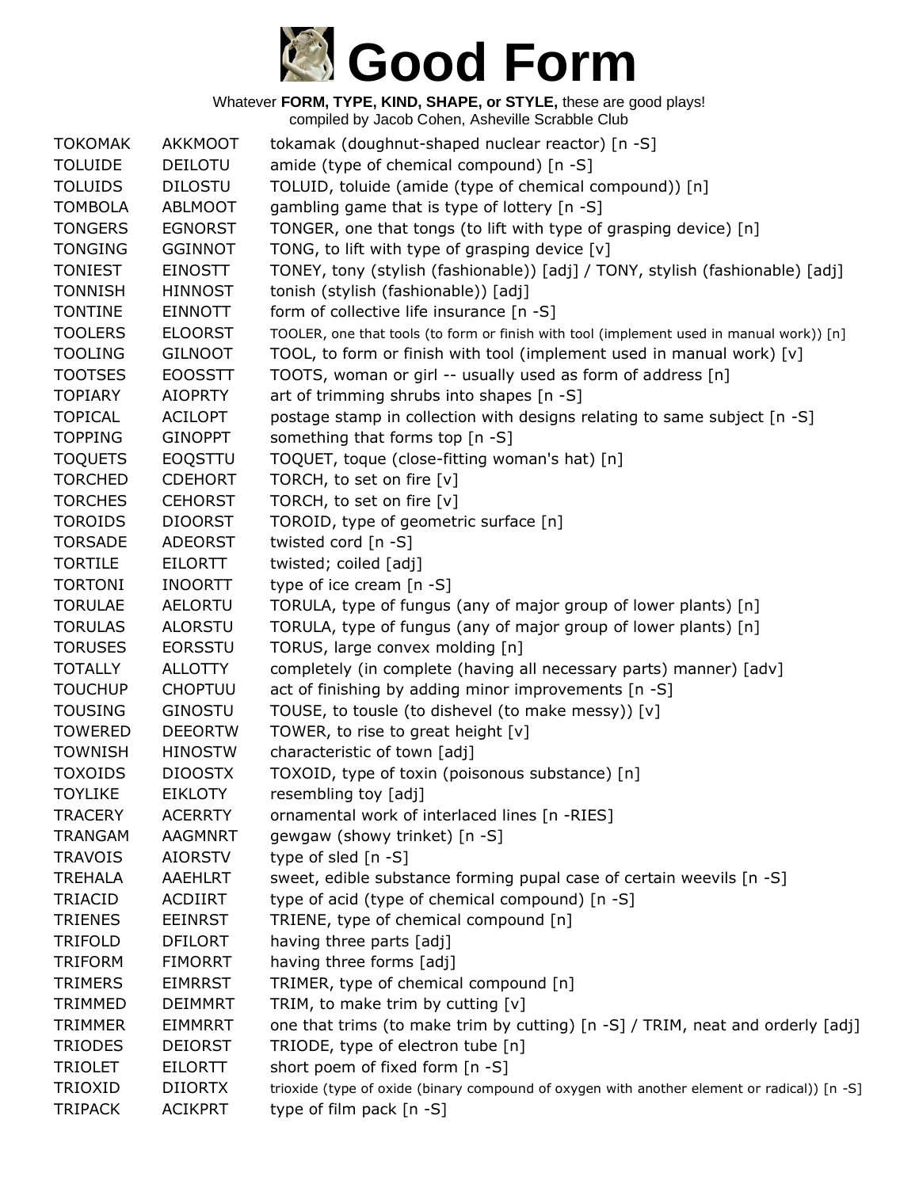# Good Form

Whatever **FORM, TYPE, KIND, SHAPE, or STYLE,** these are good plays!
compiled by Jacob Cohen, Asheville Scrabble Club

| | | |
|---|---|---|
| TOKOMAK | AKKMOOT | tokamak (doughnut-shaped nuclear reactor) [n -S] |
| TOLUIDE | DEILOTU | amide (type of chemical compound) [n -S] |
| TOLUIDS | DILOSTU | TOLUID, toluide (amide (type of chemical compound)) [n] |
| TOMBOLA | ABLMOOT | gambling game that is type of lottery [n -S] |
| TONGERS | EGNORST | TONGER, one that tongs (to lift with type of grasping device) [n] |
| TONGING | GGINNOT | TONG, to lift with type of grasping device [v] |
| TONIEST | EINOSTT | TONEY, tony (stylish (fashionable)) [adj] / TONY, stylish (fashionable) [adj] |
| TONNISH | HINNOST | tonish (stylish (fashionable)) [adj] |
| TONTINE | EINNOTT | form of collective life insurance [n -S] |
| TOOLERS | ELOORST | TOOLER, one that tools (to form or finish with tool (implement used in manual work)) [n] |
| TOOLING | GILNOOT | TOOL, to form or finish with tool (implement used in manual work) [v] |
| TOOTSES | EOOSSTT | TOOTS, woman or girl -- usually used as form of address [n] |
| TOPIARY | AIOPRTY | art of trimming shrubs into shapes [n -S] |
| TOPICAL | ACILOPT | postage stamp in collection with designs relating to same subject [n -S] |
| TOPPING | GINOPPT | something that forms top [n -S] |
| TOQUETS | EOQSTTU | TOQUET, toque (close-fitting woman's hat) [n] |
| TORCHED | CDEHORT | TORCH, to set on fire [v] |
| TORCHES | CEHORST | TORCH, to set on fire [v] |
| TOROIDS | DIOORST | TOROID, type of geometric surface [n] |
| TORSADE | ADEORST | twisted cord [n -S] |
| TORTILE | EILORTT | twisted; coiled [adj] |
| TORTONI | INOORTT | type of ice cream [n -S] |
| TORULAE | AELORTU | TORULA, type of fungus (any of major group of lower plants) [n] |
| TORULAS | ALORSTU | TORULA, type of fungus (any of major group of lower plants) [n] |
| TORUSES | EORSSTU | TORUS, large convex molding [n] |
| TOTALLY | ALLOTTY | completely (in complete (having all necessary parts) manner) [adv] |
| TOUCHUP | CHOPTUU | act of finishing by adding minor improvements [n -S] |
| TOUSING | GINOSTU | TOUSE, to tousle (to dishevel (to make messy)) [v] |
| TOWERED | DEEORTW | TOWER, to rise to great height [v] |
| TOWNISH | HINOSTW | characteristic of town [adj] |
| TOXOIDS | DIOOSTX | TOXOID, type of toxin (poisonous substance) [n] |
| TOYLIKE | EIKLOTY | resembling toy [adj] |
| TRACERY | ACERRTY | ornamental work of interlaced lines [n -RIES] |
| TRANGAM | AAGMNRT | gewgaw (showy trinket) [n -S] |
| TRAVOIS | AIORSTV | type of sled [n -S] |
| TREHALA | AAEHLRT | sweet, edible substance forming pupal case of certain weevils [n -S] |
| TRIACID | ACDIIRT | type of acid (type of chemical compound) [n -S] |
| TRIENES | EEINRST | TRIENE, type of chemical compound [n] |
| TRIFOLD | DFILORT | having three parts [adj] |
| TRIFORM | FIMORRT | having three forms [adj] |
| TRIMERS | EIMRRST | TRIMER, type of chemical compound [n] |
| TRIMMED | DEIMMRT | TRIM, to make trim by cutting [v] |
| TRIMMER | EIMMRRT | one that trims (to make trim by cutting) [n -S] / TRIM, neat and orderly [adj] |
| TRIODES | DEIORST | TRIODE, type of electron tube [n] |
| TRIOLET | EILORTT | short poem of fixed form [n -S] |
| TRIOXID | DIIORTX | trioxide (type of oxide (binary compound of oxygen with another element or radical)) [n -S] |
| TRIPACK | ACIKPRT | type of film pack [n -S] |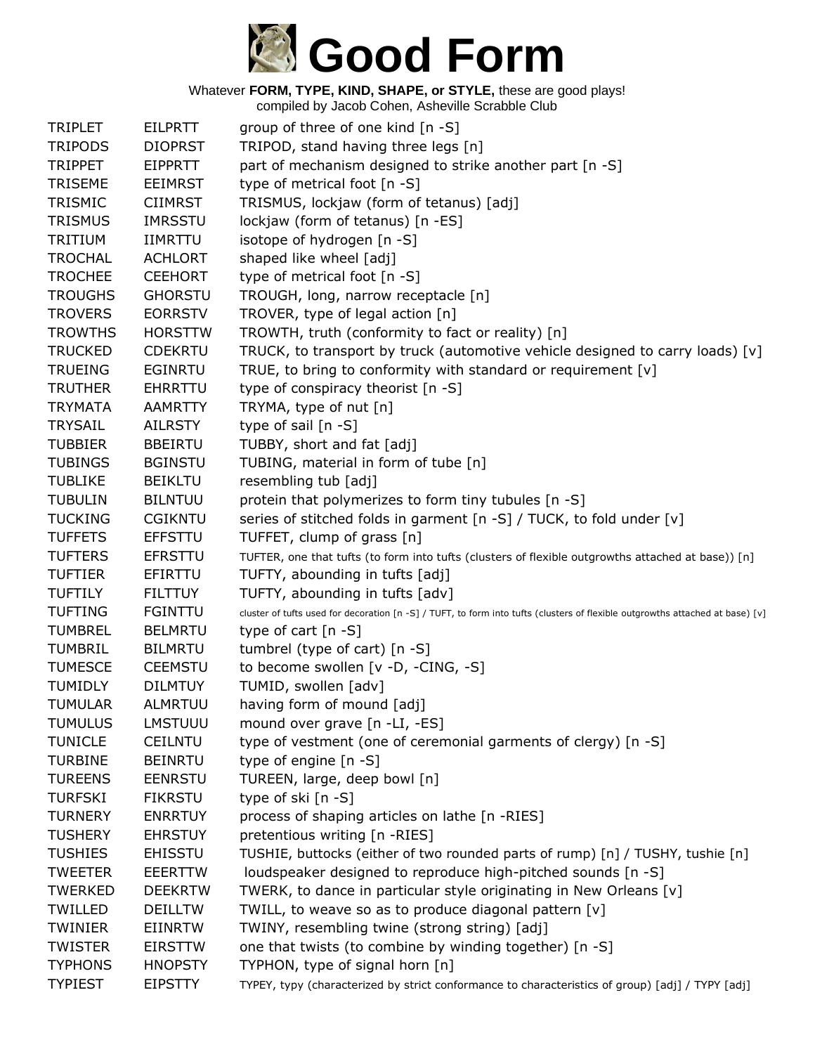# Good Form

Whatever **FORM, TYPE, KIND, SHAPE, or STYLE,** these are good plays!
compiled by Jacob Cohen, Asheville Scrabble Club

| | | |
|---|---|---|
| TRIPLET | EILPRTT | group of three of one kind [n -S] |
| TRIPODS | DIOPRST | TRIPOD, stand having three legs [n] |
| TRIPPET | EIPPRTT | part of mechanism designed to strike another part [n -S] |
| TRISEME | EEIMRST | type of metrical foot [n -S] |
| TRISMIC | CIIMRST | TRISMUS, lockjaw (form of tetanus) [adj] |
| TRISMUS | IMRSSTU | lockjaw (form of tetanus) [n -ES] |
| TRITIUM | IIMRTTU | isotope of hydrogen [n -S] |
| TROCHAL | ACHLORT | shaped like wheel [adj] |
| TROCHEE | CEEHORT | type of metrical foot [n -S] |
| TROUGHS | GHORSTU | TROUGH, long, narrow receptacle [n] |
| TROVERS | EORRSTV | TROVER, type of legal action [n] |
| TROWTHS | HORSTTW | TROWTH, truth (conformity to fact or reality) [n] |
| TRUCKED | CDEKRTU | TRUCK, to transport by truck (automotive vehicle designed to carry loads) [v] |
| TRUEING | EGINRTU | TRUE, to bring to conformity with standard or requirement [v] |
| TRUTHER | EHRRTTU | type of conspiracy theorist [n -S] |
| TRYMATA | AAMRTTY | TRYMA, type of nut [n] |
| TRYSAIL | AILRSTY | type of sail [n -S] |
| TUBBIER | BBEIRTU | TUBBY, short and fat [adj] |
| TUBINGS | BGINSTU | TUBING, material in form of tube [n] |
| TUBLIKE | BEIKLTU | resembling tub [adj] |
| TUBULIN | BILNTUU | protein that polymerizes to form tiny tubules [n -S] |
| TUCKING | CGIKNTU | series of stitched folds in garment [n -S] / TUCK, to fold under [v] |
| TUFFETS | EFFSTTU | TUFFET, clump of grass [n] |
| TUFTERS | EFRSTTU | TUFTER, one that tufts (to form into tufts (clusters of flexible outgrowths attached at base)) [n] |
| TUFTIER | EFIRTTU | TUFTY, abounding in tufts [adj] |
| TUFTILY | FILTTUY | TUFTY, abounding in tufts [adv] |
| TUFTING | FGINTTU | cluster of tufts used for decoration [n -S] / TUFT, to form into tufts (clusters of flexible outgrowths attached at base) [v] |
| TUMBREL | BELMRTU | type of cart [n -S] |
| TUMBRIL | BILMRTU | tumbrel (type of cart) [n -S] |
| TUMESCE | CEEMSTU | to become swollen [v -D, -CING, -S] |
| TUMIDLY | DILMTUY | TUMID, swollen [adv] |
| TUMULAR | ALMRTUU | having form of mound [adj] |
| TUMULUS | LMSTUUU | mound over grave [n -LI, -ES] |
| TUNICLE | CEILNTU | type of vestment (one of ceremonial garments of clergy) [n -S] |
| TURBINE | BEINRTU | type of engine [n -S] |
| TUREENS | EENRSTU | TUREEN, large, deep bowl [n] |
| TURFSKI | FIKRSTU | type of ski [n -S] |
| TURNERY | ENRRTUY | process of shaping articles on lathe [n -RIES] |
| TUSHERY | EHRSTUY | pretentious writing [n -RIES] |
| TUSHIES | EHISSTU | TUSHIE, buttocks (either of two rounded parts of rump) [n] / TUSHY, tushie [n] |
| TWEETER | EEERTTW | loudspeaker designed to reproduce high-pitched sounds [n -S] |
| TWERKED | DEEKRTW | TWERK, to dance in particular style originating in New Orleans [v] |
| TWILLED | DEILLTW | TWILL, to weave so as to produce diagonal pattern [v] |
| TWINIER | EIINRTW | TWINY, resembling twine (strong string) [adj] |
| TWISTER | EIRSTTW | one that twists (to combine by winding together) [n -S] |
| TYPHONS | HNOPSTY | TYPHON, type of signal horn [n] |
| TYPIEST | EIPSTTY | TYPEY, typy (characterized by strict conformance to characteristics of group) [adj] / TYPY [adj] |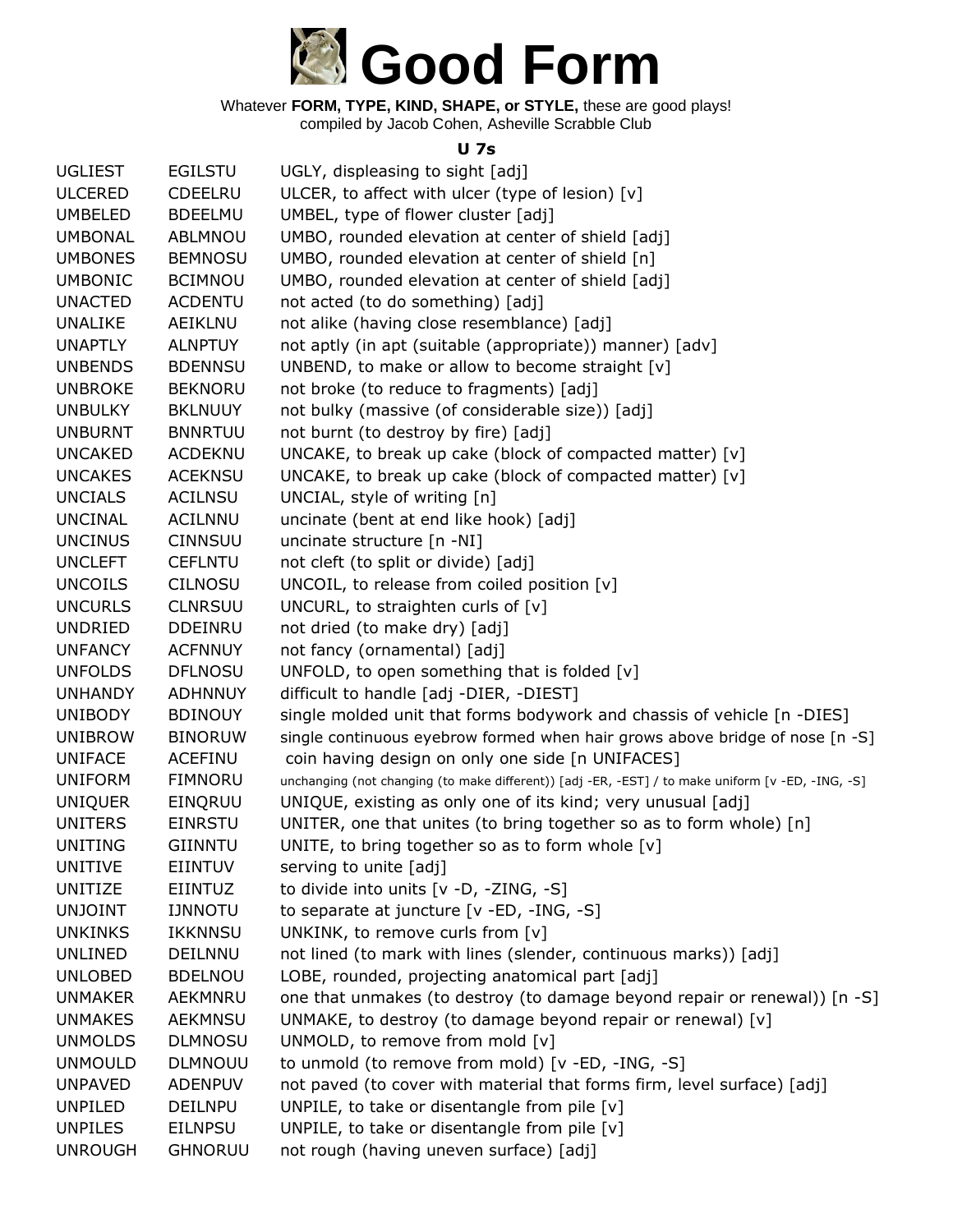# Good Form

Whatever **FORM, TYPE, KIND, SHAPE, or STYLE,** these are good plays!
compiled by Jacob Cohen, Asheville Scrabble Club

### U 7s

| | | |
|---|---|---|
| UGLIEST | EGILSTU | UGLY, displeasing to sight [adj] |
| ULCERED | CDEELRU | ULCER, to affect with ulcer (type of lesion) [v] |
| UMBELED | BDEELMU | UMBEL, type of flower cluster [adj] |
| UMBONAL | ABLMNOU | UMBO, rounded elevation at center of shield [adj] |
| UMBONES | BEMNOSU | UMBO, rounded elevation at center of shield [n] |
| UMBONIC | BCIMNOU | UMBO, rounded elevation at center of shield [adj] |
| UNACTED | ACDENTU | not acted (to do something) [adj] |
| UNALIKE | AEIKLNU | not alike (having close resemblance) [adj] |
| UNAPTLY | ALNPTUY | not aptly (in apt (suitable (appropriate)) manner) [adv] |
| UNBENDS | BDENNSU | UNBEND, to make or allow to become straight [v] |
| UNBROKE | BEKNORU | not broke (to reduce to fragments) [adj] |
| UNBULKY | BKLNUUY | not bulky (massive (of considerable size)) [adj] |
| UNBURNT | BNNRTUU | not burnt (to destroy by fire) [adj] |
| UNCAKED | ACDEKNU | UNCAKE, to break up cake (block of compacted matter) [v] |
| UNCAKES | ACEKNSU | UNCAKE, to break up cake (block of compacted matter) [v] |
| UNCIALS | ACILNSU | UNCIAL, style of writing [n] |
| UNCINAL | ACILNNU | uncinate (bent at end like hook) [adj] |
| UNCINUS | CINNSUU | uncinate structure [n -NI] |
| UNCLEFT | CEFLNTU | not cleft (to split or divide) [adj] |
| UNCOILS | CILNOSU | UNCOIL, to release from coiled position [v] |
| UNCURLS | CLNRSUU | UNCURL, to straighten curls of [v] |
| UNDRIED | DDEINRU | not dried (to make dry) [adj] |
| UNFANCY | ACFNNUY | not fancy (ornamental) [adj] |
| UNFOLDS | DFLNOSU | UNFOLD, to open something that is folded [v] |
| UNHANDY | ADHNNUY | difficult to handle [adj -DIER, -DIEST] |
| UNIBODY | BDINOUY | single molded unit that forms bodywork and chassis of vehicle [n -DIES] |
| UNIBROW | BINORUW | single continuous eyebrow formed when hair grows above bridge of nose [n -S] |
| UNIFACE | ACEFINU | coin having design on only one side [n UNIFACES] |
| UNIFORM | FIMNORU | unchanging (not changing (to make different)) [adj -ER, -EST] / to make uniform [v -ED, -ING, -S] |
| UNIQUER | EINQRUU | UNIQUE, existing as only one of its kind; very unusual [adj] |
| UNITERS | EINRSTU | UNITER, one that unites (to bring together so as to form whole) [n] |
| UNITING | GIINNTU | UNITE, to bring together so as to form whole [v] |
| UNITIVE | EIINTUV | serving to unite [adj] |
| UNITIZE | EIINTUZ | to divide into units [v -D, -ZING, -S] |
| UNJOINT | IJNNOTU | to separate at juncture [v -ED, -ING, -S] |
| UNKINKS | IKKNNSU | UNKINK, to remove curls from [v] |
| UNLINED | DEILNNU | not lined (to mark with lines (slender, continuous marks)) [adj] |
| UNLOBED | BDELNOU | LOBE, rounded, projecting anatomical part [adj] |
| UNMAKER | AEKMNRU | one that unmakes (to destroy (to damage beyond repair or renewal)) [n -S] |
| UNMAKES | AEKMNSU | UNMAKE, to destroy (to damage beyond repair or renewal) [v] |
| UNMOLDS | DLMNOSU | UNMOLD, to remove from mold [v] |
| UNMOULD | DLMNOUU | to unmold (to remove from mold) [v -ED, -ING, -S] |
| UNPAVED | ADENPUV | not paved (to cover with material that forms firm, level surface) [adj] |
| UNPILED | DEILNPU | UNPILE, to take or disentangle from pile [v] |
| UNPILES | EILNPSU | UNPILE, to take or disentangle from pile [v] |
| UNROUGH | GHNORUU | not rough (having uneven surface) [adj] |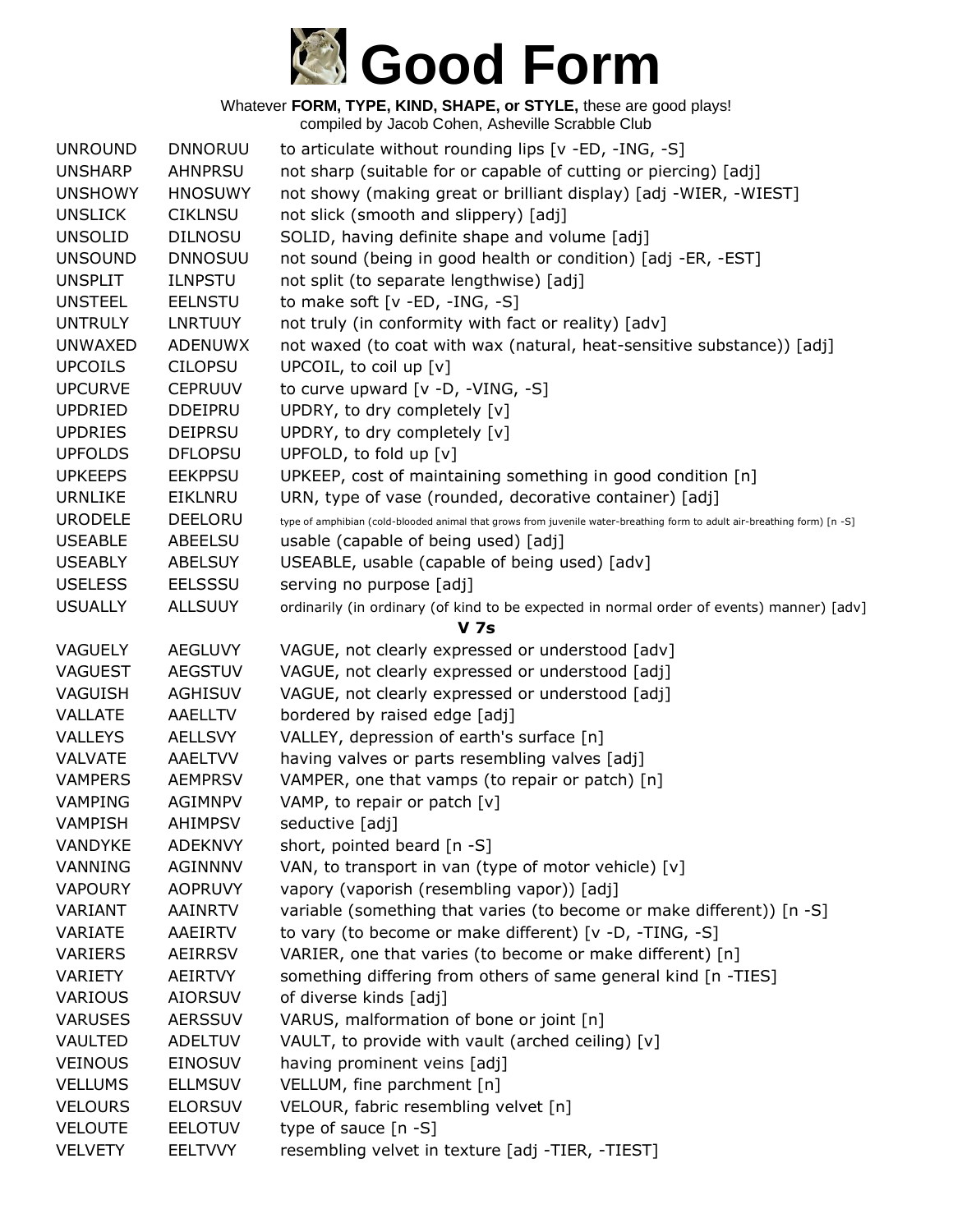# Good Form

Whatever **FORM, TYPE, KIND, SHAPE, or STYLE,** these are good plays!
compiled by Jacob Cohen, Asheville Scrabble Club

| | | |
|---|---|---|
| UNROUND | DNNORUU | to articulate without rounding lips [v -ED, -ING, -S] |
| UNSHARP | AHNPRSU | not sharp (suitable for or capable of cutting or piercing) [adj] |
| UNSHOWY | HNOSUWY | not showy (making great or brilliant display) [adj -WIER, -WIEST] |
| UNSLICK | CIKLNSU | not slick (smooth and slippery) [adj] |
| UNSOLID | DILNOSU | SOLID, having definite shape and volume [adj] |
| UNSOUND | DNNOSUU | not sound (being in good health or condition) [adj -ER, -EST] |
| UNSPLIT | ILNPSTU | not split (to separate lengthwise) [adj] |
| UNSTEEL | EELNSTU | to make soft [v -ED, -ING, -S] |
| UNTRULY | LNRTUUY | not truly (in conformity with fact or reality) [adv] |
| UNWAXED | ADENUWX | not waxed (to coat with wax (natural, heat-sensitive substance)) [adj] |
| UPCOILS | CILOPSU | UPCOIL, to coil up [v] |
| UPCURVE | CEPRUUV | to curve upward [v -D, -VING, -S] |
| UPDRIED | DDEIPRU | UPDRY, to dry completely [v] |
| UPDRIES | DEIPRSU | UPDRY, to dry completely [v] |
| UPFOLDS | DFLOPSU | UPFOLD, to fold up [v] |
| UPKEEPS | EEKPPSU | UPKEEP, cost of maintaining something in good condition [n] |
| URNLIKE | EIKLNRU | URN, type of vase (rounded, decorative container) [adj] |
| URODELE | DEELORU | type of amphibian (cold-blooded animal that grows from juvenile water-breathing form to adult air-breathing form) [n -S] |
| USEABLE | ABEELSU | usable (capable of being used) [adj] |
| USEABLY | ABELSUY | USEABLE, usable (capable of being used) [adv] |
| USELESS | EELSSSU | serving no purpose [adj] |
| USUALLY | ALLSUUY | ordinarily (in ordinary (of kind to be expected in normal order of events) manner) [adv] |

**V 7s**

| | | |
|---|---|---|
| VAGUELY | AEGLUVY | VAGUE, not clearly expressed or understood [adv] |
| VAGUEST | AEGSTUV | VAGUE, not clearly expressed or understood [adj] |
| VAGUISH | AGHISUV | VAGUE, not clearly expressed or understood [adj] |
| VALLATE | AAELLTV | bordered by raised edge [adj] |
| VALLEYS | AELLSVY | VALLEY, depression of earth's surface [n] |
| VALVATE | AAELTVV | having valves or parts resembling valves [adj] |
| VAMPERS | AEMPRSV | VAMPER, one that vamps (to repair or patch) [n] |
| VAMPING | AGIMNPV | VAMP, to repair or patch [v] |
| VAMPISH | AHIMPSV | seductive [adj] |
| VANDYKE | ADEKNVY | short, pointed beard [n -S] |
| VANNING | AGINNNV | VAN, to transport in van (type of motor vehicle) [v] |
| VAPOURY | AOPRUVY | vapory (vaporish (resembling vapor)) [adj] |
| VARIANT | AAINRTV | variable (something that varies (to become or make different)) [n -S] |
| VARIATE | AAEIRTV | to vary (to become or make different) [v -D, -TING, -S] |
| VARIERS | AEIRRSV | VARIER, one that varies (to become or make different) [n] |
| VARIETY | AEIRTVY | something differing from others of same general kind [n -TIES] |
| VARIOUS | AIORSUV | of diverse kinds [adj] |
| VARUSES | AERSSUV | VARUS, malformation of bone or joint [n] |
| VAULTED | ADELTUV | VAULT, to provide with vault (arched ceiling) [v] |
| VEINOUS | EINOSUV | having prominent veins [adj] |
| VELLUMS | ELLMSUV | VELLUM, fine parchment [n] |
| VELOURS | ELORSUV | VELOUR, fabric resembling velvet [n] |
| VELOUTE | EELOTUV | type of sauce [n -S] |
| VELVETY | EELTVVY | resembling velvet in texture [adj -TIER, -TIEST] |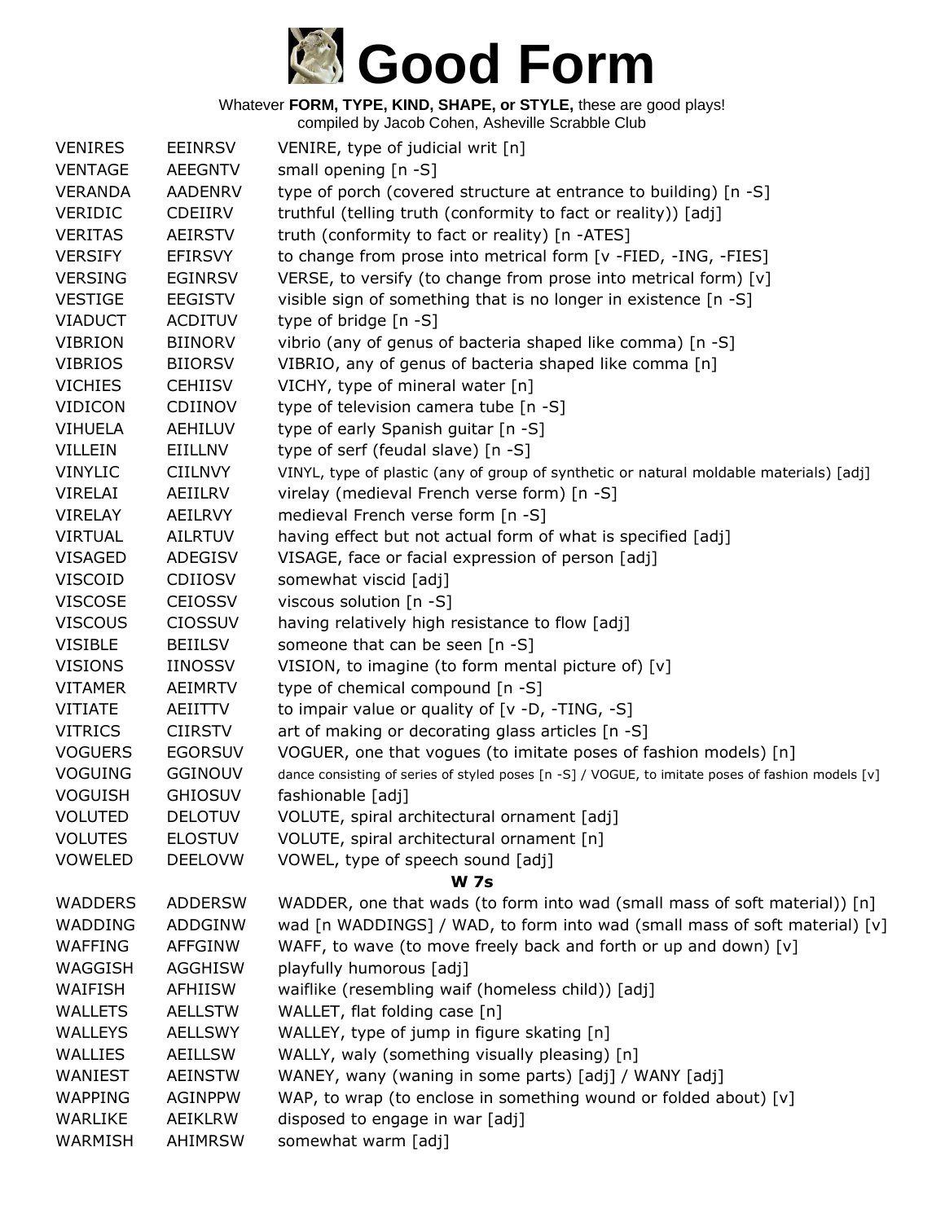# Good Form

Whatever **FORM, TYPE, KIND, SHAPE, or STYLE,** these are good plays!
compiled by Jacob Cohen, Asheville Scrabble Club

| | | |
|---|---|---|
| VENIRES | EEINRSV | VENIRE, type of judicial writ [n] |
| VENTAGE | AEEGNTV | small opening [n -S] |
| VERANDA | AADENRV | type of porch (covered structure at entrance to building) [n -S] |
| VERIDIC | CDEIIRV | truthful (telling truth (conformity to fact or reality)) [adj] |
| VERITAS | AEIRSTV | truth (conformity to fact or reality) [n -ATES] |
| VERSIFY | EFIRSVY | to change from prose into metrical form [v -FIED, -ING, -FIES] |
| VERSING | EGINRSV | VERSE, to versify (to change from prose into metrical form) [v] |
| VESTIGE | EEGISTV | visible sign of something that is no longer in existence [n -S] |
| VIADUCT | ACDITUV | type of bridge [n -S] |
| VIBRION | BIINORV | vibrio (any of genus of bacteria shaped like comma) [n -S] |
| VIBRIOS | BIIORSV | VIBRIO, any of genus of bacteria shaped like comma [n] |
| VICHIES | CEHIISV | VICHY, type of mineral water [n] |
| VIDICON | CDIINOV | type of television camera tube [n -S] |
| VIHUELA | AEHILUV | type of early Spanish guitar [n -S] |
| VILLEIN | EIILLNV | type of serf (feudal slave) [n -S] |
| VINYLIC | CIILNVY | VINYL, type of plastic (any of group of synthetic or natural moldable materials) [adj] |
| VIRELAI | AEIILRV | virelay (medieval French verse form) [n -S] |
| VIRELAY | AEILRVY | medieval French verse form [n -S] |
| VIRTUAL | AILRTUV | having effect but not actual form of what is specified [adj] |
| VISAGED | ADEGISV | VISAGE, face or facial expression of person [adj] |
| VISCOID | CDIIOSV | somewhat viscid [adj] |
| VISCOSE | CEIOSSV | viscous solution [n -S] |
| VISCOUS | CIOSSUV | having relatively high resistance to flow [adj] |
| VISIBLE | BEIILSV | someone that can be seen [n -S] |
| VISIONS | IINOSSV | VISION, to imagine (to form mental picture of) [v] |
| VITAMER | AEIMRTV | type of chemical compound [n -S] |
| VITIATE | AEIITTV | to impair value or quality of [v -D, -TING, -S] |
| VITRICS | CIIRSTV | art of making or decorating glass articles [n -S] |
| VOGUERS | EGORSUV | VOGUER, one that vogues (to imitate poses of fashion models) [n] |
| VOGUING | GGINOUV | dance consisting of series of styled poses [n -S] / VOGUE, to imitate poses of fashion models [v] |
| VOGUISH | GHIOSUV | fashionable [adj] |
| VOLUTED | DELOTUV | VOLUTE, spiral architectural ornament [adj] |
| VOLUTES | ELOSTUV | VOLUTE, spiral architectural ornament [n] |
| VOWELED | DEELOVW | VOWEL, type of speech sound [adj] |

**W 7s**

| | | |
|---|---|---|
| WADDERS | ADDERSW | WADDER, one that wads (to form into wad (small mass of soft material)) [n] |
| WADDING | ADDGINW | wad [n WADDINGS] / WAD, to form into wad (small mass of soft material) [v] |
| WAFFING | AFFGINW | WAFF, to wave (to move freely back and forth or up and down) [v] |
| WAGGISH | AGGHISW | playfully humorous [adj] |
| WAIFISH | AFHIISW | waiflike (resembling waif (homeless child)) [adj] |
| WALLETS | AELLSTW | WALLET, flat folding case [n] |
| WALLEYS | AELLSWY | WALLEY, type of jump in figure skating [n] |
| WALLIES | AEILLSW | WALLY, waly (something visually pleasing) [n] |
| WANIEST | AEINSTW | WANEY, wany (waning in some parts) [adj] / WANY [adj] |
| WAPPING | AGINPPW | WAP, to wrap (to enclose in something wound or folded about) [v] |
| WARLIKE | AEIKLRW | disposed to engage in war [adj] |
| WARMISH | AHIMRSW | somewhat warm [adj] |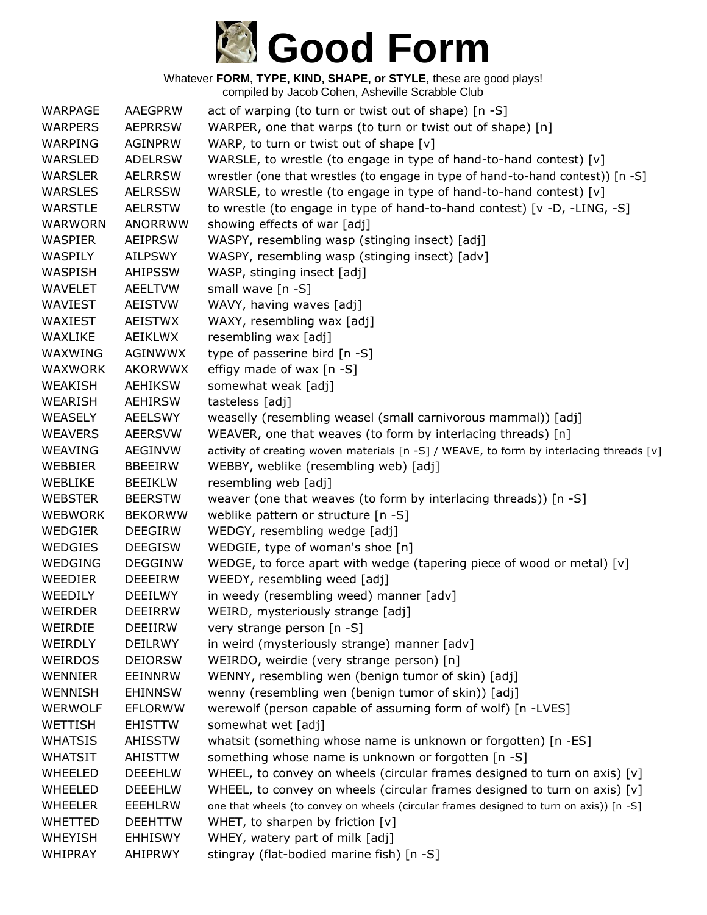# Good Form

Whatever **FORM, TYPE, KIND, SHAPE, or STYLE,** these are good plays!
compiled by Jacob Cohen, Asheville Scrabble Club

| | | |
|---|---|---|
| WARPAGE | AAEGPRW | act of warping (to turn or twist out of shape) [n -S] |
| WARPERS | AEPRRSW | WARPER, one that warps (to turn or twist out of shape) [n] |
| WARPING | AGINPRW | WARP, to turn or twist out of shape [v] |
| WARSLED | ADELRSW | WARSLE, to wrestle (to engage in type of hand-to-hand contest) [v] |
| WARSLER | AELRRSW | wrestler (one that wrestles (to engage in type of hand-to-hand contest)) [n -S] |
| WARSLES | AELRSSW | WARSLE, to wrestle (to engage in type of hand-to-hand contest) [v] |
| WARSTLE | AELRSTW | to wrestle (to engage in type of hand-to-hand contest) [v -D, -LING, -S] |
| WARWORN | ANORRWW | showing effects of war [adj] |
| WASPIER | AEIPRSW | WASPY, resembling wasp (stinging insect) [adj] |
| WASPILY | AILPSWY | WASPY, resembling wasp (stinging insect) [adv] |
| WASPISH | AHIPSSW | WASP, stinging insect [adj] |
| WAVELET | AEELTVW | small wave [n -S] |
| WAVIEST | AEISTVW | WAVY, having waves [adj] |
| WAXIEST | AEISTWX | WAXY, resembling wax [adj] |
| WAXLIKE | AEIKLWX | resembling wax [adj] |
| WAXWING | AGINWWX | type of passerine bird [n -S] |
| WAXWORK | AKORWWX | effigy made of wax [n -S] |
| WEAKISH | AEHIKSW | somewhat weak [adj] |
| WEARISH | AEHIRSW | tasteless [adj] |
| WEASELY | AEELSWY | weaselly (resembling weasel (small carnivorous mammal)) [adj] |
| WEAVERS | AEERSVW | WEAVER, one that weaves (to form by interlacing threads) [n] |
| WEAVING | AEGINVW | activity of creating woven materials [n -S] / WEAVE, to form by interlacing threads [v] |
| WEBBIER | BBEEIRW | WEBBY, weblike (resembling web) [adj] |
| WEBLIKE | BEEIKLW | resembling web [adj] |
| WEBSTER | BEERSTW | weaver (one that weaves (to form by interlacing threads)) [n -S] |
| WEBWORK | BEKORWW | weblike pattern or structure [n -S] |
| WEDGIER | DEEGIRW | WEDGY, resembling wedge [adj] |
| WEDGIES | DEEGISW | WEDGIE, type of woman's shoe [n] |
| WEDGING | DEGGINW | WEDGE, to force apart with wedge (tapering piece of wood or metal) [v] |
| WEEDIER | DEEEIRW | WEEDY, resembling weed [adj] |
| WEEDILY | DEEILWY | in weedy (resembling weed) manner [adv] |
| WEIRDER | DEEIRRW | WEIRD, mysteriously strange [adj] |
| WEIRDIE | DEEIIRW | very strange person [n -S] |
| WEIRDLY | DEILRWY | in weird (mysteriously strange) manner [adv] |
| WEIRDOS | DEIORSW | WEIRDO, weirdie (very strange person) [n] |
| WENNIER | EEINNRW | WENNY, resembling wen (benign tumor of skin) [adj] |
| WENNISH | EHINNSW | wenny (resembling wen (benign tumor of skin)) [adj] |
| WERWOLF | EFLORWW | werewolf (person capable of assuming form of wolf) [n -LVES] |
| WETTISH | EHISTTW | somewhat wet [adj] |
| WHATSIS | AHISSTW | whatsit (something whose name is unknown or forgotten) [n -ES] |
| WHATSIT | AHISTTW | something whose name is unknown or forgotten [n -S] |
| WHEELED | DEEEHLW | WHEEL, to convey on wheels (circular frames designed to turn on axis) [v] |
| WHEELED | DEEEHLW | WHEEL, to convey on wheels (circular frames designed to turn on axis) [v] |
| WHEELER | EEEHLRW | one that wheels (to convey on wheels (circular frames designed to turn on axis)) [n -S] |
| WHETTED | DEEHTTW | WHET, to sharpen by friction [v] |
| WHEYISH | EHHISWY | WHEY, watery part of milk [adj] |
| WHIPRAY | AHIPRWY | stingray (flat-bodied marine fish) [n -S] |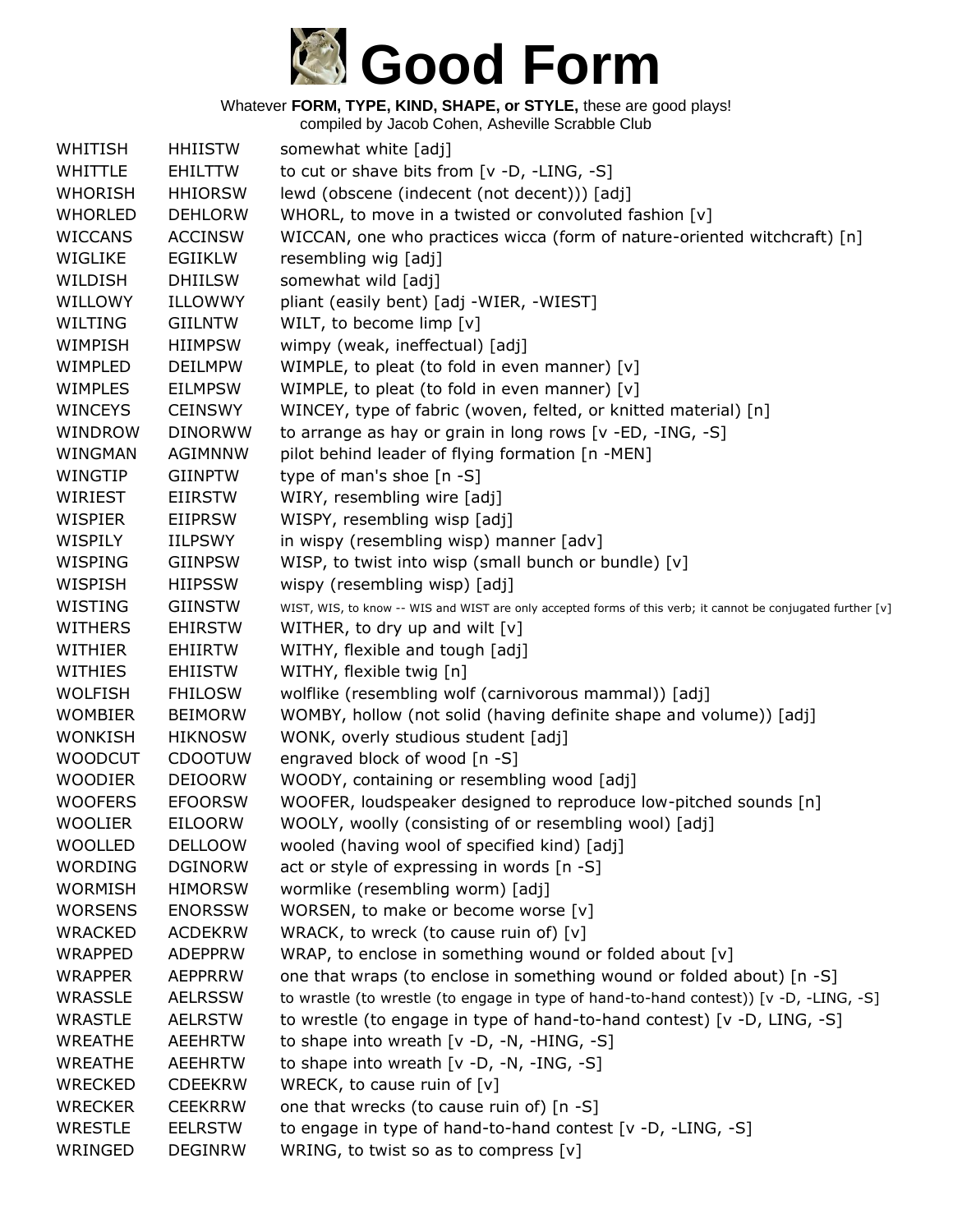# Good Form

Whatever **FORM, TYPE, KIND, SHAPE, or STYLE,** these are good plays!
compiled by Jacob Cohen, Asheville Scrabble Club

| | | |
|---|---|---|
| WHITISH | HHIISTW | somewhat white [adj] |
| WHITTLE | EHILTTW | to cut or shave bits from [v -D, -LING, -S] |
| WHORISH | HHIORSW | lewd (obscene (indecent (not decent))) [adj] |
| WHORLED | DEHLORW | WHORL, to move in a twisted or convoluted fashion [v] |
| WICCANS | ACCINSW | WICCAN, one who practices wicca (form of nature-oriented witchcraft) [n] |
| WIGLIKE | EGIIKLW | resembling wig [adj] |
| WILDISH | DHIILSW | somewhat wild [adj] |
| WILLOWY | ILLOWWY | pliant (easily bent) [adj -WIER, -WIEST] |
| WILTING | GIILNTW | WILT, to become limp [v] |
| WIMPISH | HIIMPSW | wimpy (weak, ineffectual) [adj] |
| WIMPLED | DEILMPW | WIMPLE, to pleat (to fold in even manner) [v] |
| WIMPLES | EILMPSW | WIMPLE, to pleat (to fold in even manner) [v] |
| WINCEYS | CEINSWY | WINCEY, type of fabric (woven, felted, or knitted material) [n] |
| WINDROW | DINORWW | to arrange as hay or grain in long rows [v -ED, -ING, -S] |
| WINGMAN | AGIMNNW | pilot behind leader of flying formation [n -MEN] |
| WINGTIP | GIINPTW | type of man's shoe [n -S] |
| WIRIEST | EIIRSTW | WIRY, resembling wire [adj] |
| WISPIER | EIIPRSW | WISPY, resembling wisp [adj] |
| WISPILY | IILPSWY | in wispy (resembling wisp) manner [adv] |
| WISPING | GIINPSW | WISP, to twist into wisp (small bunch or bundle) [v] |
| WISPISH | HIIPSSW | wispy (resembling wisp) [adj] |
| WISTING | GIINSTW | WIST, WIS, to know -- WIS and WIST are only accepted forms of this verb; it cannot be conjugated further [v] |
| WITHERS | EHIRSTW | WITHER, to dry up and wilt [v] |
| WITHIER | EHIIRTW | WITHY, flexible and tough [adj] |
| WITHIES | EHIISTW | WITHY, flexible twig [n] |
| WOLFISH | FHILOSW | wolflike (resembling wolf (carnivorous mammal)) [adj] |
| WOMBIER | BEIMORW | WOMBY, hollow (not solid (having definite shape and volume)) [adj] |
| WONKISH | HIKNOSW | WONK, overly studious student [adj] |
| WOODCUT | CDOOTUW | engraved block of wood [n -S] |
| WOODIER | DEIOORW | WOODY, containing or resembling wood [adj] |
| WOOFERS | EFOORSW | WOOFER, loudspeaker designed to reproduce low-pitched sounds [n] |
| WOOLIER | EILOORW | WOOLY, woolly (consisting of or resembling wool) [adj] |
| WOOLLED | DELLOOW | wooled (having wool of specified kind) [adj] |
| WORDING | DGINORW | act or style of expressing in words [n -S] |
| WORMISH | HIMORSW | wormlike (resembling worm) [adj] |
| WORSENS | ENORSSW | WORSEN, to make or become worse [v] |
| WRACKED | ACDEKRW | WRACK, to wreck (to cause ruin of) [v] |
| WRAPPED | ADEPPRW | WRAP, to enclose in something wound or folded about [v] |
| WRAPPER | AEPPRRW | one that wraps (to enclose in something wound or folded about) [n -S] |
| WRASSLE | AELRSSW | to wrastle (to wrestle (to engage in type of hand-to-hand contest)) [v -D, -LING, -S] |
| WRASTLE | AELRSTW | to wrestle (to engage in type of hand-to-hand contest) [v -D, LING, -S] |
| WREATHE | AEEHRTW | to shape into wreath [v -D, -N, -HING, -S] |
| WREATHE | AEEHRTW | to shape into wreath [v -D, -N, -ING, -S] |
| WRECKED | CDEEKRW | WRECK, to cause ruin of [v] |
| WRECKER | CEEKRRW | one that wrecks (to cause ruin of) [n -S] |
| WRESTLE | EELRSTW | to engage in type of hand-to-hand contest [v -D, -LING, -S] |
| WRINGED | DEGINRW | WRING, to twist so as to compress [v] |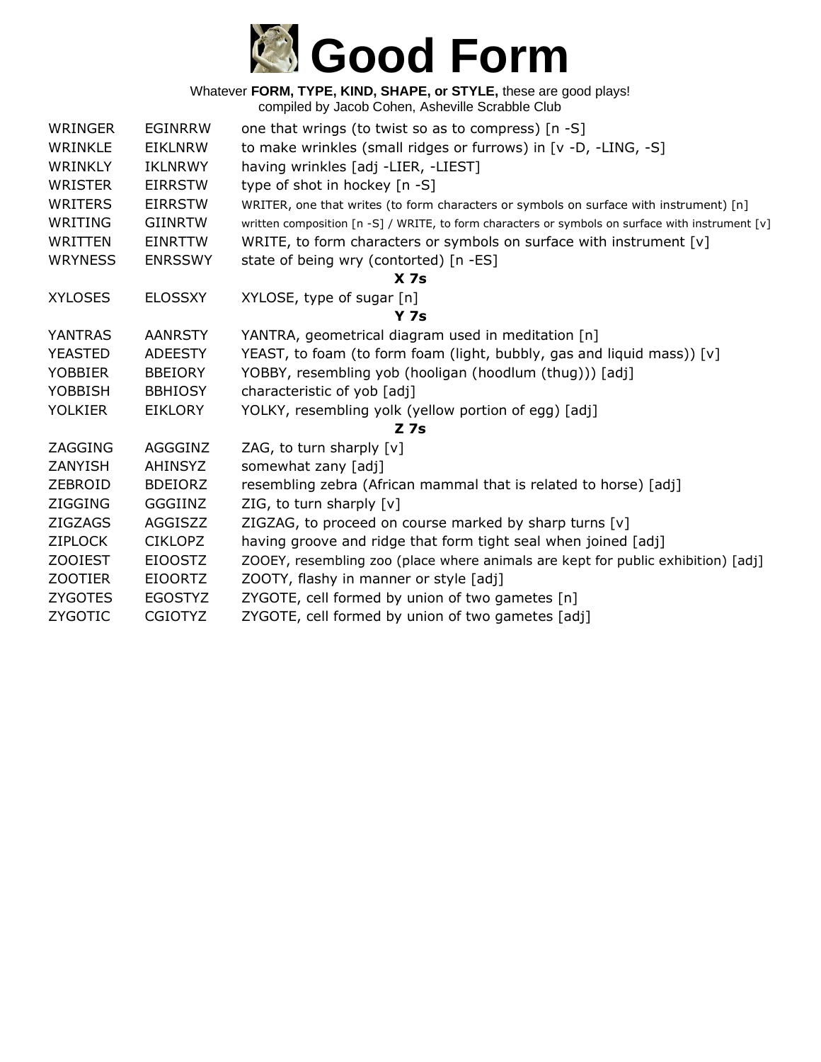# Good Form

Whatever **FORM, TYPE, KIND, SHAPE, or STYLE,** these are good plays!
compiled by Jacob Cohen, Asheville Scrabble Club

| | | |
|---|---|---|
| WRINGER | EGINRRW | one that wrings (to twist so as to compress) [n -S] |
| WRINKLE | EIKLNRW | to make wrinkles (small ridges or furrows) in [v -D, -LING, -S] |
| WRINKLY | IKLNRWY | having wrinkles [adj -LIER, -LIEST] |
| WRISTER | EIRRSTW | type of shot in hockey [n -S] |
| WRITERS | EIRRSTW | WRITER, one that writes (to form characters or symbols on surface with instrument) [n] |
| WRITING | GIINRTW | written composition [n -S] / WRITE, to form characters or symbols on surface with instrument [v] |
| WRITTEN | EINRTTW | WRITE, to form characters or symbols on surface with instrument [v] |
| WRYNESS | ENRSSWY | state of being wry (contorted) [n -ES] |
| | | **X 7s** |
| XYLOSES | ELOSSXY | XYLOSE, type of sugar [n] |
| | | **Y 7s** |
| YANTRAS | AANRSTY | YANTRA, geometrical diagram used in meditation [n] |
| YEASTED | ADEESTY | YEAST, to foam (to form foam (light, bubbly, gas and liquid mass)) [v] |
| YOBBIER | BBEIORY | YOBBY, resembling yob (hooligan (hoodlum (thug))) [adj] |
| YOBBISH | BBHIOSY | characteristic of yob [adj] |
| YOLKIER | EIKLORY | YOLKY, resembling yolk (yellow portion of egg) [adj] |
| | | **Z 7s** |
| ZAGGING | AGGGINZ | ZAG, to turn sharply [v] |
| ZANYISH | AHINSYZ | somewhat zany [adj] |
| ZEBROID | BDEIORZ | resembling zebra (African mammal that is related to horse) [adj] |
| ZIGGING | GGGIINZ | ZIG, to turn sharply [v] |
| ZIGZAGS | AGGISZZ | ZIGZAG, to proceed on course marked by sharp turns [v] |
| ZIPLOCK | CIKLOPZ | having groove and ridge that form tight seal when joined [adj] |
| ZOOIEST | EIOOSTZ | ZOOEY, resembling zoo (place where animals are kept for public exhibition) [adj] |
| ZOOTIER | EIOORTZ | ZOOTY, flashy in manner or style [adj] |
| ZYGOTES | EGOSTYZ | ZYGOTE, cell formed by union of two gametes [n] |
| ZYGOTIC | CGIOTYZ | ZYGOTE, cell formed by union of two gametes [adj] |